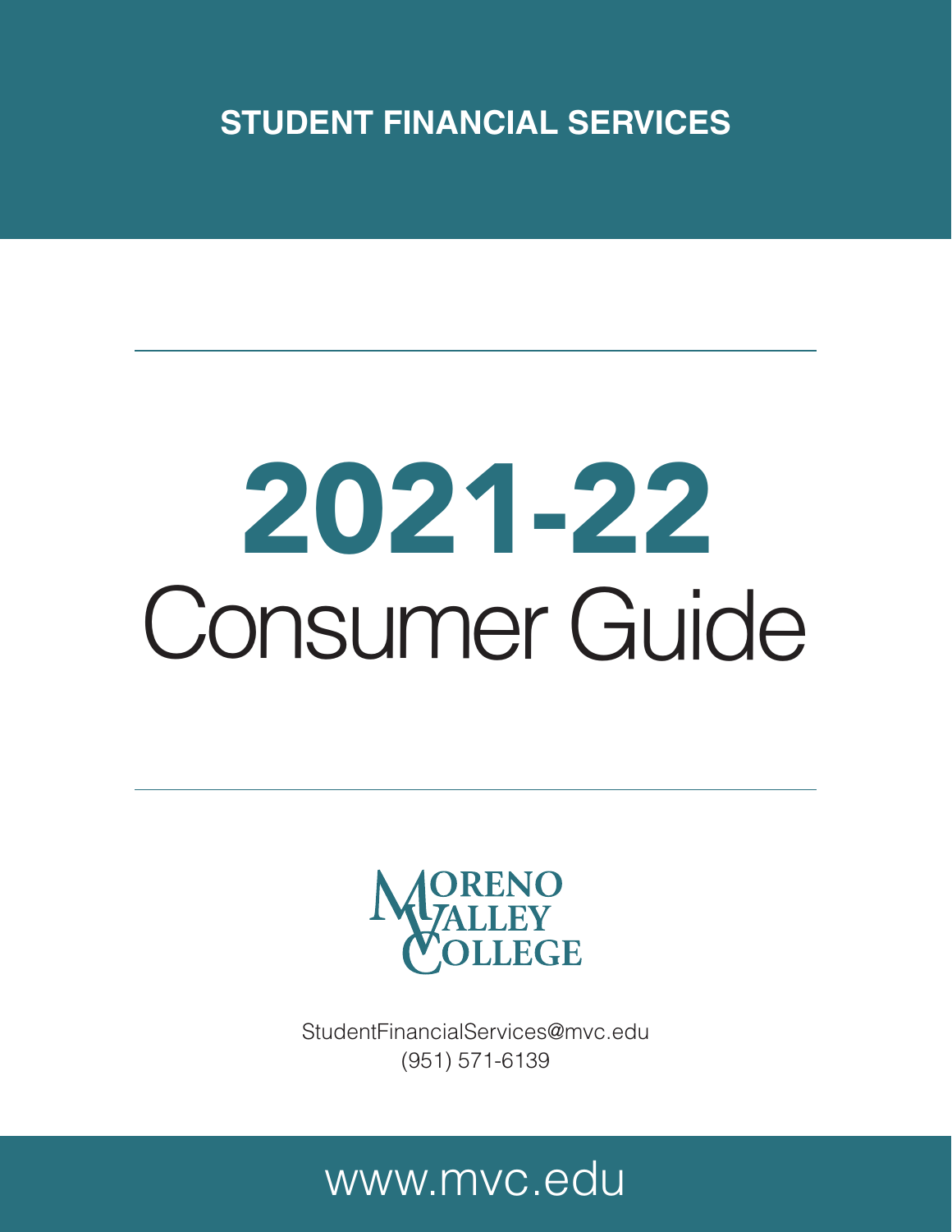**STUDENT FINANCIAL SERVICES**

# 2021-22
# Consumer Guide

MORENO VALLEY COLLEGE

StudentFinancialServices@mvc.edu
(951) 571-6139

www.mvc.edu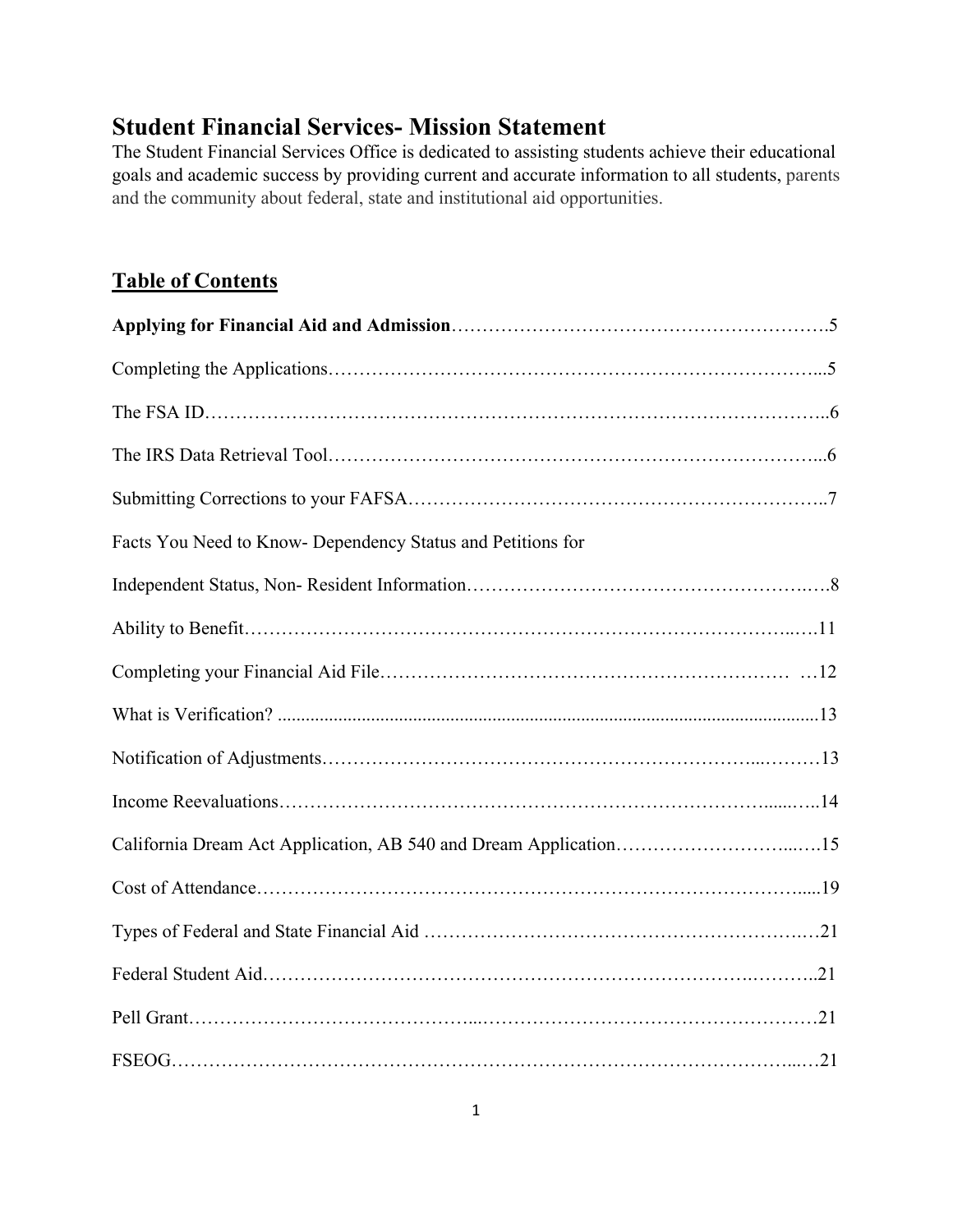## Student Financial Services- Mission Statement

The Student Financial Services Office is dedicated to assisting students achieve their educational goals and academic success by providing current and accurate information to all students, parents and the community about federal, state and institutional aid opportunities.

## Table of Contents

**Applying for Financial Aid and Admission**……………………………………………………….5

Completing the Applications…………………………………………………………………...5

The FSA ID……………………………………………………………………………………..6

The IRS Data Retrieval Tool…………………………………………………………………...6

Submitting Corrections to your FAFSA………………………………………………………..7

Facts You Need to Know- Dependency Status and Petitions for

Independent Status, Non- Resident Information……………………………………………….8

Ability to Benefit………………………………………………………………………...….11

Completing your Financial Aid File………………………………………………………… …12

What is Verification? .................................................................................................................13

Notification of Adjustments…………………………………………………………...………13

Income Reevaluations……………………………………………………………………......…..14

California Dream Act Application, AB 540 and Dream Application………………………...….15

Cost of Attendance…………………………………………………………………………….....19

Types of Federal and State Financial Aid ……………………………………………………….21

Federal Student Aid……………………………………………………………………….……...21

Pell Grant……………………………………...………………………………………………21

FSEOG……….……………………………………………………………………………...…21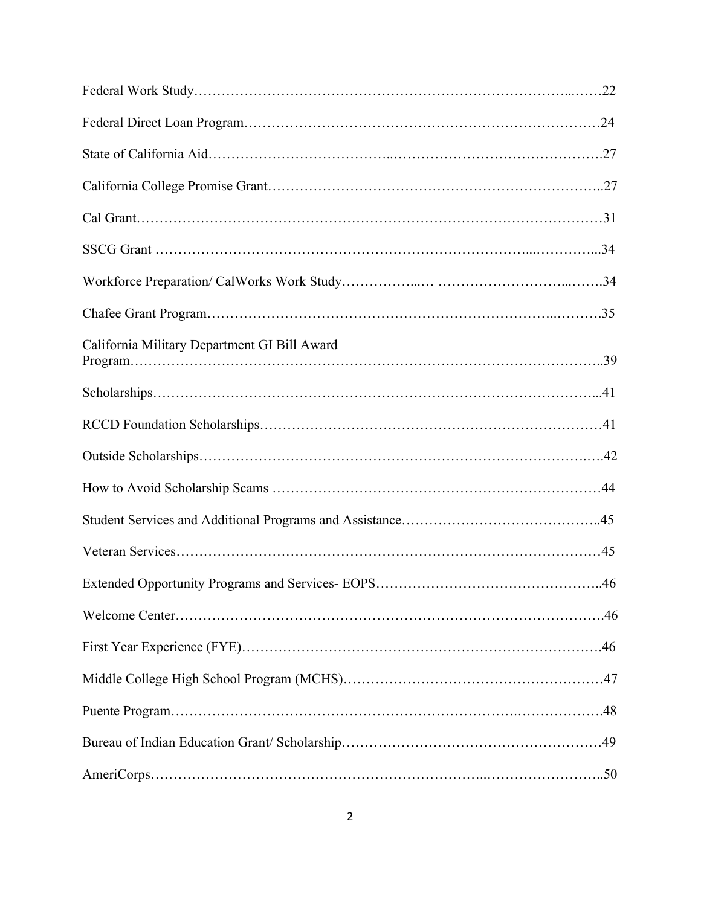Federal Work Study……………………………………………………………………...……22

Federal Direct Loan Program…………………………………………………………………24

State of California Aid………………………………..……………………………………….27

California College Promise Grant……………………………………………………………..27

Cal Grant……………………………………………………………………………………31

SSCG Grant ……………………………………………………………………...…………...34

Workforce Preparation/ CalWorks Work Study……………...… ………………………...…….34

Chafee Grant Program…………………………………………………………..……….35

California Military Department GI Bill Award Program……………………………………………………………………………………..39

Scholarships……………………………………………………………………………...41

RCCD Foundation Scholarships……………………………………………………………41

Outside Scholarships……………………………………………………………………..…42

How to Avoid Scholarship Scams ……………………………………………………………44

Student Services and Additional Programs and Assistance……………………………………..45

Veteran Services……………………………………………………………………………45

Extended Opportunity Programs and Services- EOPS………………………………………..46

Welcome Center……………………………………………………………………………46

First Year Experience (FYE)……………………………………………………………….46

Middle College High School Program (MCHS)………………………………………………47

Puente Program……………………………………………………………….……………….48

Bureau of Indian Education Grant/ Scholarship………………………………………………49

AmeriCorps……………………………………………………...……………………..50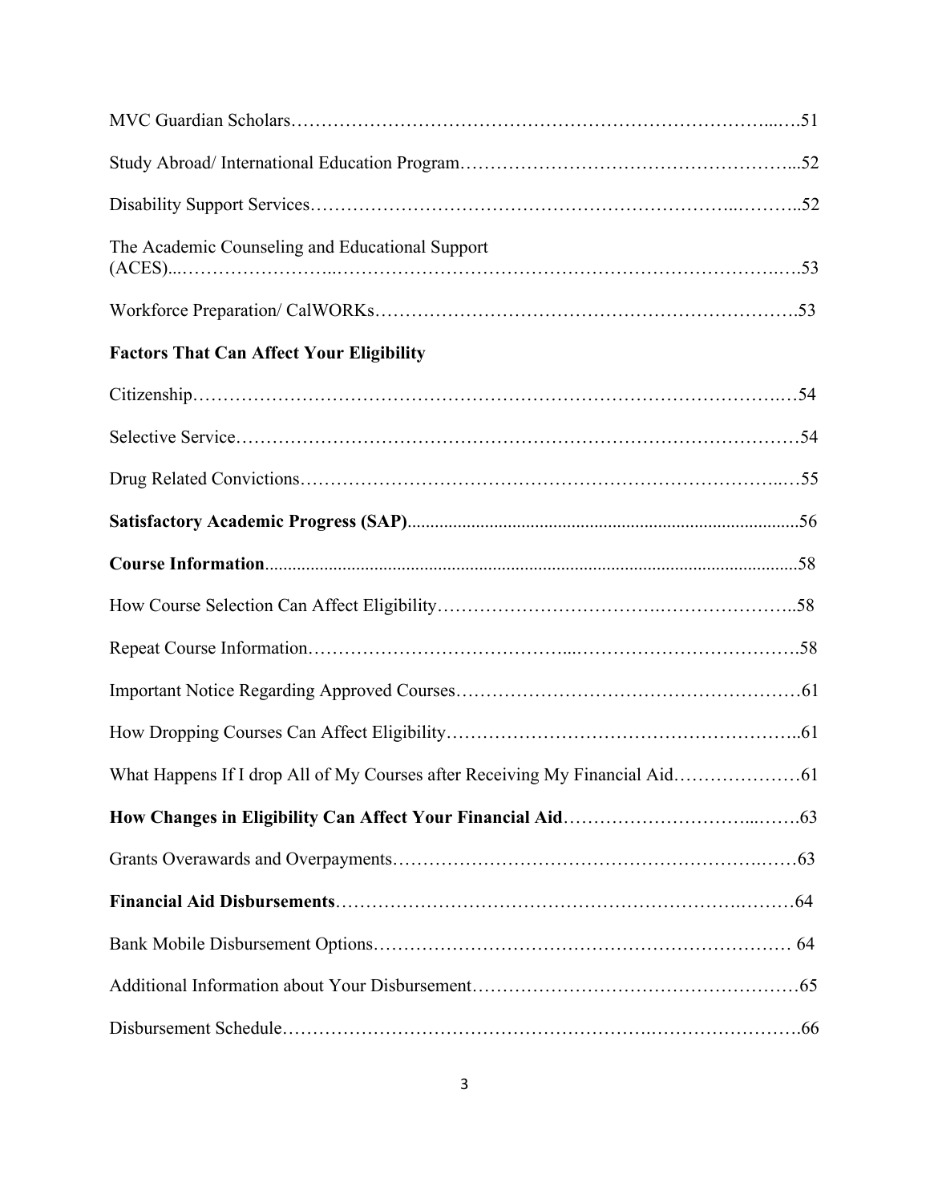MVC Guardian Scholars……………………………………………………………………...…51

Study Abroad/ International Education Program……………………………………………...52

Disability Support Services…………………………………………………………..………..52

The Academic Counseling and Educational Support (ACES)...……………………..…………………………………………………………….…53

Workforce Preparation/ CalWORKs……….…………………………………………….…………..53

**Factors That Can Affect Your Eligibility**

Citizenship……………………………………………………………………………….…54

Selective Service……………………………………………………………………………54

Drug Related Convictions…………………………………………………………………..…55

**Satisfactory Academic Progress (SAP)**.....................................................................................56

**Course Information**....................................................................................................................58

How Course Selection Can Affect Eligibility…………………………….…………………..58

Repeat Course Information…………………………………...……………………………….58

Important Notice Regarding Approved Courses………………………………………………61

How Dropping Courses Can Affect Eligibility………………………………………………..61

What Happens If I drop All of My Courses after Receiving My Financial Aid…………………61

**How Changes in Eligibility Can Affect Your Financial Aid**………………………...…….63

Grants Overawards and Overpayments…………………………………………………….……63

**Financial Aid Disbursements**…………………………………………………….………64

Bank Mobile Disbursement Options………………………………………………………… 64

Additional Information about Your Disbursement…………………………………….………65

Disbursement Schedule……………………………………………….…………………….66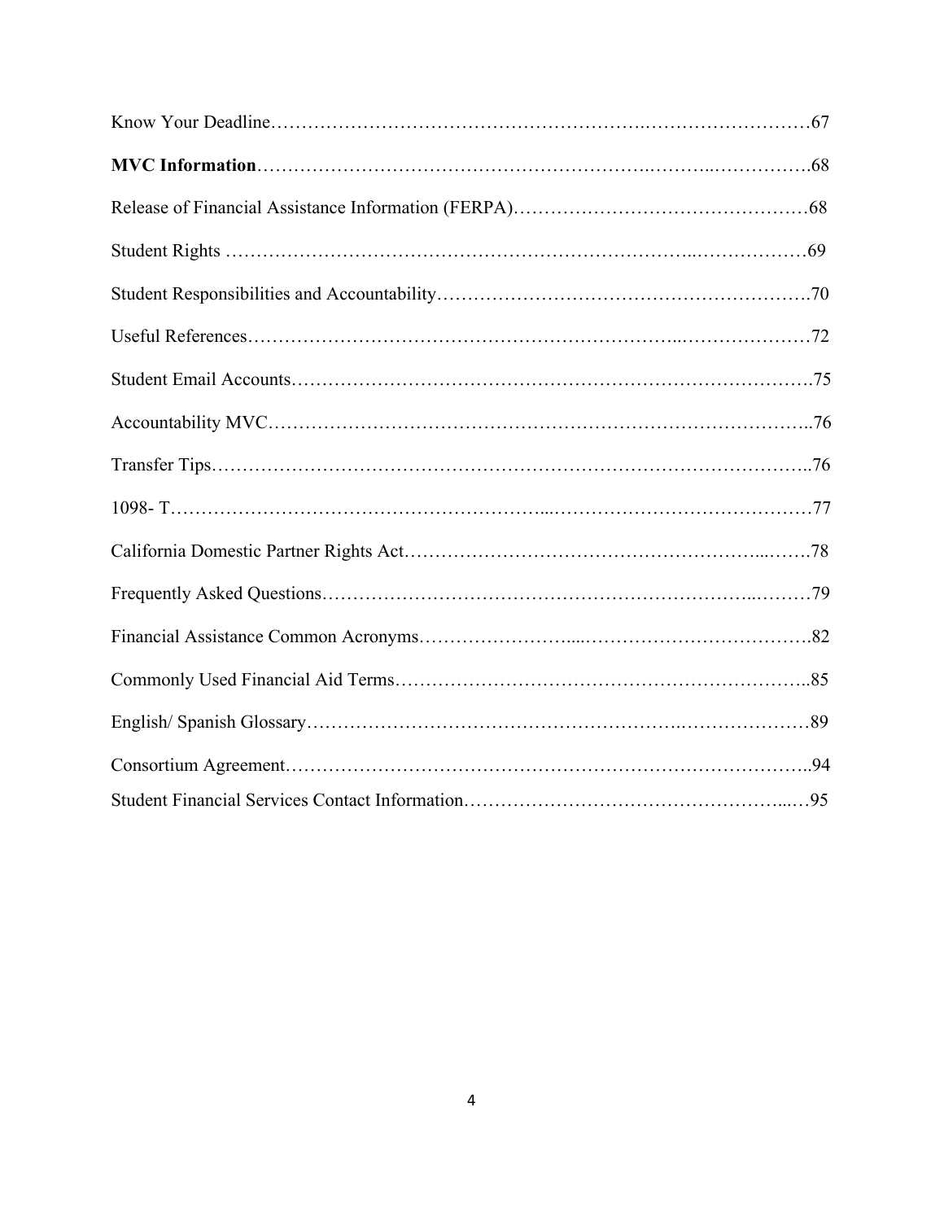Know Your Deadline……………………………………………………..………………………67

**MVC Information**……………………………………………………..………..…………….68

Release of Financial Assistance Information (FERPA)…………………………………………68

Student Rights ……………………………………………………………..………………69

Student Responsibilities and Accountability………………………………………………….70

Useful References…………………………………………………………..…………………72

Student Email Accounts……………………………………………………………………….75

Accountability MVC…………………………………………………………………………..76

Transfer Tips…………………………………………………………………………………..76

1098- T……………………………………………………...……………………………………77

California Domestic Partner Rights Act……………………………………………...…….78

Frequently Asked Questions……………………………………………………………..………79

Financial Assistance Common Acronyms…………………....……………………………….82

Commonly Used Financial Aid Terms…………………………………………………………..85

English/ Spanish Glossary……………………………………………….…………………89

Consortium Agreement………………………………………………………………………..94

Student Financial Services Contact Information…………………………………………...…95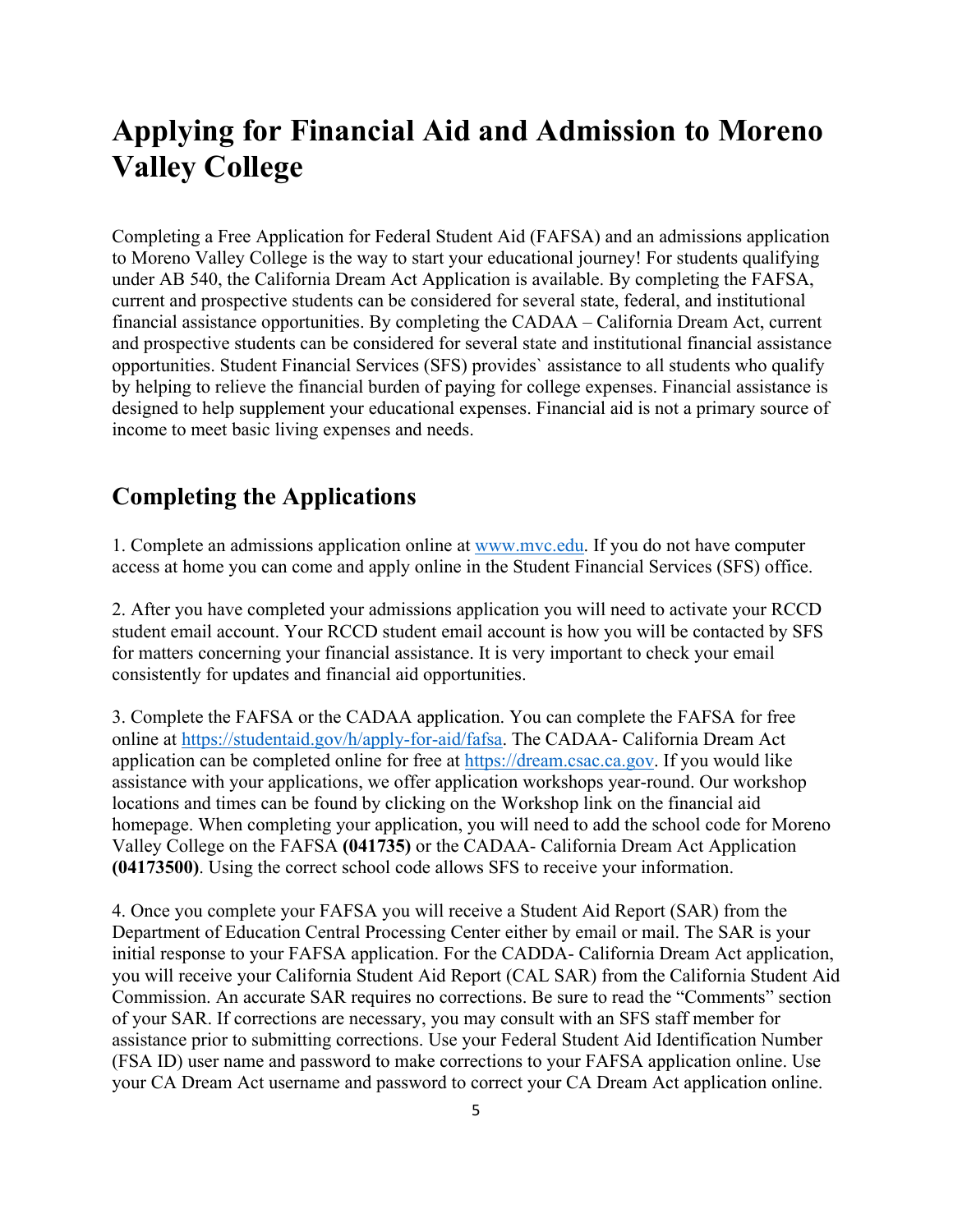# Applying for Financial Aid and Admission to Moreno Valley College

Completing a Free Application for Federal Student Aid (FAFSA) and an admissions application to Moreno Valley College is the way to start your educational journey! For students qualifying under AB 540, the California Dream Act Application is available. By completing the FAFSA, current and prospective students can be considered for several state, federal, and institutional financial assistance opportunities. By completing the CADAA – California Dream Act, current and prospective students can be considered for several state and institutional financial assistance opportunities. Student Financial Services (SFS) provides` assistance to all students who qualify by helping to relieve the financial burden of paying for college expenses. Financial assistance is designed to help supplement your educational expenses. Financial aid is not a primary source of income to meet basic living expenses and needs.

## Completing the Applications

1. Complete an admissions application online at [www.mvc.edu](www.mvc.edu). If you do not have computer access at home you can come and apply online in the Student Financial Services (SFS) office.

2. After you have completed your admissions application you will need to activate your RCCD student email account. Your RCCD student email account is how you will be contacted by SFS for matters concerning your financial assistance. It is very important to check your email consistently for updates and financial aid opportunities.

3. Complete the FAFSA or the CADAA application. You can complete the FAFSA for free online at [https://studentaid.gov/h/apply-for-aid/fafsa](https://studentaid.gov/h/apply-for-aid/fafsa). The CADAA- California Dream Act application can be completed online for free at [https://dream.csac.ca.gov](https://dream.csac.ca.gov). If you would like assistance with your applications, we offer application workshops year-round. Our workshop locations and times can be found by clicking on the Workshop link on the financial aid homepage. When completing your application, you will need to add the school code for Moreno Valley College on the FAFSA **(041735)** or the CADAA- California Dream Act Application **(04173500)**. Using the correct school code allows SFS to receive your information.

4. Once you complete your FAFSA you will receive a Student Aid Report (SAR) from the Department of Education Central Processing Center either by email or mail. The SAR is your initial response to your FAFSA application. For the CADDA- California Dream Act application, you will receive your California Student Aid Report (CAL SAR) from the California Student Aid Commission. An accurate SAR requires no corrections. Be sure to read the "Comments" section of your SAR. If corrections are necessary, you may consult with an SFS staff member for assistance prior to submitting corrections. Use your Federal Student Aid Identification Number (FSA ID) user name and password to make corrections to your FAFSA application online. Use your CA Dream Act username and password to correct your CA Dream Act application online.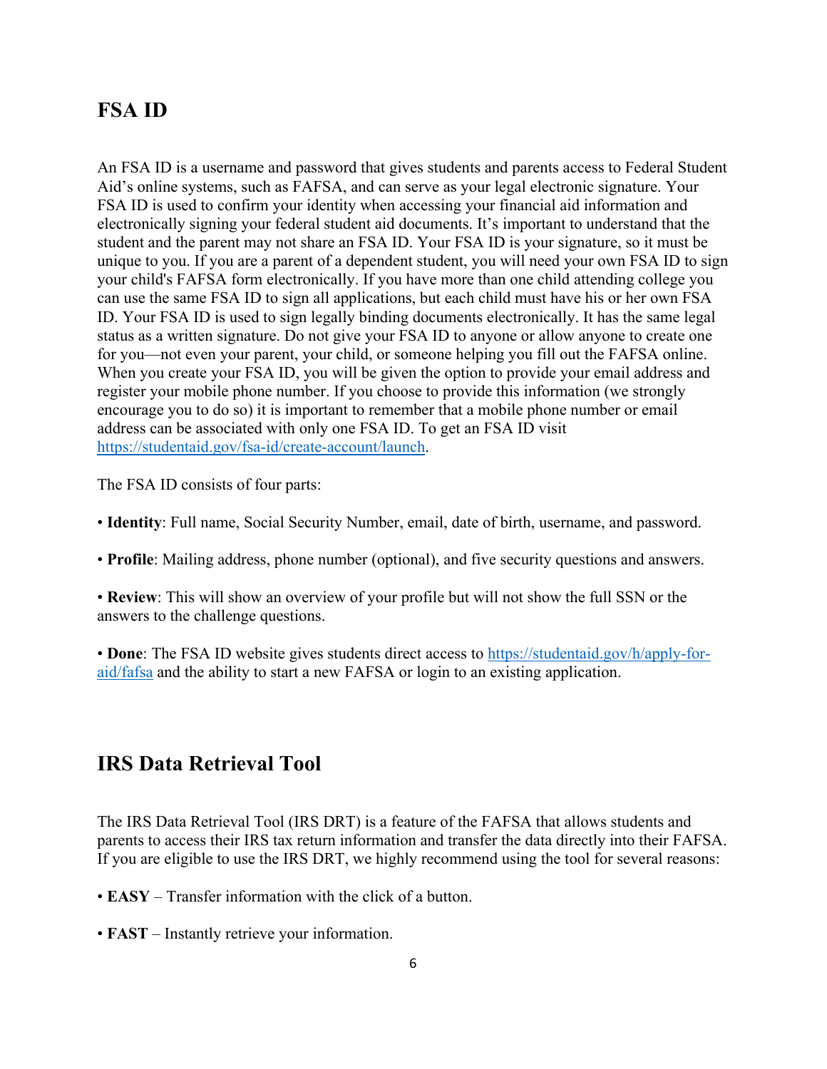## FSA ID

An FSA ID is a username and password that gives students and parents access to Federal Student Aid's online systems, such as FAFSA, and can serve as your legal electronic signature. Your FSA ID is used to confirm your identity when accessing your financial aid information and electronically signing your federal student aid documents. It's important to understand that the student and the parent may not share an FSA ID. Your FSA ID is your signature, so it must be unique to you. If you are a parent of a dependent student, you will need your own FSA ID to sign your child's FAFSA form electronically. If you have more than one child attending college you can use the same FSA ID to sign all applications, but each child must have his or her own FSA ID. Your FSA ID is used to sign legally binding documents electronically. It has the same legal status as a written signature. Do not give your FSA ID to anyone or allow anyone to create one for you—not even your parent, your child, or someone helping you fill out the FAFSA online. When you create your FSA ID, you will be given the option to provide your email address and register your mobile phone number. If you choose to provide this information (we strongly encourage you to do so) it is important to remember that a mobile phone number or email address can be associated with only one FSA ID. To get an FSA ID visit https://studentaid.gov/fsa-id/create-account/launch.

The FSA ID consists of four parts:

- **Identity**: Full name, Social Security Number, email, date of birth, username, and password.

- **Profile**: Mailing address, phone number (optional), and five security questions and answers.

- **Review**: This will show an overview of your profile but will not show the full SSN or the answers to the challenge questions.

- **Done**: The FSA ID website gives students direct access to https://studentaid.gov/h/apply-for-aid/fafsa and the ability to start a new FAFSA or login to an existing application.

## IRS Data Retrieval Tool

The IRS Data Retrieval Tool (IRS DRT) is a feature of the FAFSA that allows students and parents to access their IRS tax return information and transfer the data directly into their FAFSA. If you are eligible to use the IRS DRT, we highly recommend using the tool for several reasons:

- **EASY** – Transfer information with the click of a button.

- **FAST** – Instantly retrieve your information.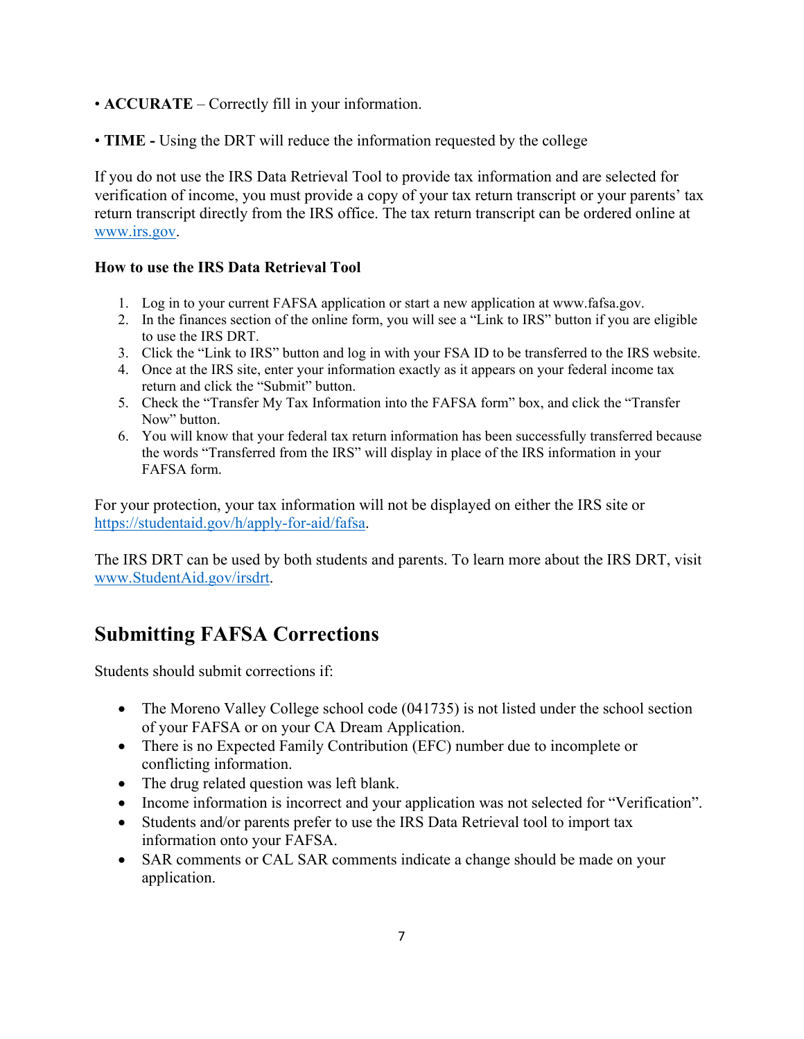• **ACCURATE** – Correctly fill in your information.

• **TIME -** Using the DRT will reduce the information requested by the college

If you do not use the IRS Data Retrieval Tool to provide tax information and are selected for verification of income, you must provide a copy of your tax return transcript or your parents' tax return transcript directly from the IRS office. The tax return transcript can be ordered online at www.irs.gov.

**How to use the IRS Data Retrieval Tool**

1. Log in to your current FAFSA application or start a new application at www.fafsa.gov.
2. In the finances section of the online form, you will see a "Link to IRS" button if you are eligible to use the IRS DRT.
3. Click the "Link to IRS" button and log in with your FSA ID to be transferred to the IRS website.
4. Once at the IRS site, enter your information exactly as it appears on your federal income tax return and click the "Submit" button.
5. Check the "Transfer My Tax Information into the FAFSA form" box, and click the "Transfer Now" button.
6. You will know that your federal tax return information has been successfully transferred because the words "Transferred from the IRS" will display in place of the IRS information in your FAFSA form.

For your protection, your tax information will not be displayed on either the IRS site or https://studentaid.gov/h/apply-for-aid/fafsa.

The IRS DRT can be used by both students and parents. To learn more about the IRS DRT, visit www.StudentAid.gov/irsdrt.

## Submitting FAFSA Corrections

Students should submit corrections if:

- The Moreno Valley College school code (041735) is not listed under the school section of your FAFSA or on your CA Dream Application.
- There is no Expected Family Contribution (EFC) number due to incomplete or conflicting information.
- The drug related question was left blank.
- Income information is incorrect and your application was not selected for "Verification".
- Students and/or parents prefer to use the IRS Data Retrieval tool to import tax information onto your FAFSA.
- SAR comments or CAL SAR comments indicate a change should be made on your application.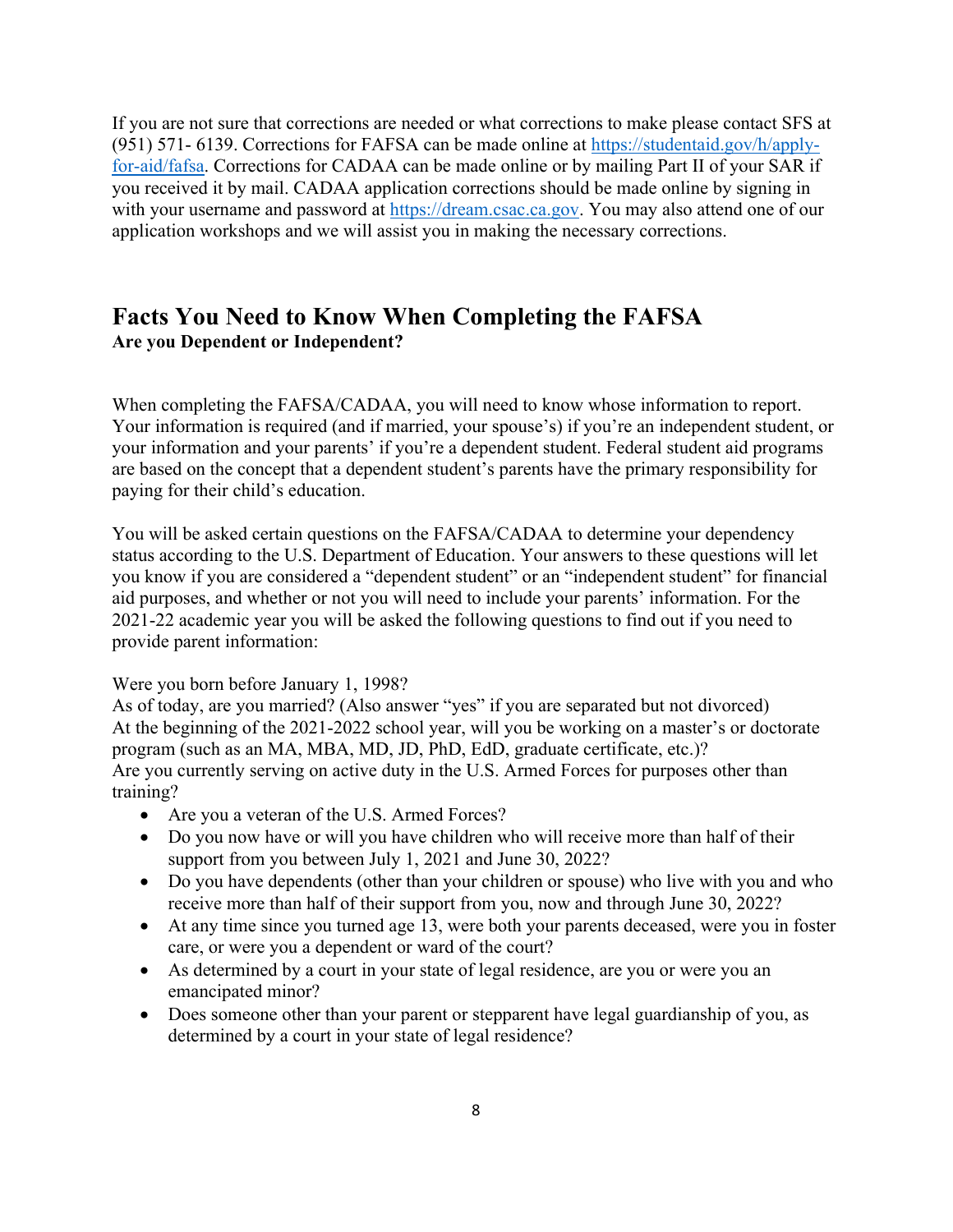If you are not sure that corrections are needed or what corrections to make please contact SFS at (951) 571- 6139. Corrections for FAFSA can be made online at [https://studentaid.gov/h/apply-for-aid/fafsa](https://studentaid.gov/h/apply-for-aid/fafsa). Corrections for CADAA can be made online or by mailing Part II of your SAR if you received it by mail. CADAA application corrections should be made online by signing in with your username and password at [https://dream.csac.ca.gov](https://dream.csac.ca.gov). You may also attend one of our application workshops and we will assist you in making the necessary corrections.

## Facts You Need to Know When Completing the FAFSA

**Are you Dependent or Independent?**

When completing the FAFSA/CADAA, you will need to know whose information to report. Your information is required (and if married, your spouse's) if you're an independent student, or your information and your parents' if you're a dependent student. Federal student aid programs are based on the concept that a dependent student's parents have the primary responsibility for paying for their child's education.

You will be asked certain questions on the FAFSA/CADAA to determine your dependency status according to the U.S. Department of Education. Your answers to these questions will let you know if you are considered a "dependent student" or an "independent student" for financial aid purposes, and whether or not you will need to include your parents' information. For the 2021-22 academic year you will be asked the following questions to find out if you need to provide parent information:

Were you born before January 1, 1998?
As of today, are you married? (Also answer "yes" if you are separated but not divorced)
At the beginning of the 2021-2022 school year, will you be working on a master's or doctorate program (such as an MA, MBA, MD, JD, PhD, EdD, graduate certificate, etc.)?
Are you currently serving on active duty in the U.S. Armed Forces for purposes other than training?

- Are you a veteran of the U.S. Armed Forces?
- Do you now have or will you have children who will receive more than half of their support from you between July 1, 2021 and June 30, 2022?
- Do you have dependents (other than your children or spouse) who live with you and who receive more than half of their support from you, now and through June 30, 2022?
- At any time since you turned age 13, were both your parents deceased, were you in foster care, or were you a dependent or ward of the court?
- As determined by a court in your state of legal residence, are you or were you an emancipated minor?
- Does someone other than your parent or stepparent have legal guardianship of you, as determined by a court in your state of legal residence?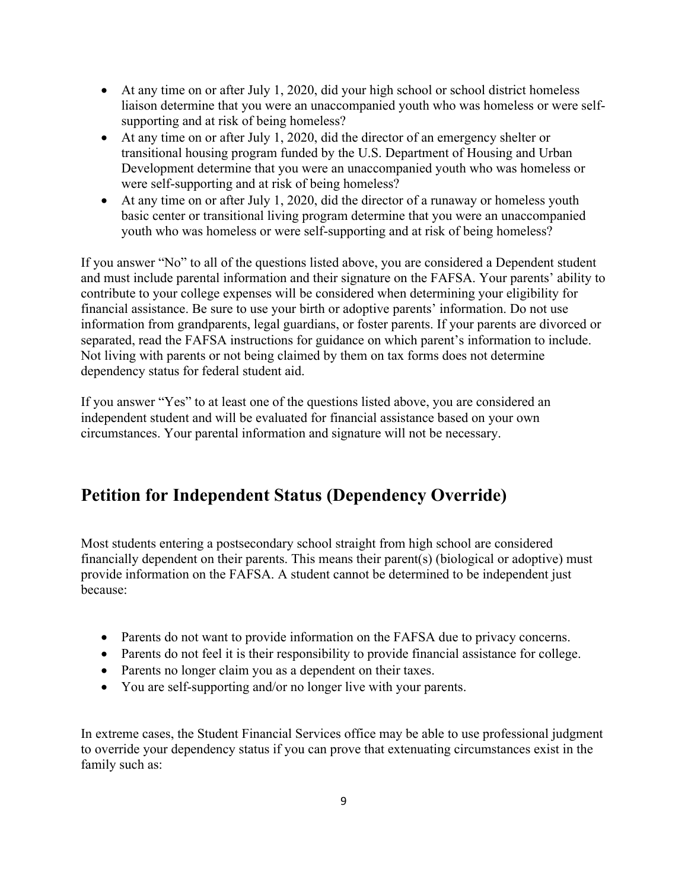- At any time on or after July 1, 2020, did your high school or school district homeless liaison determine that you were an unaccompanied youth who was homeless or were self-supporting and at risk of being homeless?
- At any time on or after July 1, 2020, did the director of an emergency shelter or transitional housing program funded by the U.S. Department of Housing and Urban Development determine that you were an unaccompanied youth who was homeless or were self-supporting and at risk of being homeless?
- At any time on or after July 1, 2020, did the director of a runaway or homeless youth basic center or transitional living program determine that you were an unaccompanied youth who was homeless or were self-supporting and at risk of being homeless?

If you answer "No" to all of the questions listed above, you are considered a Dependent student and must include parental information and their signature on the FAFSA. Your parents' ability to contribute to your college expenses will be considered when determining your eligibility for financial assistance. Be sure to use your birth or adoptive parents' information. Do not use information from grandparents, legal guardians, or foster parents. If your parents are divorced or separated, read the FAFSA instructions for guidance on which parent's information to include. Not living with parents or not being claimed by them on tax forms does not determine dependency status for federal student aid.

If you answer "Yes" to at least one of the questions listed above, you are considered an independent student and will be evaluated for financial assistance based on your own circumstances. Your parental information and signature will not be necessary.

## Petition for Independent Status (Dependency Override)

Most students entering a postsecondary school straight from high school are considered financially dependent on their parents. This means their parent(s) (biological or adoptive) must provide information on the FAFSA. A student cannot be determined to be independent just because:

- Parents do not want to provide information on the FAFSA due to privacy concerns.
- Parents do not feel it is their responsibility to provide financial assistance for college.
- Parents no longer claim you as a dependent on their taxes.
- You are self-supporting and/or no longer live with your parents.

In extreme cases, the Student Financial Services office may be able to use professional judgment to override your dependency status if you can prove that extenuating circumstances exist in the family such as: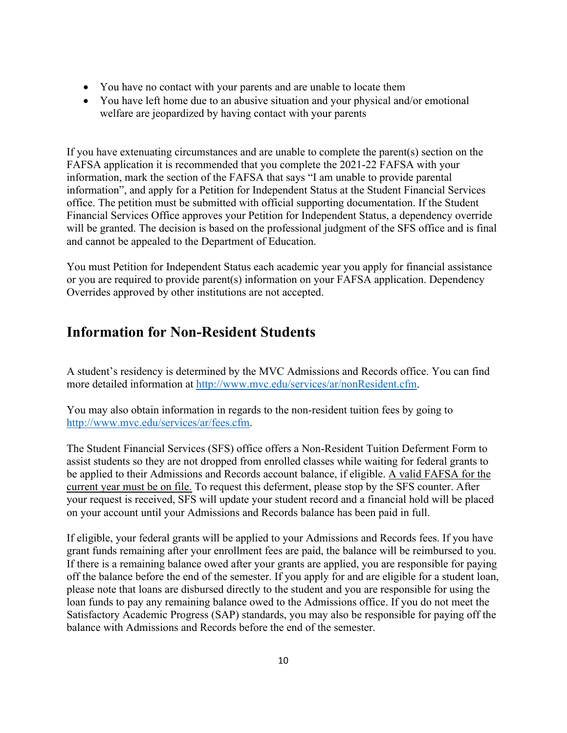- You have no contact with your parents and are unable to locate them
- You have left home due to an abusive situation and your physical and/or emotional welfare are jeopardized by having contact with your parents

If you have extenuating circumstances and are unable to complete the parent(s) section on the FAFSA application it is recommended that you complete the 2021-22 FAFSA with your information, mark the section of the FAFSA that says "I am unable to provide parental information", and apply for a Petition for Independent Status at the Student Financial Services office. The petition must be submitted with official supporting documentation. If the Student Financial Services Office approves your Petition for Independent Status, a dependency override will be granted. The decision is based on the professional judgment of the SFS office and is final and cannot be appealed to the Department of Education.

You must Petition for Independent Status each academic year you apply for financial assistance or you are required to provide parent(s) information on your FAFSA application. Dependency Overrides approved by other institutions are not accepted.

## Information for Non-Resident Students

A student's residency is determined by the MVC Admissions and Records office. You can find more detailed information at http://www.mvc.edu/services/ar/nonResident.cfm.

You may also obtain information in regards to the non-resident tuition fees by going to http://www.mvc.edu/services/ar/fees.cfm.

The Student Financial Services (SFS) office offers a Non-Resident Tuition Deferment Form to assist students so they are not dropped from enrolled classes while waiting for federal grants to be applied to their Admissions and Records account balance, if eligible. A valid FAFSA for the current year must be on file. To request this deferment, please stop by the SFS counter. After your request is received, SFS will update your student record and a financial hold will be placed on your account until your Admissions and Records balance has been paid in full.

If eligible, your federal grants will be applied to your Admissions and Records fees. If you have grant funds remaining after your enrollment fees are paid, the balance will be reimbursed to you. If there is a remaining balance owed after your grants are applied, you are responsible for paying off the balance before the end of the semester. If you apply for and are eligible for a student loan, please note that loans are disbursed directly to the student and you are responsible for using the loan funds to pay any remaining balance owed to the Admissions office. If you do not meet the Satisfactory Academic Progress (SAP) standards, you may also be responsible for paying off the balance with Admissions and Records before the end of the semester.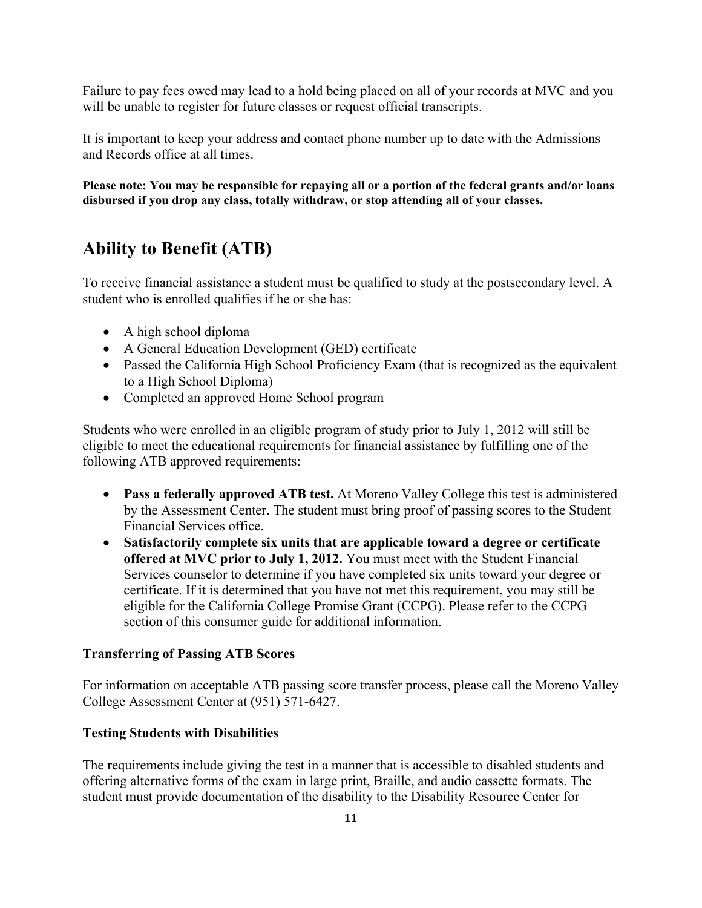Failure to pay fees owed may lead to a hold being placed on all of your records at MVC and you will be unable to register for future classes or request official transcripts.

It is important to keep your address and contact phone number up to date with the Admissions and Records office at all times.

**Please note: You may be responsible for repaying all or a portion of the federal grants and/or loans disbursed if you drop any class, totally withdraw, or stop attending all of your classes.**

## Ability to Benefit (ATB)

To receive financial assistance a student must be qualified to study at the postsecondary level. A student who is enrolled qualifies if he or she has:

- A high school diploma
- A General Education Development (GED) certificate
- Passed the California High School Proficiency Exam (that is recognized as the equivalent to a High School Diploma)
- Completed an approved Home School program

Students who were enrolled in an eligible program of study prior to July 1, 2012 will still be eligible to meet the educational requirements for financial assistance by fulfilling one of the following ATB approved requirements:

- **Pass a federally approved ATB test.** At Moreno Valley College this test is administered by the Assessment Center. The student must bring proof of passing scores to the Student Financial Services office.
- **Satisfactorily complete six units that are applicable toward a degree or certificate offered at MVC prior to July 1, 2012.** You must meet with the Student Financial Services counselor to determine if you have completed six units toward your degree or certificate. If it is determined that you have not met this requirement, you may still be eligible for the California College Promise Grant (CCPG). Please refer to the CCPG section of this consumer guide for additional information.

### Transferring of Passing ATB Scores

For information on acceptable ATB passing score transfer process, please call the Moreno Valley College Assessment Center at (951) 571-6427.

### Testing Students with Disabilities

The requirements include giving the test in a manner that is accessible to disabled students and offering alternative forms of the exam in large print, Braille, and audio cassette formats. The student must provide documentation of the disability to the Disability Resource Center for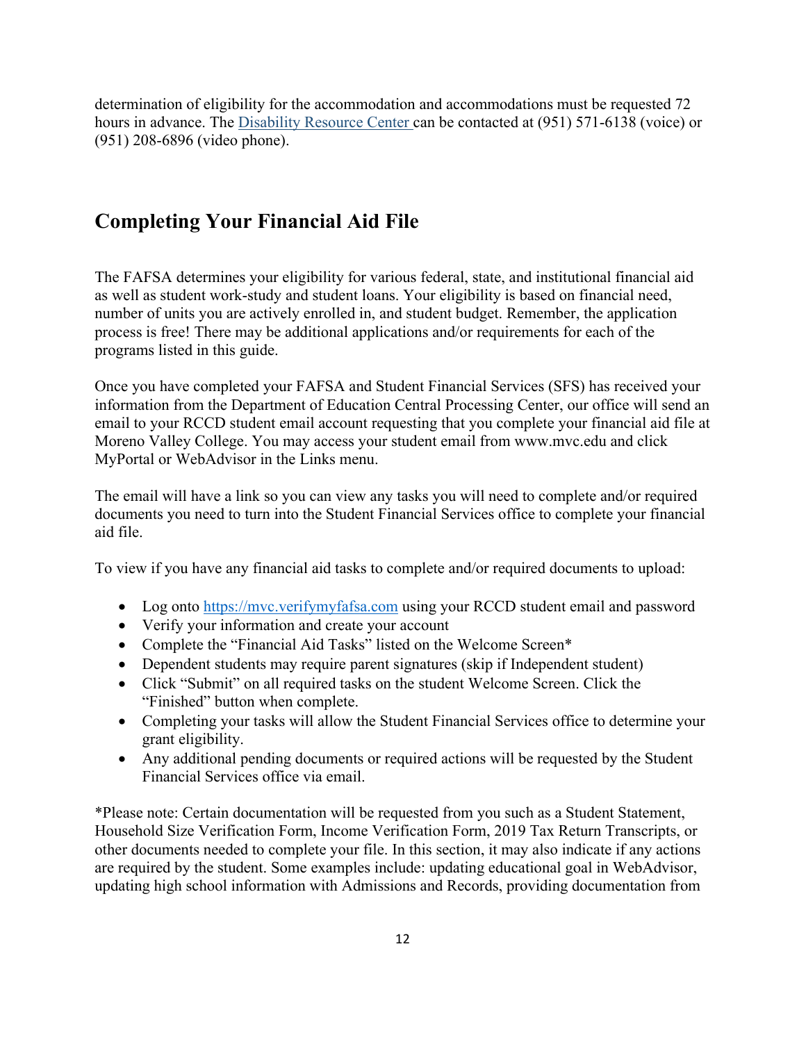determination of eligibility for the accommodation and accommodations must be requested 72 hours in advance. The [Disability Resource Center](#) can be contacted at (951) 571-6138 (voice) or (951) 208-6896 (video phone).

## Completing Your Financial Aid File

The FAFSA determines your eligibility for various federal, state, and institutional financial aid as well as student work-study and student loans. Your eligibility is based on financial need, number of units you are actively enrolled in, and student budget. Remember, the application process is free! There may be additional applications and/or requirements for each of the programs listed in this guide.

Once you have completed your FAFSA and Student Financial Services (SFS) has received your information from the Department of Education Central Processing Center, our office will send an email to your RCCD student email account requesting that you complete your financial aid file at Moreno Valley College. You may access your student email from www.mvc.edu and click MyPortal or WebAdvisor in the Links menu.

The email will have a link so you can view any tasks you will need to complete and/or required documents you need to turn into the Student Financial Services office to complete your financial aid file.

To view if you have any financial aid tasks to complete and/or required documents to upload:

- Log onto https://mvc.verifymyfafsa.com using your RCCD student email and password
- Verify your information and create your account
- Complete the "Financial Aid Tasks" listed on the Welcome Screen*
- Dependent students may require parent signatures (skip if Independent student)
- Click "Submit" on all required tasks on the student Welcome Screen. Click the "Finished" button when complete.
- Completing your tasks will allow the Student Financial Services office to determine your grant eligibility.
- Any additional pending documents or required actions will be requested by the Student Financial Services office via email.

*Please note: Certain documentation will be requested from you such as a Student Statement, Household Size Verification Form, Income Verification Form, 2019 Tax Return Transcripts, or other documents needed to complete your file. In this section, it may also indicate if any actions are required by the student. Some examples include: updating educational goal in WebAdvisor, updating high school information with Admissions and Records, providing documentation from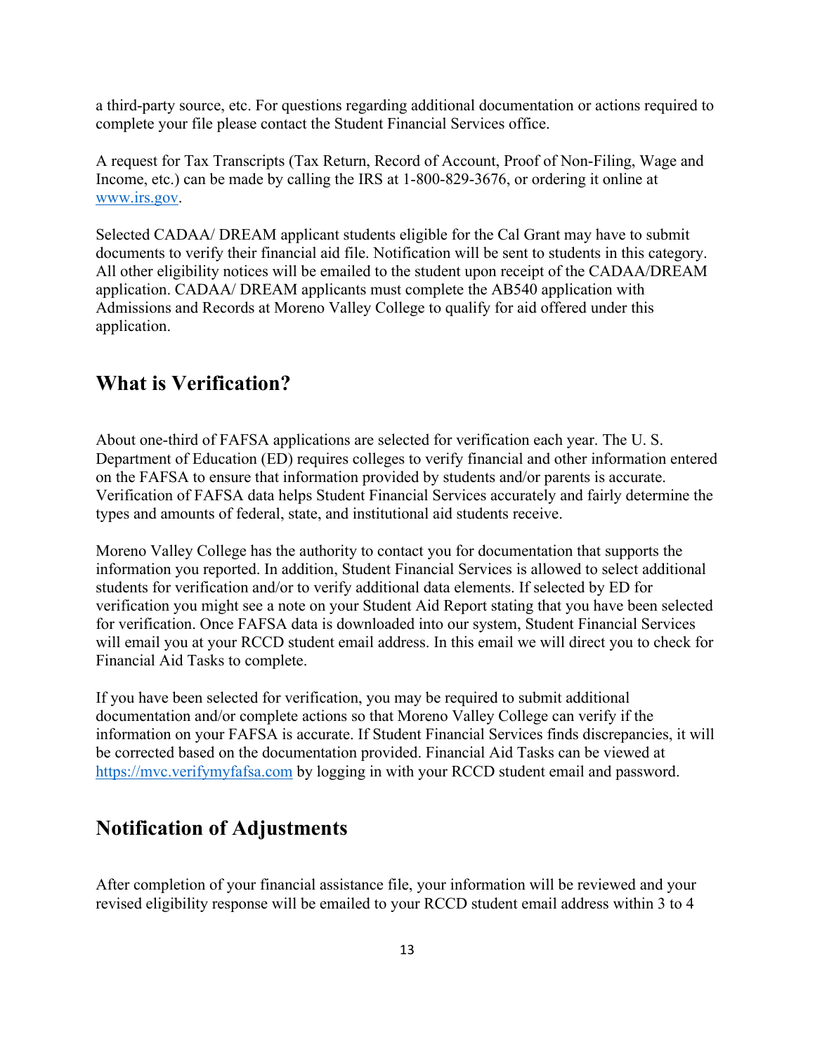a third-party source, etc. For questions regarding additional documentation or actions required to complete your file please contact the Student Financial Services office.

A request for Tax Transcripts (Tax Return, Record of Account, Proof of Non-Filing, Wage and Income, etc.) can be made by calling the IRS at 1-800-829-3676, or ordering it online at [www.irs.gov](http://www.irs.gov).

Selected CADAA/ DREAM applicant students eligible for the Cal Grant may have to submit documents to verify their financial aid file. Notification will be sent to students in this category. All other eligibility notices will be emailed to the student upon receipt of the CADAA/DREAM application. CADAA/ DREAM applicants must complete the AB540 application with Admissions and Records at Moreno Valley College to qualify for aid offered under this application.

## What is Verification?

About one-third of FAFSA applications are selected for verification each year. The U. S. Department of Education (ED) requires colleges to verify financial and other information entered on the FAFSA to ensure that information provided by students and/or parents is accurate. Verification of FAFSA data helps Student Financial Services accurately and fairly determine the types and amounts of federal, state, and institutional aid students receive.

Moreno Valley College has the authority to contact you for documentation that supports the information you reported. In addition, Student Financial Services is allowed to select additional students for verification and/or to verify additional data elements. If selected by ED for verification you might see a note on your Student Aid Report stating that you have been selected for verification. Once FAFSA data is downloaded into our system, Student Financial Services will email you at your RCCD student email address. In this email we will direct you to check for Financial Aid Tasks to complete.

If you have been selected for verification, you may be required to submit additional documentation and/or complete actions so that Moreno Valley College can verify if the information on your FAFSA is accurate. If Student Financial Services finds discrepancies, it will be corrected based on the documentation provided. Financial Aid Tasks can be viewed at [https://mvc.verifymyfafsa.com](https://mvc.verifymyfafsa.com) by logging in with your RCCD student email and password.

## Notification of Adjustments

After completion of your financial assistance file, your information will be reviewed and your revised eligibility response will be emailed to your RCCD student email address within 3 to 4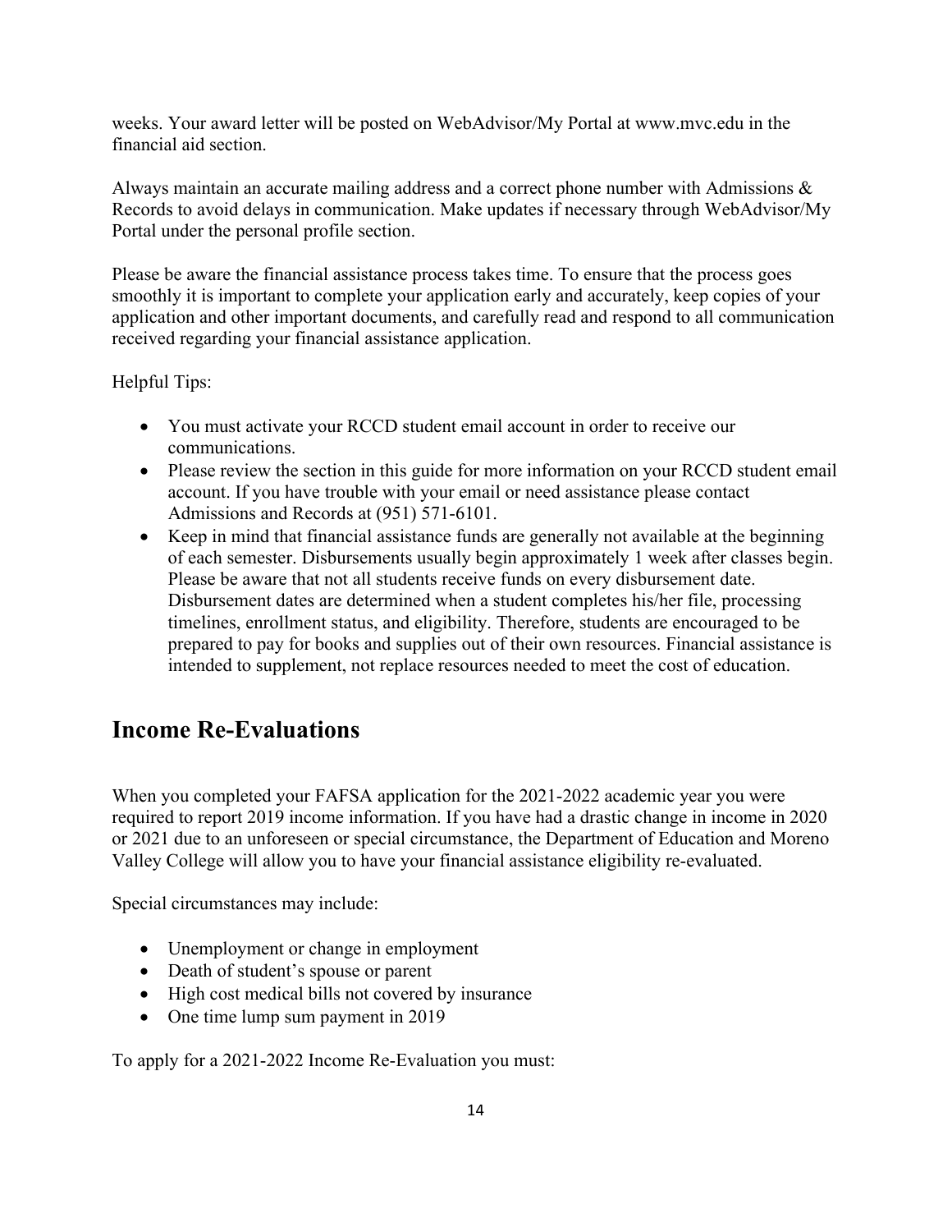weeks. Your award letter will be posted on WebAdvisor/My Portal at www.mvc.edu in the financial aid section.

Always maintain an accurate mailing address and a correct phone number with Admissions & Records to avoid delays in communication. Make updates if necessary through WebAdvisor/My Portal under the personal profile section.

Please be aware the financial assistance process takes time. To ensure that the process goes smoothly it is important to complete your application early and accurately, keep copies of your application and other important documents, and carefully read and respond to all communication received regarding your financial assistance application.

Helpful Tips:

- You must activate your RCCD student email account in order to receive our communications.
- Please review the section in this guide for more information on your RCCD student email account. If you have trouble with your email or need assistance please contact Admissions and Records at (951) 571-6101.
- Keep in mind that financial assistance funds are generally not available at the beginning of each semester. Disbursements usually begin approximately 1 week after classes begin. Please be aware that not all students receive funds on every disbursement date. Disbursement dates are determined when a student completes his/her file, processing timelines, enrollment status, and eligibility. Therefore, students are encouraged to be prepared to pay for books and supplies out of their own resources. Financial assistance is intended to supplement, not replace resources needed to meet the cost of education.

## Income Re-Evaluations

When you completed your FAFSA application for the 2021-2022 academic year you were required to report 2019 income information. If you have had a drastic change in income in 2020 or 2021 due to an unforeseen or special circumstance, the Department of Education and Moreno Valley College will allow you to have your financial assistance eligibility re-evaluated.

Special circumstances may include:

- Unemployment or change in employment
- Death of student's spouse or parent
- High cost medical bills not covered by insurance
- One time lump sum payment in 2019

To apply for a 2021-2022 Income Re-Evaluation you must: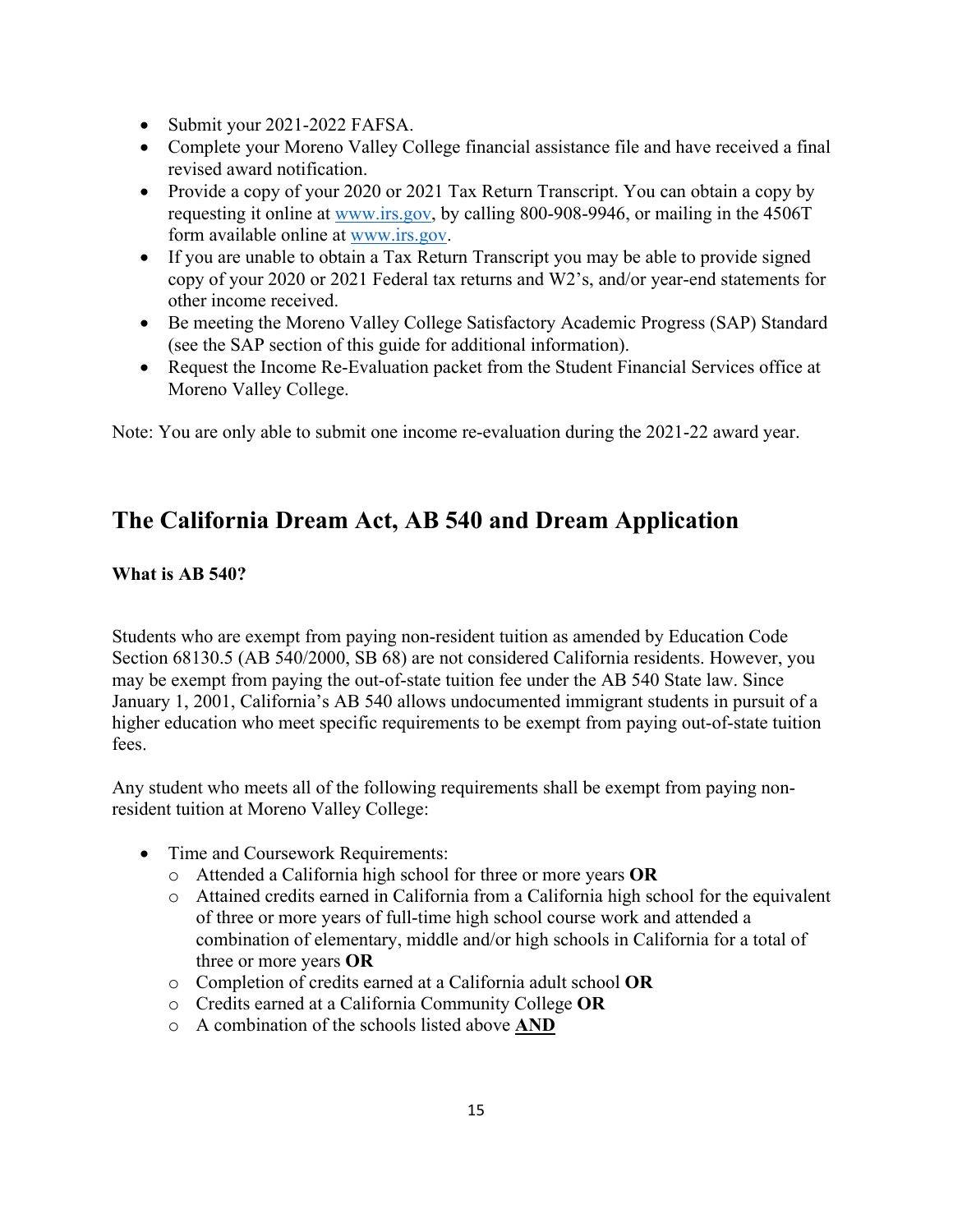- Submit your 2021-2022 FAFSA.
- Complete your Moreno Valley College financial assistance file and have received a final revised award notification.
- Provide a copy of your 2020 or 2021 Tax Return Transcript. You can obtain a copy by requesting it online at www.irs.gov, by calling 800-908-9946, or mailing in the 4506T form available online at www.irs.gov.
- If you are unable to obtain a Tax Return Transcript you may be able to provide signed copy of your 2020 or 2021 Federal tax returns and W2's, and/or year-end statements for other income received.
- Be meeting the Moreno Valley College Satisfactory Academic Progress (SAP) Standard (see the SAP section of this guide for additional information).
- Request the Income Re-Evaluation packet from the Student Financial Services office at Moreno Valley College.

Note: You are only able to submit one income re-evaluation during the 2021-22 award year.

## The California Dream Act, AB 540 and Dream Application

**What is AB 540?**

Students who are exempt from paying non-resident tuition as amended by Education Code Section 68130.5 (AB 540/2000, SB 68) are not considered California residents. However, you may be exempt from paying the out-of-state tuition fee under the AB 540 State law. Since January 1, 2001, California's AB 540 allows undocumented immigrant students in pursuit of a higher education who meet specific requirements to be exempt from paying out-of-state tuition fees.

Any student who meets all of the following requirements shall be exempt from paying non-resident tuition at Moreno Valley College:

- Time and Coursework Requirements:
  - Attended a California high school for three or more years **OR**
  - Attained credits earned in California from a California high school for the equivalent of three or more years of full-time high school course work and attended a combination of elementary, middle and/or high schools in California for a total of three or more years **OR**
  - Completion of credits earned at a California adult school **OR**
  - Credits earned at a California Community College **OR**
  - A combination of the schools listed above **AND**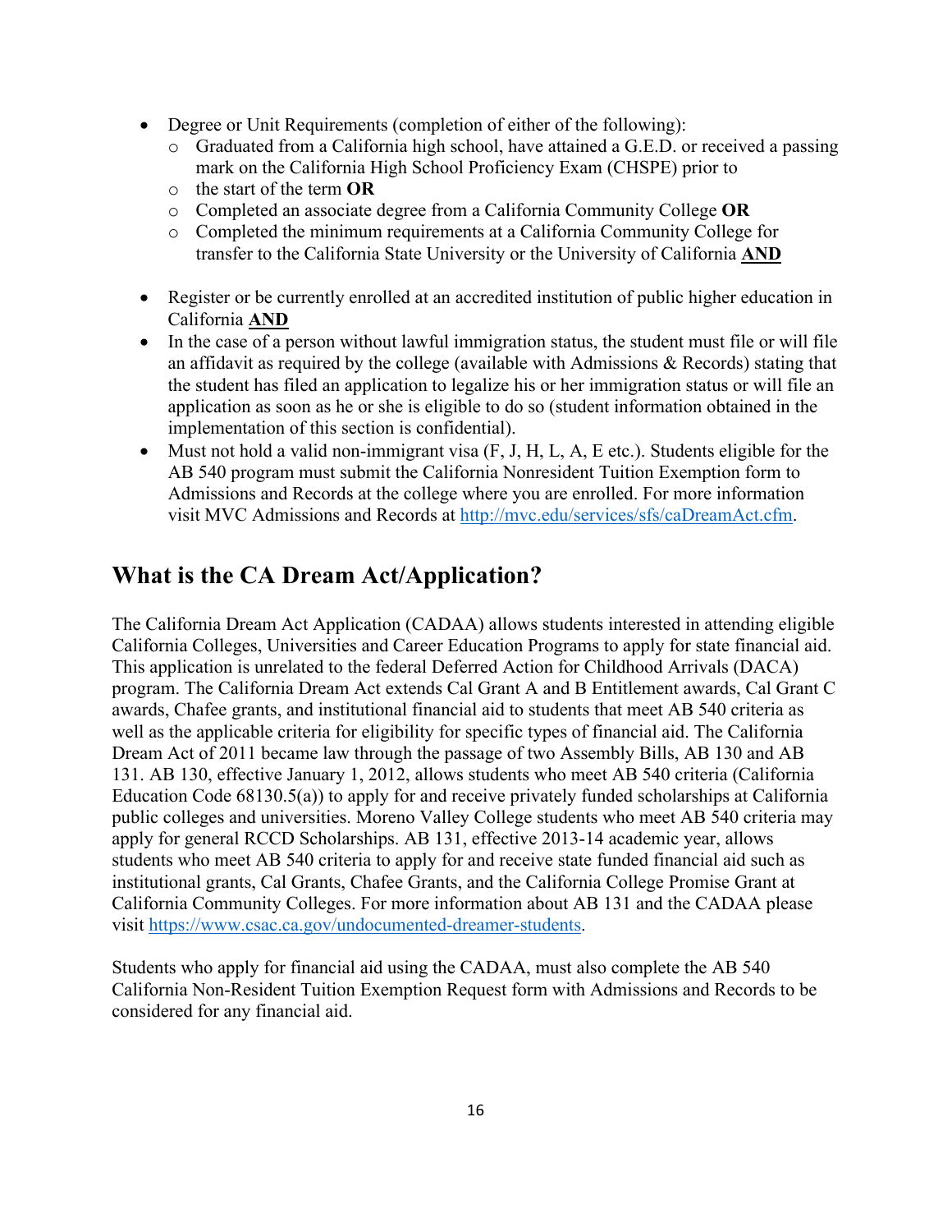- Degree or Unit Requirements (completion of either of the following):
    - Graduated from a California high school, have attained a G.E.D. or received a passing mark on the California High School Proficiency Exam (CHSPE) prior to
    - the start of the term **OR**
    - Completed an associate degree from a California Community College **OR**
    - Completed the minimum requirements at a California Community College for transfer to the California State University or the University of California **AND**

- Register or be currently enrolled at an accredited institution of public higher education in California **AND**
- In the case of a person without lawful immigration status, the student must file or will file an affidavit as required by the college (available with Admissions & Records) stating that the student has filed an application to legalize his or her immigration status or will file an application as soon as he or she is eligible to do so (student information obtained in the implementation of this section is confidential).
- Must not hold a valid non-immigrant visa (F, J, H, L, A, E etc.). Students eligible for the AB 540 program must submit the California Nonresident Tuition Exemption form to Admissions and Records at the college where you are enrolled. For more information visit MVC Admissions and Records at http://mvc.edu/services/sfs/caDreamAct.cfm.

## What is the CA Dream Act/Application?

The California Dream Act Application (CADAA) allows students interested in attending eligible California Colleges, Universities and Career Education Programs to apply for state financial aid. This application is unrelated to the federal Deferred Action for Childhood Arrivals (DACA) program. The California Dream Act extends Cal Grant A and B Entitlement awards, Cal Grant C awards, Chafee grants, and institutional financial aid to students that meet AB 540 criteria as well as the applicable criteria for eligibility for specific types of financial aid. The California Dream Act of 2011 became law through the passage of two Assembly Bills, AB 130 and AB 131. AB 130, effective January 1, 2012, allows students who meet AB 540 criteria (California Education Code 68130.5(a)) to apply for and receive privately funded scholarships at California public colleges and universities. Moreno Valley College students who meet AB 540 criteria may apply for general RCCD Scholarships. AB 131, effective 2013-14 academic year, allows students who meet AB 540 criteria to apply for and receive state funded financial aid such as institutional grants, Cal Grants, Chafee Grants, and the California College Promise Grant at California Community Colleges. For more information about AB 131 and the CADAA please visit https://www.csac.ca.gov/undocumented-dreamer-students.

Students who apply for financial aid using the CADAA, must also complete the AB 540 California Non-Resident Tuition Exemption Request form with Admissions and Records to be considered for any financial aid.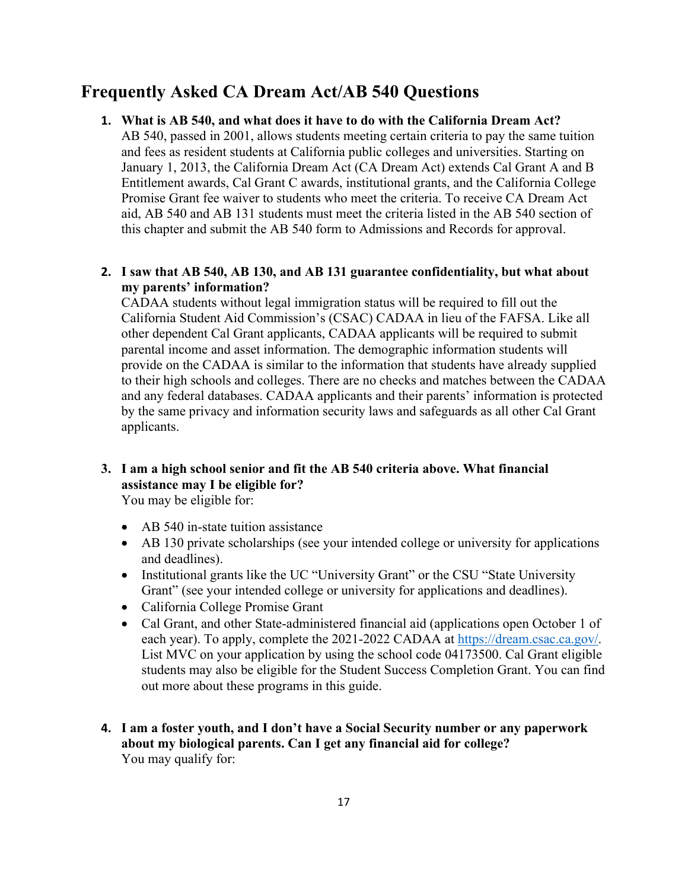## Frequently Asked CA Dream Act/AB 540 Questions

1. **What is AB 540, and what does it have to do with the California Dream Act?**
   AB 540, passed in 2001, allows students meeting certain criteria to pay the same tuition and fees as resident students at California public colleges and universities. Starting on January 1, 2013, the California Dream Act (CA Dream Act) extends Cal Grant A and B Entitlement awards, Cal Grant C awards, institutional grants, and the California College Promise Grant fee waiver to students who meet the criteria. To receive CA Dream Act aid, AB 540 and AB 131 students must meet the criteria listed in the AB 540 section of this chapter and submit the AB 540 form to Admissions and Records for approval.

2. **I saw that AB 540, AB 130, and AB 131 guarantee confidentiality, but what about my parents' information?**
   CADAA students without legal immigration status will be required to fill out the California Student Aid Commission's (CSAC) CADAA in lieu of the FAFSA. Like all other dependent Cal Grant applicants, CADAA applicants will be required to submit parental income and asset information. The demographic information students will provide on the CADAA is similar to the information that students have already supplied to their high schools and colleges. There are no checks and matches between the CADAA and any federal databases. CADAA applicants and their parents' information is protected by the same privacy and information security laws and safeguards as all other Cal Grant applicants.

3. **I am a high school senior and fit the AB 540 criteria above. What financial assistance may I be eligible for?**
   You may be eligible for:

   - AB 540 in-state tuition assistance
   - AB 130 private scholarships (see your intended college or university for applications and deadlines).
   - Institutional grants like the UC "University Grant" or the CSU "State University Grant" (see your intended college or university for applications and deadlines).
   - California College Promise Grant
   - Cal Grant, and other State-administered financial aid (applications open October 1 of each year). To apply, complete the 2021-2022 CADAA at [https://dream.csac.ca.gov/](https://dream.csac.ca.gov/). List MVC on your application by using the school code 04173500. Cal Grant eligible students may also be eligible for the Student Success Completion Grant. You can find out more about these programs in this guide.

4. **I am a foster youth, and I don't have a Social Security number or any paperwork about my biological parents. Can I get any financial aid for college?**
   You may qualify for: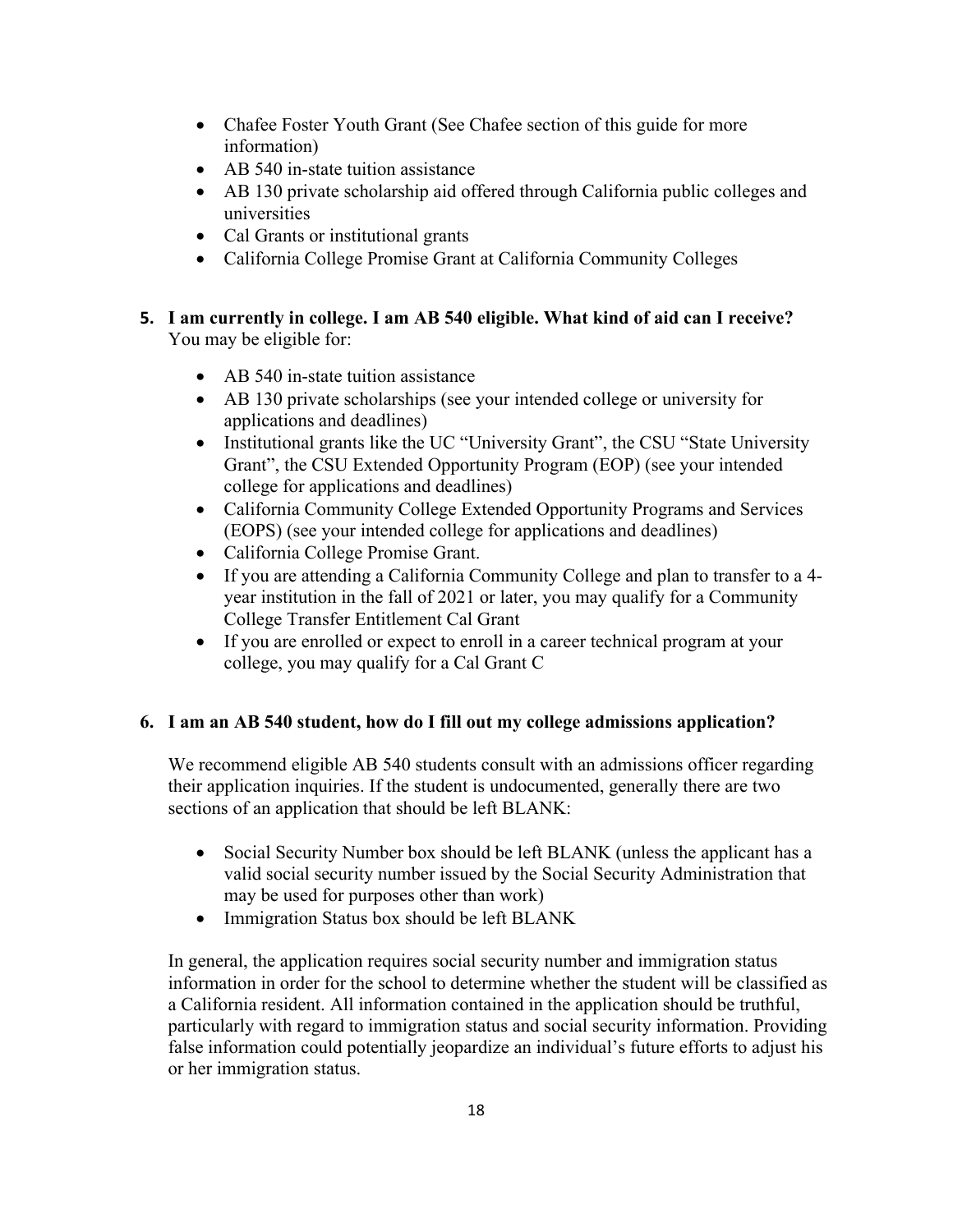- Chafee Foster Youth Grant (See Chafee section of this guide for more information)
- AB 540 in-state tuition assistance
- AB 130 private scholarship aid offered through California public colleges and universities
- Cal Grants or institutional grants
- California College Promise Grant at California Community Colleges

**5. I am currently in college. I am AB 540 eligible. What kind of aid can I receive?**
You may be eligible for:

- AB 540 in-state tuition assistance
- AB 130 private scholarships (see your intended college or university for applications and deadlines)
- Institutional grants like the UC "University Grant", the CSU "State University Grant", the CSU Extended Opportunity Program (EOP) (see your intended college for applications and deadlines)
- California Community College Extended Opportunity Programs and Services (EOPS) (see your intended college for applications and deadlines)
- California College Promise Grant.
- If you are attending a California Community College and plan to transfer to a 4-year institution in the fall of 2021 or later, you may qualify for a Community College Transfer Entitlement Cal Grant
- If you are enrolled or expect to enroll in a career technical program at your college, you may qualify for a Cal Grant C

**6. I am an AB 540 student, how do I fill out my college admissions application?**

We recommend eligible AB 540 students consult with an admissions officer regarding their application inquiries. If the student is undocumented, generally there are two sections of an application that should be left BLANK:

- Social Security Number box should be left BLANK (unless the applicant has a valid social security number issued by the Social Security Administration that may be used for purposes other than work)
- Immigration Status box should be left BLANK

In general, the application requires social security number and immigration status information in order for the school to determine whether the student will be classified as a California resident. All information contained in the application should be truthful, particularly with regard to immigration status and social security information. Providing false information could potentially jeopardize an individual's future efforts to adjust his or her immigration status.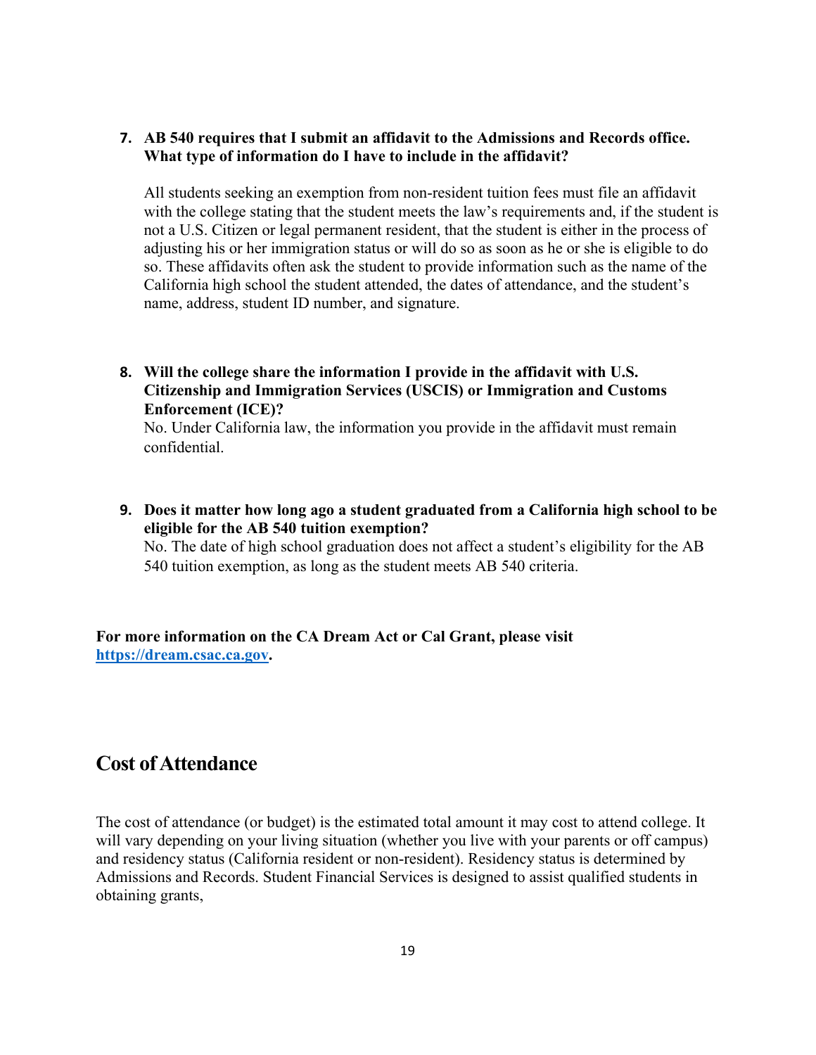7. **AB 540 requires that I submit an affidavit to the Admissions and Records office. What type of information do I have to include in the affidavit?**

   All students seeking an exemption from non-resident tuition fees must file an affidavit with the college stating that the student meets the law's requirements and, if the student is not a U.S. Citizen or legal permanent resident, that the student is either in the process of adjusting his or her immigration status or will do so as soon as he or she is eligible to do so. These affidavits often ask the student to provide information such as the name of the California high school the student attended, the dates of attendance, and the student's name, address, student ID number, and signature.

8. **Will the college share the information I provide in the affidavit with U.S. Citizenship and Immigration Services (USCIS) or Immigration and Customs Enforcement (ICE)?**

   No. Under California law, the information you provide in the affidavit must remain confidential.

9. **Does it matter how long ago a student graduated from a California high school to be eligible for the AB 540 tuition exemption?**

   No. The date of high school graduation does not affect a student's eligibility for the AB 540 tuition exemption, as long as the student meets AB 540 criteria.

**For more information on the CA Dream Act or Cal Grant, please visit [https://dream.csac.ca.gov](https://dream.csac.ca.gov).**

## Cost of Attendance

The cost of attendance (or budget) is the estimated total amount it may cost to attend college. It will vary depending on your living situation (whether you live with your parents or off campus) and residency status (California resident or non-resident). Residency status is determined by Admissions and Records. Student Financial Services is designed to assist qualified students in obtaining grants,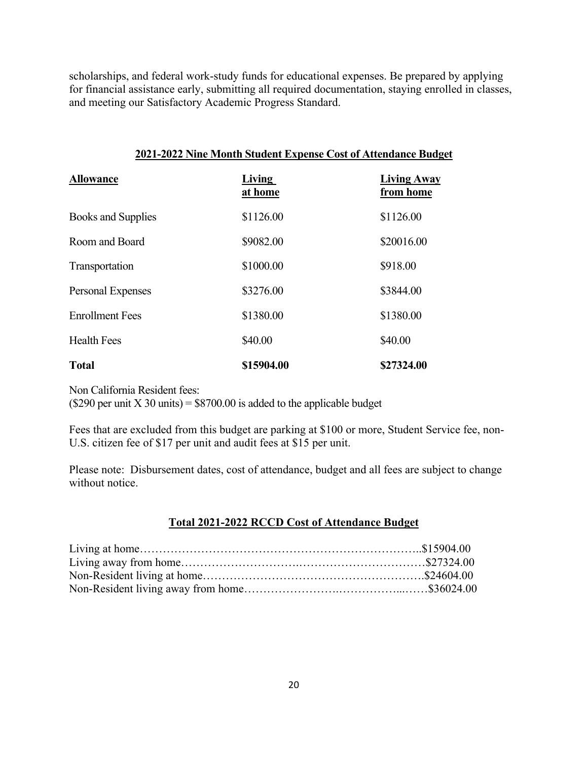scholarships, and federal work-study funds for educational expenses. Be prepared by applying for financial assistance early, submitting all required documentation, staying enrolled in classes, and meeting our Satisfactory Academic Progress Standard.

## 2021-2022 Nine Month Student Expense Cost of Attendance Budget

| Allowance | Living at home | Living Away from home |
|---|---|---|
| Books and Supplies | $1126.00 | $1126.00 |
| Room and Board | $9082.00 | $20016.00 |
| Transportation | $1000.00 | $918.00 |
| Personal Expenses | $3276.00 | $3844.00 |
| Enrollment Fees | $1380.00 | $1380.00 |
| Health Fees | $40.00 | $40.00 |
| **Total** | **$15904.00** | **$27324.00** |

Non California Resident fees:
($290 per unit X 30 units) = $8700.00 is added to the applicable budget

Fees that are excluded from this budget are parking at $100 or more, Student Service fee, non-U.S. citizen fee of $17 per unit and audit fees at $15 per unit.

Please note: Disbursement dates, cost of attendance, budget and all fees are subject to change without notice.

## Total 2021-2022 RCCD Cost of Attendance Budget

Living at home……………………………………………………………..$15904.00
Living away from home…………………………………………………………$27324.00
Non-Resident living at home………………………………………………..$24604.00
Non-Resident living away from home…………………………………………$36024.00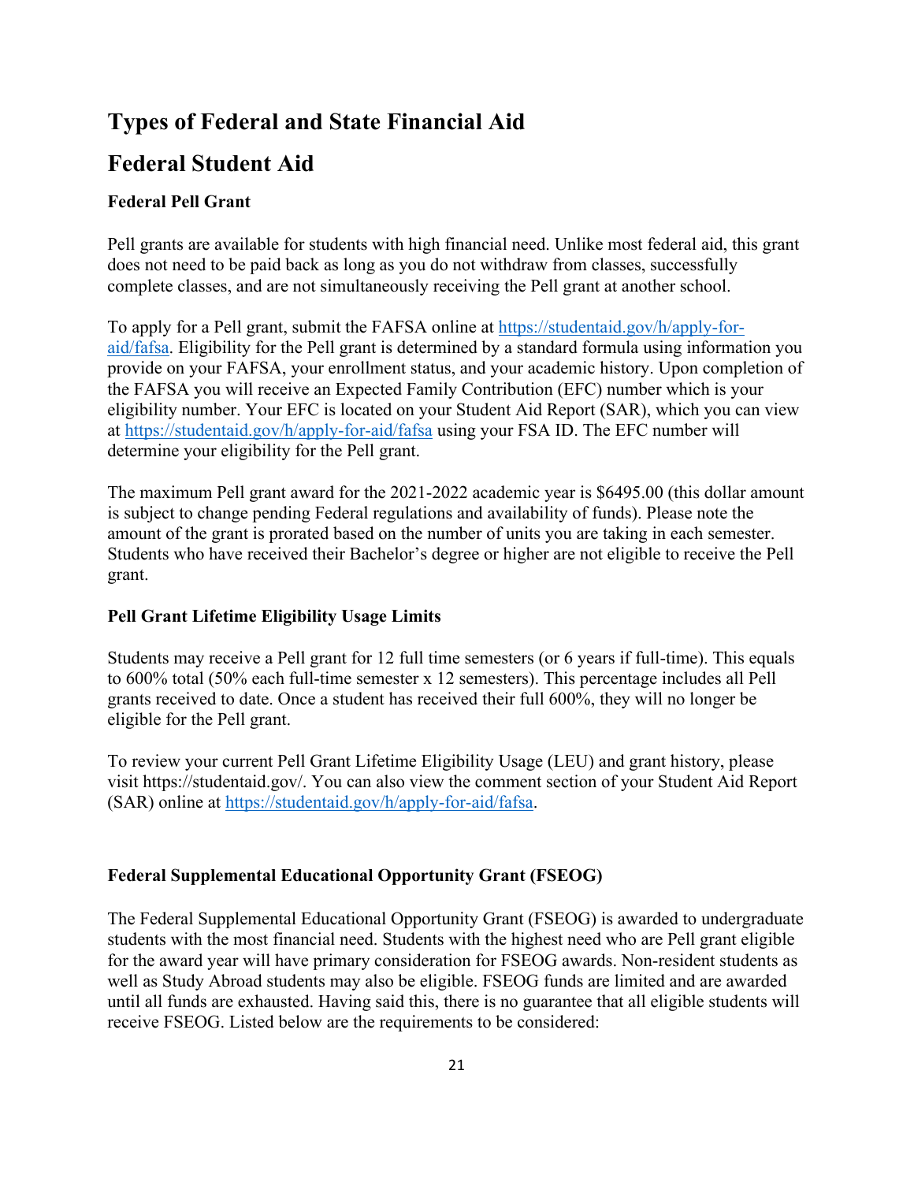# Types of Federal and State Financial Aid

## Federal Student Aid

### Federal Pell Grant

Pell grants are available for students with high financial need. Unlike most federal aid, this grant does not need to be paid back as long as you do not withdraw from classes, successfully complete classes, and are not simultaneously receiving the Pell grant at another school.

To apply for a Pell grant, submit the FAFSA online at [https://studentaid.gov/h/apply-for-aid/fafsa](https://studentaid.gov/h/apply-for-aid/fafsa). Eligibility for the Pell grant is determined by a standard formula using information you provide on your FAFSA, your enrollment status, and your academic history. Upon completion of the FAFSA you will receive an Expected Family Contribution (EFC) number which is your eligibility number. Your EFC is located on your Student Aid Report (SAR), which you can view at [https://studentaid.gov/h/apply-for-aid/fafsa](https://studentaid.gov/h/apply-for-aid/fafsa) using your FSA ID. The EFC number will determine your eligibility for the Pell grant.

The maximum Pell grant award for the 2021-2022 academic year is $6495.00 (this dollar amount is subject to change pending Federal regulations and availability of funds). Please note the amount of the grant is prorated based on the number of units you are taking in each semester. Students who have received their Bachelor's degree or higher are not eligible to receive the Pell grant.

### Pell Grant Lifetime Eligibility Usage Limits

Students may receive a Pell grant for 12 full time semesters (or 6 years if full-time). This equals to 600% total (50% each full-time semester x 12 semesters). This percentage includes all Pell grants received to date. Once a student has received their full 600%, they will no longer be eligible for the Pell grant.

To review your current Pell Grant Lifetime Eligibility Usage (LEU) and grant history, please visit https://studentaid.gov/. You can also view the comment section of your Student Aid Report (SAR) online at [https://studentaid.gov/h/apply-for-aid/fafsa](https://studentaid.gov/h/apply-for-aid/fafsa).

### Federal Supplemental Educational Opportunity Grant (FSEOG)

The Federal Supplemental Educational Opportunity Grant (FSEOG) is awarded to undergraduate students with the most financial need. Students with the highest need who are Pell grant eligible for the award year will have primary consideration for FSEOG awards. Non-resident students as well as Study Abroad students may also be eligible. FSEOG funds are limited and are awarded until all funds are exhausted. Having said this, there is no guarantee that all eligible students will receive FSEOG. Listed below are the requirements to be considered: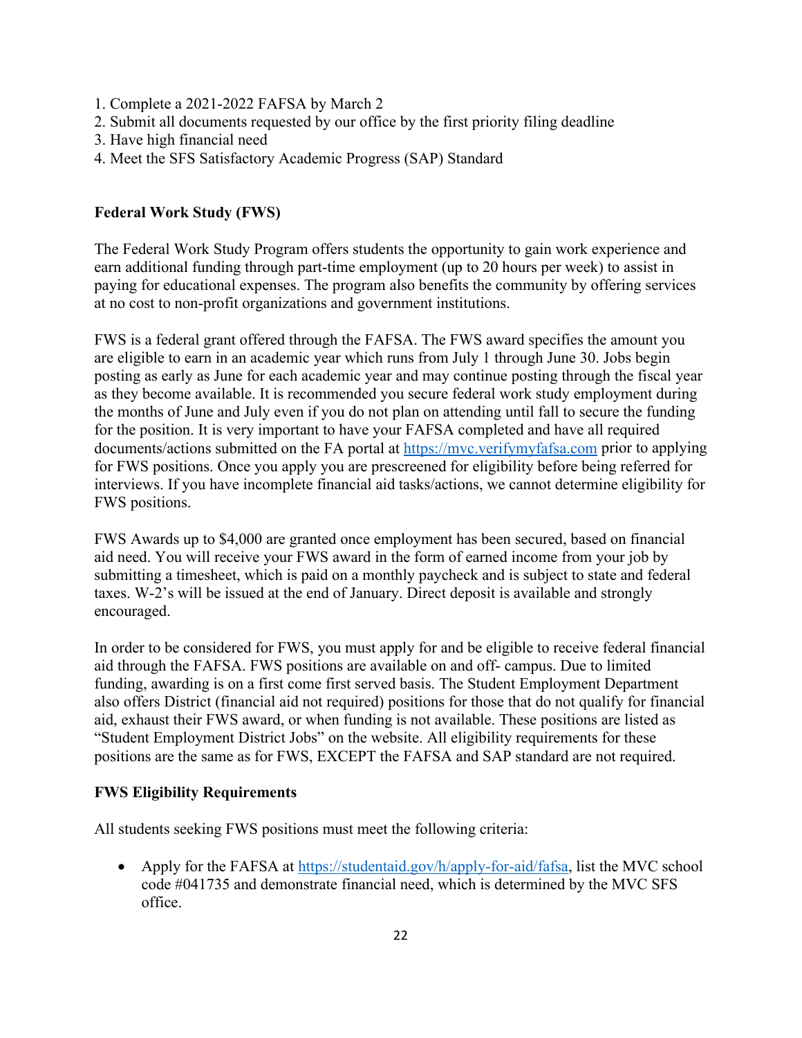1. Complete a 2021-2022 FAFSA by March 2
2. Submit all documents requested by our office by the first priority filing deadline
3. Have high financial need
4. Meet the SFS Satisfactory Academic Progress (SAP) Standard

**Federal Work Study (FWS)**

The Federal Work Study Program offers students the opportunity to gain work experience and earn additional funding through part-time employment (up to 20 hours per week) to assist in paying for educational expenses. The program also benefits the community by offering services at no cost to non-profit organizations and government institutions.

FWS is a federal grant offered through the FAFSA. The FWS award specifies the amount you are eligible to earn in an academic year which runs from July 1 through June 30. Jobs begin posting as early as June for each academic year and may continue posting through the fiscal year as they become available. It is recommended you secure federal work study employment during the months of June and July even if you do not plan on attending until fall to secure the funding for the position. It is very important to have your FAFSA completed and have all required documents/actions submitted on the FA portal at https://mvc.verifymyfafsa.com prior to applying for FWS positions. Once you apply you are prescreened for eligibility before being referred for interviews. If you have incomplete financial aid tasks/actions, we cannot determine eligibility for FWS positions.

FWS Awards up to $4,000 are granted once employment has been secured, based on financial aid need. You will receive your FWS award in the form of earned income from your job by submitting a timesheet, which is paid on a monthly paycheck and is subject to state and federal taxes. W-2's will be issued at the end of January. Direct deposit is available and strongly encouraged.

In order to be considered for FWS, you must apply for and be eligible to receive federal financial aid through the FAFSA. FWS positions are available on and off- campus. Due to limited funding, awarding is on a first come first served basis. The Student Employment Department also offers District (financial aid not required) positions for those that do not qualify for financial aid, exhaust their FWS award, or when funding is not available. These positions are listed as "Student Employment District Jobs" on the website. All eligibility requirements for these positions are the same as for FWS, EXCEPT the FAFSA and SAP standard are not required.

**FWS Eligibility Requirements**

All students seeking FWS positions must meet the following criteria:

- Apply for the FAFSA at https://studentaid.gov/h/apply-for-aid/fafsa, list the MVC school code #041735 and demonstrate financial need, which is determined by the MVC SFS office.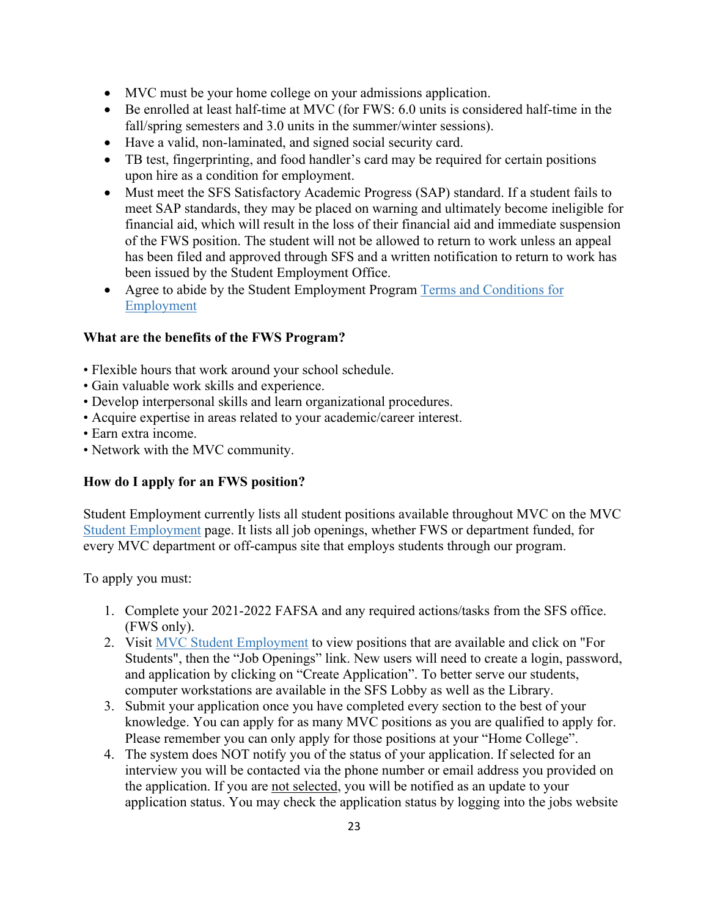- MVC must be your home college on your admissions application.
- Be enrolled at least half-time at MVC (for FWS: 6.0 units is considered half-time in the fall/spring semesters and 3.0 units in the summer/winter sessions).
- Have a valid, non-laminated, and signed social security card.
- TB test, fingerprinting, and food handler's card may be required for certain positions upon hire as a condition for employment.
- Must meet the SFS Satisfactory Academic Progress (SAP) standard. If a student fails to meet SAP standards, they may be placed on warning and ultimately become ineligible for financial aid, which will result in the loss of their financial aid and immediate suspension of the FWS position. The student will not be allowed to return to work unless an appeal has been filed and approved through SFS and a written notification to return to work has been issued by the Student Employment Office.
- Agree to abide by the Student Employment Program Terms and Conditions for Employment

**What are the benefits of the FWS Program?**

- Flexible hours that work around your school schedule.
- Gain valuable work skills and experience.
- Develop interpersonal skills and learn organizational procedures.
- Acquire expertise in areas related to your academic/career interest.
- Earn extra income.
- Network with the MVC community.

**How do I apply for an FWS position?**

Student Employment currently lists all student positions available throughout MVC on the MVC Student Employment page. It lists all job openings, whether FWS or department funded, for every MVC department or off-campus site that employs students through our program.

To apply you must:

1. Complete your 2021-2022 FAFSA and any required actions/tasks from the SFS office. (FWS only).
2. Visit MVC Student Employment to view positions that are available and click on "For Students", then the "Job Openings" link. New users will need to create a login, password, and application by clicking on "Create Application". To better serve our students, computer workstations are available in the SFS Lobby as well as the Library.
3. Submit your application once you have completed every section to the best of your knowledge. You can apply for as many MVC positions as you are qualified to apply for. Please remember you can only apply for those positions at your "Home College".
4. The system does NOT notify you of the status of your application. If selected for an interview you will be contacted via the phone number or email address you provided on the application. If you are not selected, you will be notified as an update to your application status. You may check the application status by logging into the jobs website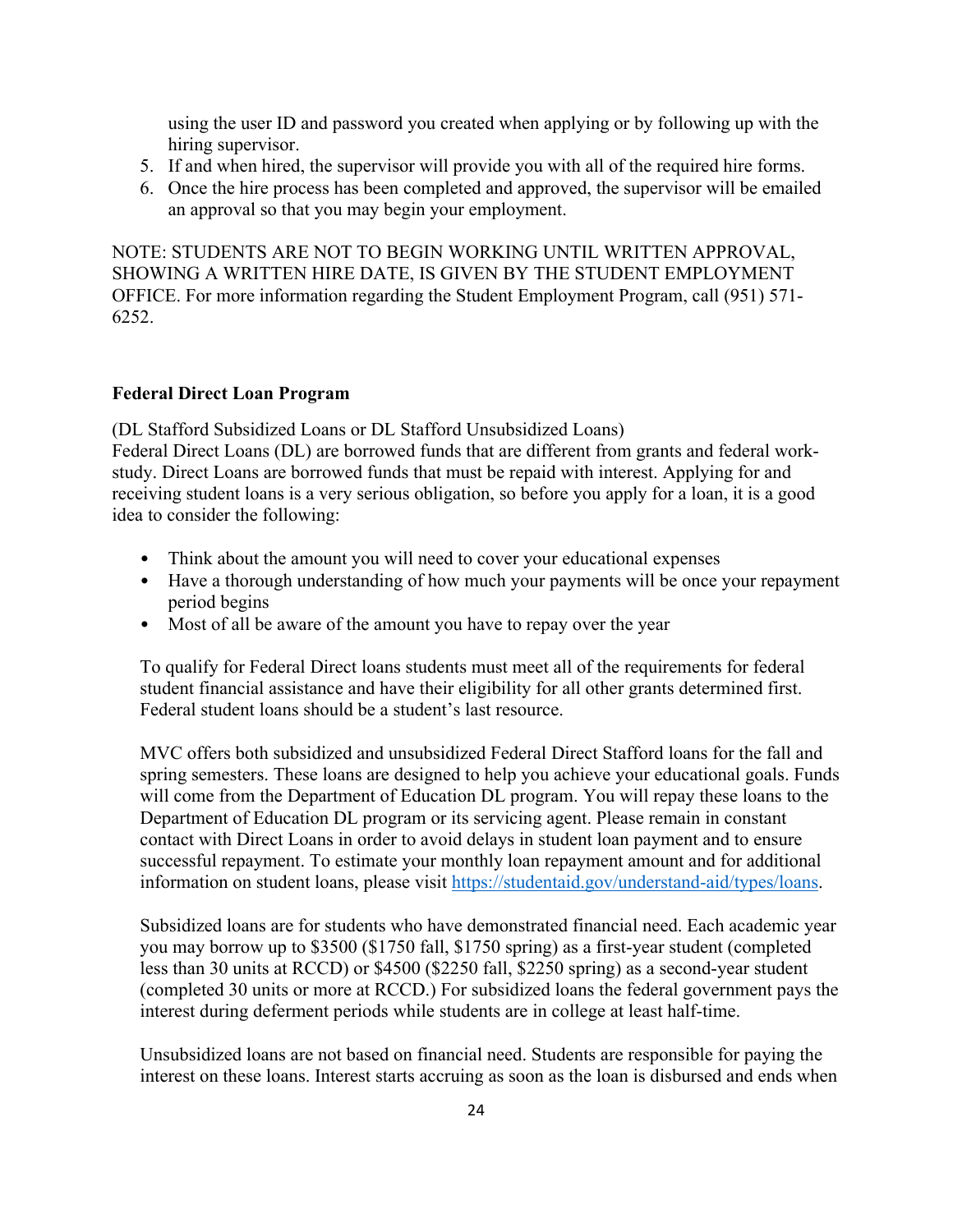using the user ID and password you created when applying or by following up with the hiring supervisor.

5. If and when hired, the supervisor will provide you with all of the required hire forms.
6. Once the hire process has been completed and approved, the supervisor will be emailed an approval so that you may begin your employment.

NOTE: STUDENTS ARE NOT TO BEGIN WORKING UNTIL WRITTEN APPROVAL, SHOWING A WRITTEN HIRE DATE, IS GIVEN BY THE STUDENT EMPLOYMENT OFFICE. For more information regarding the Student Employment Program, call (951) 571-6252.

**Federal Direct Loan Program**

(DL Stafford Subsidized Loans or DL Stafford Unsubsidized Loans)
Federal Direct Loans (DL) are borrowed funds that are different from grants and federal work-study. Direct Loans are borrowed funds that must be repaid with interest. Applying for and receiving student loans is a very serious obligation, so before you apply for a loan, it is a good idea to consider the following:

- Think about the amount you will need to cover your educational expenses
- Have a thorough understanding of how much your payments will be once your repayment period begins
- Most of all be aware of the amount you have to repay over the year

To qualify for Federal Direct loans students must meet all of the requirements for federal student financial assistance and have their eligibility for all other grants determined first. Federal student loans should be a student's last resource.

MVC offers both subsidized and unsubsidized Federal Direct Stafford loans for the fall and spring semesters. These loans are designed to help you achieve your educational goals. Funds will come from the Department of Education DL program. You will repay these loans to the Department of Education DL program or its servicing agent. Please remain in constant contact with Direct Loans in order to avoid delays in student loan payment and to ensure successful repayment. To estimate your monthly loan repayment amount and for additional information on student loans, please visit https://studentaid.gov/understand-aid/types/loans.

Subsidized loans are for students who have demonstrated financial need. Each academic year you may borrow up to $3500 ($1750 fall, $1750 spring) as a first-year student (completed less than 30 units at RCCD) or $4500 ($2250 fall, $2250 spring) as a second-year student (completed 30 units or more at RCCD.) For subsidized loans the federal government pays the interest during deferment periods while students are in college at least half-time.

Unsubsidized loans are not based on financial need. Students are responsible for paying the interest on these loans. Interest starts accruing as soon as the loan is disbursed and ends when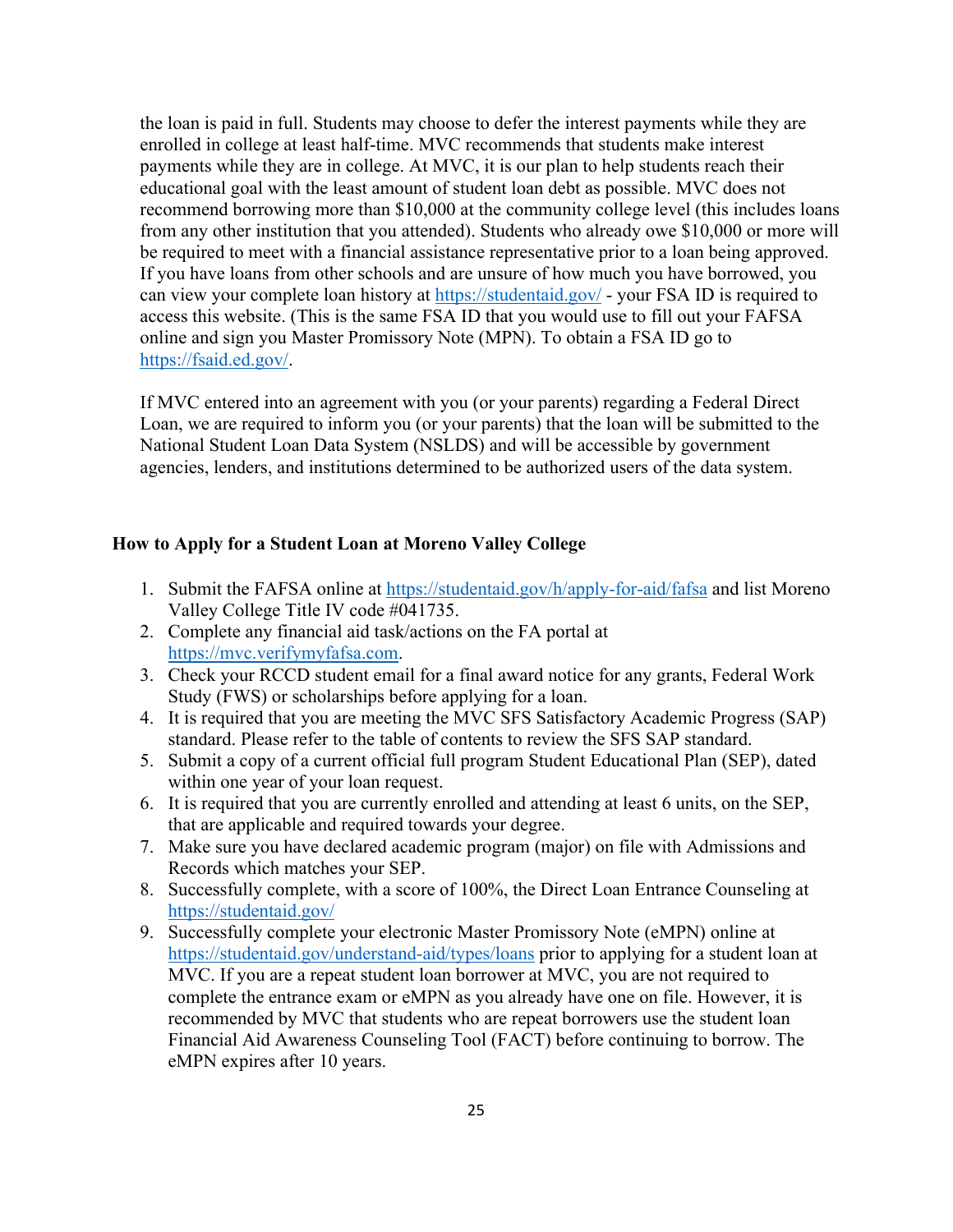the loan is paid in full. Students may choose to defer the interest payments while they are enrolled in college at least half-time. MVC recommends that students make interest payments while they are in college. At MVC, it is our plan to help students reach their educational goal with the least amount of student loan debt as possible. MVC does not recommend borrowing more than $10,000 at the community college level (this includes loans from any other institution that you attended). Students who already owe $10,000 or more will be required to meet with a financial assistance representative prior to a loan being approved. If you have loans from other schools and are unsure of how much you have borrowed, you can view your complete loan history at https://studentaid.gov/ - your FSA ID is required to access this website. (This is the same FSA ID that you would use to fill out your FAFSA online and sign you Master Promissory Note (MPN). To obtain a FSA ID go to https://fsaid.ed.gov/.

If MVC entered into an agreement with you (or your parents) regarding a Federal Direct Loan, we are required to inform you (or your parents) that the loan will be submitted to the National Student Loan Data System (NSLDS) and will be accessible by government agencies, lenders, and institutions determined to be authorized users of the data system.

**How to Apply for a Student Loan at Moreno Valley College**

1. Submit the FAFSA online at https://studentaid.gov/h/apply-for-aid/fafsa and list Moreno Valley College Title IV code #041735.
2. Complete any financial aid task/actions on the FA portal at https://mvc.verifymyfafsa.com.
3. Check your RCCD student email for a final award notice for any grants, Federal Work Study (FWS) or scholarships before applying for a loan.
4. It is required that you are meeting the MVC SFS Satisfactory Academic Progress (SAP) standard. Please refer to the table of contents to review the SFS SAP standard.
5. Submit a copy of a current official full program Student Educational Plan (SEP), dated within one year of your loan request.
6. It is required that you are currently enrolled and attending at least 6 units, on the SEP, that are applicable and required towards your degree.
7. Make sure you have declared academic program (major) on file with Admissions and Records which matches your SEP.
8. Successfully complete, with a score of 100%, the Direct Loan Entrance Counseling at https://studentaid.gov/
9. Successfully complete your electronic Master Promissory Note (eMPN) online at https://studentaid.gov/understand-aid/types/loans prior to applying for a student loan at MVC. If you are a repeat student loan borrower at MVC, you are not required to complete the entrance exam or eMPN as you already have one on file. However, it is recommended by MVC that students who are repeat borrowers use the student loan Financial Aid Awareness Counseling Tool (FACT) before continuing to borrow. The eMPN expires after 10 years.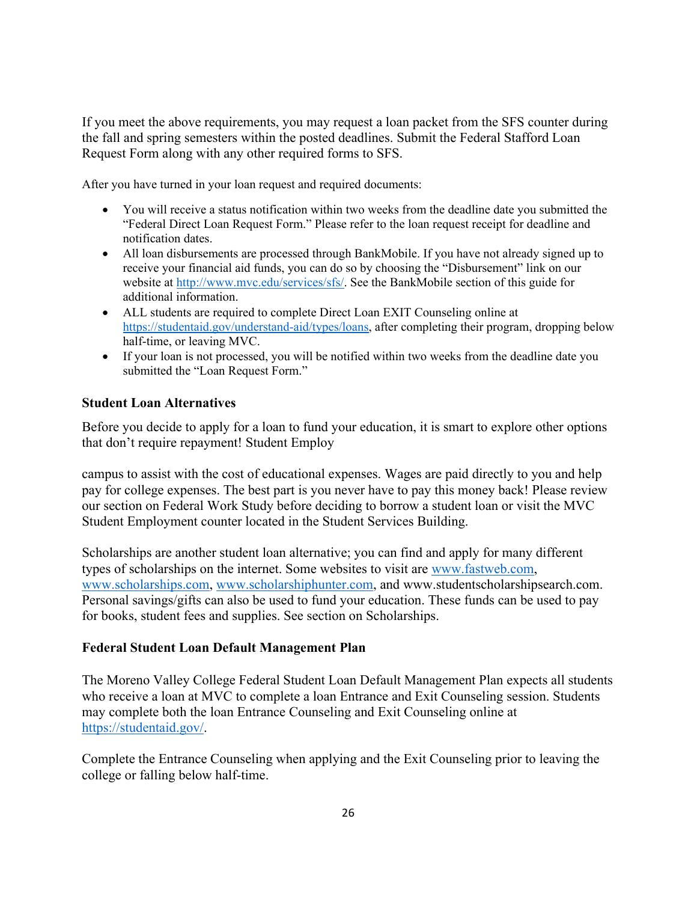If you meet the above requirements, you may request a loan packet from the SFS counter during the fall and spring semesters within the posted deadlines. Submit the Federal Stafford Loan Request Form along with any other required forms to SFS.

After you have turned in your loan request and required documents:

- You will receive a status notification within two weeks from the deadline date you submitted the "Federal Direct Loan Request Form." Please refer to the loan request receipt for deadline and notification dates.
- All loan disbursements are processed through BankMobile. If you have not already signed up to receive your financial aid funds, you can do so by choosing the "Disbursement" link on our website at http://www.mvc.edu/services/sfs/. See the BankMobile section of this guide for additional information.
- ALL students are required to complete Direct Loan EXIT Counseling online at https://studentaid.gov/understand-aid/types/loans, after completing their program, dropping below half-time, or leaving MVC.
- If your loan is not processed, you will be notified within two weeks from the deadline date you submitted the "Loan Request Form."

**Student Loan Alternatives**

Before you decide to apply for a loan to fund your education, it is smart to explore other options that don't require repayment! Student Employ

campus to assist with the cost of educational expenses. Wages are paid directly to you and help pay for college expenses. The best part is you never have to pay this money back! Please review our section on Federal Work Study before deciding to borrow a student loan or visit the MVC Student Employment counter located in the Student Services Building.

Scholarships are another student loan alternative; you can find and apply for many different types of scholarships on the internet. Some websites to visit are www.fastweb.com, www.scholarships.com, www.scholarshiphunter.com, and www.studentscholarshipsearch.com. Personal savings/gifts can also be used to fund your education. These funds can be used to pay for books, student fees and supplies. See section on Scholarships.

**Federal Student Loan Default Management Plan**

The Moreno Valley College Federal Student Loan Default Management Plan expects all students who receive a loan at MVC to complete a loan Entrance and Exit Counseling session. Students may complete both the loan Entrance Counseling and Exit Counseling online at https://studentaid.gov/.

Complete the Entrance Counseling when applying and the Exit Counseling prior to leaving the college or falling below half-time.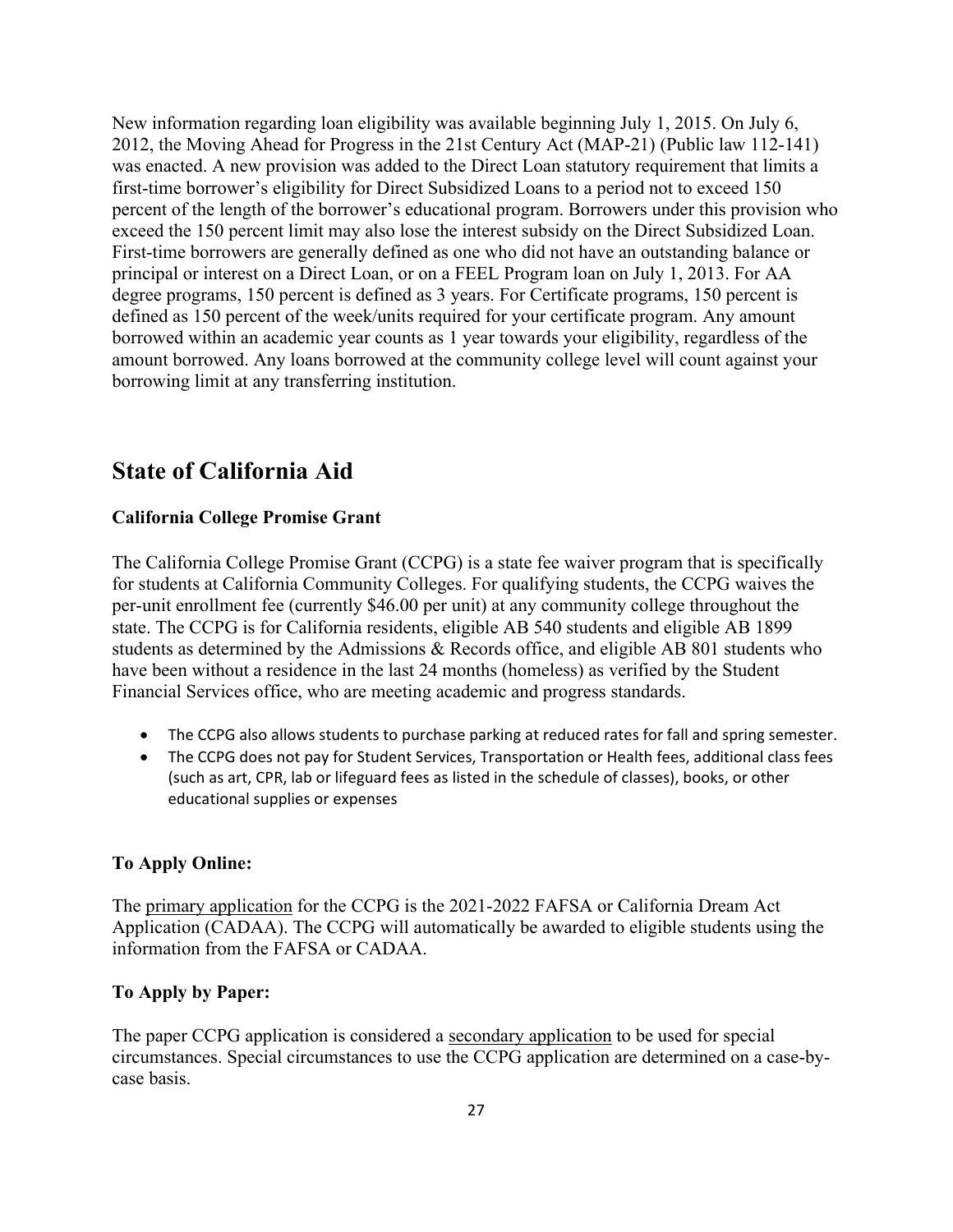New information regarding loan eligibility was available beginning July 1, 2015. On July 6, 2012, the Moving Ahead for Progress in the 21st Century Act (MAP-21) (Public law 112-141) was enacted. A new provision was added to the Direct Loan statutory requirement that limits a first-time borrower's eligibility for Direct Subsidized Loans to a period not to exceed 150 percent of the length of the borrower's educational program. Borrowers under this provision who exceed the 150 percent limit may also lose the interest subsidy on the Direct Subsidized Loan. First-time borrowers are generally defined as one who did not have an outstanding balance or principal or interest on a Direct Loan, or on a FEEL Program loan on July 1, 2013. For AA degree programs, 150 percent is defined as 3 years. For Certificate programs, 150 percent is defined as 150 percent of the week/units required for your certificate program. Any amount borrowed within an academic year counts as 1 year towards your eligibility, regardless of the amount borrowed. Any loans borrowed at the community college level will count against your borrowing limit at any transferring institution.

## State of California Aid

### California College Promise Grant

The California College Promise Grant (CCPG) is a state fee waiver program that is specifically for students at California Community Colleges. For qualifying students, the CCPG waives the per-unit enrollment fee (currently $46.00 per unit) at any community college throughout the state. The CCPG is for California residents, eligible AB 540 students and eligible AB 1899 students as determined by the Admissions & Records office, and eligible AB 801 students who have been without a residence in the last 24 months (homeless) as verified by the Student Financial Services office, who are meeting academic and progress standards.

- The CCPG also allows students to purchase parking at reduced rates for fall and spring semester.
- The CCPG does not pay for Student Services, Transportation or Health fees, additional class fees (such as art, CPR, lab or lifeguard fees as listed in the schedule of classes), books, or other educational supplies or expenses

### To Apply Online:

The primary application for the CCPG is the 2021-2022 FAFSA or California Dream Act Application (CADAA). The CCPG will automatically be awarded to eligible students using the information from the FAFSA or CADAA.

### To Apply by Paper:

The paper CCPG application is considered a secondary application to be used for special circumstances. Special circumstances to use the CCPG application are determined on a case-by-case basis.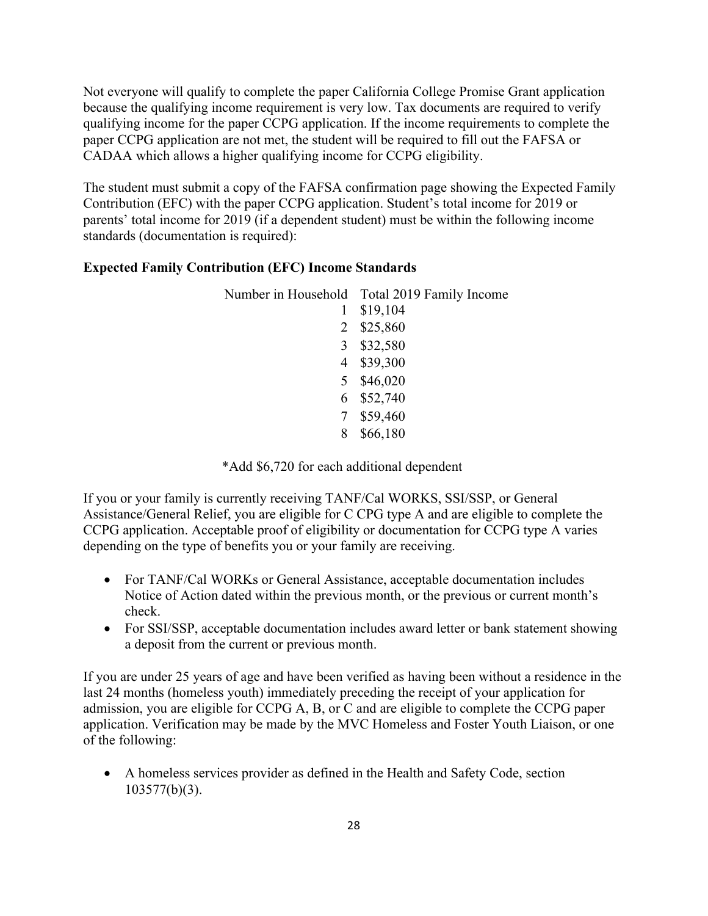Not everyone will qualify to complete the paper California College Promise Grant application because the qualifying income requirement is very low. Tax documents are required to verify qualifying income for the paper CCPG application. If the income requirements to complete the paper CCPG application are not met, the student will be required to fill out the FAFSA or CADAA which allows a higher qualifying income for CCPG eligibility.

The student must submit a copy of the FAFSA confirmation page showing the Expected Family Contribution (EFC) with the paper CCPG application. Student's total income for 2019 or parents' total income for 2019 (if a dependent student) must be within the following income standards (documentation is required):

**Expected Family Contribution (EFC) Income Standards**

| Number in Household | Total 2019 Family Income |
|---|---|
| 1 | $19,104 |
| 2 | $25,860 |
| 3 | $32,580 |
| 4 | $39,300 |
| 5 | $46,020 |
| 6 | $52,740 |
| 7 | $59,460 |
| 8 | $66,180 |

*Add $6,720 for each additional dependent

If you or your family is currently receiving TANF/Cal WORKS, SSI/SSP, or General Assistance/General Relief, you are eligible for C CPG type A and are eligible to complete the CCPG application. Acceptable proof of eligibility or documentation for CCPG type A varies depending on the type of benefits you or your family are receiving.

- For TANF/Cal WORKs or General Assistance, acceptable documentation includes Notice of Action dated within the previous month, or the previous or current month's check.
- For SSI/SSP, acceptable documentation includes award letter or bank statement showing a deposit from the current or previous month.

If you are under 25 years of age and have been verified as having been without a residence in the last 24 months (homeless youth) immediately preceding the receipt of your application for admission, you are eligible for CCPG A, B, or C and are eligible to complete the CCPG paper application. Verification may be made by the MVC Homeless and Foster Youth Liaison, or one of the following:

- A homeless services provider as defined in the Health and Safety Code, section 103577(b)(3).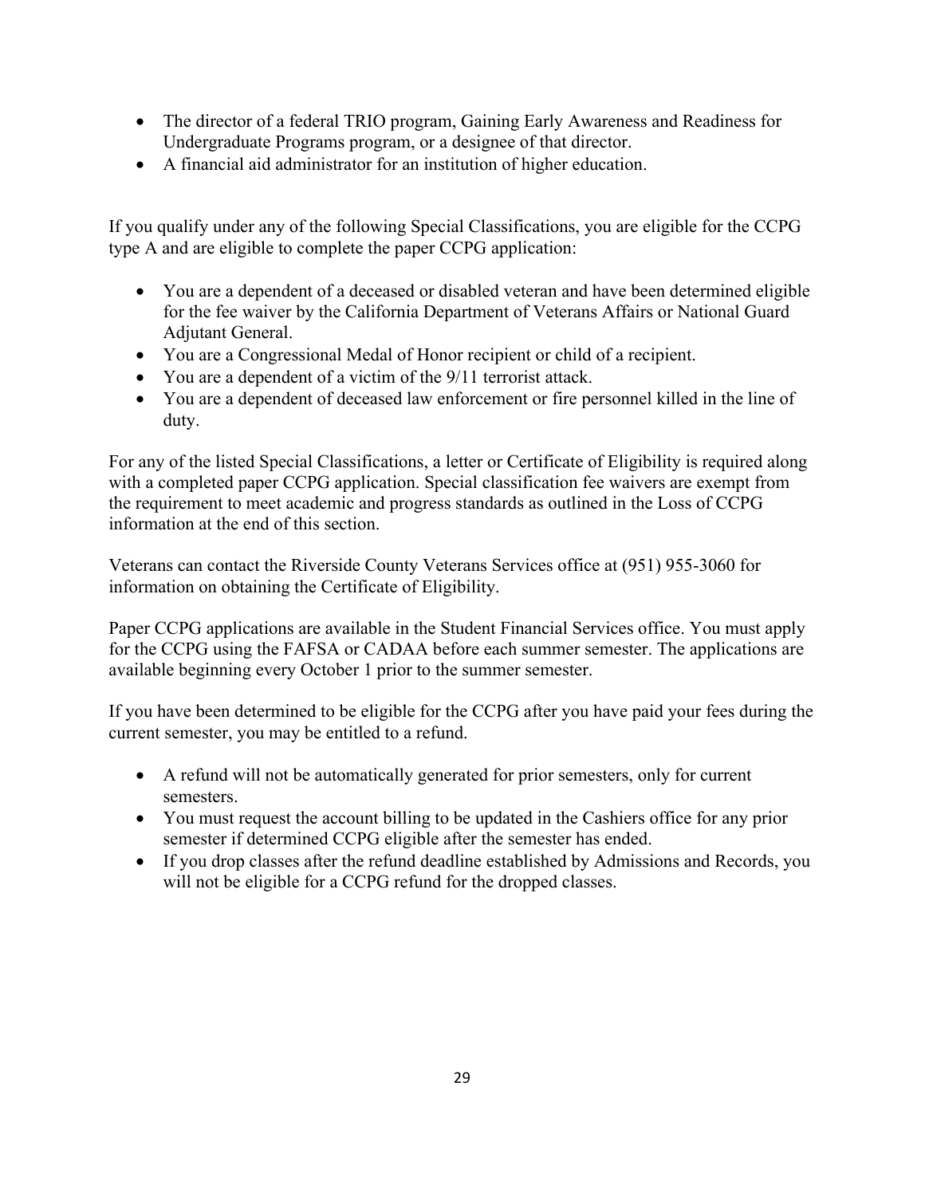- The director of a federal TRIO program, Gaining Early Awareness and Readiness for Undergraduate Programs program, or a designee of that director.
- A financial aid administrator for an institution of higher education.

If you qualify under any of the following Special Classifications, you are eligible for the CCPG type A and are eligible to complete the paper CCPG application:

- You are a dependent of a deceased or disabled veteran and have been determined eligible for the fee waiver by the California Department of Veterans Affairs or National Guard Adjutant General.
- You are a Congressional Medal of Honor recipient or child of a recipient.
- You are a dependent of a victim of the 9/11 terrorist attack.
- You are a dependent of deceased law enforcement or fire personnel killed in the line of duty.

For any of the listed Special Classifications, a letter or Certificate of Eligibility is required along with a completed paper CCPG application. Special classification fee waivers are exempt from the requirement to meet academic and progress standards as outlined in the Loss of CCPG information at the end of this section.

Veterans can contact the Riverside County Veterans Services office at (951) 955-3060 for information on obtaining the Certificate of Eligibility.

Paper CCPG applications are available in the Student Financial Services office. You must apply for the CCPG using the FAFSA or CADAA before each summer semester. The applications are available beginning every October 1 prior to the summer semester.

If you have been determined to be eligible for the CCPG after you have paid your fees during the current semester, you may be entitled to a refund.

- A refund will not be automatically generated for prior semesters, only for current semesters.
- You must request the account billing to be updated in the Cashiers office for any prior semester if determined CCPG eligible after the semester has ended.
- If you drop classes after the refund deadline established by Admissions and Records, you will not be eligible for a CCPG refund for the dropped classes.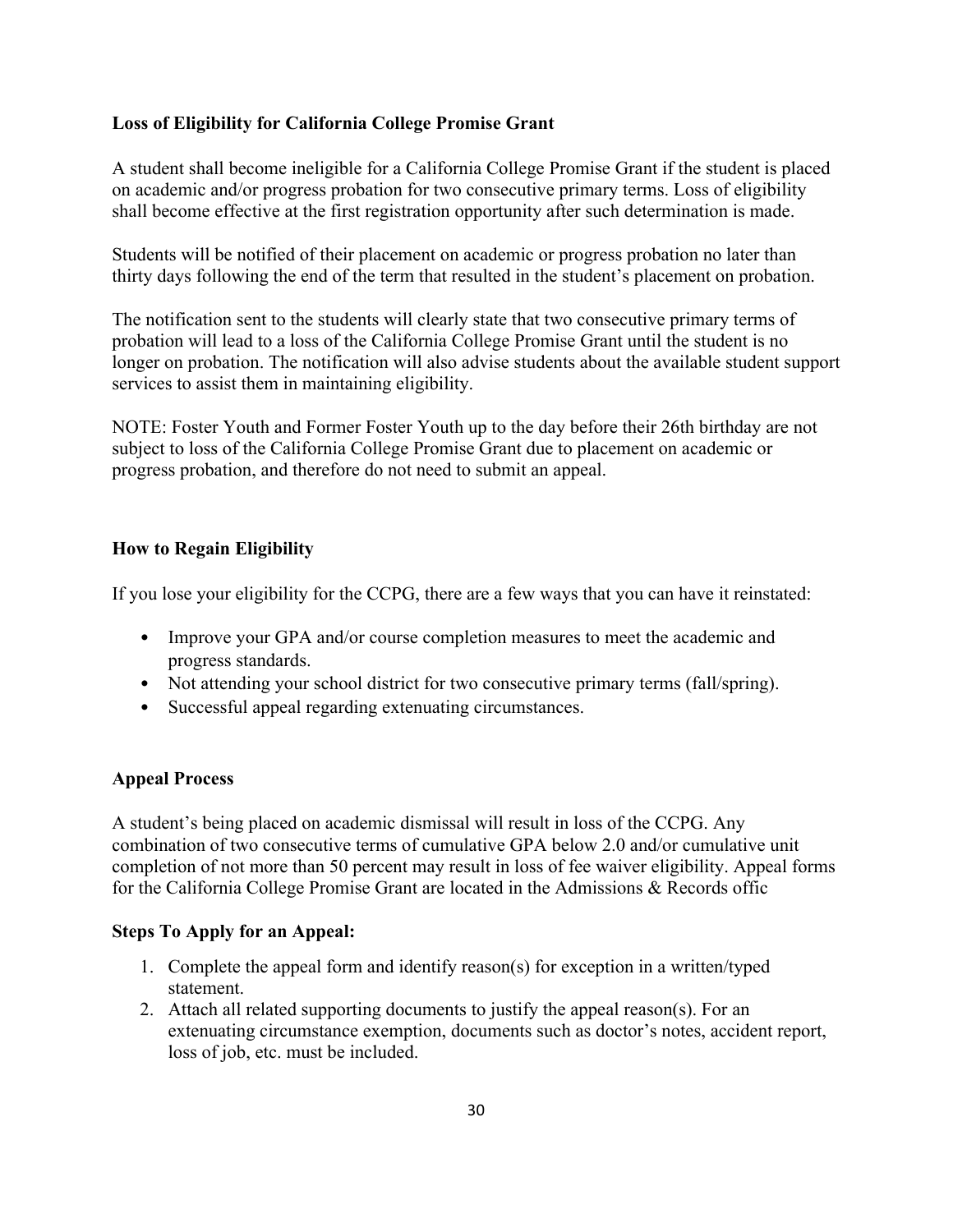**Loss of Eligibility for California College Promise Grant**

A student shall become ineligible for a California College Promise Grant if the student is placed on academic and/or progress probation for two consecutive primary terms. Loss of eligibility shall become effective at the first registration opportunity after such determination is made.

Students will be notified of their placement on academic or progress probation no later than thirty days following the end of the term that resulted in the student's placement on probation.

The notification sent to the students will clearly state that two consecutive primary terms of probation will lead to a loss of the California College Promise Grant until the student is no longer on probation. The notification will also advise students about the available student support services to assist them in maintaining eligibility.

NOTE: Foster Youth and Former Foster Youth up to the day before their 26th birthday are not subject to loss of the California College Promise Grant due to placement on academic or progress probation, and therefore do not need to submit an appeal.

**How to Regain Eligibility**

If you lose your eligibility for the CCPG, there are a few ways that you can have it reinstated:

- Improve your GPA and/or course completion measures to meet the academic and progress standards.
- Not attending your school district for two consecutive primary terms (fall/spring).
- Successful appeal regarding extenuating circumstances.

**Appeal Process**

A student's being placed on academic dismissal will result in loss of the CCPG. Any combination of two consecutive terms of cumulative GPA below 2.0 and/or cumulative unit completion of not more than 50 percent may result in loss of fee waiver eligibility. Appeal forms for the California College Promise Grant are located in the Admissions & Records offic

**Steps To Apply for an Appeal:**

1. Complete the appeal form and identify reason(s) for exception in a written/typed statement.
2. Attach all related supporting documents to justify the appeal reason(s). For an extenuating circumstance exemption, documents such as doctor's notes, accident report, loss of job, etc. must be included.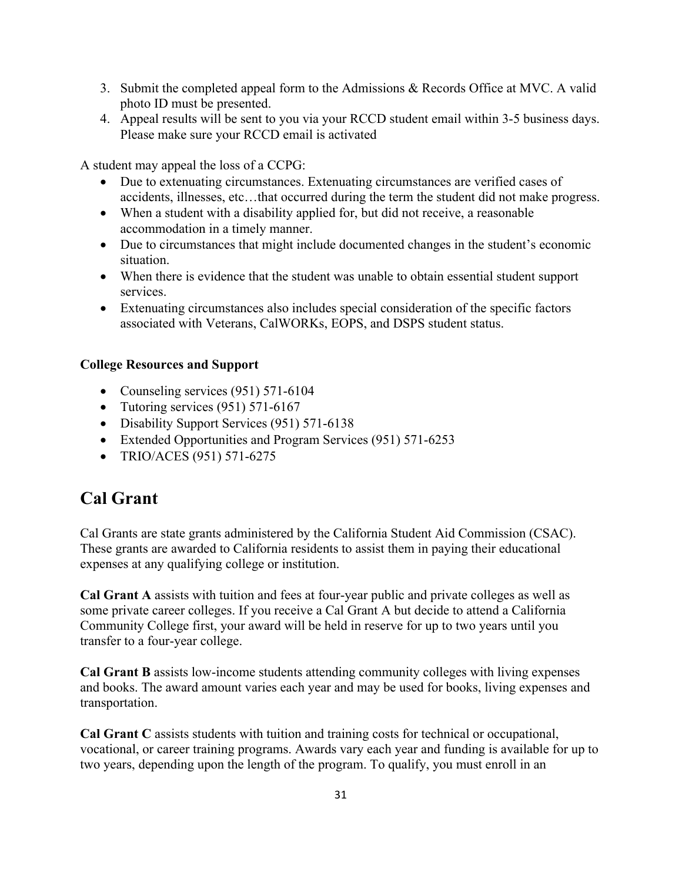3. Submit the completed appeal form to the Admissions & Records Office at MVC. A valid photo ID must be presented.
4. Appeal results will be sent to you via your RCCD student email within 3-5 business days. Please make sure your RCCD email is activated

A student may appeal the loss of a CCPG:

- Due to extenuating circumstances. Extenuating circumstances are verified cases of accidents, illnesses, etc…that occurred during the term the student did not make progress.
- When a student with a disability applied for, but did not receive, a reasonable accommodation in a timely manner.
- Due to circumstances that might include documented changes in the student's economic situation.
- When there is evidence that the student was unable to obtain essential student support services.
- Extenuating circumstances also includes special consideration of the specific factors associated with Veterans, CalWORKs, EOPS, and DSPS student status.

**College Resources and Support**

- Counseling services (951) 571-6104
- Tutoring services (951) 571-6167
- Disability Support Services (951) 571-6138
- Extended Opportunities and Program Services (951) 571-6253
- TRIO/ACES (951) 571-6275

## Cal Grant

Cal Grants are state grants administered by the California Student Aid Commission (CSAC). These grants are awarded to California residents to assist them in paying their educational expenses at any qualifying college or institution.

**Cal Grant A** assists with tuition and fees at four-year public and private colleges as well as some private career colleges. If you receive a Cal Grant A but decide to attend a California Community College first, your award will be held in reserve for up to two years until you transfer to a four-year college.

**Cal Grant B** assists low-income students attending community colleges with living expenses and books. The award amount varies each year and may be used for books, living expenses and transportation.

**Cal Grant C** assists students with tuition and training costs for technical or occupational, vocational, or career training programs. Awards vary each year and funding is available for up to two years, depending upon the length of the program. To qualify, you must enroll in an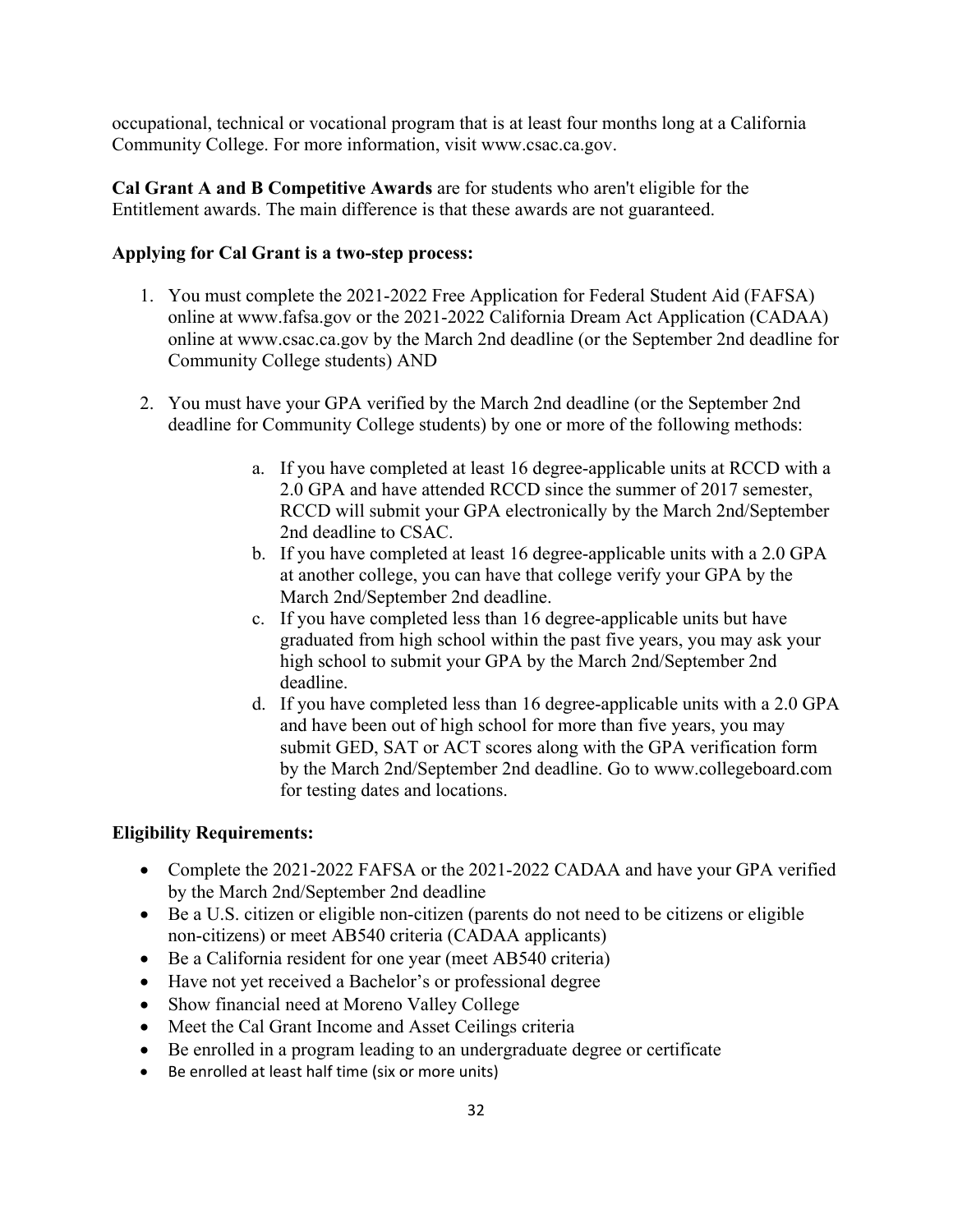occupational, technical or vocational program that is at least four months long at a California Community College. For more information, visit www.csac.ca.gov.

**Cal Grant A and B Competitive Awards** are for students who aren't eligible for the Entitlement awards. The main difference is that these awards are not guaranteed.

**Applying for Cal Grant is a two-step process:**

1. You must complete the 2021-2022 Free Application for Federal Student Aid (FAFSA) online at www.fafsa.gov or the 2021-2022 California Dream Act Application (CADAA) online at www.csac.ca.gov by the March 2nd deadline (or the September 2nd deadline for Community College students) AND

2. You must have your GPA verified by the March 2nd deadline (or the September 2nd deadline for Community College students) by one or more of the following methods:

    a. If you have completed at least 16 degree-applicable units at RCCD with a 2.0 GPA and have attended RCCD since the summer of 2017 semester, RCCD will submit your GPA electronically by the March 2nd/September 2nd deadline to CSAC.
    b. If you have completed at least 16 degree-applicable units with a 2.0 GPA at another college, you can have that college verify your GPA by the March 2nd/September 2nd deadline.
    c. If you have completed less than 16 degree-applicable units but have graduated from high school within the past five years, you may ask your high school to submit your GPA by the March 2nd/September 2nd deadline.
    d. If you have completed less than 16 degree-applicable units with a 2.0 GPA and have been out of high school for more than five years, you may submit GED, SAT or ACT scores along with the GPA verification form by the March 2nd/September 2nd deadline. Go to www.collegeboard.com for testing dates and locations.

**Eligibility Requirements:**

- Complete the 2021-2022 FAFSA or the 2021-2022 CADAA and have your GPA verified by the March 2nd/September 2nd deadline
- Be a U.S. citizen or eligible non-citizen (parents do not need to be citizens or eligible non-citizens) or meet AB540 criteria (CADAA applicants)
- Be a California resident for one year (meet AB540 criteria)
- Have not yet received a Bachelor's or professional degree
- Show financial need at Moreno Valley College
- Meet the Cal Grant Income and Asset Ceilings criteria
- Be enrolled in a program leading to an undergraduate degree or certificate
- Be enrolled at least half time (six or more units)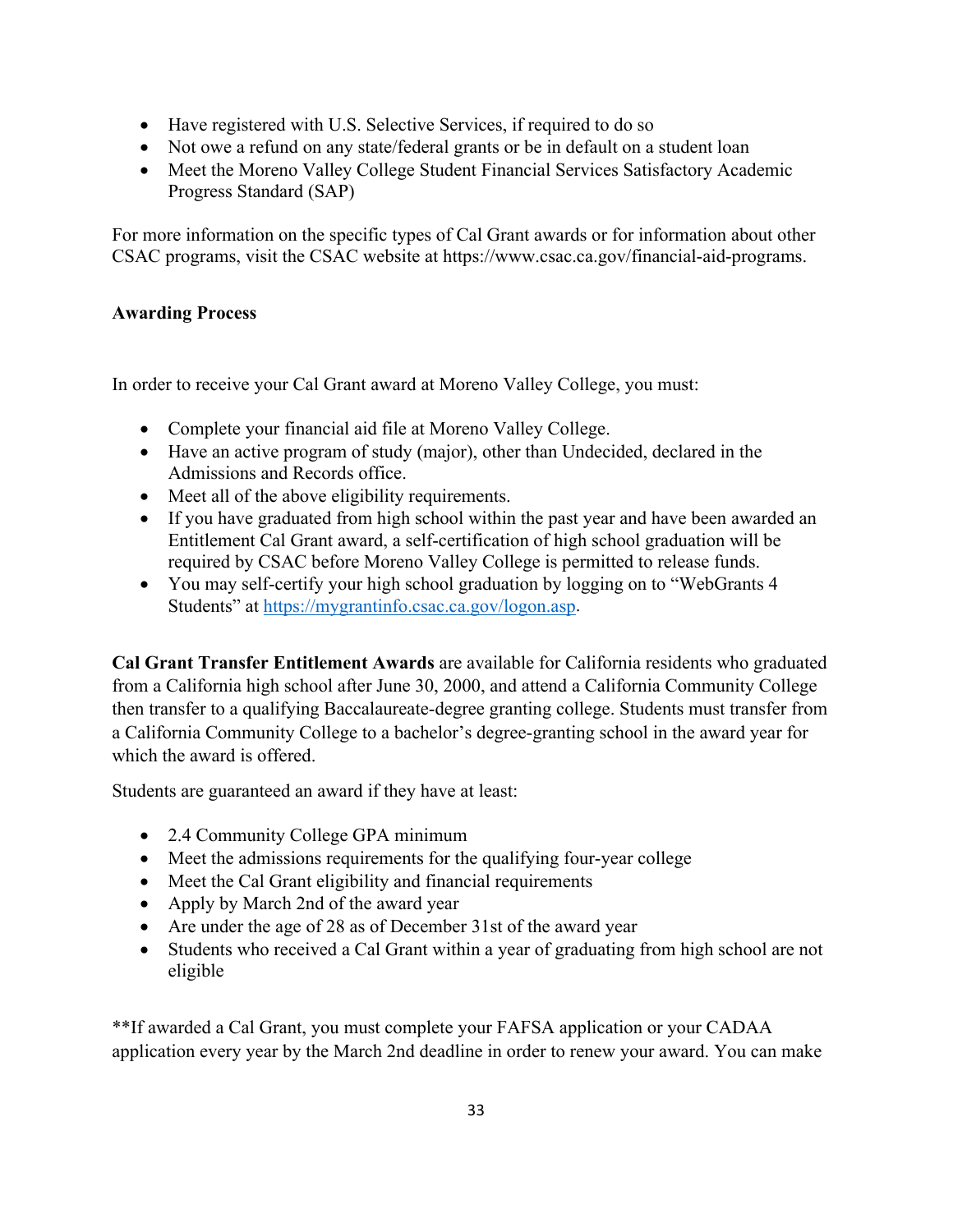- Have registered with U.S. Selective Services, if required to do so
- Not owe a refund on any state/federal grants or be in default on a student loan
- Meet the Moreno Valley College Student Financial Services Satisfactory Academic Progress Standard (SAP)

For more information on the specific types of Cal Grant awards or for information about other CSAC programs, visit the CSAC website at https://www.csac.ca.gov/financial-aid-programs.

**Awarding Process**

In order to receive your Cal Grant award at Moreno Valley College, you must:

- Complete your financial aid file at Moreno Valley College.
- Have an active program of study (major), other than Undecided, declared in the Admissions and Records office.
- Meet all of the above eligibility requirements.
- If you have graduated from high school within the past year and have been awarded an Entitlement Cal Grant award, a self-certification of high school graduation will be required by CSAC before Moreno Valley College is permitted to release funds.
- You may self-certify your high school graduation by logging on to "WebGrants 4 Students" at [https://mygrantinfo.csac.ca.gov/logon.asp](https://mygrantinfo.csac.ca.gov/logon.asp).

**Cal Grant Transfer Entitlement Awards** are available for California residents who graduated from a California high school after June 30, 2000, and attend a California Community College then transfer to a qualifying Baccalaureate-degree granting college. Students must transfer from a California Community College to a bachelor's degree-granting school in the award year for which the award is offered.

Students are guaranteed an award if they have at least:

- 2.4 Community College GPA minimum
- Meet the admissions requirements for the qualifying four-year college
- Meet the Cal Grant eligibility and financial requirements
- Apply by March 2nd of the award year
- Are under the age of 28 as of December 31st of the award year
- Students who received a Cal Grant within a year of graduating from high school are not eligible

**If awarded a Cal Grant, you must complete your FAFSA application or your CADAA application every year by the March 2nd deadline in order to renew your award. You can make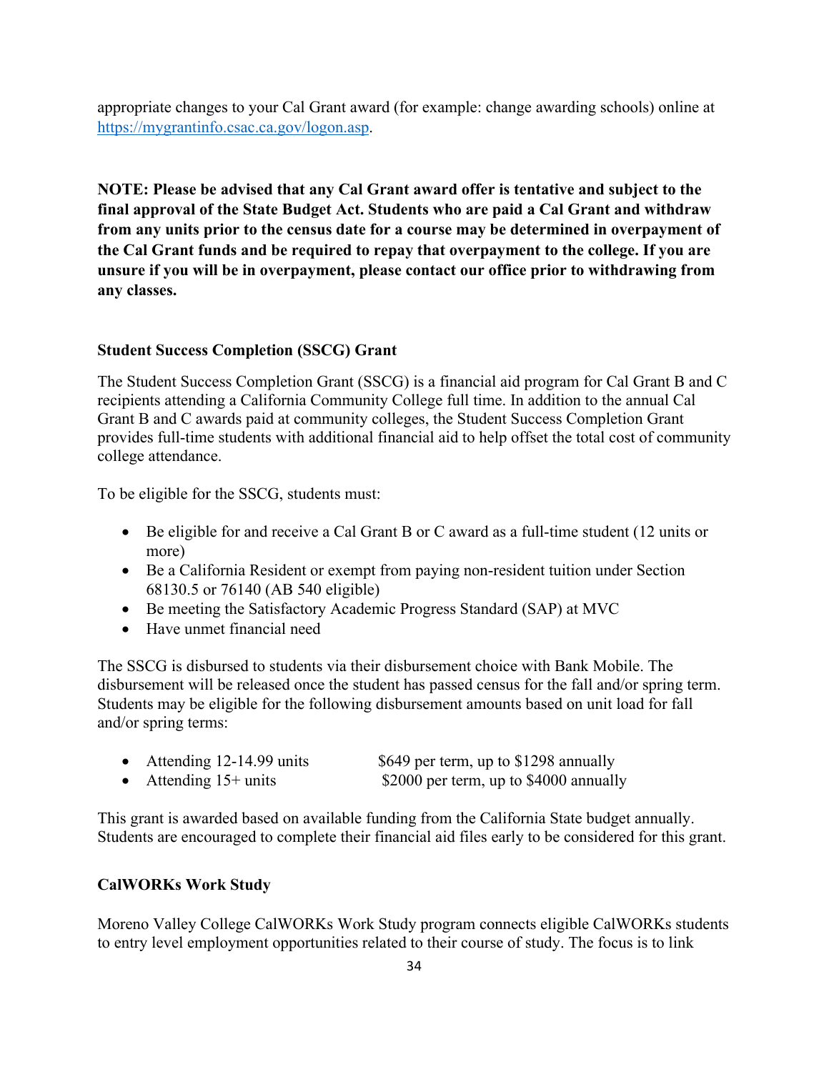appropriate changes to your Cal Grant award (for example: change awarding schools) online at [https://mygrantinfo.csac.ca.gov/logon.asp](https://mygrantinfo.csac.ca.gov/logon.asp).

**NOTE: Please be advised that any Cal Grant award offer is tentative and subject to the final approval of the State Budget Act. Students who are paid a Cal Grant and withdraw from any units prior to the census date for a course may be determined in overpayment of the Cal Grant funds and be required to repay that overpayment to the college. If you are unsure if you will be in overpayment, please contact our office prior to withdrawing from any classes.**

### Student Success Completion (SSCG) Grant

The Student Success Completion Grant (SSCG) is a financial aid program for Cal Grant B and C recipients attending a California Community College full time. In addition to the annual Cal Grant B and C awards paid at community colleges, the Student Success Completion Grant provides full-time students with additional financial aid to help offset the total cost of community college attendance.

To be eligible for the SSCG, students must:

- Be eligible for and receive a Cal Grant B or C award as a full-time student (12 units or more)
- Be a California Resident or exempt from paying non-resident tuition under Section 68130.5 or 76140 (AB 540 eligible)
- Be meeting the Satisfactory Academic Progress Standard (SAP) at MVC
- Have unmet financial need

The SSCG is disbursed to students via their disbursement choice with Bank Mobile. The disbursement will be released once the student has passed census for the fall and/or spring term. Students may be eligible for the following disbursement amounts based on unit load for fall and/or spring terms:

- Attending 12-14.99 units — $649 per term, up to $1298 annually
- Attending 15+ units — $2000 per term, up to $4000 annually

This grant is awarded based on available funding from the California State budget annually. Students are encouraged to complete their financial aid files early to be considered for this grant.

### CalWORKs Work Study

Moreno Valley College CalWORKs Work Study program connects eligible CalWORKs students to entry level employment opportunities related to their course of study. The focus is to link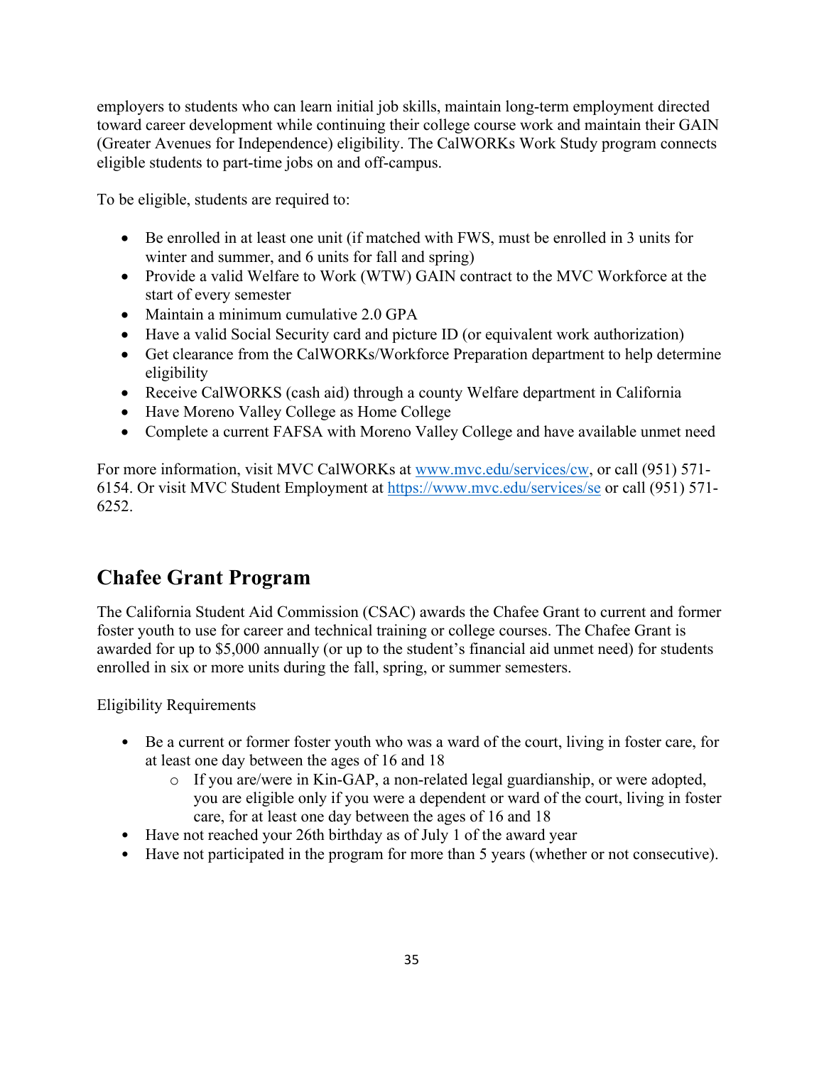employers to students who can learn initial job skills, maintain long-term employment directed toward career development while continuing their college course work and maintain their GAIN (Greater Avenues for Independence) eligibility. The CalWORKs Work Study program connects eligible students to part-time jobs on and off-campus.

To be eligible, students are required to:

- Be enrolled in at least one unit (if matched with FWS, must be enrolled in 3 units for winter and summer, and 6 units for fall and spring)
- Provide a valid Welfare to Work (WTW) GAIN contract to the MVC Workforce at the start of every semester
- Maintain a minimum cumulative 2.0 GPA
- Have a valid Social Security card and picture ID (or equivalent work authorization)
- Get clearance from the CalWORKs/Workforce Preparation department to help determine eligibility
- Receive CalWORKS (cash aid) through a county Welfare department in California
- Have Moreno Valley College as Home College
- Complete a current FAFSA with Moreno Valley College and have available unmet need

For more information, visit MVC CalWORKs at [www.mvc.edu/services/cw](www.mvc.edu/services/cw), or call (951) 571-6154. Or visit MVC Student Employment at [https://www.mvc.edu/services/se](https://www.mvc.edu/services/se) or call (951) 571-6252.

## Chafee Grant Program

The California Student Aid Commission (CSAC) awards the Chafee Grant to current and former foster youth to use for career and technical training or college courses. The Chafee Grant is awarded for up to $5,000 annually (or up to the student's financial aid unmet need) for students enrolled in six or more units during the fall, spring, or summer semesters.

Eligibility Requirements

- Be a current or former foster youth who was a ward of the court, living in foster care, for at least one day between the ages of 16 and 18
  - If you are/were in Kin-GAP, a non-related legal guardianship, or were adopted, you are eligible only if you were a dependent or ward of the court, living in foster care, for at least one day between the ages of 16 and 18
- Have not reached your 26th birthday as of July 1 of the award year
- Have not participated in the program for more than 5 years (whether or not consecutive).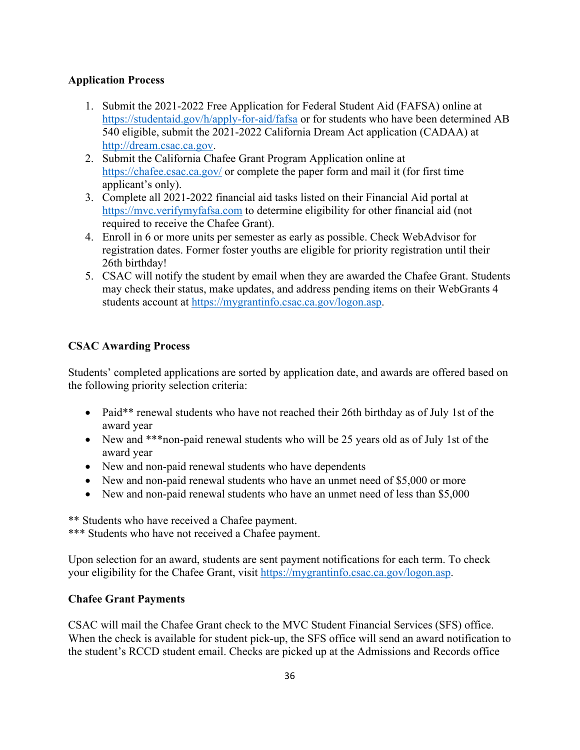**Application Process**

1. Submit the 2021-2022 Free Application for Federal Student Aid (FAFSA) online at https://studentaid.gov/h/apply-for-aid/fafsa or for students who have been determined AB 540 eligible, submit the 2021-2022 California Dream Act application (CADAA) at http://dream.csac.ca.gov.
2. Submit the California Chafee Grant Program Application online at https://chafee.csac.ca.gov/ or complete the paper form and mail it (for first time applicant's only).
3. Complete all 2021-2022 financial aid tasks listed on their Financial Aid portal at https://mvc.verifymyfafsa.com to determine eligibility for other financial aid (not required to receive the Chafee Grant).
4. Enroll in 6 or more units per semester as early as possible. Check WebAdvisor for registration dates. Former foster youths are eligible for priority registration until their 26th birthday!
5. CSAC will notify the student by email when they are awarded the Chafee Grant. Students may check their status, make updates, and address pending items on their WebGrants 4 students account at https://mygrantinfo.csac.ca.gov/logon.asp.

**CSAC Awarding Process**

Students' completed applications are sorted by application date, and awards are offered based on the following priority selection criteria:

- Paid** renewal students who have not reached their 26th birthday as of July 1st of the award year
- New and ***non-paid renewal students who will be 25 years old as of July 1st of the award year
- New and non-paid renewal students who have dependents
- New and non-paid renewal students who have an unmet need of $5,000 or more
- New and non-paid renewal students who have an unmet need of less than $5,000

** Students who have received a Chafee payment.
*** Students who have not received a Chafee payment.

Upon selection for an award, students are sent payment notifications for each term. To check your eligibility for the Chafee Grant, visit https://mygrantinfo.csac.ca.gov/logon.asp.

**Chafee Grant Payments**

CSAC will mail the Chafee Grant check to the MVC Student Financial Services (SFS) office. When the check is available for student pick-up, the SFS office will send an award notification to the student's RCCD student email. Checks are picked up at the Admissions and Records office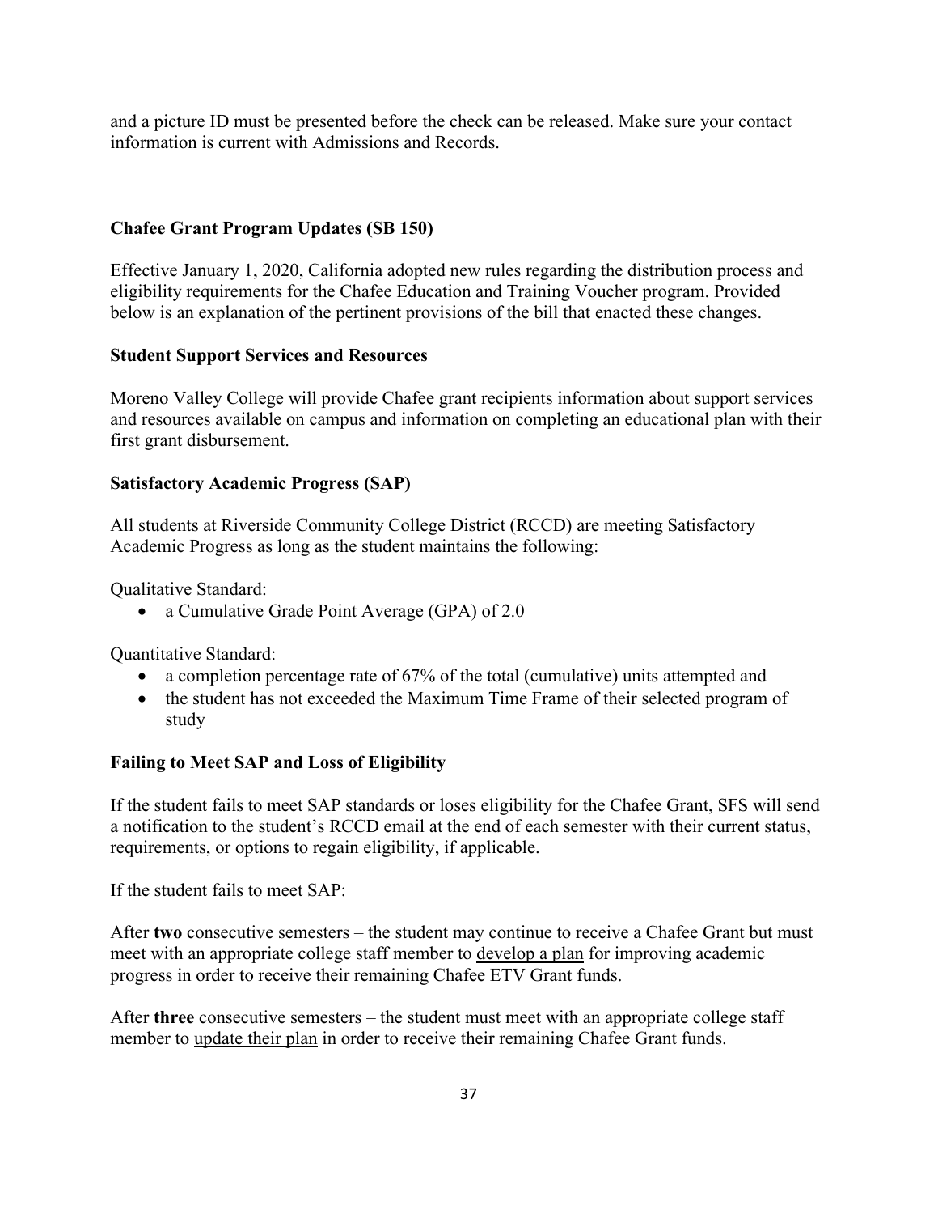and a picture ID must be presented before the check can be released. Make sure your contact information is current with Admissions and Records.

## Chafee Grant Program Updates (SB 150)

Effective January 1, 2020, California adopted new rules regarding the distribution process and eligibility requirements for the Chafee Education and Training Voucher program. Provided below is an explanation of the pertinent provisions of the bill that enacted these changes.

### Student Support Services and Resources

Moreno Valley College will provide Chafee grant recipients information about support services and resources available on campus and information on completing an educational plan with their first grant disbursement.

### Satisfactory Academic Progress (SAP)

All students at Riverside Community College District (RCCD) are meeting Satisfactory Academic Progress as long as the student maintains the following:

Qualitative Standard:

- a Cumulative Grade Point Average (GPA) of 2.0

Quantitative Standard:

- a completion percentage rate of 67% of the total (cumulative) units attempted and
- the student has not exceeded the Maximum Time Frame of their selected program of study

### Failing to Meet SAP and Loss of Eligibility

If the student fails to meet SAP standards or loses eligibility for the Chafee Grant, SFS will send a notification to the student's RCCD email at the end of each semester with their current status, requirements, or options to regain eligibility, if applicable.

If the student fails to meet SAP:

After **two** consecutive semesters – the student may continue to receive a Chafee Grant but must meet with an appropriate college staff member to <u>develop a plan</u> for improving academic progress in order to receive their remaining Chafee ETV Grant funds.

After **three** consecutive semesters – the student must meet with an appropriate college staff member to <u>update their plan</u> in order to receive their remaining Chafee Grant funds.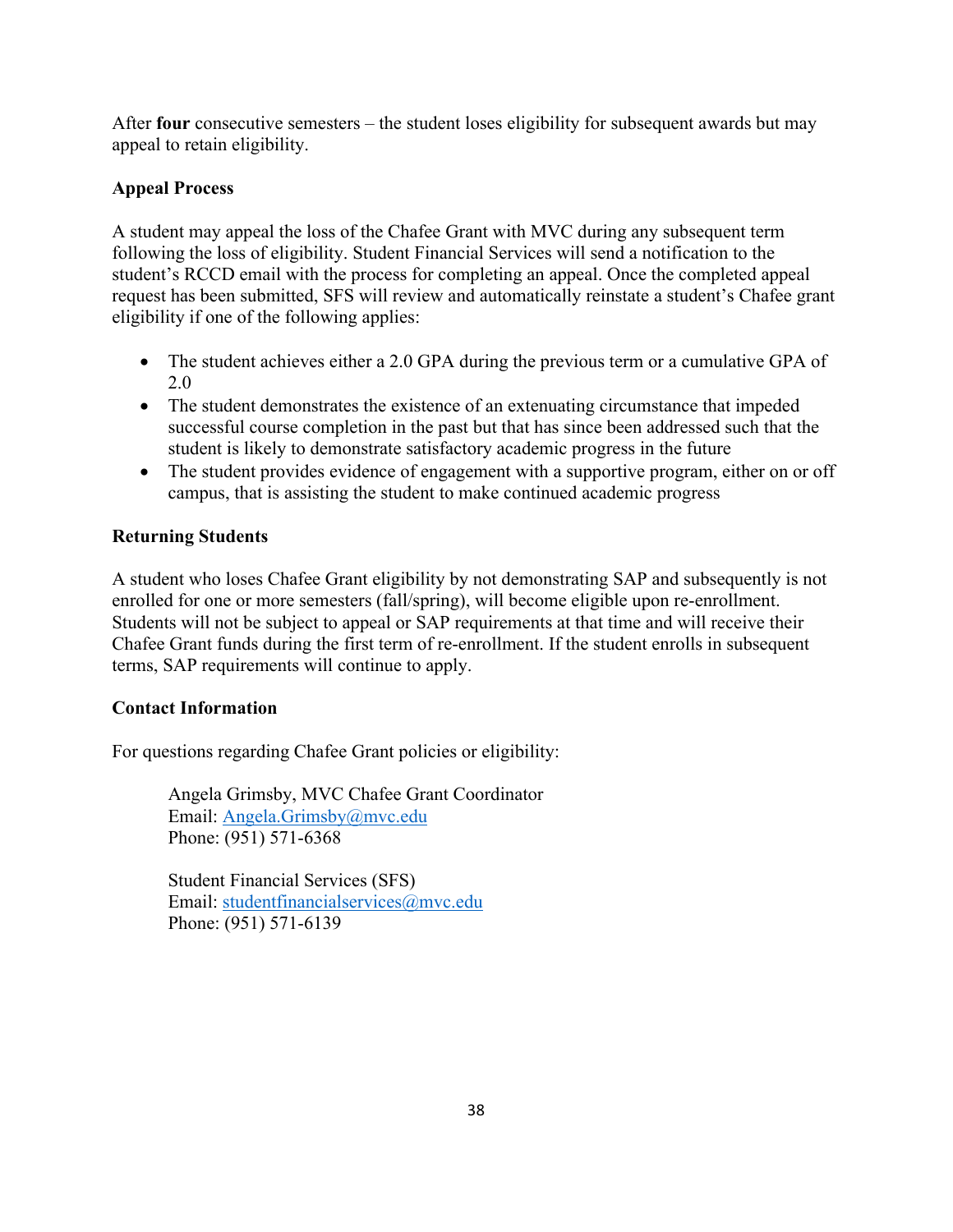After **four** consecutive semesters – the student loses eligibility for subsequent awards but may appeal to retain eligibility.

**Appeal Process**

A student may appeal the loss of the Chafee Grant with MVC during any subsequent term following the loss of eligibility. Student Financial Services will send a notification to the student's RCCD email with the process for completing an appeal. Once the completed appeal request has been submitted, SFS will review and automatically reinstate a student's Chafee grant eligibility if one of the following applies:

- The student achieves either a 2.0 GPA during the previous term or a cumulative GPA of 2.0
- The student demonstrates the existence of an extenuating circumstance that impeded successful course completion in the past but that has since been addressed such that the student is likely to demonstrate satisfactory academic progress in the future
- The student provides evidence of engagement with a supportive program, either on or off campus, that is assisting the student to make continued academic progress

**Returning Students**

A student who loses Chafee Grant eligibility by not demonstrating SAP and subsequently is not enrolled for one or more semesters (fall/spring), will become eligible upon re-enrollment. Students will not be subject to appeal or SAP requirements at that time and will receive their Chafee Grant funds during the first term of re-enrollment. If the student enrolls in subsequent terms, SAP requirements will continue to apply.

**Contact Information**

For questions regarding Chafee Grant policies or eligibility:

Angela Grimsby, MVC Chafee Grant Coordinator
Email: Angela.Grimsby@mvc.edu
Phone: (951) 571-6368

Student Financial Services (SFS)
Email: studentfinancialservices@mvc.edu
Phone: (951) 571-6139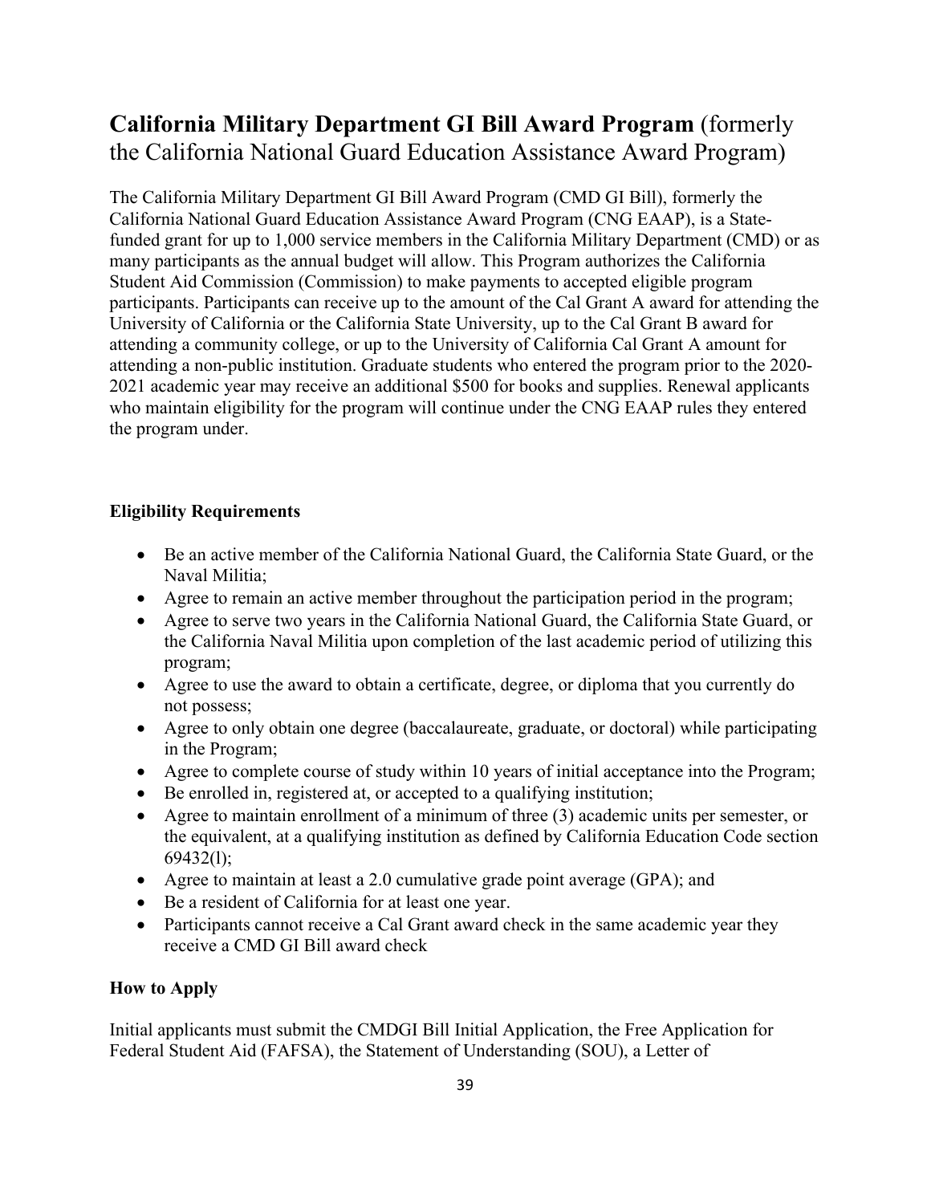## **California Military Department GI Bill Award Program** (formerly the California National Guard Education Assistance Award Program)

The California Military Department GI Bill Award Program (CMD GI Bill), formerly the California National Guard Education Assistance Award Program (CNG EAAP), is a State-funded grant for up to 1,000 service members in the California Military Department (CMD) or as many participants as the annual budget will allow. This Program authorizes the California Student Aid Commission (Commission) to make payments to accepted eligible program participants. Participants can receive up to the amount of the Cal Grant A award for attending the University of California or the California State University, up to the Cal Grant B award for attending a community college, or up to the University of California Cal Grant A amount for attending a non-public institution. Graduate students who entered the program prior to the 2020-2021 academic year may receive an additional $500 for books and supplies. Renewal applicants who maintain eligibility for the program will continue under the CNG EAAP rules they entered the program under.

### **Eligibility Requirements**

- Be an active member of the California National Guard, the California State Guard, or the Naval Militia;
- Agree to remain an active member throughout the participation period in the program;
- Agree to serve two years in the California National Guard, the California State Guard, or the California Naval Militia upon completion of the last academic period of utilizing this program;
- Agree to use the award to obtain a certificate, degree, or diploma that you currently do not possess;
- Agree to only obtain one degree (baccalaureate, graduate, or doctoral) while participating in the Program;
- Agree to complete course of study within 10 years of initial acceptance into the Program;
- Be enrolled in, registered at, or accepted to a qualifying institution;
- Agree to maintain enrollment of a minimum of three (3) academic units per semester, or the equivalent, at a qualifying institution as defined by California Education Code section 69432(l);
- Agree to maintain at least a 2.0 cumulative grade point average (GPA); and
- Be a resident of California for at least one year.
- Participants cannot receive a Cal Grant award check in the same academic year they receive a CMD GI Bill award check

### **How to Apply**

Initial applicants must submit the CMDGI Bill Initial Application, the Free Application for Federal Student Aid (FAFSA), the Statement of Understanding (SOU), a Letter of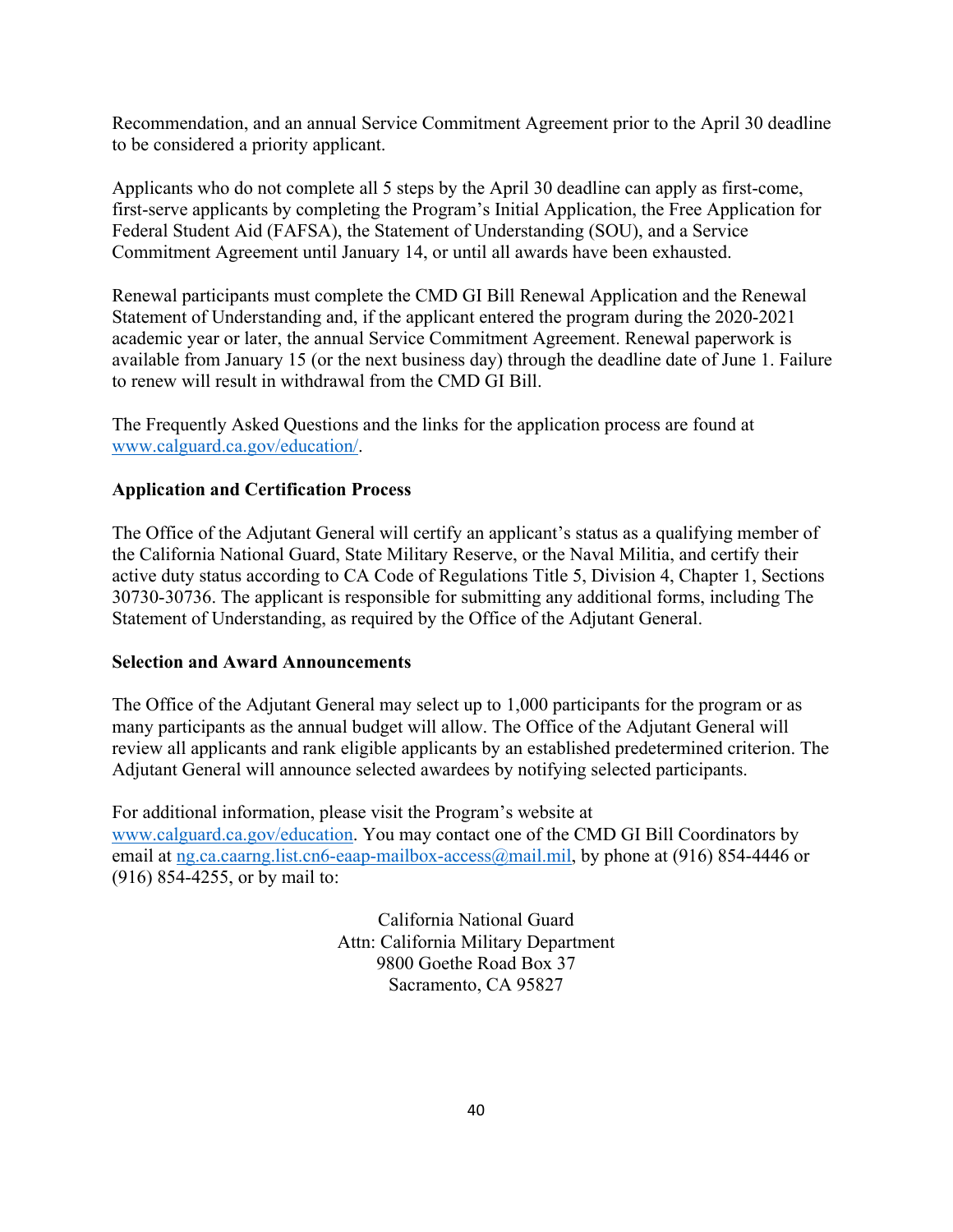Recommendation, and an annual Service Commitment Agreement prior to the April 30 deadline to be considered a priority applicant.

Applicants who do not complete all 5 steps by the April 30 deadline can apply as first-come, first-serve applicants by completing the Program's Initial Application, the Free Application for Federal Student Aid (FAFSA), the Statement of Understanding (SOU), and a Service Commitment Agreement until January 14, or until all awards have been exhausted.

Renewal participants must complete the CMD GI Bill Renewal Application and the Renewal Statement of Understanding and, if the applicant entered the program during the 2020-2021 academic year or later, the annual Service Commitment Agreement. Renewal paperwork is available from January 15 (or the next business day) through the deadline date of June 1. Failure to renew will result in withdrawal from the CMD GI Bill.

The Frequently Asked Questions and the links for the application process are found at [www.calguard.ca.gov/education/](www.calguard.ca.gov/education/).

**Application and Certification Process**

The Office of the Adjutant General will certify an applicant's status as a qualifying member of the California National Guard, State Military Reserve, or the Naval Militia, and certify their active duty status according to CA Code of Regulations Title 5, Division 4, Chapter 1, Sections 30730-30736. The applicant is responsible for submitting any additional forms, including The Statement of Understanding, as required by the Office of the Adjutant General.

**Selection and Award Announcements**

The Office of the Adjutant General may select up to 1,000 participants for the program or as many participants as the annual budget will allow. The Office of the Adjutant General will review all applicants and rank eligible applicants by an established predetermined criterion. The Adjutant General will announce selected awardees by notifying selected participants.

For additional information, please visit the Program's website at [www.calguard.ca.gov/education](www.calguard.ca.gov/education). You may contact one of the CMD GI Bill Coordinators by email at [ng.ca.caarng.list.cn6-eaap-mailbox-access@mail.mil](mailto:ng.ca.caarng.list.cn6-eaap-mailbox-access@mail.mil), by phone at (916) 854-4446 or (916) 854-4255, or by mail to:

California National Guard
Attn: California Military Department
9800 Goethe Road Box 37
Sacramento, CA 95827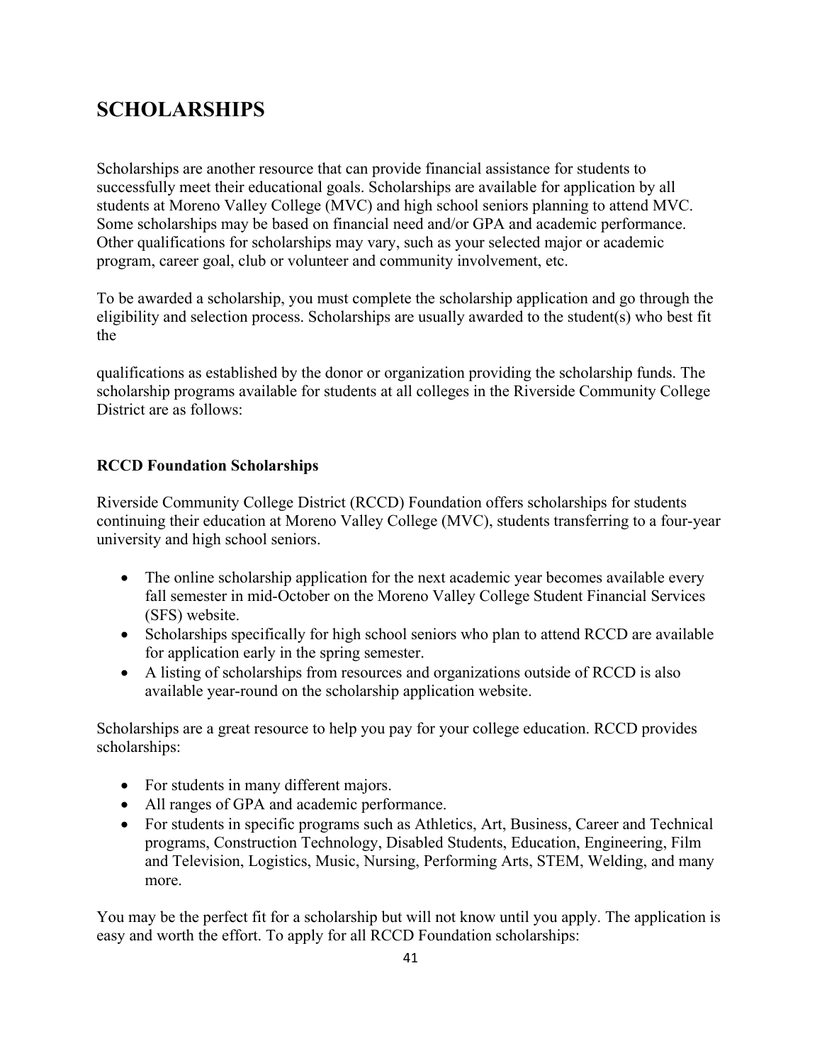# SCHOLARSHIPS

Scholarships are another resource that can provide financial assistance for students to successfully meet their educational goals. Scholarships are available for application by all students at Moreno Valley College (MVC) and high school seniors planning to attend MVC. Some scholarships may be based on financial need and/or GPA and academic performance. Other qualifications for scholarships may vary, such as your selected major or academic program, career goal, club or volunteer and community involvement, etc.

To be awarded a scholarship, you must complete the scholarship application and go through the eligibility and selection process. Scholarships are usually awarded to the student(s) who best fit the

qualifications as established by the donor or organization providing the scholarship funds. The scholarship programs available for students at all colleges in the Riverside Community College District are as follows:

### RCCD Foundation Scholarships

Riverside Community College District (RCCD) Foundation offers scholarships for students continuing their education at Moreno Valley College (MVC), students transferring to a four-year university and high school seniors.

- The online scholarship application for the next academic year becomes available every fall semester in mid-October on the Moreno Valley College Student Financial Services (SFS) website.
- Scholarships specifically for high school seniors who plan to attend RCCD are available for application early in the spring semester.
- A listing of scholarships from resources and organizations outside of RCCD is also available year-round on the scholarship application website.

Scholarships are a great resource to help you pay for your college education. RCCD provides scholarships:

- For students in many different majors.
- All ranges of GPA and academic performance.
- For students in specific programs such as Athletics, Art, Business, Career and Technical programs, Construction Technology, Disabled Students, Education, Engineering, Film and Television, Logistics, Music, Nursing, Performing Arts, STEM, Welding, and many more.

You may be the perfect fit for a scholarship but will not know until you apply. The application is easy and worth the effort. To apply for all RCCD Foundation scholarships: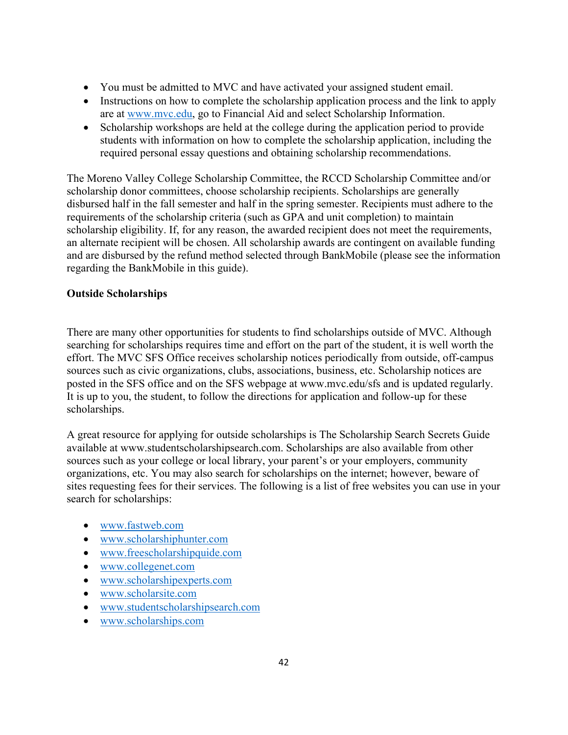- You must be admitted to MVC and have activated your assigned student email.
- Instructions on how to complete the scholarship application process and the link to apply are at www.mvc.edu, go to Financial Aid and select Scholarship Information.
- Scholarship workshops are held at the college during the application period to provide students with information on how to complete the scholarship application, including the required personal essay questions and obtaining scholarship recommendations.

The Moreno Valley College Scholarship Committee, the RCCD Scholarship Committee and/or scholarship donor committees, choose scholarship recipients. Scholarships are generally disbursed half in the fall semester and half in the spring semester. Recipients must adhere to the requirements of the scholarship criteria (such as GPA and unit completion) to maintain scholarship eligibility. If, for any reason, the awarded recipient does not meet the requirements, an alternate recipient will be chosen. All scholarship awards are contingent on available funding and are disbursed by the refund method selected through BankMobile (please see the information regarding the BankMobile in this guide).

**Outside Scholarships**

There are many other opportunities for students to find scholarships outside of MVC. Although searching for scholarships requires time and effort on the part of the student, it is well worth the effort. The MVC SFS Office receives scholarship notices periodically from outside, off-campus sources such as civic organizations, clubs, associations, business, etc. Scholarship notices are posted in the SFS office and on the SFS webpage at www.mvc.edu/sfs and is updated regularly. It is up to you, the student, to follow the directions for application and follow-up for these scholarships.

A great resource for applying for outside scholarships is The Scholarship Search Secrets Guide available at www.studentscholarshipsearch.com. Scholarships are also available from other sources such as your college or local library, your parent's or your employers, community organizations, etc. You may also search for scholarships on the internet; however, beware of sites requesting fees for their services. The following is a list of free websites you can use in your search for scholarships:

- www.fastweb.com
- www.scholarshiphunter.com
- www.freescholarshipquide.com
- www.collegenet.com
- www.scholarshipexperts.com
- www.scholarsite.com
- www.studentscholarshipsearch.com
- www.scholarships.com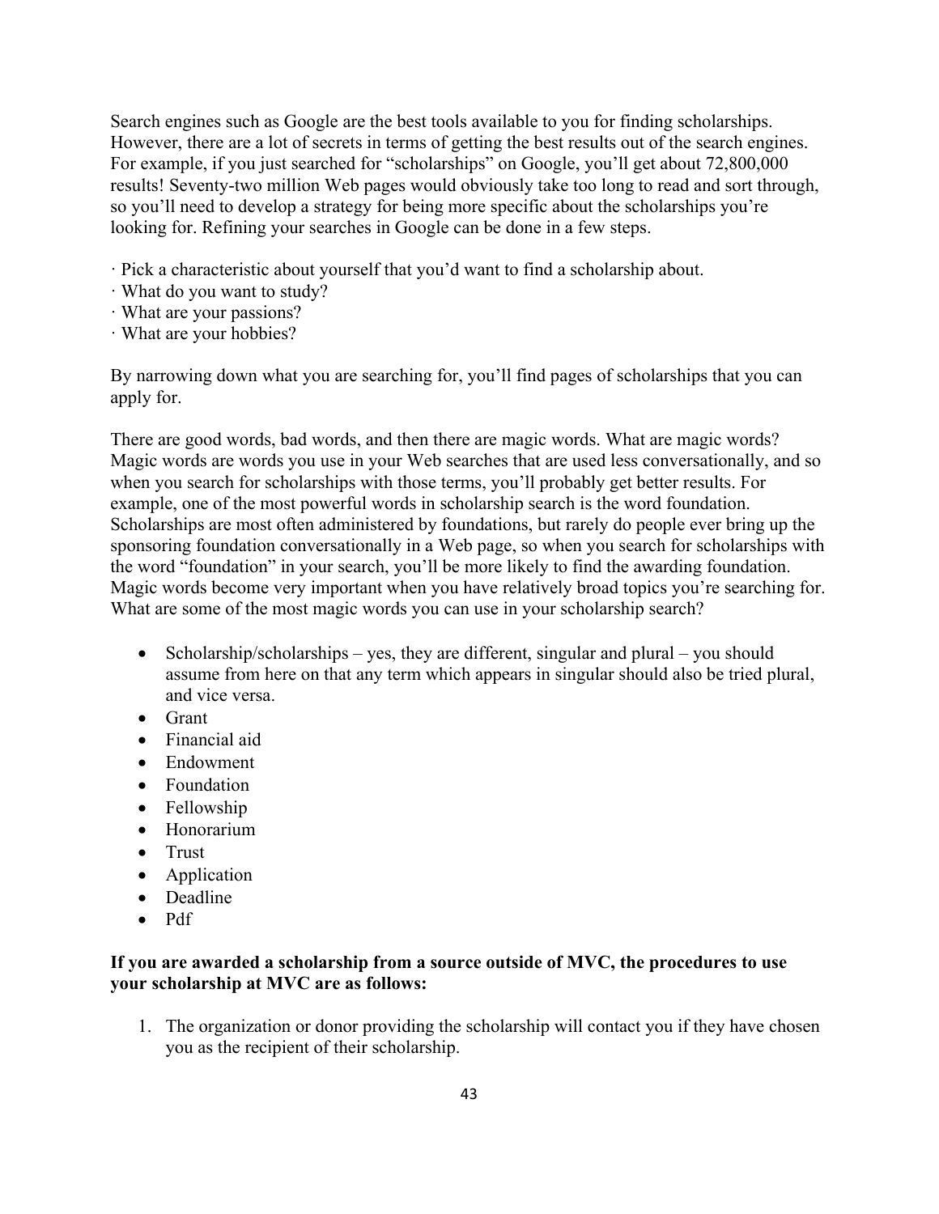Search engines such as Google are the best tools available to you for finding scholarships. However, there are a lot of secrets in terms of getting the best results out of the search engines. For example, if you just searched for "scholarships" on Google, you'll get about 72,800,000 results! Seventy-two million Web pages would obviously take too long to read and sort through, so you'll need to develop a strategy for being more specific about the scholarships you're looking for. Refining your searches in Google can be done in a few steps.

· Pick a characteristic about yourself that you'd want to find a scholarship about.
· What do you want to study?
· What are your passions?
· What are your hobbies?

By narrowing down what you are searching for, you'll find pages of scholarships that you can apply for.

There are good words, bad words, and then there are magic words. What are magic words? Magic words are words you use in your Web searches that are used less conversationally, and so when you search for scholarships with those terms, you'll probably get better results. For example, one of the most powerful words in scholarship search is the word foundation. Scholarships are most often administered by foundations, but rarely do people ever bring up the sponsoring foundation conversationally in a Web page, so when you search for scholarships with the word "foundation" in your search, you'll be more likely to find the awarding foundation. Magic words become very important when you have relatively broad topics you're searching for. What are some of the most magic words you can use in your scholarship search?

- Scholarship/scholarships – yes, they are different, singular and plural – you should assume from here on that any term which appears in singular should also be tried plural, and vice versa.
- Grant
- Financial aid
- Endowment
- Foundation
- Fellowship
- Honorarium
- Trust
- Application
- Deadline
- Pdf

**If you are awarded a scholarship from a source outside of MVC, the procedures to use your scholarship at MVC are as follows:**

1. The organization or donor providing the scholarship will contact you if they have chosen you as the recipient of their scholarship.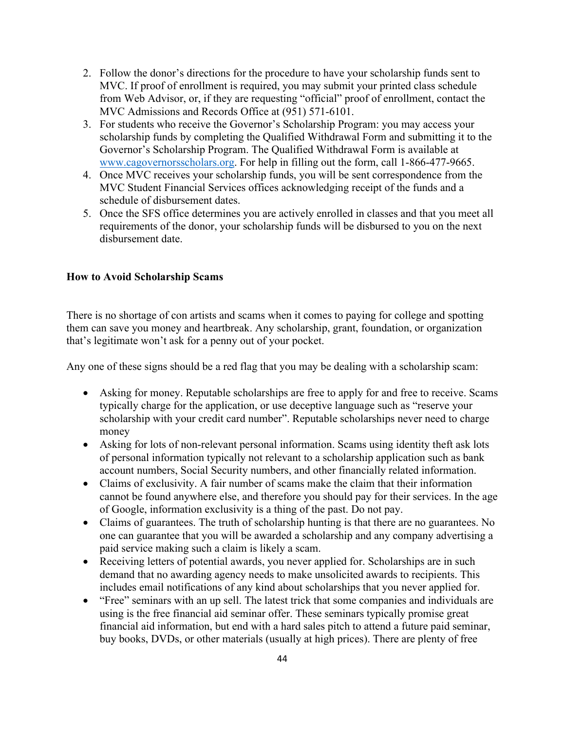2. Follow the donor's directions for the procedure to have your scholarship funds sent to MVC. If proof of enrollment is required, you may submit your printed class schedule from Web Advisor, or, if they are requesting "official" proof of enrollment, contact the MVC Admissions and Records Office at (951) 571-6101.
3. For students who receive the Governor's Scholarship Program: you may access your scholarship funds by completing the Qualified Withdrawal Form and submitting it to the Governor's Scholarship Program. The Qualified Withdrawal Form is available at [www.cagovernorsscholars.org](http://www.cagovernorsscholars.org). For help in filling out the form, call 1-866-477-9665.
4. Once MVC receives your scholarship funds, you will be sent correspondence from the MVC Student Financial Services offices acknowledging receipt of the funds and a schedule of disbursement dates.
5. Once the SFS office determines you are actively enrolled in classes and that you meet all requirements of the donor, your scholarship funds will be disbursed to you on the next disbursement date.

**How to Avoid Scholarship Scams**

There is no shortage of con artists and scams when it comes to paying for college and spotting them can save you money and heartbreak. Any scholarship, grant, foundation, or organization that's legitimate won't ask for a penny out of your pocket.

Any one of these signs should be a red flag that you may be dealing with a scholarship scam:

- Asking for money. Reputable scholarships are free to apply for and free to receive. Scams typically charge for the application, or use deceptive language such as "reserve your scholarship with your credit card number". Reputable scholarships never need to charge money
- Asking for lots of non-relevant personal information. Scams using identity theft ask lots of personal information typically not relevant to a scholarship application such as bank account numbers, Social Security numbers, and other financially related information.
- Claims of exclusivity. A fair number of scams make the claim that their information cannot be found anywhere else, and therefore you should pay for their services. In the age of Google, information exclusivity is a thing of the past. Do not pay.
- Claims of guarantees. The truth of scholarship hunting is that there are no guarantees. No one can guarantee that you will be awarded a scholarship and any company advertising a paid service making such a claim is likely a scam.
- Receiving letters of potential awards, you never applied for. Scholarships are in such demand that no awarding agency needs to make unsolicited awards to recipients. This includes email notifications of any kind about scholarships that you never applied for.
- "Free" seminars with an up sell. The latest trick that some companies and individuals are using is the free financial aid seminar offer. These seminars typically promise great financial aid information, but end with a hard sales pitch to attend a future paid seminar, buy books, DVDs, or other materials (usually at high prices). There are plenty of free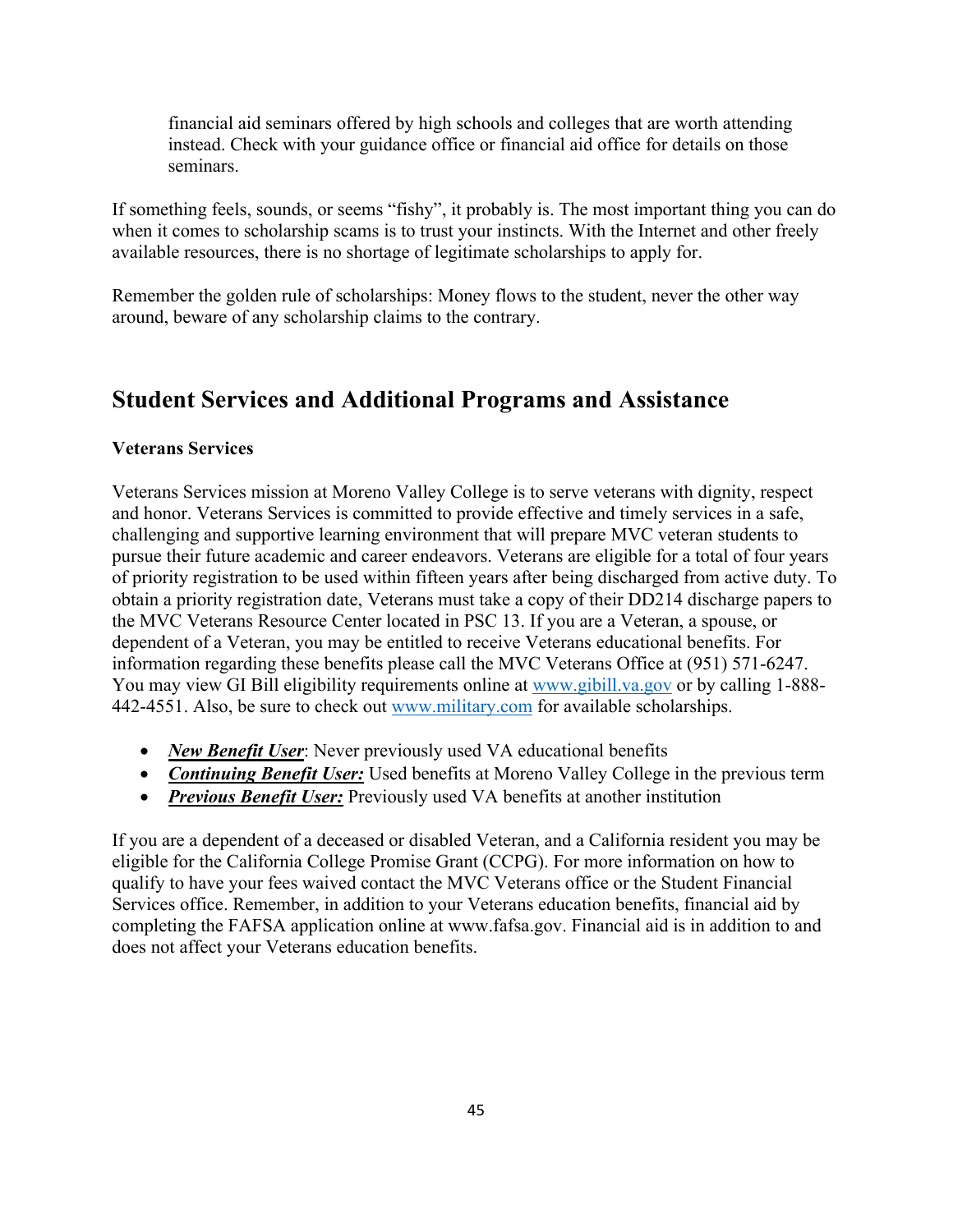financial aid seminars offered by high schools and colleges that are worth attending instead. Check with your guidance office or financial aid office for details on those seminars.

If something feels, sounds, or seems "fishy", it probably is. The most important thing you can do when it comes to scholarship scams is to trust your instincts. With the Internet and other freely available resources, there is no shortage of legitimate scholarships to apply for.

Remember the golden rule of scholarships: Money flows to the student, never the other way around, beware of any scholarship claims to the contrary.

## Student Services and Additional Programs and Assistance

### Veterans Services

Veterans Services mission at Moreno Valley College is to serve veterans with dignity, respect and honor. Veterans Services is committed to provide effective and timely services in a safe, challenging and supportive learning environment that will prepare MVC veteran students to pursue their future academic and career endeavors. Veterans are eligible for a total of four years of priority registration to be used within fifteen years after being discharged from active duty. To obtain a priority registration date, Veterans must take a copy of their DD214 discharge papers to the MVC Veterans Resource Center located in PSC 13. If you are a Veteran, a spouse, or dependent of a Veteran, you may be entitled to receive Veterans educational benefits. For information regarding these benefits please call the MVC Veterans Office at (951) 571-6247. You may view GI Bill eligibility requirements online at www.gibill.va.gov or by calling 1-888-442-4551. Also, be sure to check out www.military.com for available scholarships.

- ***New Benefit User***: Never previously used VA educational benefits
- ***Continuing Benefit User:*** Used benefits at Moreno Valley College in the previous term
- ***Previous Benefit User:*** Previously used VA benefits at another institution

If you are a dependent of a deceased or disabled Veteran, and a California resident you may be eligible for the California College Promise Grant (CCPG). For more information on how to qualify to have your fees waived contact the MVC Veterans office or the Student Financial Services office. Remember, in addition to your Veterans education benefits, financial aid by completing the FAFSA application online at www.fafsa.gov. Financial aid is in addition to and does not affect your Veterans education benefits.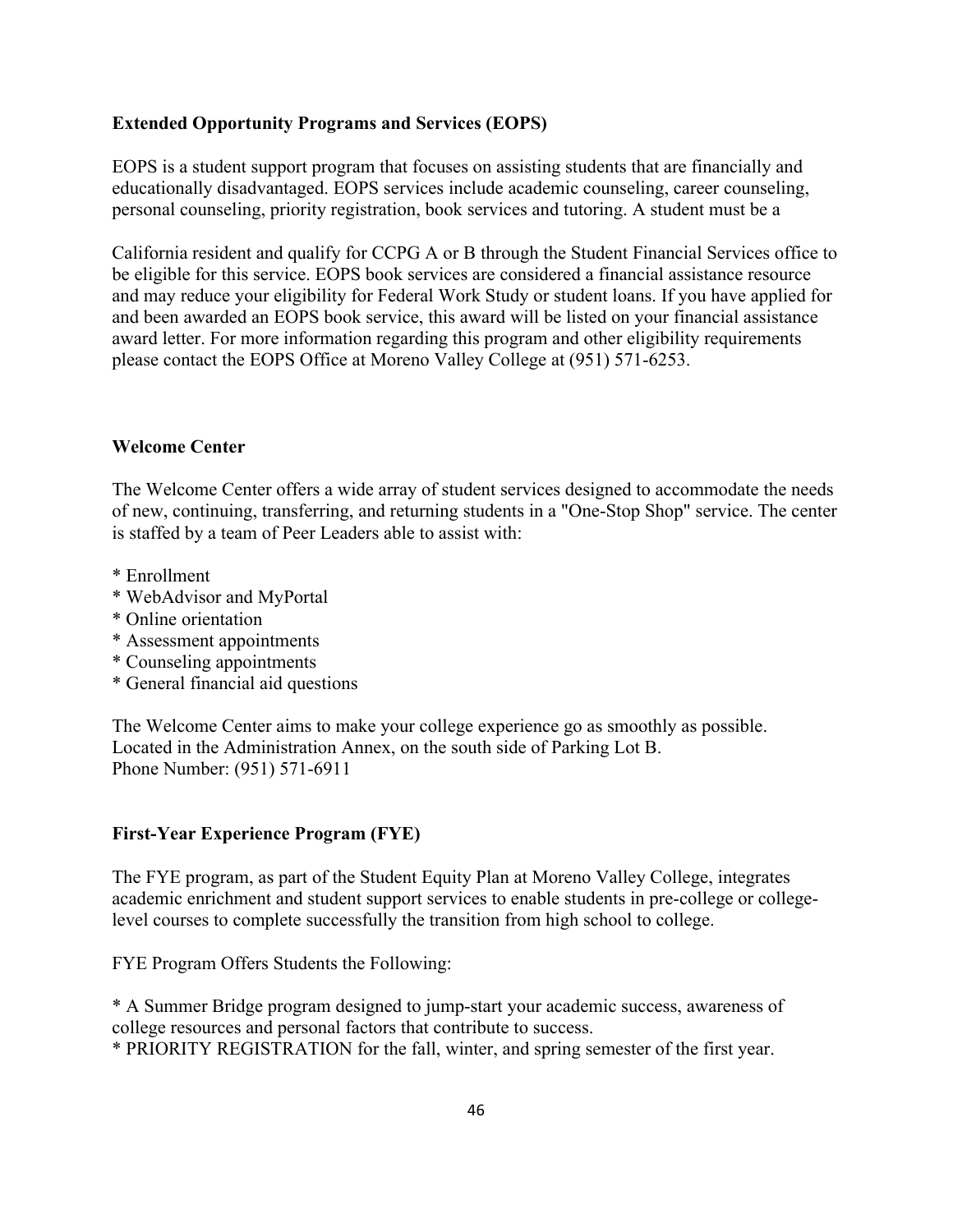**Extended Opportunity Programs and Services (EOPS)**

EOPS is a student support program that focuses on assisting students that are financially and educationally disadvantaged. EOPS services include academic counseling, career counseling, personal counseling, priority registration, book services and tutoring. A student must be a

California resident and qualify for CCPG A or B through the Student Financial Services office to be eligible for this service. EOPS book services are considered a financial assistance resource and may reduce your eligibility for Federal Work Study or student loans. If you have applied for and been awarded an EOPS book service, this award will be listed on your financial assistance award letter. For more information regarding this program and other eligibility requirements please contact the EOPS Office at Moreno Valley College at (951) 571-6253.

**Welcome Center**

The Welcome Center offers a wide array of student services designed to accommodate the needs of new, continuing, transferring, and returning students in a "One-Stop Shop" service. The center is staffed by a team of Peer Leaders able to assist with:

* Enrollment
* WebAdvisor and MyPortal
* Online orientation
* Assessment appointments
* Counseling appointments
* General financial aid questions

The Welcome Center aims to make your college experience go as smoothly as possible.
Located in the Administration Annex, on the south side of Parking Lot B.
Phone Number: (951) 571-6911

**First-Year Experience Program (FYE)**

The FYE program, as part of the Student Equity Plan at Moreno Valley College, integrates academic enrichment and student support services to enable students in pre-college or college-level courses to complete successfully the transition from high school to college.

FYE Program Offers Students the Following:

* A Summer Bridge program designed to jump-start your academic success, awareness of college resources and personal factors that contribute to success.
* PRIORITY REGISTRATION for the fall, winter, and spring semester of the first year.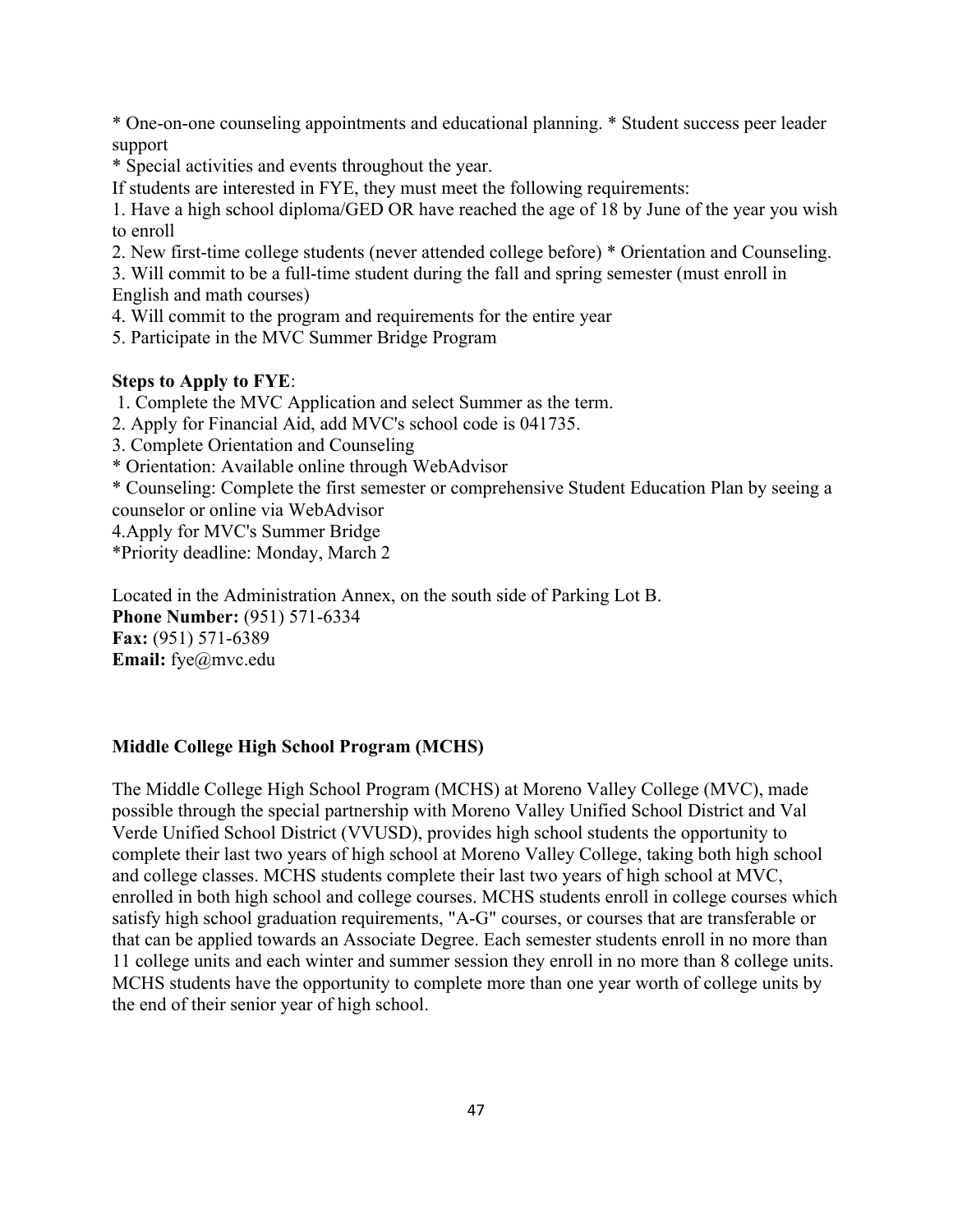* One-on-one counseling appointments and educational planning. * Student success peer leader support
* Special activities and events throughout the year.

If students are interested in FYE, they must meet the following requirements:

1. Have a high school diploma/GED OR have reached the age of 18 by June of the year you wish to enroll
2. New first-time college students (never attended college before) * Orientation and Counseling.
3. Will commit to be a full-time student during the fall and spring semester (must enroll in English and math courses)
4. Will commit to the program and requirements for the entire year
5. Participate in the MVC Summer Bridge Program

**Steps to Apply to FYE**:

1. Complete the MVC Application and select Summer as the term.
2. Apply for Financial Aid, add MVC's school code is 041735.
3. Complete Orientation and Counseling
   * Orientation: Available online through WebAdvisor
   * Counseling: Complete the first semester or comprehensive Student Education Plan by seeing a counselor or online via WebAdvisor
4. Apply for MVC's Summer Bridge
   *Priority deadline: Monday, March 2

Located in the Administration Annex, on the south side of Parking Lot B.
**Phone Number:** (951) 571-6334
**Fax:** (951) 571-6389
**Email:** fye@mvc.edu

**Middle College High School Program (MCHS)**

The Middle College High School Program (MCHS) at Moreno Valley College (MVC), made possible through the special partnership with Moreno Valley Unified School District and Val Verde Unified School District (VVUSD), provides high school students the opportunity to complete their last two years of high school at Moreno Valley College, taking both high school and college classes. MCHS students complete their last two years of high school at MVC, enrolled in both high school and college courses. MCHS students enroll in college courses which satisfy high school graduation requirements, "A-G" courses, or courses that are transferable or that can be applied towards an Associate Degree. Each semester students enroll in no more than 11 college units and each winter and summer session they enroll in no more than 8 college units. MCHS students have the opportunity to complete more than one year worth of college units by the end of their senior year of high school.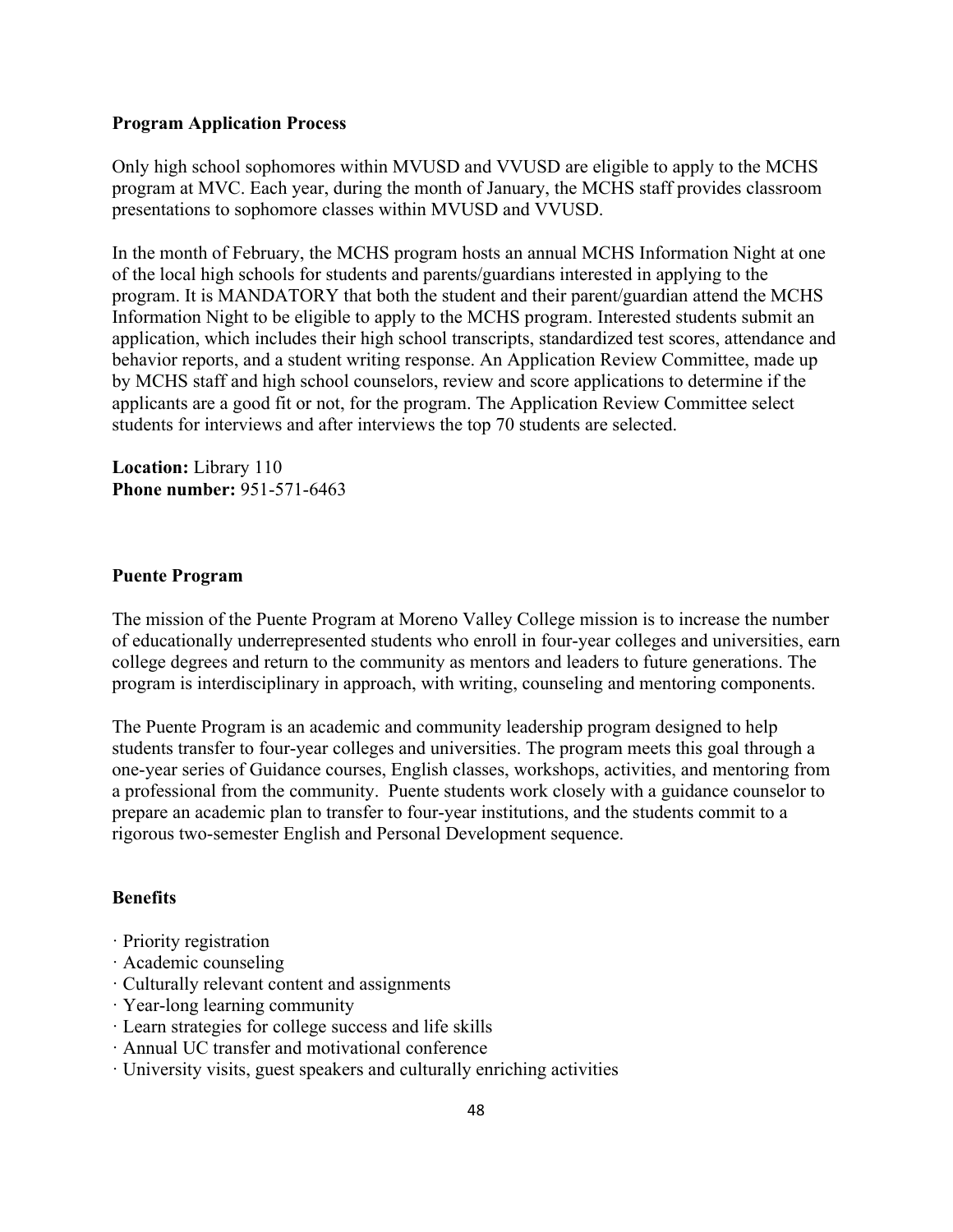**Program Application Process**

Only high school sophomores within MVUSD and VVUSD are eligible to apply to the MCHS program at MVC. Each year, during the month of January, the MCHS staff provides classroom presentations to sophomore classes within MVUSD and VVUSD.

In the month of February, the MCHS program hosts an annual MCHS Information Night at one of the local high schools for students and parents/guardians interested in applying to the program. It is MANDATORY that both the student and their parent/guardian attend the MCHS Information Night to be eligible to apply to the MCHS program. Interested students submit an application, which includes their high school transcripts, standardized test scores, attendance and behavior reports, and a student writing response. An Application Review Committee, made up by MCHS staff and high school counselors, review and score applications to determine if the applicants are a good fit or not, for the program. The Application Review Committee select students for interviews and after interviews the top 70 students are selected.

**Location:** Library 110
**Phone number:** 951-571-6463

**Puente Program**

The mission of the Puente Program at Moreno Valley College mission is to increase the number of educationally underrepresented students who enroll in four-year colleges and universities, earn college degrees and return to the community as mentors and leaders to future generations. The program is interdisciplinary in approach, with writing, counseling and mentoring components.

The Puente Program is an academic and community leadership program designed to help students transfer to four-year colleges and universities. The program meets this goal through a one-year series of Guidance courses, English classes, workshops, activities, and mentoring from a professional from the community. Puente students work closely with a guidance counselor to prepare an academic plan to transfer to four-year institutions, and the students commit to a rigorous two-semester English and Personal Development sequence.

**Benefits**

- Priority registration
- Academic counseling
- Culturally relevant content and assignments
- Year-long learning community
- Learn strategies for college success and life skills
- Annual UC transfer and motivational conference
- University visits, guest speakers and culturally enriching activities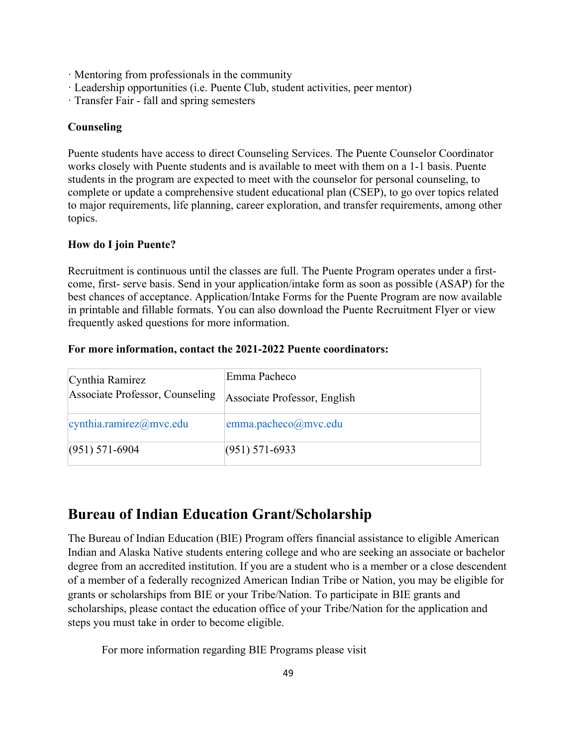· Mentoring from professionals in the community
· Leadership opportunities (i.e. Puente Club, student activities, peer mentor)
· Transfer Fair - fall and spring semesters

**Counseling**

Puente students have access to direct Counseling Services. The Puente Counselor Coordinator works closely with Puente students and is available to meet with them on a 1-1 basis. Puente students in the program are expected to meet with the counselor for personal counseling, to complete or update a comprehensive student educational plan (CSEP), to go over topics related to major requirements, life planning, career exploration, and transfer requirements, among other topics.

**How do I join Puente?**

Recruitment is continuous until the classes are full. The Puente Program operates under a first-come, first- serve basis. Send in your application/intake form as soon as possible (ASAP) for the best chances of acceptance. Application/Intake Forms for the Puente Program are now available in printable and fillable formats. You can also download the Puente Recruitment Flyer or view frequently asked questions for more information.

**For more information, contact the 2021-2022 Puente coordinators:**

| Cynthia Ramirez<br>Associate Professor, Counseling | Emma Pacheco<br>Associate Professor, English |
|---|---|
| cynthia.ramirez@mvc.edu | emma.pacheco@mvc.edu |
| (951) 571-6904 | (951) 571-6933 |

## Bureau of Indian Education Grant/Scholarship

The Bureau of Indian Education (BIE) Program offers financial assistance to eligible American Indian and Alaska Native students entering college and who are seeking an associate or bachelor degree from an accredited institution. If you are a student who is a member or a close descendent of a member of a federally recognized American Indian Tribe or Nation, you may be eligible for grants or scholarships from BIE or your Tribe/Nation. To participate in BIE grants and scholarships, please contact the education office of your Tribe/Nation for the application and steps you must take in order to become eligible.

For more information regarding BIE Programs please visit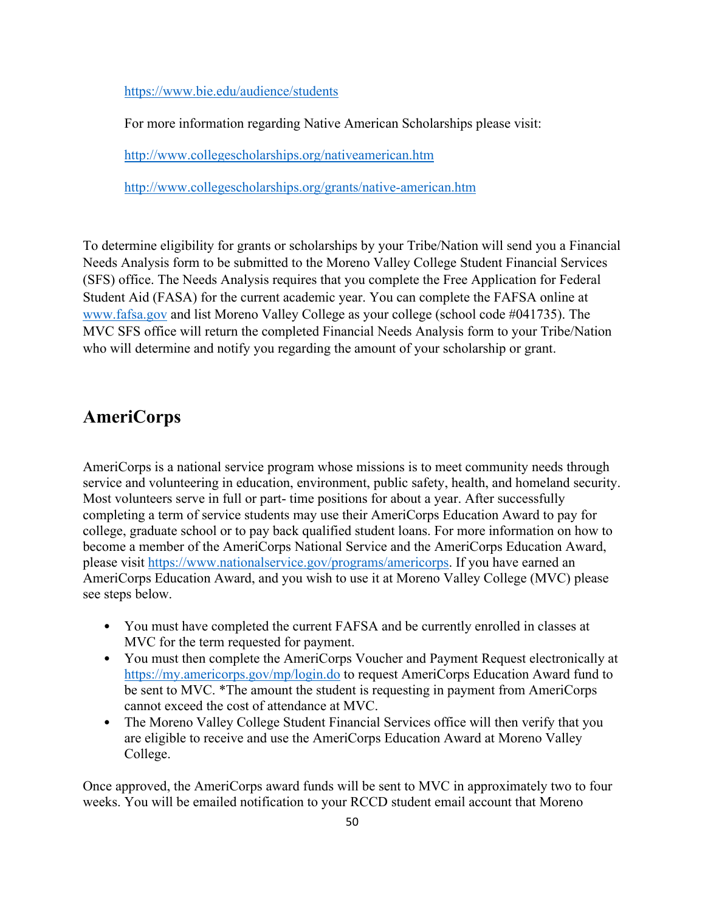https://www.bie.edu/audience/students

For more information regarding Native American Scholarships please visit:

http://www.collegescholarships.org/nativeamerican.htm

http://www.collegescholarships.org/grants/native-american.htm

To determine eligibility for grants or scholarships by your Tribe/Nation will send you a Financial Needs Analysis form to be submitted to the Moreno Valley College Student Financial Services (SFS) office. The Needs Analysis requires that you complete the Free Application for Federal Student Aid (FASA) for the current academic year. You can complete the FAFSA online at www.fafsa.gov and list Moreno Valley College as your college (school code #041735). The MVC SFS office will return the completed Financial Needs Analysis form to your Tribe/Nation who will determine and notify you regarding the amount of your scholarship or grant.

## AmeriCorps

AmeriCorps is a national service program whose missions is to meet community needs through service and volunteering in education, environment, public safety, health, and homeland security. Most volunteers serve in full or part- time positions for about a year. After successfully completing a term of service students may use their AmeriCorps Education Award to pay for college, graduate school or to pay back qualified student loans. For more information on how to become a member of the AmeriCorps National Service and the AmeriCorps Education Award, please visit https://www.nationalservice.gov/programs/americorps. If you have earned an AmeriCorps Education Award, and you wish to use it at Moreno Valley College (MVC) please see steps below.

- You must have completed the current FAFSA and be currently enrolled in classes at MVC for the term requested for payment.
- You must then complete the AmeriCorps Voucher and Payment Request electronically at https://my.americorps.gov/mp/login.do to request AmeriCorps Education Award fund to be sent to MVC. *The amount the student is requesting in payment from AmeriCorps cannot exceed the cost of attendance at MVC.
- The Moreno Valley College Student Financial Services office will then verify that you are eligible to receive and use the AmeriCorps Education Award at Moreno Valley College.

Once approved, the AmeriCorps award funds will be sent to MVC in approximately two to four weeks. You will be emailed notification to your RCCD student email account that Moreno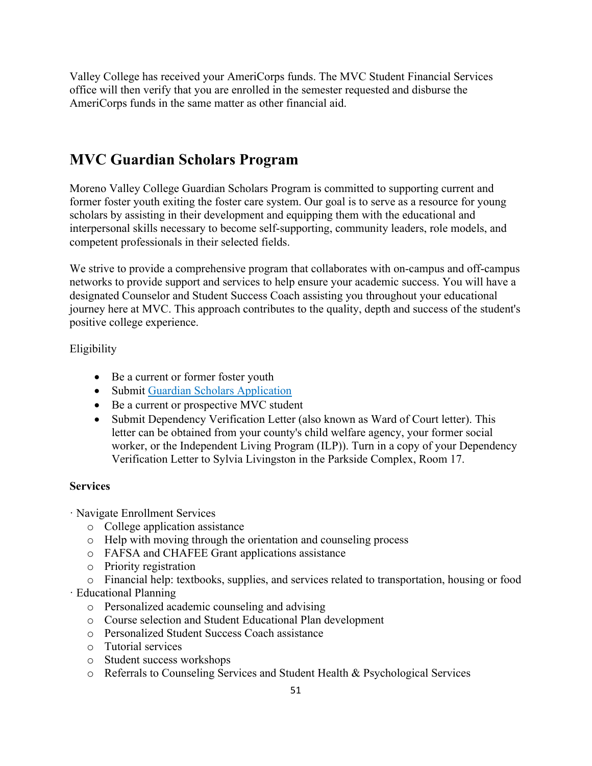Valley College has received your AmeriCorps funds. The MVC Student Financial Services office will then verify that you are enrolled in the semester requested and disburse the AmeriCorps funds in the same matter as other financial aid.

## MVC Guardian Scholars Program

Moreno Valley College Guardian Scholars Program is committed to supporting current and former foster youth exiting the foster care system. Our goal is to serve as a resource for young scholars by assisting in their development and equipping them with the educational and interpersonal skills necessary to become self-supporting, community leaders, role models, and competent professionals in their selected fields.

We strive to provide a comprehensive program that collaborates with on-campus and off-campus networks to provide support and services to help ensure your academic success. You will have a designated Counselor and Student Success Coach assisting you throughout your educational journey here at MVC. This approach contributes to the quality, depth and success of the student's positive college experience.

Eligibility

- Be a current or former foster youth
- Submit Guardian Scholars Application
- Be a current or prospective MVC student
- Submit Dependency Verification Letter (also known as Ward of Court letter). This letter can be obtained from your county's child welfare agency, your former social worker, or the Independent Living Program (ILP)). Turn in a copy of your Dependency Verification Letter to Sylvia Livingston in the Parkside Complex, Room 17.

**Services**

- Navigate Enrollment Services
  - College application assistance
  - Help with moving through the orientation and counseling process
  - FAFSA and CHAFEE Grant applications assistance
  - Priority registration
  - Financial help: textbooks, supplies, and services related to transportation, housing or food
- Educational Planning
  - Personalized academic counseling and advising
  - Course selection and Student Educational Plan development
  - Personalized Student Success Coach assistance
  - Tutorial services
  - Student success workshops
  - Referrals to Counseling Services and Student Health & Psychological Services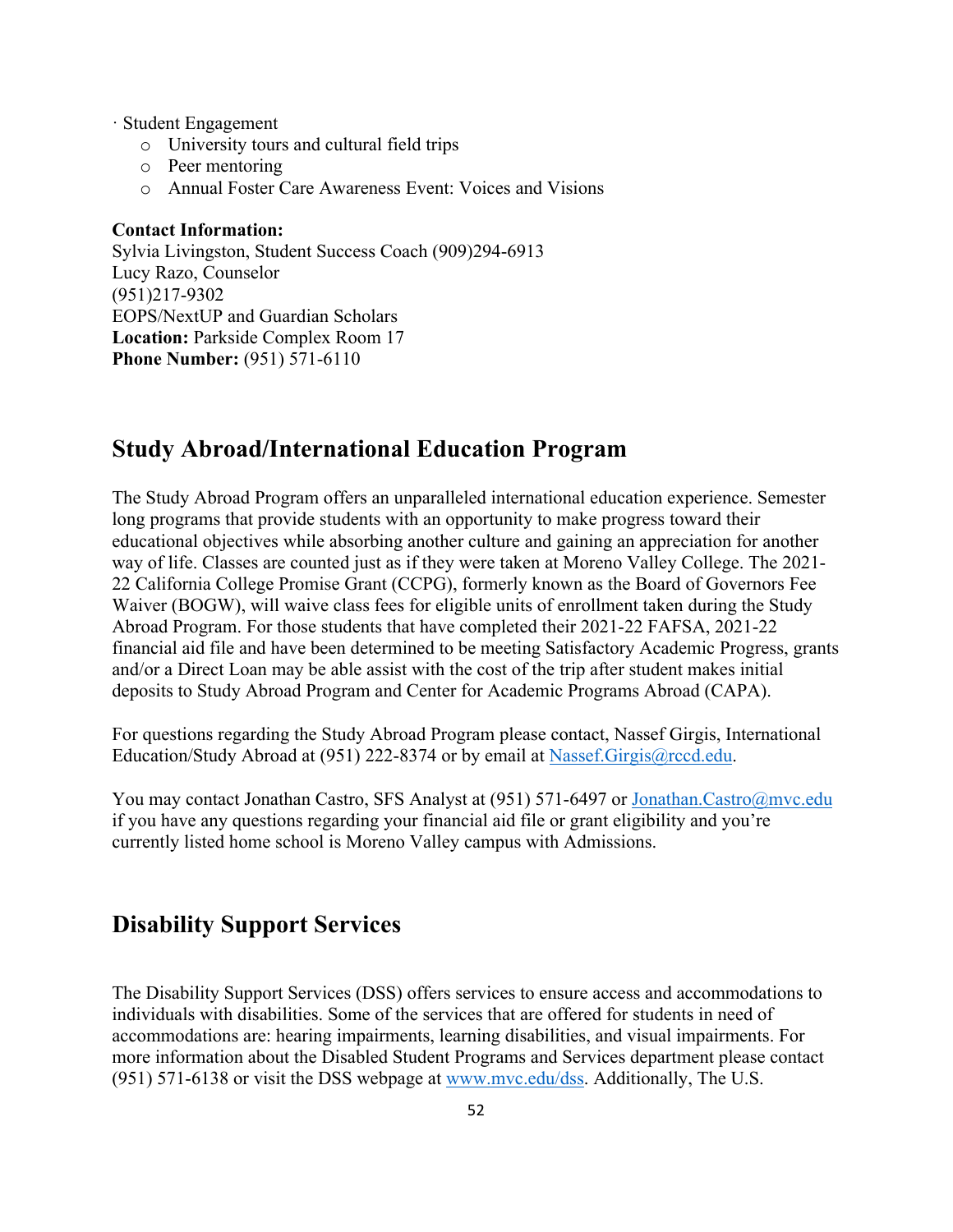· Student Engagement

- University tours and cultural field trips
- Peer mentoring
- Annual Foster Care Awareness Event: Voices and Visions

**Contact Information:**
Sylvia Livingston, Student Success Coach (909)294-6913
Lucy Razo, Counselor
(951)217-9302
EOPS/NextUP and Guardian Scholars
**Location:** Parkside Complex Room 17
**Phone Number:** (951) 571-6110

## Study Abroad/International Education Program

The Study Abroad Program offers an unparalleled international education experience. Semester long programs that provide students with an opportunity to make progress toward their educational objectives while absorbing another culture and gaining an appreciation for another way of life. Classes are counted just as if they were taken at Moreno Valley College. The 2021-22 California College Promise Grant (CCPG), formerly known as the Board of Governors Fee Waiver (BOGW), will waive class fees for eligible units of enrollment taken during the Study Abroad Program. For those students that have completed their 2021-22 FAFSA, 2021-22 financial aid file and have been determined to be meeting Satisfactory Academic Progress, grants and/or a Direct Loan may be able assist with the cost of the trip after student makes initial deposits to Study Abroad Program and Center for Academic Programs Abroad (CAPA).

For questions regarding the Study Abroad Program please contact, Nassef Girgis, International Education/Study Abroad at (951) 222-8374 or by email at Nassef.Girgis@rccd.edu.

You may contact Jonathan Castro, SFS Analyst at (951) 571-6497 or Jonathan.Castro@mvc.edu if you have any questions regarding your financial aid file or grant eligibility and you're currently listed home school is Moreno Valley campus with Admissions.

## Disability Support Services

The Disability Support Services (DSS) offers services to ensure access and accommodations to individuals with disabilities. Some of the services that are offered for students in need of accommodations are: hearing impairments, learning disabilities, and visual impairments. For more information about the Disabled Student Programs and Services department please contact (951) 571-6138 or visit the DSS webpage at www.mvc.edu/dss. Additionally, The U.S.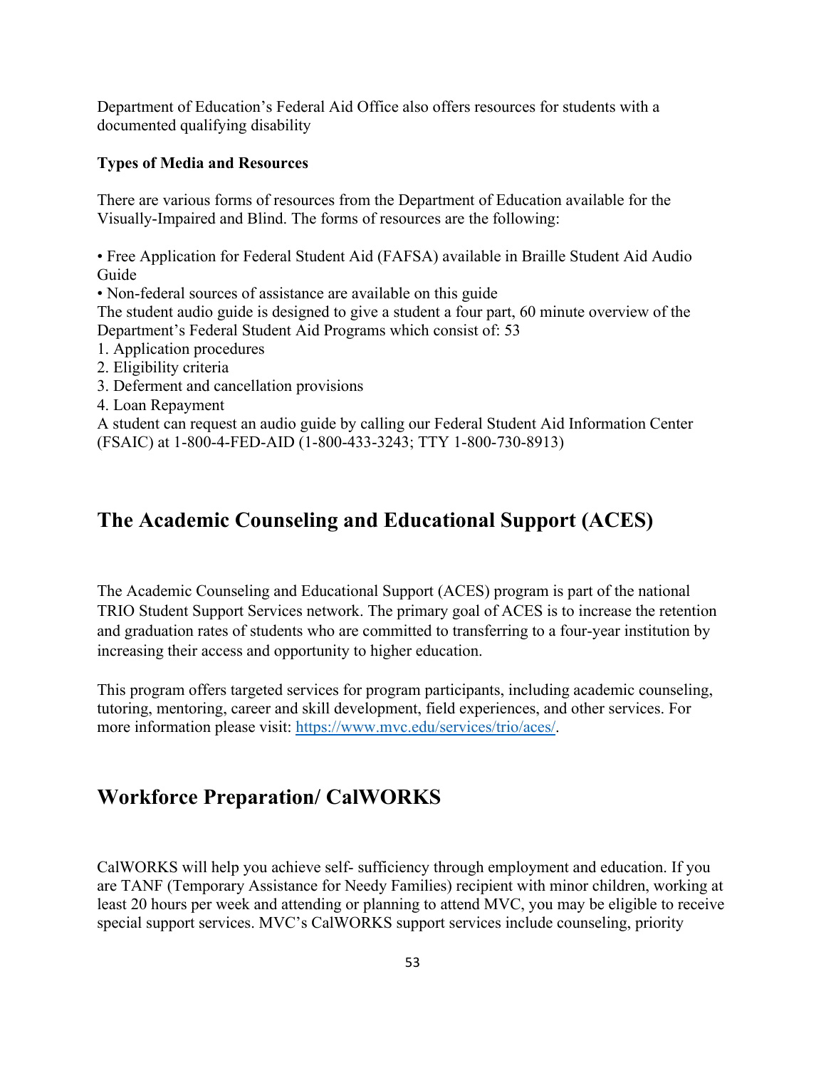Department of Education's Federal Aid Office also offers resources for students with a documented qualifying disability

**Types of Media and Resources**

There are various forms of resources from the Department of Education available for the Visually-Impaired and Blind. The forms of resources are the following:

• Free Application for Federal Student Aid (FAFSA) available in Braille Student Aid Audio Guide
• Non-federal sources of assistance are available on this guide

The student audio guide is designed to give a student a four part, 60 minute overview of the Department's Federal Student Aid Programs which consist of: 53

1. Application procedures
2. Eligibility criteria
3. Deferment and cancellation provisions
4. Loan Repayment

A student can request an audio guide by calling our Federal Student Aid Information Center (FSAIC) at 1-800-4-FED-AID (1-800-433-3243; TTY 1-800-730-8913)

## The Academic Counseling and Educational Support (ACES)

The Academic Counseling and Educational Support (ACES) program is part of the national TRIO Student Support Services network. The primary goal of ACES is to increase the retention and graduation rates of students who are committed to transferring to a four-year institution by increasing their access and opportunity to higher education.

This program offers targeted services for program participants, including academic counseling, tutoring, mentoring, career and skill development, field experiences, and other services. For more information please visit: [https://www.mvc.edu/services/trio/aces/](https://www.mvc.edu/services/trio/aces/).

## Workforce Preparation/ CalWORKS

CalWORKS will help you achieve self- sufficiency through employment and education. If you are TANF (Temporary Assistance for Needy Families) recipient with minor children, working at least 20 hours per week and attending or planning to attend MVC, you may be eligible to receive special support services. MVC's CalWORKS support services include counseling, priority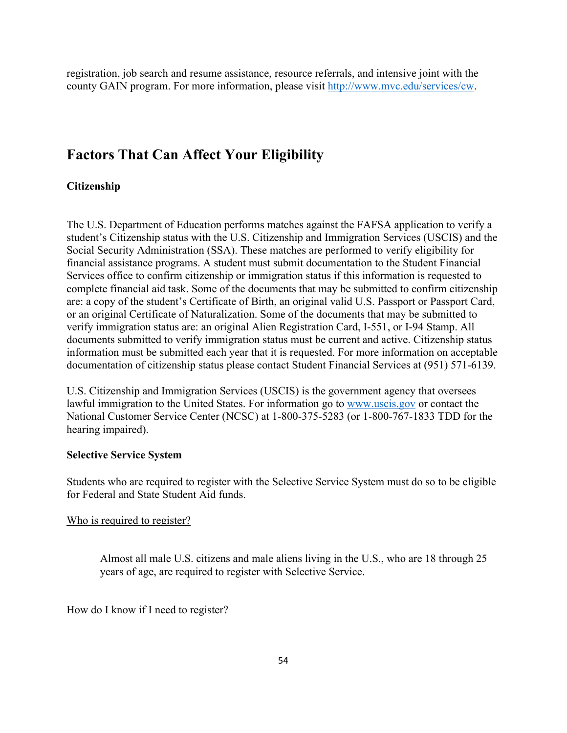registration, job search and resume assistance, resource referrals, and intensive joint with the county GAIN program. For more information, please visit [http://www.mvc.edu/services/cw](http://www.mvc.edu/services/cw).

## Factors That Can Affect Your Eligibility

**Citizenship**

The U.S. Department of Education performs matches against the FAFSA application to verify a student's Citizenship status with the U.S. Citizenship and Immigration Services (USCIS) and the Social Security Administration (SSA). These matches are performed to verify eligibility for financial assistance programs. A student must submit documentation to the Student Financial Services office to confirm citizenship or immigration status if this information is requested to complete financial aid task. Some of the documents that may be submitted to confirm citizenship are: a copy of the student's Certificate of Birth, an original valid U.S. Passport or Passport Card, or an original Certificate of Naturalization. Some of the documents that may be submitted to verify immigration status are: an original Alien Registration Card, I-551, or I-94 Stamp. All documents submitted to verify immigration status must be current and active. Citizenship status information must be submitted each year that it is requested. For more information on acceptable documentation of citizenship status please contact Student Financial Services at (951) 571-6139.

U.S. Citizenship and Immigration Services (USCIS) is the government agency that oversees lawful immigration to the United States. For information go to [www.uscis.gov](http://www.uscis.gov) or contact the National Customer Service Center (NCSC) at 1-800-375-5283 (or 1-800-767-1833 TDD for the hearing impaired).

**Selective Service System**

Students who are required to register with the Selective Service System must do so to be eligible for Federal and State Student Aid funds.

<u>Who is required to register?</u>

> Almost all male U.S. citizens and male aliens living in the U.S., who are 18 through 25 years of age, are required to register with Selective Service.

<u>How do I know if I need to register?</u>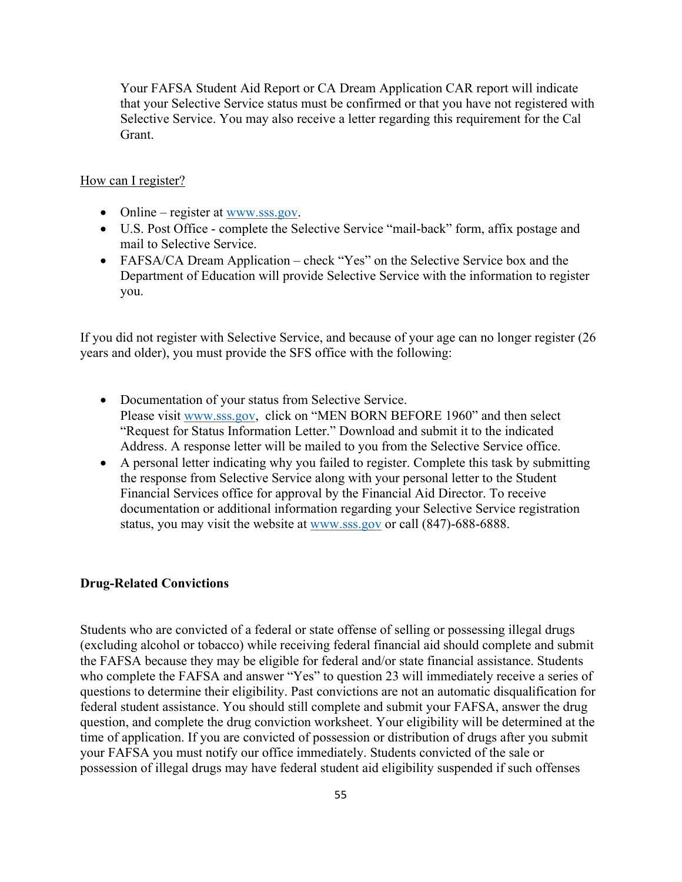Your FAFSA Student Aid Report or CA Dream Application CAR report will indicate that your Selective Service status must be confirmed or that you have not registered with Selective Service. You may also receive a letter regarding this requirement for the Cal Grant.

How can I register?

- Online – register at www.sss.gov.
- U.S. Post Office - complete the Selective Service "mail-back" form, affix postage and mail to Selective Service.
- FAFSA/CA Dream Application – check "Yes" on the Selective Service box and the Department of Education will provide Selective Service with the information to register you.

If you did not register with Selective Service, and because of your age can no longer register (26 years and older), you must provide the SFS office with the following:

- Documentation of your status from Selective Service.
  Please visit www.sss.gov, click on "MEN BORN BEFORE 1960" and then select "Request for Status Information Letter." Download and submit it to the indicated Address. A response letter will be mailed to you from the Selective Service office.
- A personal letter indicating why you failed to register. Complete this task by submitting the response from Selective Service along with your personal letter to the Student Financial Services office for approval by the Financial Aid Director. To receive documentation or additional information regarding your Selective Service registration status, you may visit the website at www.sss.gov or call (847)-688-6888.

**Drug-Related Convictions**

Students who are convicted of a federal or state offense of selling or possessing illegal drugs (excluding alcohol or tobacco) while receiving federal financial aid should complete and submit the FAFSA because they may be eligible for federal and/or state financial assistance. Students who complete the FAFSA and answer "Yes" to question 23 will immediately receive a series of questions to determine their eligibility. Past convictions are not an automatic disqualification for federal student assistance. You should still complete and submit your FAFSA, answer the drug question, and complete the drug conviction worksheet. Your eligibility will be determined at the time of application. If you are convicted of possession or distribution of drugs after you submit your FAFSA you must notify our office immediately. Students convicted of the sale or possession of illegal drugs may have federal student aid eligibility suspended if such offenses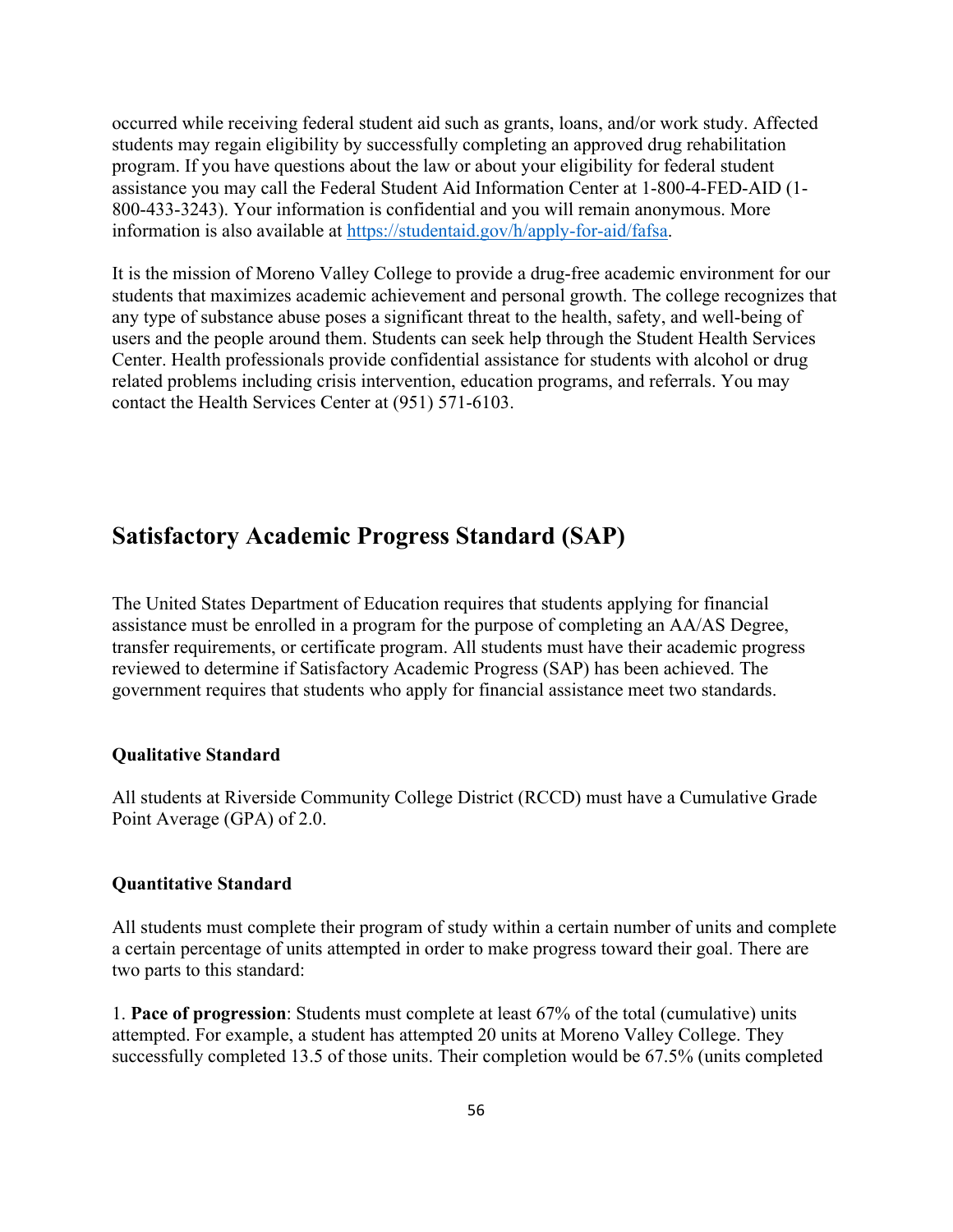occurred while receiving federal student aid such as grants, loans, and/or work study. Affected students may regain eligibility by successfully completing an approved drug rehabilitation program. If you have questions about the law or about your eligibility for federal student assistance you may call the Federal Student Aid Information Center at 1-800-4-FED-AID (1-800-433-3243). Your information is confidential and you will remain anonymous. More information is also available at [https://studentaid.gov/h/apply-for-aid/fafsa](https://studentaid.gov/h/apply-for-aid/fafsa).

It is the mission of Moreno Valley College to provide a drug-free academic environment for our students that maximizes academic achievement and personal growth. The college recognizes that any type of substance abuse poses a significant threat to the health, safety, and well-being of users and the people around them. Students can seek help through the Student Health Services Center. Health professionals provide confidential assistance for students with alcohol or drug related problems including crisis intervention, education programs, and referrals. You may contact the Health Services Center at (951) 571-6103.

## Satisfactory Academic Progress Standard (SAP)

The United States Department of Education requires that students applying for financial assistance must be enrolled in a program for the purpose of completing an AA/AS Degree, transfer requirements, or certificate program. All students must have their academic progress reviewed to determine if Satisfactory Academic Progress (SAP) has been achieved. The government requires that students who apply for financial assistance meet two standards.

**Qualitative Standard**

All students at Riverside Community College District (RCCD) must have a Cumulative Grade Point Average (GPA) of 2.0.

**Quantitative Standard**

All students must complete their program of study within a certain number of units and complete a certain percentage of units attempted in order to make progress toward their goal. There are two parts to this standard:

1. **Pace of progression**: Students must complete at least 67% of the total (cumulative) units attempted. For example, a student has attempted 20 units at Moreno Valley College. They successfully completed 13.5 of those units. Their completion would be 67.5% (units completed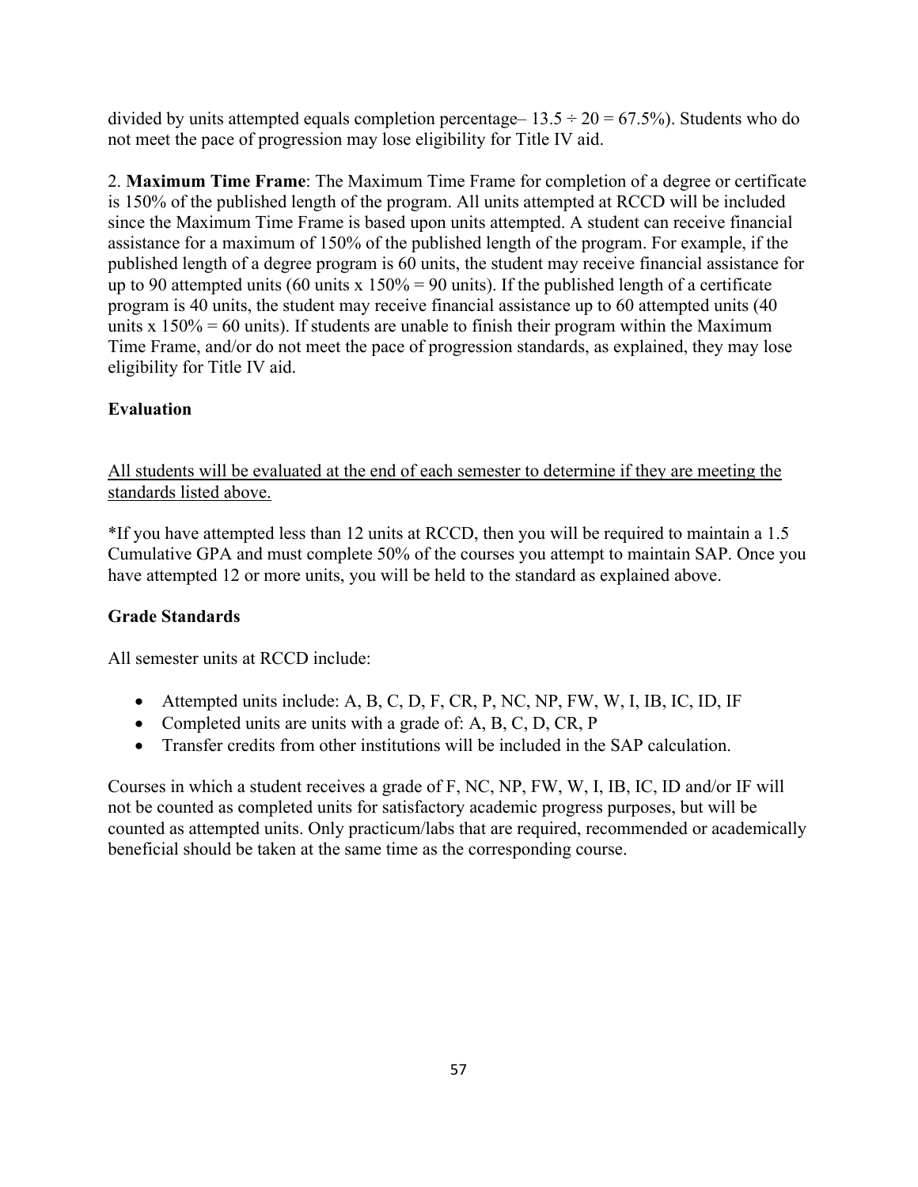divided by units attempted equals completion percentage– 13.5 ÷ 20 = 67.5%). Students who do not meet the pace of progression may lose eligibility for Title IV aid.

2. **Maximum Time Frame**: The Maximum Time Frame for completion of a degree or certificate is 150% of the published length of the program. All units attempted at RCCD will be included since the Maximum Time Frame is based upon units attempted. A student can receive financial assistance for a maximum of 150% of the published length of the program. For example, if the published length of a degree program is 60 units, the student may receive financial assistance for up to 90 attempted units (60 units x 150% = 90 units). If the published length of a certificate program is 40 units, the student may receive financial assistance up to 60 attempted units (40 units x 150% = 60 units). If students are unable to finish their program within the Maximum Time Frame, and/or do not meet the pace of progression standards, as explained, they may lose eligibility for Title IV aid.

**Evaluation**

<u>All students will be evaluated at the end of each semester to determine if they are meeting the standards listed above.</u>

*If you have attempted less than 12 units at RCCD, then you will be required to maintain a 1.5 Cumulative GPA and must complete 50% of the courses you attempt to maintain SAP. Once you have attempted 12 or more units, you will be held to the standard as explained above.

**Grade Standards**

All semester units at RCCD include:

- Attempted units include: A, B, C, D, F, CR, P, NC, NP, FW, W, I, IB, IC, ID, IF
- Completed units are units with a grade of: A, B, C, D, CR, P
- Transfer credits from other institutions will be included in the SAP calculation.

Courses in which a student receives a grade of F, NC, NP, FW, W, I, IB, IC, ID and/or IF will not be counted as completed units for satisfactory academic progress purposes, but will be counted as attempted units. Only practicum/labs that are required, recommended or academically beneficial should be taken at the same time as the corresponding course.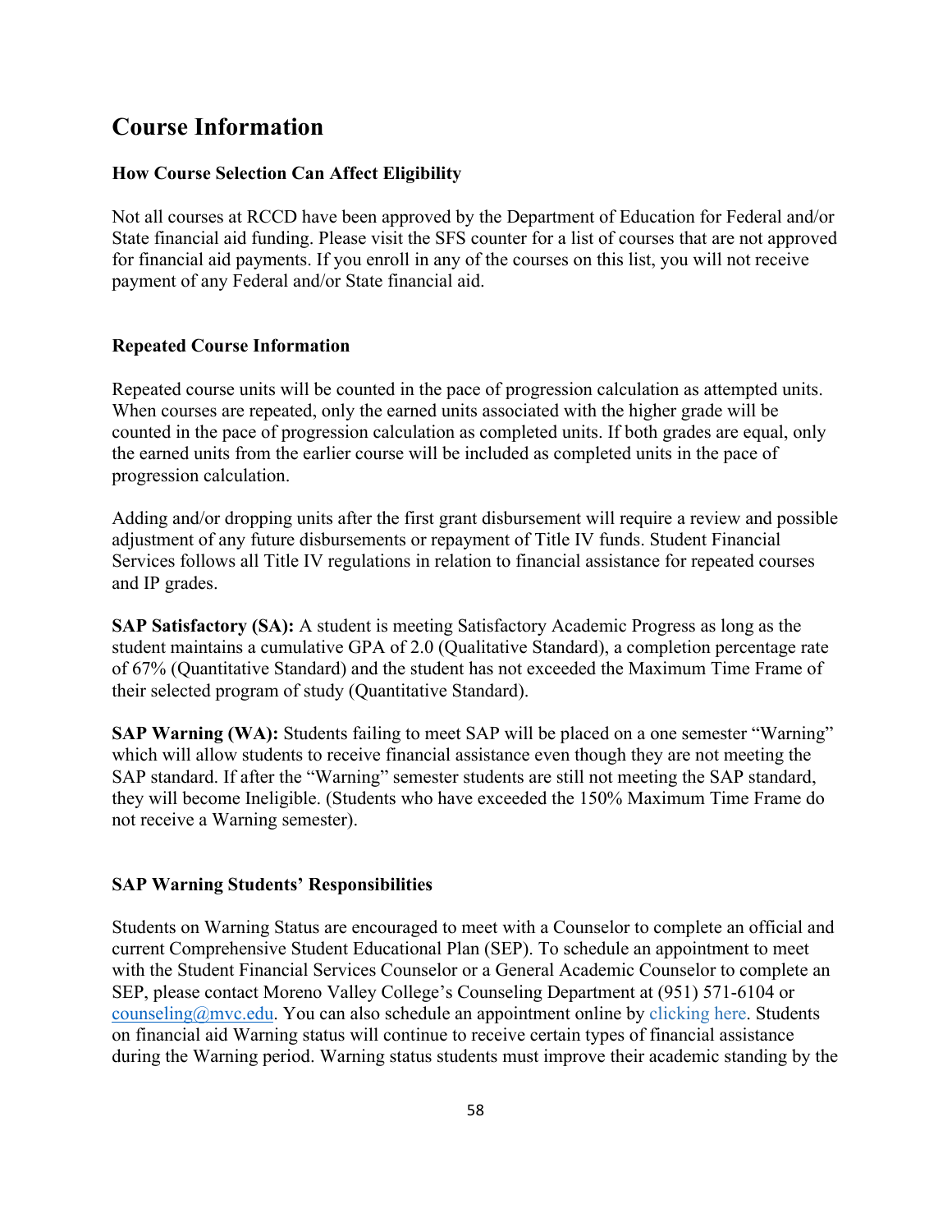## Course Information

### How Course Selection Can Affect Eligibility

Not all courses at RCCD have been approved by the Department of Education for Federal and/or State financial aid funding. Please visit the SFS counter for a list of courses that are not approved for financial aid payments. If you enroll in any of the courses on this list, you will not receive payment of any Federal and/or State financial aid.

### Repeated Course Information

Repeated course units will be counted in the pace of progression calculation as attempted units. When courses are repeated, only the earned units associated with the higher grade will be counted in the pace of progression calculation as completed units. If both grades are equal, only the earned units from the earlier course will be included as completed units in the pace of progression calculation.

Adding and/or dropping units after the first grant disbursement will require a review and possible adjustment of any future disbursements or repayment of Title IV funds. Student Financial Services follows all Title IV regulations in relation to financial assistance for repeated courses and IP grades.

**SAP Satisfactory (SA):** A student is meeting Satisfactory Academic Progress as long as the student maintains a cumulative GPA of 2.0 (Qualitative Standard), a completion percentage rate of 67% (Quantitative Standard) and the student has not exceeded the Maximum Time Frame of their selected program of study (Quantitative Standard).

**SAP Warning (WA):** Students failing to meet SAP will be placed on a one semester "Warning" which will allow students to receive financial assistance even though they are not meeting the SAP standard. If after the "Warning" semester students are still not meeting the SAP standard, they will become Ineligible. (Students who have exceeded the 150% Maximum Time Frame do not receive a Warning semester).

### SAP Warning Students' Responsibilities

Students on Warning Status are encouraged to meet with a Counselor to complete an official and current Comprehensive Student Educational Plan (SEP). To schedule an appointment to meet with the Student Financial Services Counselor or a General Academic Counselor to complete an SEP, please contact Moreno Valley College's Counseling Department at (951) 571-6104 or counseling@mvc.edu. You can also schedule an appointment online by clicking here. Students on financial aid Warning status will continue to receive certain types of financial assistance during the Warning period. Warning status students must improve their academic standing by the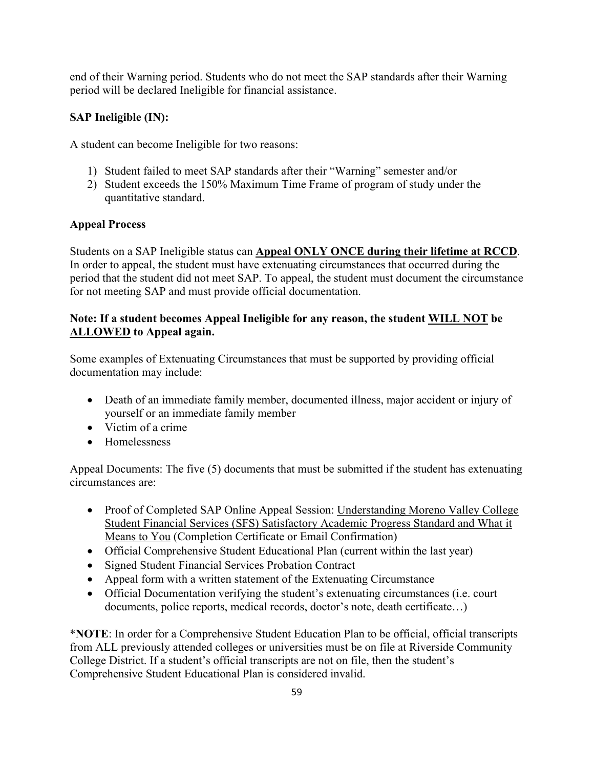end of their Warning period. Students who do not meet the SAP standards after their Warning period will be declared Ineligible for financial assistance.

**SAP Ineligible (IN):**

A student can become Ineligible for two reasons:

1) Student failed to meet SAP standards after their "Warning" semester and/or
2) Student exceeds the 150% Maximum Time Frame of program of study under the quantitative standard.

**Appeal Process**

Students on a SAP Ineligible status can **Appeal ONLY ONCE during their lifetime at RCCD**. In order to appeal, the student must have extenuating circumstances that occurred during the period that the student did not meet SAP. To appeal, the student must document the circumstance for not meeting SAP and must provide official documentation.

**Note: If a student becomes Appeal Ineligible for any reason, the student WILL NOT be ALLOWED to Appeal again.**

Some examples of Extenuating Circumstances that must be supported by providing official documentation may include:

- Death of an immediate family member, documented illness, major accident or injury of yourself or an immediate family member
- Victim of a crime
- Homelessness

Appeal Documents: The five (5) documents that must be submitted if the student has extenuating circumstances are:

- Proof of Completed SAP Online Appeal Session: Understanding Moreno Valley College Student Financial Services (SFS) Satisfactory Academic Progress Standard and What it Means to You (Completion Certificate or Email Confirmation)
- Official Comprehensive Student Educational Plan (current within the last year)
- Signed Student Financial Services Probation Contract
- Appeal form with a written statement of the Extenuating Circumstance
- Official Documentation verifying the student's extenuating circumstances (i.e. court documents, police reports, medical records, doctor's note, death certificate…)

\***NOTE**: In order for a Comprehensive Student Education Plan to be official, official transcripts from ALL previously attended colleges or universities must be on file at Riverside Community College District. If a student's official transcripts are not on file, then the student's Comprehensive Student Educational Plan is considered invalid.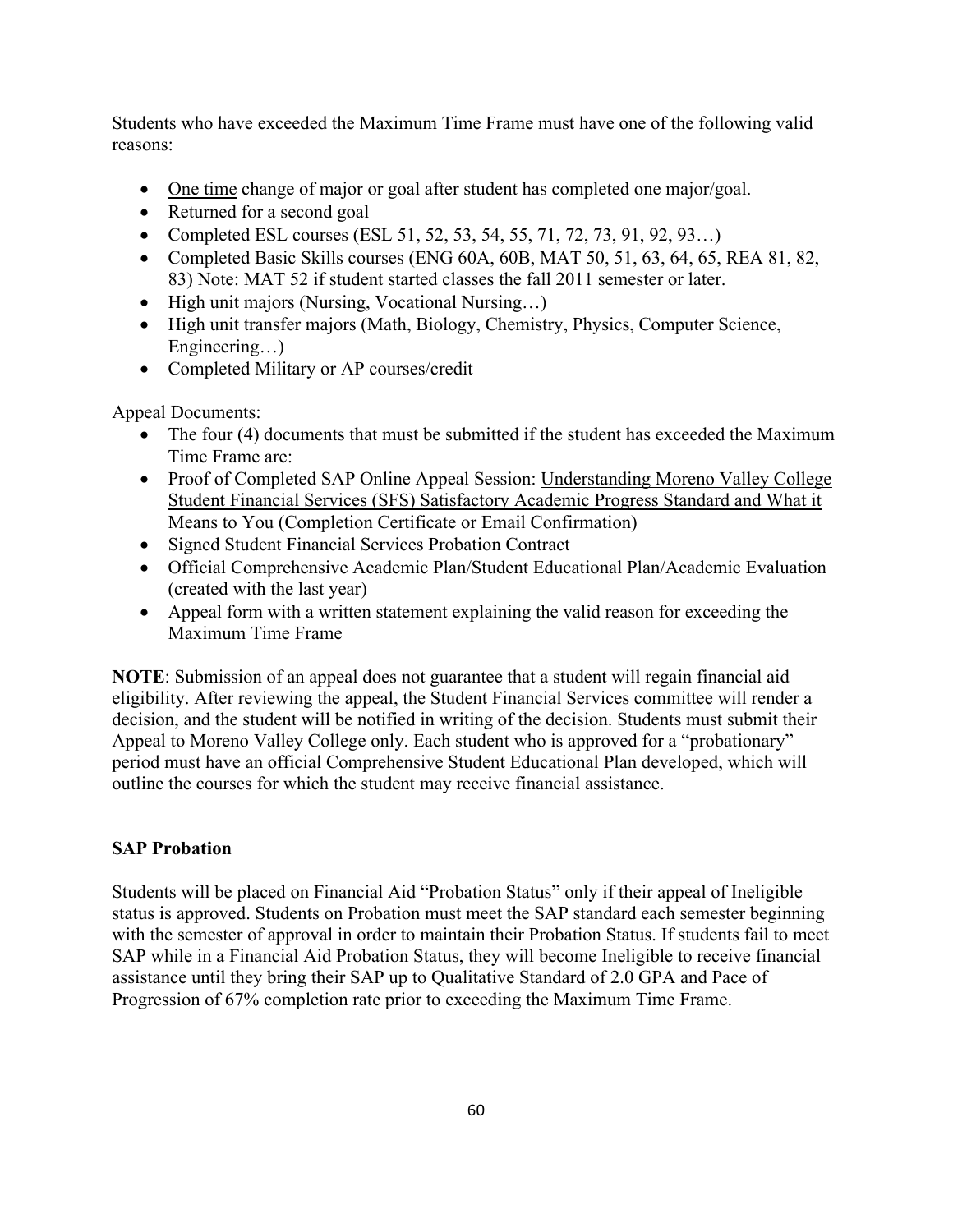Students who have exceeded the Maximum Time Frame must have one of the following valid reasons:

- One time change of major or goal after student has completed one major/goal.
- Returned for a second goal
- Completed ESL courses (ESL 51, 52, 53, 54, 55, 71, 72, 73, 91, 92, 93…)
- Completed Basic Skills courses (ENG 60A, 60B, MAT 50, 51, 63, 64, 65, REA 81, 82, 83) Note: MAT 52 if student started classes the fall 2011 semester or later.
- High unit majors (Nursing, Vocational Nursing…)
- High unit transfer majors (Math, Biology, Chemistry, Physics, Computer Science, Engineering…)
- Completed Military or AP courses/credit

Appeal Documents:

- The four (4) documents that must be submitted if the student has exceeded the Maximum Time Frame are:
- Proof of Completed SAP Online Appeal Session: Understanding Moreno Valley College Student Financial Services (SFS) Satisfactory Academic Progress Standard and What it Means to You (Completion Certificate or Email Confirmation)
- Signed Student Financial Services Probation Contract
- Official Comprehensive Academic Plan/Student Educational Plan/Academic Evaluation (created with the last year)
- Appeal form with a written statement explaining the valid reason for exceeding the Maximum Time Frame

**NOTE**: Submission of an appeal does not guarantee that a student will regain financial aid eligibility. After reviewing the appeal, the Student Financial Services committee will render a decision, and the student will be notified in writing of the decision. Students must submit their Appeal to Moreno Valley College only. Each student who is approved for a "probationary" period must have an official Comprehensive Student Educational Plan developed, which will outline the courses for which the student may receive financial assistance.

**SAP Probation**

Students will be placed on Financial Aid "Probation Status" only if their appeal of Ineligible status is approved. Students on Probation must meet the SAP standard each semester beginning with the semester of approval in order to maintain their Probation Status. If students fail to meet SAP while in a Financial Aid Probation Status, they will become Ineligible to receive financial assistance until they bring their SAP up to Qualitative Standard of 2.0 GPA and Pace of Progression of 67% completion rate prior to exceeding the Maximum Time Frame.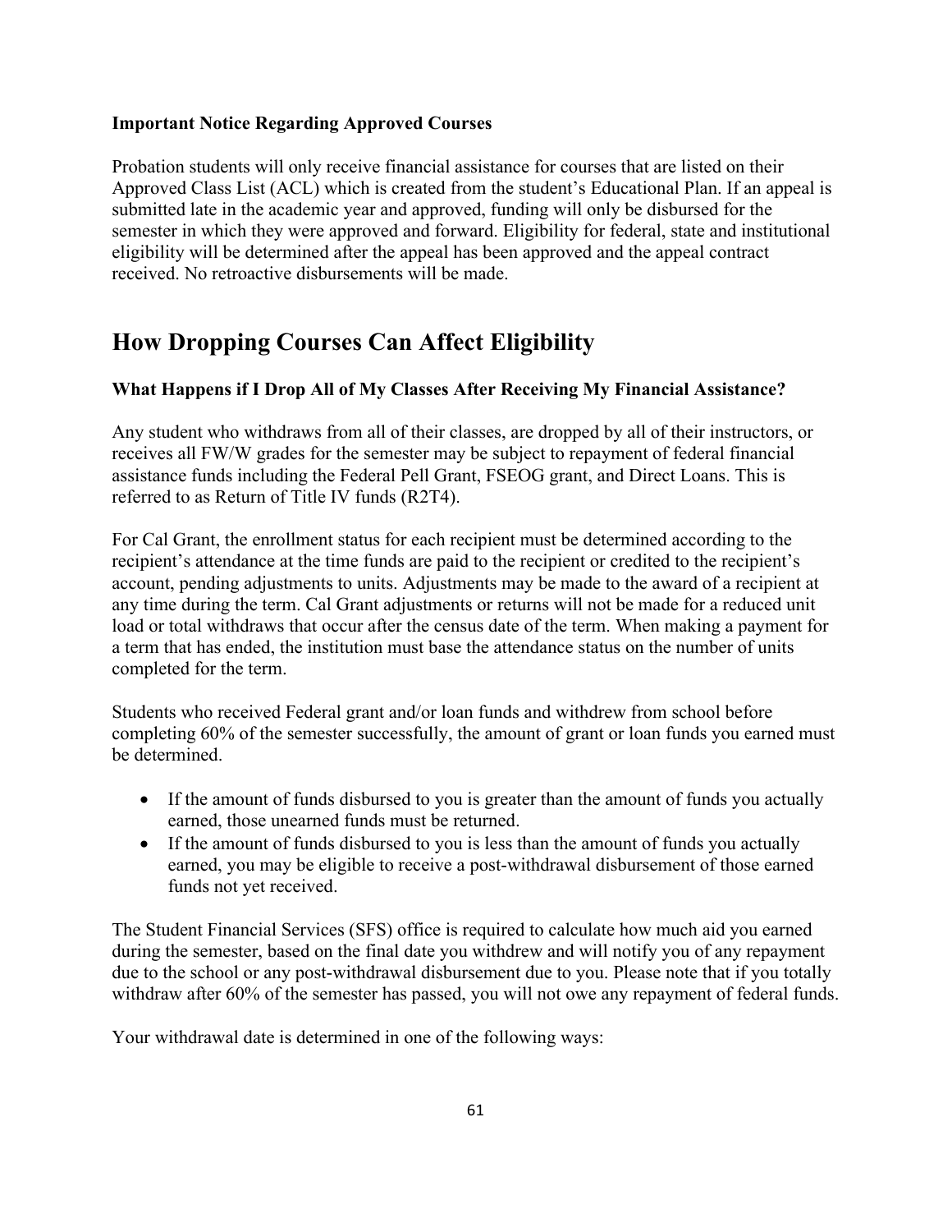**Important Notice Regarding Approved Courses**

Probation students will only receive financial assistance for courses that are listed on their Approved Class List (ACL) which is created from the student's Educational Plan. If an appeal is submitted late in the academic year and approved, funding will only be disbursed for the semester in which they were approved and forward. Eligibility for federal, state and institutional eligibility will be determined after the appeal has been approved and the appeal contract received. No retroactive disbursements will be made.

## How Dropping Courses Can Affect Eligibility

**What Happens if I Drop All of My Classes After Receiving My Financial Assistance?**

Any student who withdraws from all of their classes, are dropped by all of their instructors, or receives all FW/W grades for the semester may be subject to repayment of federal financial assistance funds including the Federal Pell Grant, FSEOG grant, and Direct Loans. This is referred to as Return of Title IV funds (R2T4).

For Cal Grant, the enrollment status for each recipient must be determined according to the recipient's attendance at the time funds are paid to the recipient or credited to the recipient's account, pending adjustments to units. Adjustments may be made to the award of a recipient at any time during the term. Cal Grant adjustments or returns will not be made for a reduced unit load or total withdraws that occur after the census date of the term. When making a payment for a term that has ended, the institution must base the attendance status on the number of units completed for the term.

Students who received Federal grant and/or loan funds and withdrew from school before completing 60% of the semester successfully, the amount of grant or loan funds you earned must be determined.

- If the amount of funds disbursed to you is greater than the amount of funds you actually earned, those unearned funds must be returned.
- If the amount of funds disbursed to you is less than the amount of funds you actually earned, you may be eligible to receive a post-withdrawal disbursement of those earned funds not yet received.

The Student Financial Services (SFS) office is required to calculate how much aid you earned during the semester, based on the final date you withdrew and will notify you of any repayment due to the school or any post-withdrawal disbursement due to you. Please note that if you totally withdraw after 60% of the semester has passed, you will not owe any repayment of federal funds.

Your withdrawal date is determined in one of the following ways: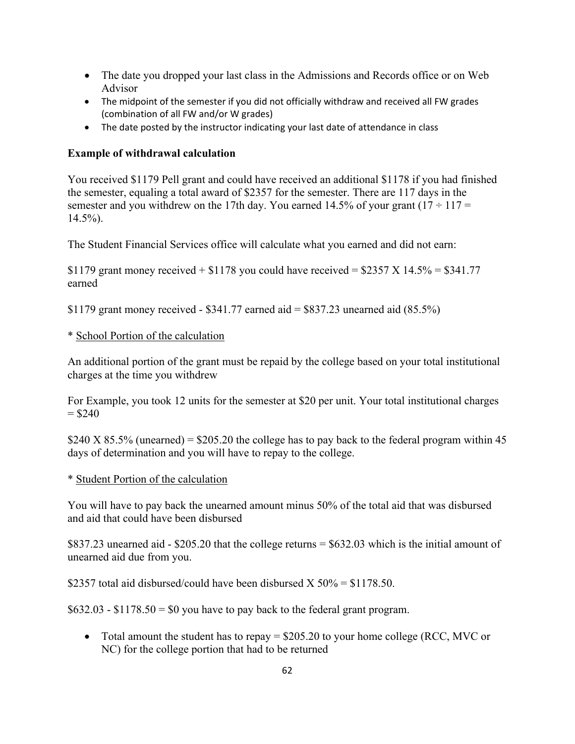- The date you dropped your last class in the Admissions and Records office or on Web Advisor
- The midpoint of the semester if you did not officially withdraw and received all FW grades (combination of all FW and/or W grades)
- The date posted by the instructor indicating your last date of attendance in class

**Example of withdrawal calculation**

You received $1179 Pell grant and could have received an additional $1178 if you had finished the semester, equaling a total award of $2357 for the semester. There are 117 days in the semester and you withdrew on the 17th day. You earned 14.5% of your grant (17 ÷ 117 = 14.5%).

The Student Financial Services office will calculate what you earned and did not earn:

$1179 grant money received + $1178 you could have received = $2357 X 14.5% = $341.77 earned

$1179 grant money received - $341.77 earned aid = $837.23 unearned aid (85.5%)

\* <u>School Portion of the calculation</u>

An additional portion of the grant must be repaid by the college based on your total institutional charges at the time you withdrew

For Example, you took 12 units for the semester at $20 per unit. Your total institutional charges = $240

$240 X 85.5% (unearned) = $205.20 the college has to pay back to the federal program within 45 days of determination and you will have to repay to the college.

\* <u>Student Portion of the calculation</u>

You will have to pay back the unearned amount minus 50% of the total aid that was disbursed and aid that could have been disbursed

$837.23 unearned aid - $205.20 that the college returns = $632.03 which is the initial amount of unearned aid due from you.

$2357 total aid disbursed/could have been disbursed X 50% = $1178.50.

$632.03 - $1178.50 = $0 you have to pay back to the federal grant program.

- Total amount the student has to repay = $205.20 to your home college (RCC, MVC or NC) for the college portion that had to be returned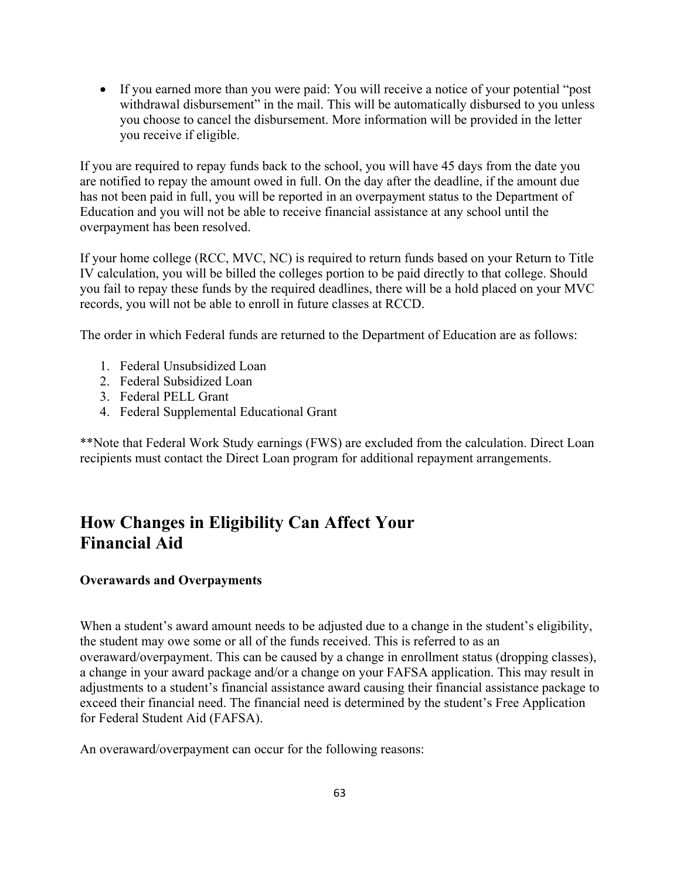- If you earned more than you were paid: You will receive a notice of your potential "post withdrawal disbursement" in the mail. This will be automatically disbursed to you unless you choose to cancel the disbursement. More information will be provided in the letter you receive if eligible.

If you are required to repay funds back to the school, you will have 45 days from the date you are notified to repay the amount owed in full. On the day after the deadline, if the amount due has not been paid in full, you will be reported in an overpayment status to the Department of Education and you will not be able to receive financial assistance at any school until the overpayment has been resolved.

If your home college (RCC, MVC, NC) is required to return funds based on your Return to Title IV calculation, you will be billed the colleges portion to be paid directly to that college. Should you fail to repay these funds by the required deadlines, there will be a hold placed on your MVC records, you will not be able to enroll in future classes at RCCD.

The order in which Federal funds are returned to the Department of Education are as follows:

1. Federal Unsubsidized Loan
2. Federal Subsidized Loan
3. Federal PELL Grant
4. Federal Supplemental Educational Grant

**Note that Federal Work Study earnings (FWS) are excluded from the calculation. Direct Loan recipients must contact the Direct Loan program for additional repayment arrangements.

## How Changes in Eligibility Can Affect Your Financial Aid

**Overawards and Overpayments**

When a student's award amount needs to be adjusted due to a change in the student's eligibility, the student may owe some or all of the funds received. This is referred to as an overaward/overpayment. This can be caused by a change in enrollment status (dropping classes), a change in your award package and/or a change on your FAFSA application. This may result in adjustments to a student's financial assistance award causing their financial assistance package to exceed their financial need. The financial need is determined by the student's Free Application for Federal Student Aid (FAFSA).

An overaward/overpayment can occur for the following reasons: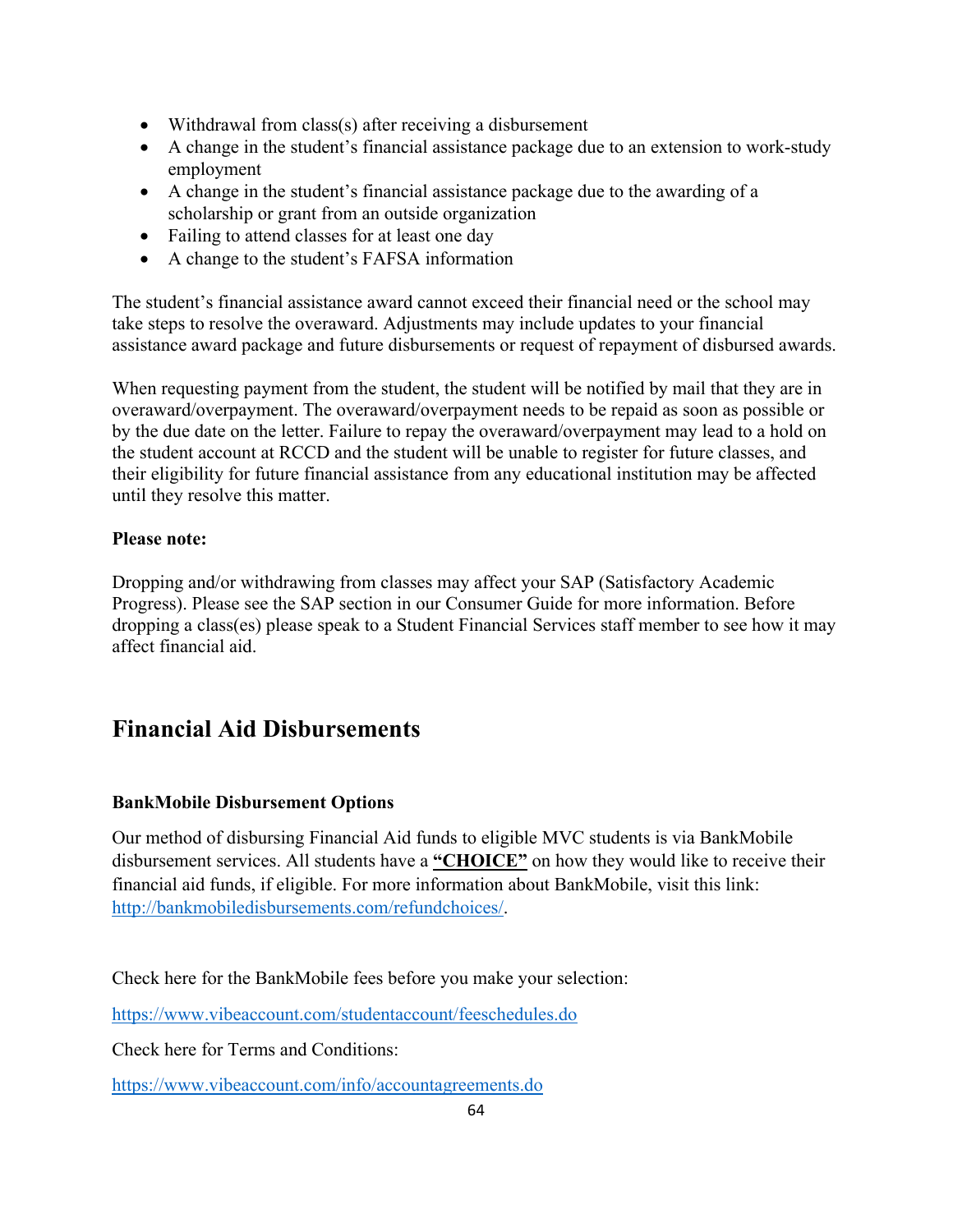- Withdrawal from class(s) after receiving a disbursement
- A change in the student's financial assistance package due to an extension to work-study employment
- A change in the student's financial assistance package due to the awarding of a scholarship or grant from an outside organization
- Failing to attend classes for at least one day
- A change to the student's FAFSA information

The student's financial assistance award cannot exceed their financial need or the school may take steps to resolve the overaward. Adjustments may include updates to your financial assistance award package and future disbursements or request of repayment of disbursed awards.

When requesting payment from the student, the student will be notified by mail that they are in overaward/overpayment. The overaward/overpayment needs to be repaid as soon as possible or by the due date on the letter. Failure to repay the overaward/overpayment may lead to a hold on the student account at RCCD and the student will be unable to register for future classes, and their eligibility for future financial assistance from any educational institution may be affected until they resolve this matter.

**Please note:**

Dropping and/or withdrawing from classes may affect your SAP (Satisfactory Academic Progress). Please see the SAP section in our Consumer Guide for more information. Before dropping a class(es) please speak to a Student Financial Services staff member to see how it may affect financial aid.

## Financial Aid Disbursements

### BankMobile Disbursement Options

Our method of disbursing Financial Aid funds to eligible MVC students is via BankMobile disbursement services. All students have a **"CHOICE"** on how they would like to receive their financial aid funds, if eligible. For more information about BankMobile, visit this link: http://bankmobiledisbursements.com/refundchoices/.

Check here for the BankMobile fees before you make your selection:

https://www.vibeaccount.com/studentaccount/feeschedules.do

Check here for Terms and Conditions:

https://www.vibeaccount.com/info/accountagreements.do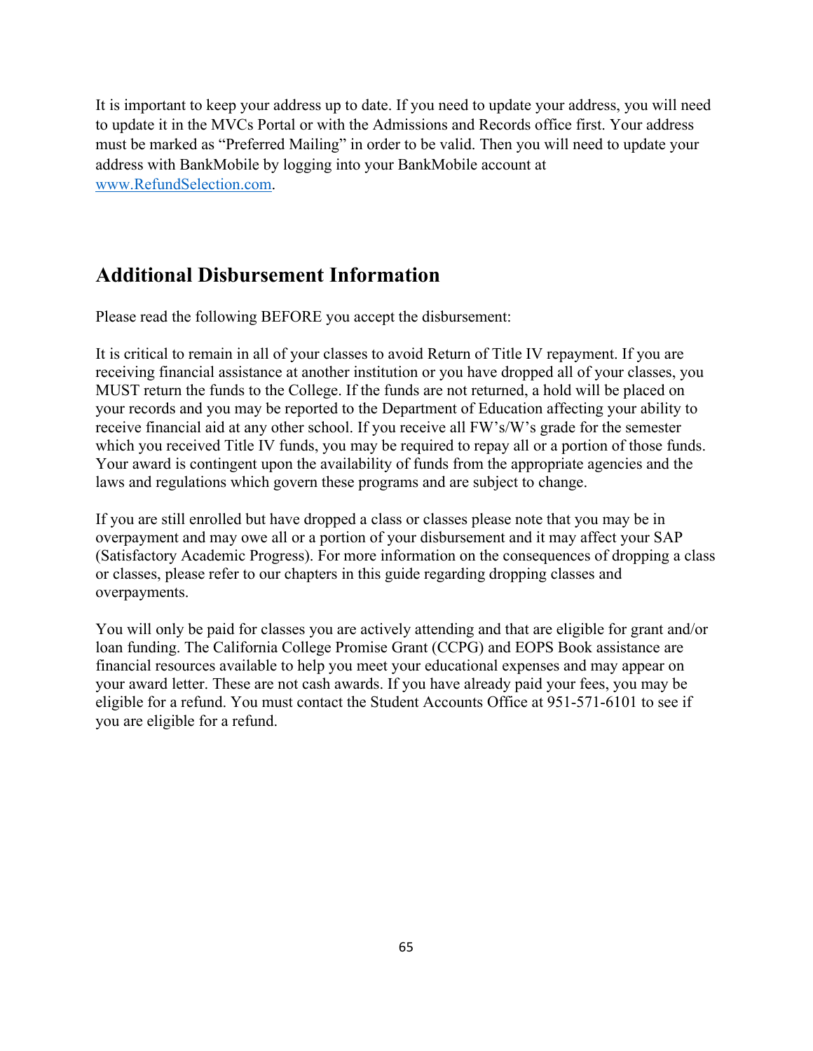It is important to keep your address up to date. If you need to update your address, you will need to update it in the MVCs Portal or with the Admissions and Records office first. Your address must be marked as “Preferred Mailing” in order to be valid. Then you will need to update your address with BankMobile by logging into your BankMobile account at www.RefundSelection.com.

## Additional Disbursement Information

Please read the following BEFORE you accept the disbursement:

It is critical to remain in all of your classes to avoid Return of Title IV repayment. If you are receiving financial assistance at another institution or you have dropped all of your classes, you MUST return the funds to the College. If the funds are not returned, a hold will be placed on your records and you may be reported to the Department of Education affecting your ability to receive financial aid at any other school. If you receive all FW’s/W’s grade for the semester which you received Title IV funds, you may be required to repay all or a portion of those funds. Your award is contingent upon the availability of funds from the appropriate agencies and the laws and regulations which govern these programs and are subject to change.

If you are still enrolled but have dropped a class or classes please note that you may be in overpayment and may owe all or a portion of your disbursement and it may affect your SAP (Satisfactory Academic Progress). For more information on the consequences of dropping a class or classes, please refer to our chapters in this guide regarding dropping classes and overpayments.

You will only be paid for classes you are actively attending and that are eligible for grant and/or loan funding. The California College Promise Grant (CCPG) and EOPS Book assistance are financial resources available to help you meet your educational expenses and may appear on your award letter. These are not cash awards. If you have already paid your fees, you may be eligible for a refund. You must contact the Student Accounts Office at 951-571-6101 to see if you are eligible for a refund.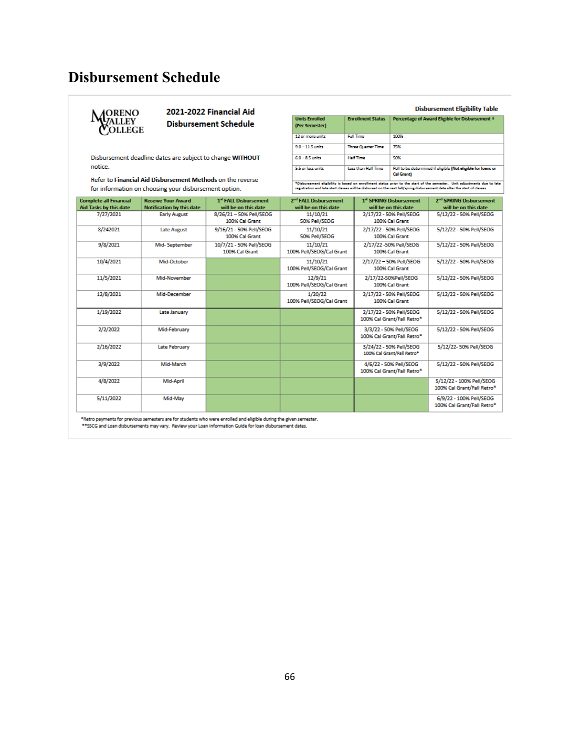# Disbursement Schedule

**Moreno Valley College**

## 2021-2022 Financial Aid Disbursement Schedule

Disbursement deadline dates are subject to change **WITHOUT** notice.

Refer to **Financial Aid Disbursement Methods** on the reverse for information on choosing your disbursement option.

**Disbursement Eligibility Table**

| Units Enrolled (Per Semester) | Enrollment Status | Percentage of Award Eligible for Disbursement * |
|---|---|---|
| 12 or more units | Full Time | 100% |
| 9.0 – 11.5 units | Three Quarter Time | 75% |
| 6.0 – 8.5 units | Half Time | 50% |
| 5.5 or less units | Less than Half Time | Pell to be determined if eligible (Not eligible for loans or Cal Grant) |

*Disbursement eligibility is based on enrollment status prior to the start of the semester. Unit adjustments due to late registration and late start classes will be disbursed on the next fall/spring disbursement date after the start of classes.

| Complete all Financial Aid Tasks by this date | Receive Your Award Notification by this date | 1st FALL Disbursement will be on this date | 2nd FALL Disbursement will be on this date | 1st SPRING Disbursement will be on this date | 2nd SPRING Disbursement will be on this date |
|---|---|---|---|---|---|
| 7/27/2021 | Early August | 8/26/21 – 50% Pell/SEOG 100% Cal Grant | 11/10/21 50% Pell/SEOG | 2/17/22 - 50% Pell/SEOG 100% Cal Grant | 5/12/22 - 50% Pell/SEOG |
| 8/242021 | Late August | 9/16/21 - 50% Pell/SEOG 100% Cal Grant | 11/10/21 50% Pell/SEOG | 2/17/22 - 50% Pell/SEOG 100% Cal Grant | 5/12/22 - 50% Pell/SEOG |
| 9/8/2021 | Mid- September | 10/7/21 - 50% Pell/SEOG 100% Cal Grant | 11/10/21 100% Pell/SEOG/Cal Grant | 2/17/22 -50% Pell/SEOG 100% Cal Grant | 5/12/22 - 50% Pell/SEOG |
| 10/4/2021 | Mid-October | | 11/10/21 100% Pell/SEOG/Cal Grant | 2/17/22 – 50% Pell/SEOG 100% Cal Grant | 5/12/22 - 50% Pell/SEOG |
| 11/5/2021 | Mid-November | | 12/9/21 100% Pell/SEOG/Cal Grant | 2/17/22-50%Pell/SEOG 100% Cal Grant | 5/12/22 - 50% Pell/SEOG |
| 12/8/2021 | Mid-December | | 1/20/22 100% Pell/SEOG/Cal Grant | 2/17/22 - 50% Pell/SEOG 100% Cal Grant | 5/12/22 - 50% Pell/SEOG |
| 1/19/2022 | Late January | | | 2/17/22 - 50% Pell/SEOG 100% Cal Grant/Fall Retro* | 5/12/22 - 50% Pell/SEOG |
| 2/2/2022 | Mid-February | | | 3/3/22 - 50% Pell/SEOG 100% Cal Grant/Fall Retro* | 5/12/22 - 50% Pell/SEOG |
| 2/16/2022 | Late February | | | 3/24/22 - 50% Pell/SEOG 100% Cal Grant/Fall Retro* | 5/12/22- 50% Pell/SEOG |
| 3/9/2022 | Mid-March | | | 4/6/22 - 50% Pell/SEOG 100% Cal Grant/Fall Retro* | 5/12/22 - 50% Pell/SEOG |
| 4/8/2022 | Mid-April | | | | 5/12/22 - 100% Pell/SEOG 100% Cal Grant/Fall Retro* |
| 5/11/2022 | Mid-May | | | | 6/9/22 - 100% Pell/SEOG 100% Cal Grant/Fall Retro* |

*Retro payments for previous semesters are for students who were enrolled and eligible during the given semester.

**SSCG and Loan disbursements may vary. Review your Loan Information Guide for loan disbursement dates.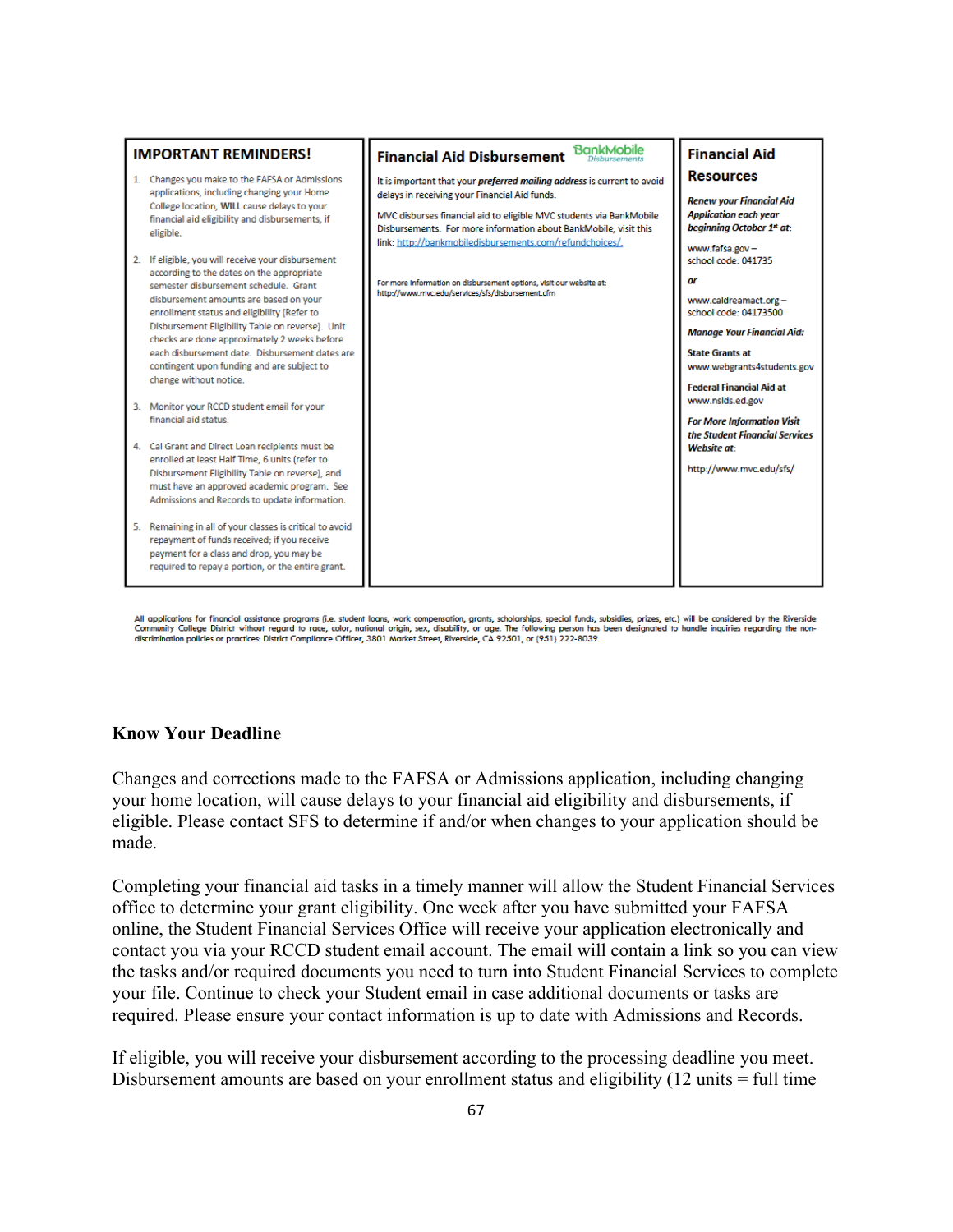## IMPORTANT REMINDERS!

1. Changes you make to the FAFSA or Admissions applications, including changing your Home College location, **WILL** cause delays to your financial aid eligibility and disbursements, if eligible.
2. If eligible, you will receive your disbursement according to the dates on the appropriate semester disbursement schedule. Grant disbursement amounts are based on your enrollment status and eligibility (Refer to Disbursement Eligibility Table on reverse). Unit checks are done approximately 2 weeks before each disbursement date. Disbursement dates are contingent upon funding and are subject to change without notice.
3. Monitor your RCCD student email for your financial aid status.
4. Cal Grant and Direct Loan recipients must be enrolled at least Half Time, 6 units (refer to Disbursement Eligibility Table on reverse), and must have an approved academic program. See Admissions and Records to update information.
5. Remaining in all of your classes is critical to avoid repayment of funds received; if you receive payment for a class and drop, you may be required to repay a portion, or the entire grant.

## Financial Aid Disbursement

BankMobile Disbursements

It is important that your ***preferred mailing address*** is current to avoid delays in receiving your Financial Aid funds.

MVC disburses financial aid to eligible MVC students via BankMobile Disbursements. For more information about BankMobile, visit this link: http://bankmobiledisbursements.com/refundchoices/.

For more information on disbursement options, visit our website at: http://www.mvc.edu/services/sfs/disbursement.cfm

## Financial Aid Resources

***Renew your Financial Aid Application each year beginning October 1st at:***

www.fafsa.gov – school code: 041735

***or***

www.caldreamact.org – school code: 04173500

***Manage Your Financial Aid:***

**State Grants at** www.webgrants4students.gov

**Federal Financial Aid at** www.nslds.ed.gov

***For More Information Visit the Student Financial Services Website at:***

http://www.mvc.edu/sfs/

All applications for financial assistance programs (i.e. student loans, work compensation, grants, scholarships, special funds, subsidies, prizes, etc.) will be considered by the Riverside Community College District without regard to race, color, national origin, sex, disability, or age. The following person has been designated to handle inquiries regarding the non-discrimination policies or practices: District Compliance Officer, 3801 Market Street, Riverside, CA 92501, or (951) 222-8039.

**Know Your Deadline**

Changes and corrections made to the FAFSA or Admissions application, including changing your home location, will cause delays to your financial aid eligibility and disbursements, if eligible. Please contact SFS to determine if and/or when changes to your application should be made.

Completing your financial aid tasks in a timely manner will allow the Student Financial Services office to determine your grant eligibility. One week after you have submitted your FAFSA online, the Student Financial Services Office will receive your application electronically and contact you via your RCCD student email account. The email will contain a link so you can view the tasks and/or required documents you need to turn into Student Financial Services to complete your file. Continue to check your Student email in case additional documents or tasks are required. Please ensure your contact information is up to date with Admissions and Records.

If eligible, you will receive your disbursement according to the processing deadline you meet. Disbursement amounts are based on your enrollment status and eligibility (12 units = full time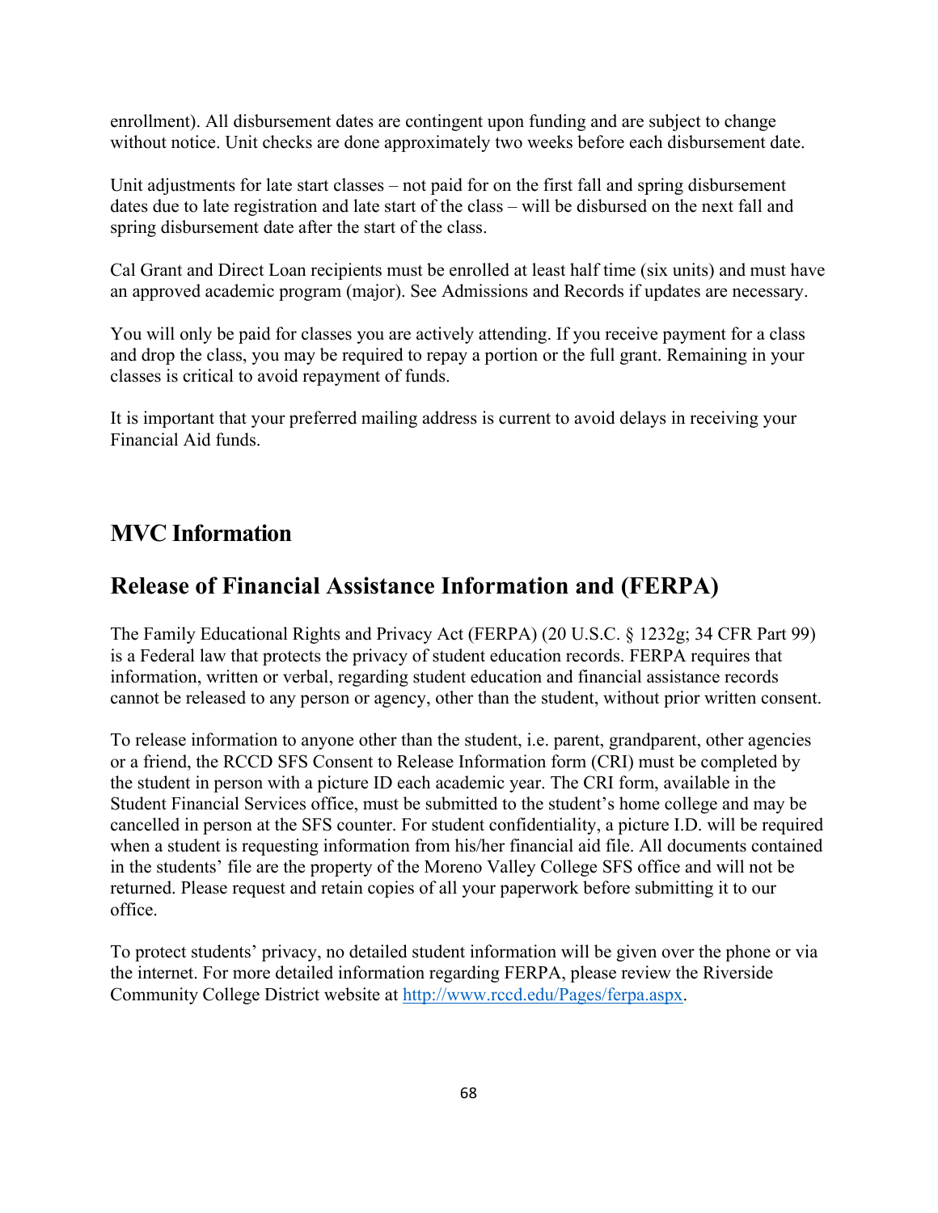enrollment). All disbursement dates are contingent upon funding and are subject to change without notice. Unit checks are done approximately two weeks before each disbursement date.

Unit adjustments for late start classes – not paid for on the first fall and spring disbursement dates due to late registration and late start of the class – will be disbursed on the next fall and spring disbursement date after the start of the class.

Cal Grant and Direct Loan recipients must be enrolled at least half time (six units) and must have an approved academic program (major). See Admissions and Records if updates are necessary.

You will only be paid for classes you are actively attending. If you receive payment for a class and drop the class, you may be required to repay a portion or the full grant. Remaining in your classes is critical to avoid repayment of funds.

It is important that your preferred mailing address is current to avoid delays in receiving your Financial Aid funds.

## MVC Information

## Release of Financial Assistance Information and (FERPA)

The Family Educational Rights and Privacy Act (FERPA) (20 U.S.C. § 1232g; 34 CFR Part 99) is a Federal law that protects the privacy of student education records. FERPA requires that information, written or verbal, regarding student education and financial assistance records cannot be released to any person or agency, other than the student, without prior written consent.

To release information to anyone other than the student, i.e. parent, grandparent, other agencies or a friend, the RCCD SFS Consent to Release Information form (CRI) must be completed by the student in person with a picture ID each academic year. The CRI form, available in the Student Financial Services office, must be submitted to the student's home college and may be cancelled in person at the SFS counter. For student confidentiality, a picture I.D. will be required when a student is requesting information from his/her financial aid file. All documents contained in the students' file are the property of the Moreno Valley College SFS office and will not be returned. Please request and retain copies of all your paperwork before submitting it to our office.

To protect students' privacy, no detailed student information will be given over the phone or via the internet. For more detailed information regarding FERPA, please review the Riverside Community College District website at [http://www.rccd.edu/Pages/ferpa.aspx](http://www.rccd.edu/Pages/ferpa.aspx).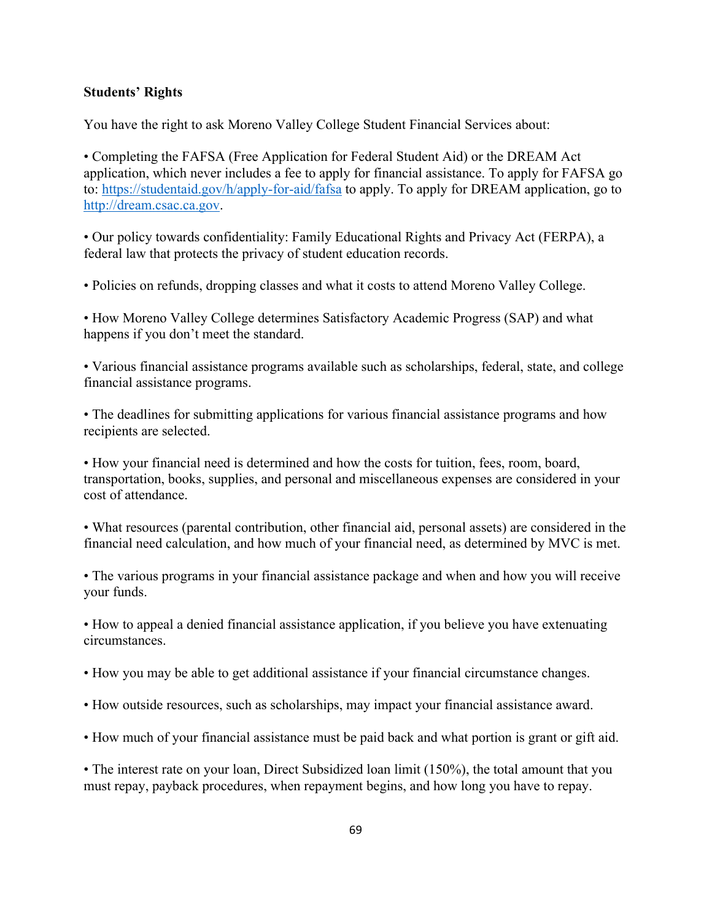**Students' Rights**

You have the right to ask Moreno Valley College Student Financial Services about:

- Completing the FAFSA (Free Application for Federal Student Aid) or the DREAM Act application, which never includes a fee to apply for financial assistance. To apply for FAFSA go to: [https://studentaid.gov/h/apply-for-aid/fafsa](https://studentaid.gov/h/apply-for-aid/fafsa) to apply. To apply for DREAM application, go to [http://dream.csac.ca.gov](http://dream.csac.ca.gov).

- Our policy towards confidentiality: Family Educational Rights and Privacy Act (FERPA), a federal law that protects the privacy of student education records.

- Policies on refunds, dropping classes and what it costs to attend Moreno Valley College.

- How Moreno Valley College determines Satisfactory Academic Progress (SAP) and what happens if you don't meet the standard.

- Various financial assistance programs available such as scholarships, federal, state, and college financial assistance programs.

- The deadlines for submitting applications for various financial assistance programs and how recipients are selected.

- How your financial need is determined and how the costs for tuition, fees, room, board, transportation, books, supplies, and personal and miscellaneous expenses are considered in your cost of attendance.

- What resources (parental contribution, other financial aid, personal assets) are considered in the financial need calculation, and how much of your financial need, as determined by MVC is met.

- The various programs in your financial assistance package and when and how you will receive your funds.

- How to appeal a denied financial assistance application, if you believe you have extenuating circumstances.

- How you may be able to get additional assistance if your financial circumstance changes.

- How outside resources, such as scholarships, may impact your financial assistance award.

- How much of your financial assistance must be paid back and what portion is grant or gift aid.

- The interest rate on your loan, Direct Subsidized loan limit (150%), the total amount that you must repay, payback procedures, when repayment begins, and how long you have to repay.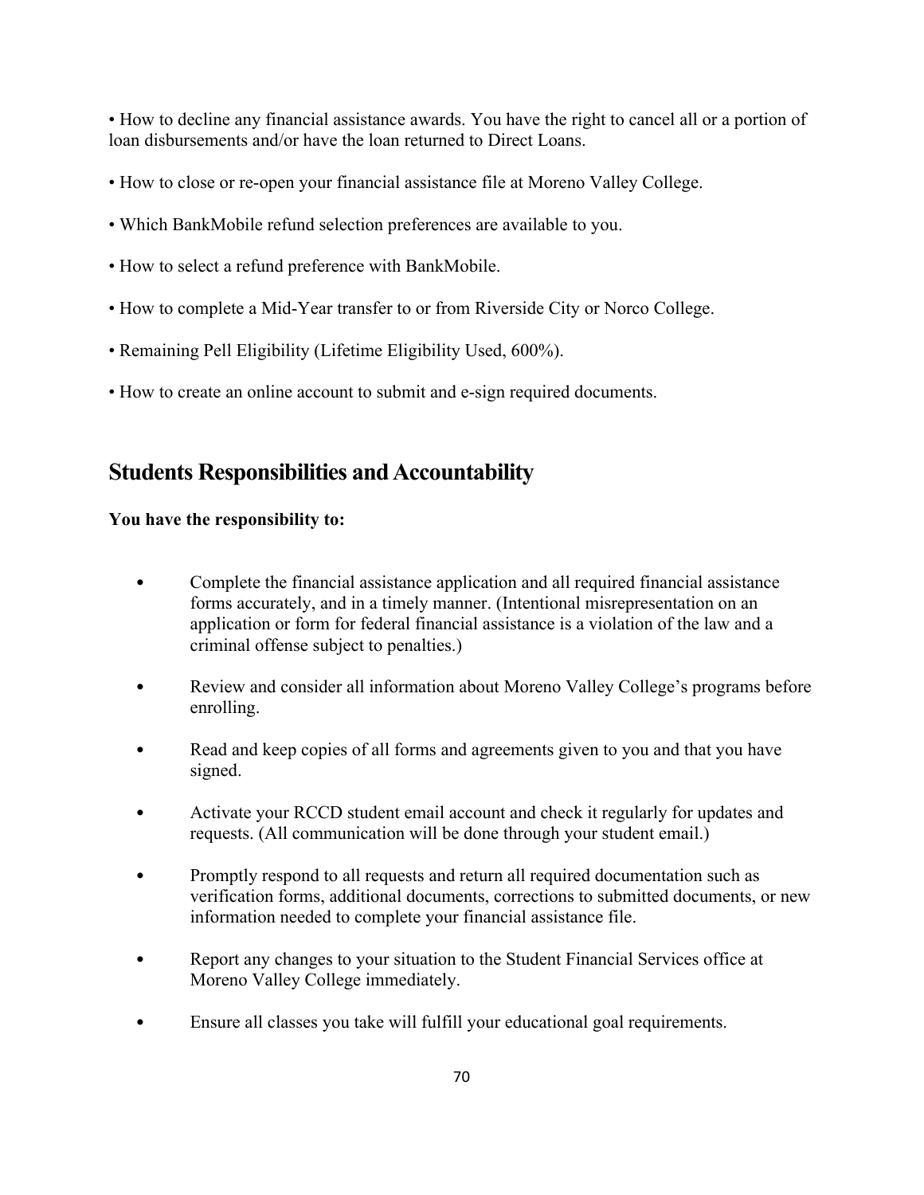- How to decline any financial assistance awards. You have the right to cancel all or a portion of loan disbursements and/or have the loan returned to Direct Loans.
- How to close or re-open your financial assistance file at Moreno Valley College.
- Which BankMobile refund selection preferences are available to you.
- How to select a refund preference with BankMobile.
- How to complete a Mid-Year transfer to or from Riverside City or Norco College.
- Remaining Pell Eligibility (Lifetime Eligibility Used, 600%).
- How to create an online account to submit and e-sign required documents.

## Students Responsibilities and Accountability

**You have the responsibility to:**

- Complete the financial assistance application and all required financial assistance forms accurately, and in a timely manner. (Intentional misrepresentation on an application or form for federal financial assistance is a violation of the law and a criminal offense subject to penalties.)
- Review and consider all information about Moreno Valley College's programs before enrolling.
- Read and keep copies of all forms and agreements given to you and that you have signed.
- Activate your RCCD student email account and check it regularly for updates and requests. (All communication will be done through your student email.)
- Promptly respond to all requests and return all required documentation such as verification forms, additional documents, corrections to submitted documents, or new information needed to complete your financial assistance file.
- Report any changes to your situation to the Student Financial Services office at Moreno Valley College immediately.
- Ensure all classes you take will fulfill your educational goal requirements.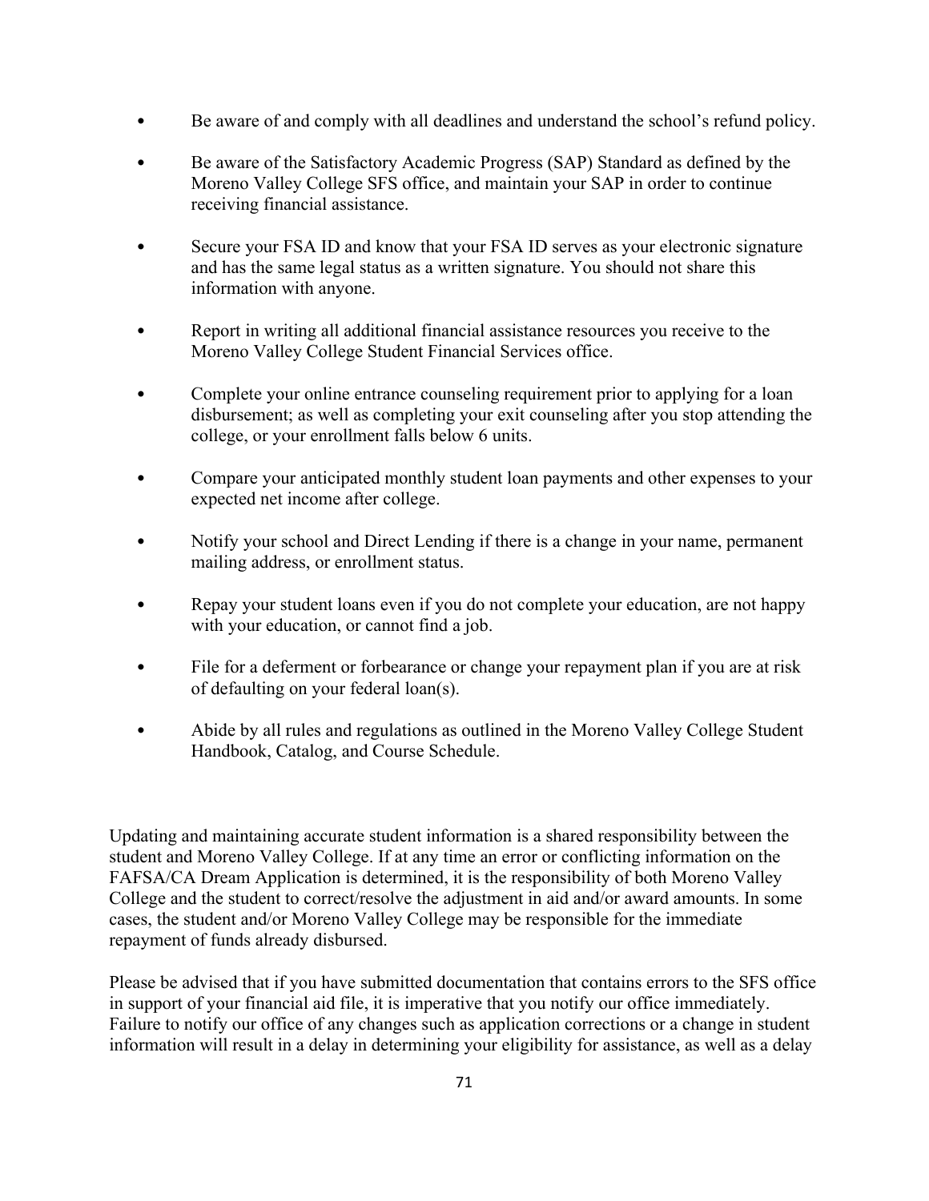- Be aware of and comply with all deadlines and understand the school's refund policy.
- Be aware of the Satisfactory Academic Progress (SAP) Standard as defined by the Moreno Valley College SFS office, and maintain your SAP in order to continue receiving financial assistance.
- Secure your FSA ID and know that your FSA ID serves as your electronic signature and has the same legal status as a written signature. You should not share this information with anyone.
- Report in writing all additional financial assistance resources you receive to the Moreno Valley College Student Financial Services office.
- Complete your online entrance counseling requirement prior to applying for a loan disbursement; as well as completing your exit counseling after you stop attending the college, or your enrollment falls below 6 units.
- Compare your anticipated monthly student loan payments and other expenses to your expected net income after college.
- Notify your school and Direct Lending if there is a change in your name, permanent mailing address, or enrollment status.
- Repay your student loans even if you do not complete your education, are not happy with your education, or cannot find a job.
- File for a deferment or forbearance or change your repayment plan if you are at risk of defaulting on your federal loan(s).
- Abide by all rules and regulations as outlined in the Moreno Valley College Student Handbook, Catalog, and Course Schedule.

Updating and maintaining accurate student information is a shared responsibility between the student and Moreno Valley College. If at any time an error or conflicting information on the FAFSA/CA Dream Application is determined, it is the responsibility of both Moreno Valley College and the student to correct/resolve the adjustment in aid and/or award amounts. In some cases, the student and/or Moreno Valley College may be responsible for the immediate repayment of funds already disbursed.

Please be advised that if you have submitted documentation that contains errors to the SFS office in support of your financial aid file, it is imperative that you notify our office immediately. Failure to notify our office of any changes such as application corrections or a change in student information will result in a delay in determining your eligibility for assistance, as well as a delay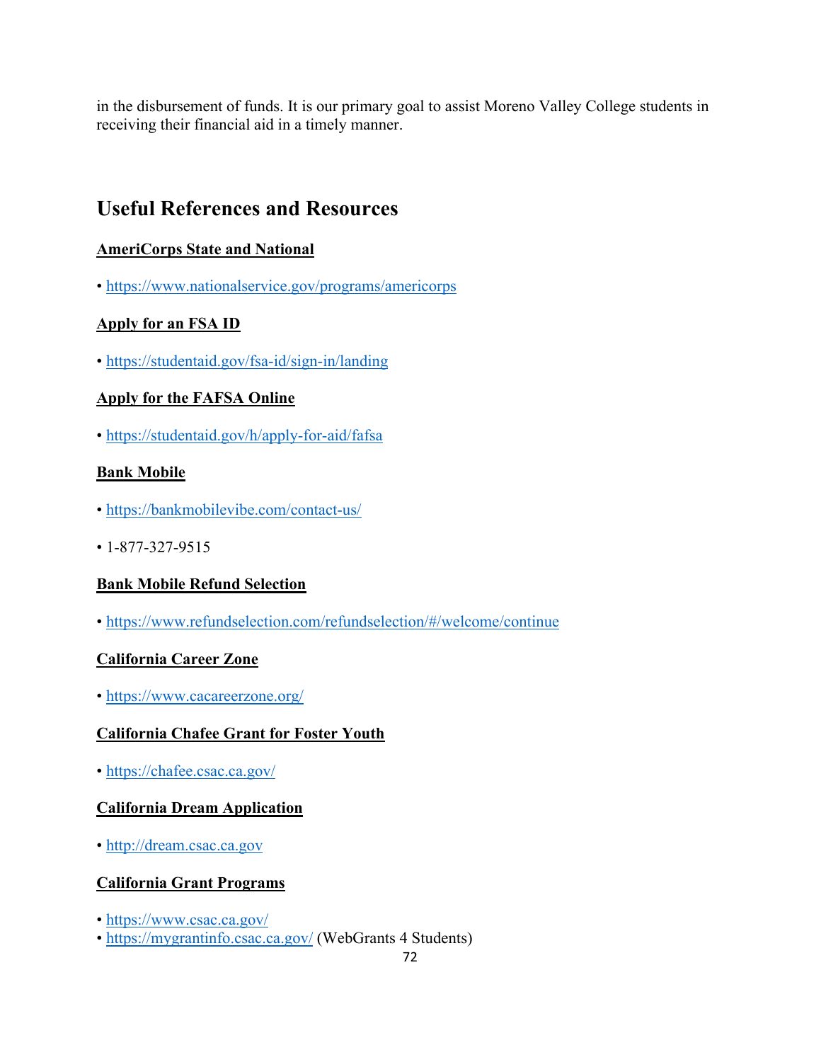in the disbursement of funds. It is our primary goal to assist Moreno Valley College students in receiving their financial aid in a timely manner.

## Useful References and Resources

**AmeriCorps State and National**

- https://www.nationalservice.gov/programs/americorps

**Apply for an FSA ID**

- https://studentaid.gov/fsa-id/sign-in/landing

**Apply for the FAFSA Online**

- https://studentaid.gov/h/apply-for-aid/fafsa

**Bank Mobile**

- https://bankmobilevibe.com/contact-us/
- 1-877-327-9515

**Bank Mobile Refund Selection**

- https://www.refundselection.com/refundselection/#/welcome/continue

**California Career Zone**

- https://www.cacareerzone.org/

**California Chafee Grant for Foster Youth**

- https://chafee.csac.ca.gov/

**California Dream Application**

- http://dream.csac.ca.gov

**California Grant Programs**

- https://www.csac.ca.gov/
- https://mygrantinfo.csac.ca.gov/ (WebGrants 4 Students)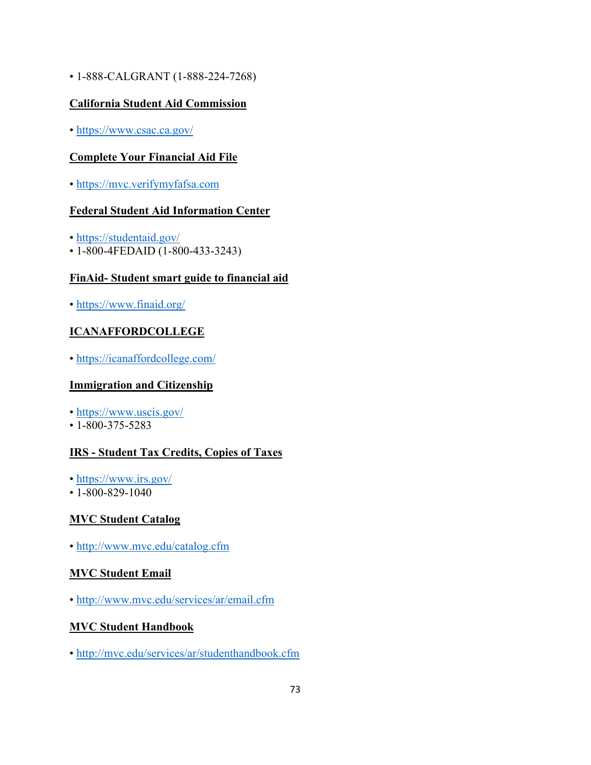- 1-888-CALGRANT (1-888-224-7268)

**California Student Aid Commission**

- https://www.csac.ca.gov/

**Complete Your Financial Aid File**

- https://mvc.verifymyfafsa.com

**Federal Student Aid Information Center**

- https://studentaid.gov/
- 1-800-4FEDAID (1-800-433-3243)

**FinAid- Student smart guide to financial aid**

- https://www.finaid.org/

**ICANAFFORDCOLLEGE**

- https://icanaffordcollege.com/

**Immigration and Citizenship**

- https://www.uscis.gov/
- 1-800-375-5283

**IRS - Student Tax Credits, Copies of Taxes**

- https://www.irs.gov/
- 1-800-829-1040

**MVC Student Catalog**

- http://www.mvc.edu/catalog.cfm

**MVC Student Email**

- http://www.mvc.edu/services/ar/email.cfm

**MVC Student Handbook**

- http://mvc.edu/services/ar/studenthandbook.cfm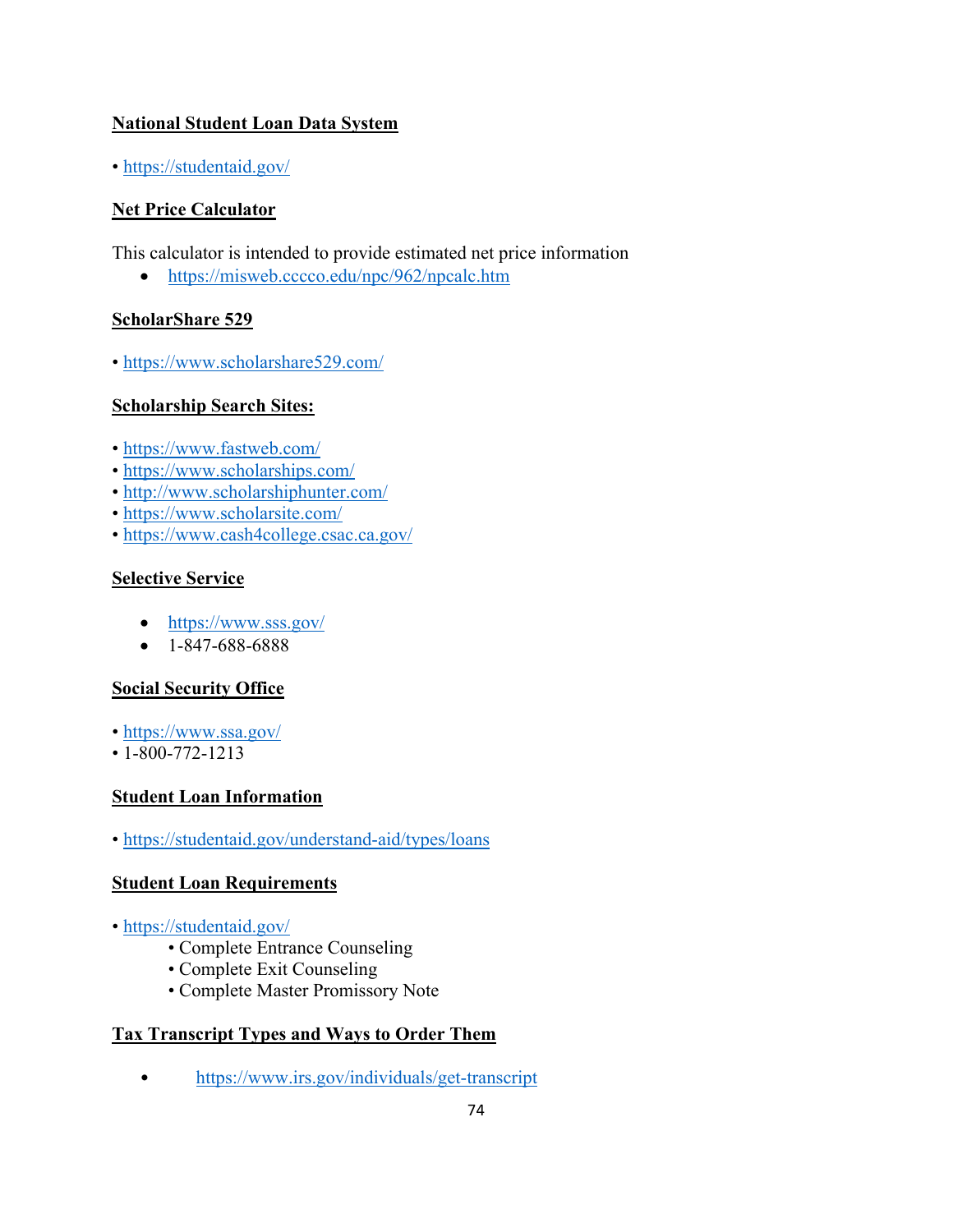**National Student Loan Data System**

- https://studentaid.gov/

**Net Price Calculator**

This calculator is intended to provide estimated net price information

- https://misweb.cccco.edu/npc/962/npcalc.htm

**ScholarShare 529**

- https://www.scholarshare529.com/

**Scholarship Search Sites:**

- https://www.fastweb.com/
- https://www.scholarships.com/
- http://www.scholarshiphunter.com/
- https://www.scholarsite.com/
- https://www.cash4college.csac.ca.gov/

**Selective Service**

- https://www.sss.gov/
- 1-847-688-6888

**Social Security Office**

- https://www.ssa.gov/
- 1-800-772-1213

**Student Loan Information**

- https://studentaid.gov/understand-aid/types/loans

**Student Loan Requirements**

- https://studentaid.gov/
    - Complete Entrance Counseling
    - Complete Exit Counseling
    - Complete Master Promissory Note

**Tax Transcript Types and Ways to Order Them**

- https://www.irs.gov/individuals/get-transcript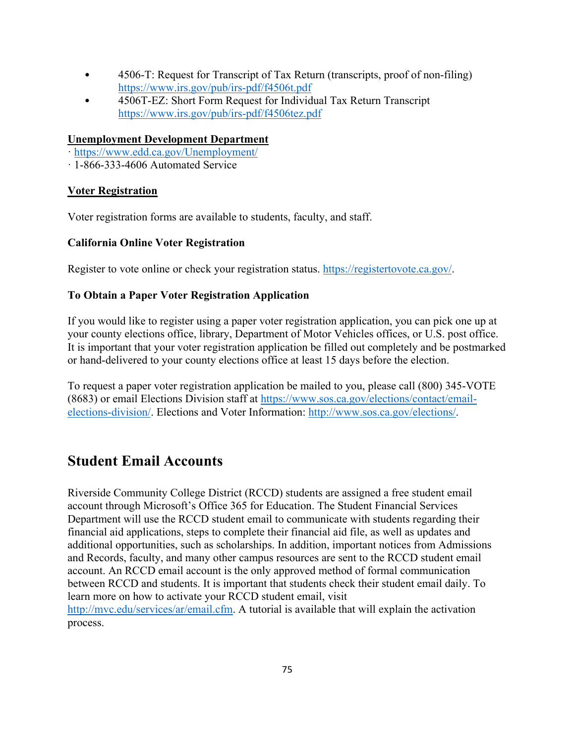- 4506-T: Request for Transcript of Tax Return (transcripts, proof of non-filing) https://www.irs.gov/pub/irs-pdf/f4506t.pdf
- 4506T-EZ: Short Form Request for Individual Tax Return Transcript https://www.irs.gov/pub/irs-pdf/f4506tez.pdf

**Unemployment Development Department**

· https://www.edd.ca.gov/Unemployment/
· 1-866-333-4606 Automated Service

**Voter Registration**

Voter registration forms are available to students, faculty, and staff.

**California Online Voter Registration**

Register to vote online or check your registration status. https://registertovote.ca.gov/.

**To Obtain a Paper Voter Registration Application**

If you would like to register using a paper voter registration application, you can pick one up at your county elections office, library, Department of Motor Vehicles offices, or U.S. post office. It is important that your voter registration application be filled out completely and be postmarked or hand-delivered to your county elections office at least 15 days before the election.

To request a paper voter registration application be mailed to you, please call (800) 345-VOTE (8683) or email Elections Division staff at https://www.sos.ca.gov/elections/contact/email-elections-division/. Elections and Voter Information: http://www.sos.ca.gov/elections/.

## Student Email Accounts

Riverside Community College District (RCCD) students are assigned a free student email account through Microsoft's Office 365 for Education. The Student Financial Services Department will use the RCCD student email to communicate with students regarding their financial aid applications, steps to complete their financial aid file, as well as updates and additional opportunities, such as scholarships. In addition, important notices from Admissions and Records, faculty, and many other campus resources are sent to the RCCD student email account. An RCCD email account is the only approved method of formal communication between RCCD and students. It is important that students check their student email daily. To learn more on how to activate your RCCD student email, visit http://mvc.edu/services/ar/email.cfm. A tutorial is available that will explain the activation process.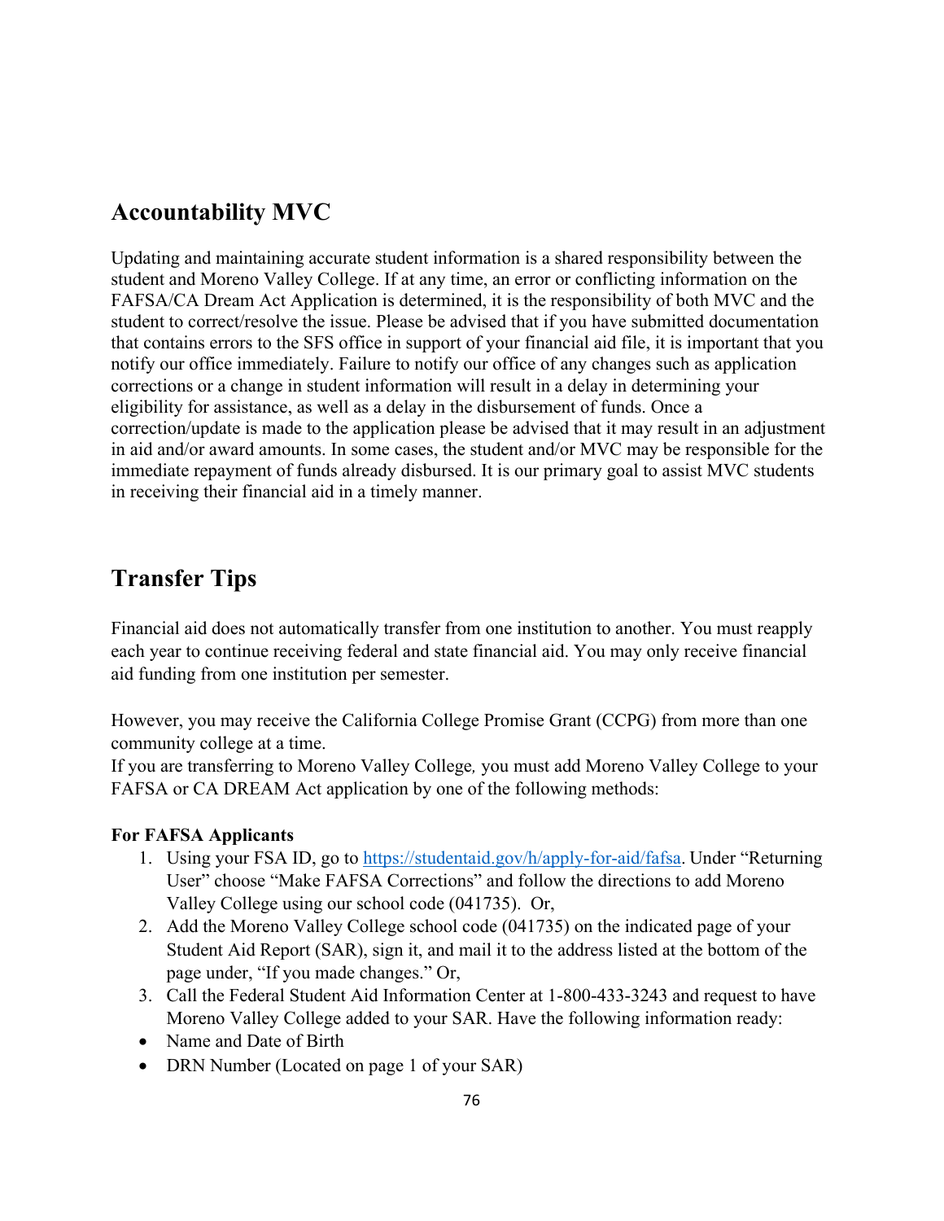## Accountability MVC

Updating and maintaining accurate student information is a shared responsibility between the student and Moreno Valley College. If at any time, an error or conflicting information on the FAFSA/CA Dream Act Application is determined, it is the responsibility of both MVC and the student to correct/resolve the issue. Please be advised that if you have submitted documentation that contains errors to the SFS office in support of your financial aid file, it is important that you notify our office immediately. Failure to notify our office of any changes such as application corrections or a change in student information will result in a delay in determining your eligibility for assistance, as well as a delay in the disbursement of funds. Once a correction/update is made to the application please be advised that it may result in an adjustment in aid and/or award amounts. In some cases, the student and/or MVC may be responsible for the immediate repayment of funds already disbursed. It is our primary goal to assist MVC students in receiving their financial aid in a timely manner.

## Transfer Tips

Financial aid does not automatically transfer from one institution to another. You must reapply each year to continue receiving federal and state financial aid. You may only receive financial aid funding from one institution per semester.

However, you may receive the California College Promise Grant (CCPG) from more than one community college at a time.

If you are transferring to Moreno Valley College*,* you must add Moreno Valley College to your FAFSA or CA DREAM Act application by one of the following methods:

**For FAFSA Applicants**

1. Using your FSA ID, go to https://studentaid.gov/h/apply-for-aid/fafsa. Under "Returning User" choose "Make FAFSA Corrections" and follow the directions to add Moreno Valley College using our school code (041735). Or,
2. Add the Moreno Valley College school code (041735) on the indicated page of your Student Aid Report (SAR), sign it, and mail it to the address listed at the bottom of the page under, "If you made changes." Or,
3. Call the Federal Student Aid Information Center at 1-800-433-3243 and request to have Moreno Valley College added to your SAR. Have the following information ready:

- Name and Date of Birth
- DRN Number (Located on page 1 of your SAR)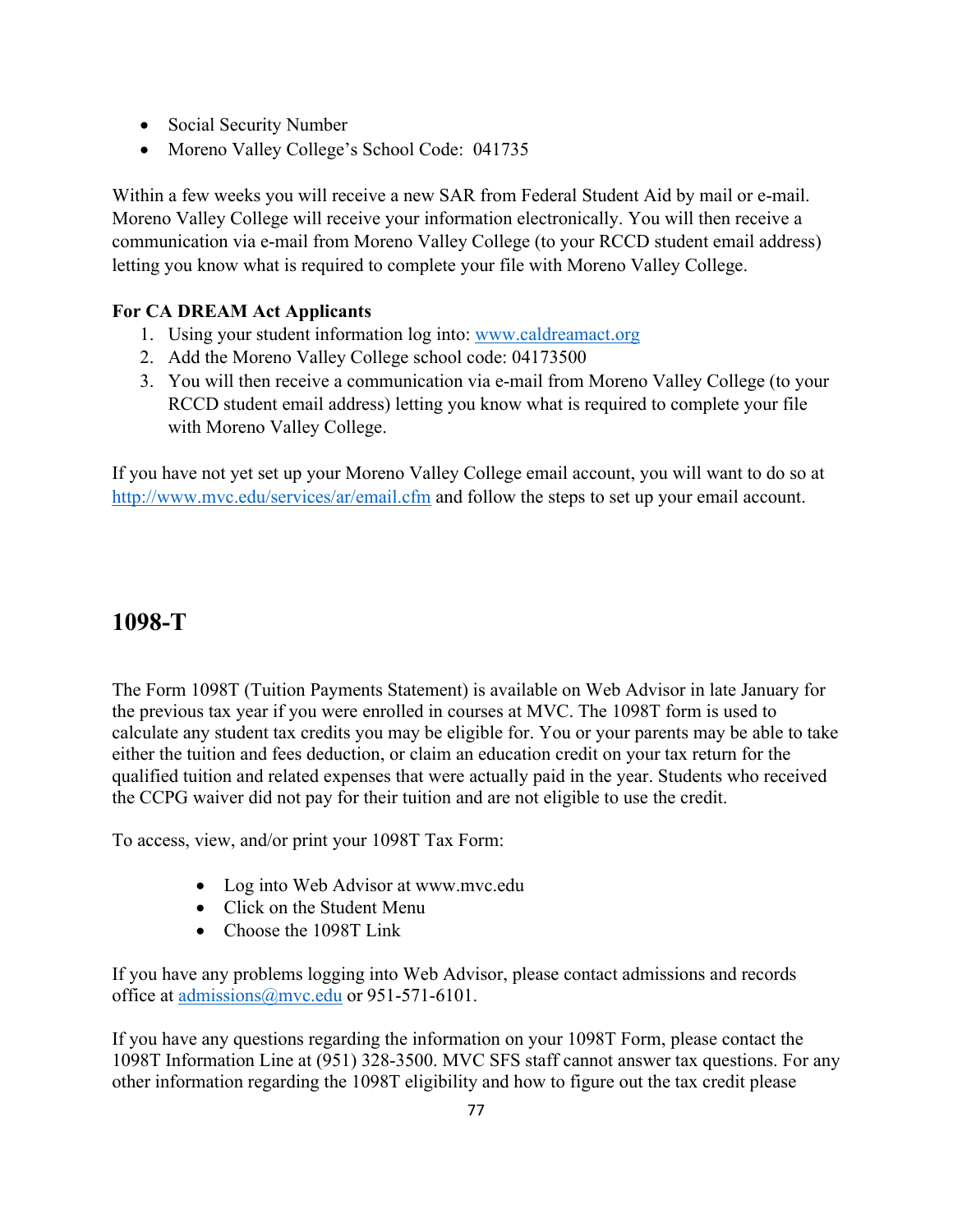- Social Security Number
- Moreno Valley College's School Code: 041735

Within a few weeks you will receive a new SAR from Federal Student Aid by mail or e-mail. Moreno Valley College will receive your information electronically. You will then receive a communication via e-mail from Moreno Valley College (to your RCCD student email address) letting you know what is required to complete your file with Moreno Valley College.

**For CA DREAM Act Applicants**

1. Using your student information log into: [www.caldreamact.org](www.caldreamact.org)
2. Add the Moreno Valley College school code: 04173500
3. You will then receive a communication via e-mail from Moreno Valley College (to your RCCD student email address) letting you know what is required to complete your file with Moreno Valley College.

If you have not yet set up your Moreno Valley College email account, you will want to do so at [http://www.mvc.edu/services/ar/email.cfm](http://www.mvc.edu/services/ar/email.cfm) and follow the steps to set up your email account.

## 1098-T

The Form 1098T (Tuition Payments Statement) is available on Web Advisor in late January for the previous tax year if you were enrolled in courses at MVC. The 1098T form is used to calculate any student tax credits you may be eligible for. You or your parents may be able to take either the tuition and fees deduction, or claim an education credit on your tax return for the qualified tuition and related expenses that were actually paid in the year. Students who received the CCPG waiver did not pay for their tuition and are not eligible to use the credit.

To access, view, and/or print your 1098T Tax Form:

- Log into Web Advisor at www.mvc.edu
- Click on the Student Menu
- Choose the 1098T Link

If you have any problems logging into Web Advisor, please contact admissions and records office at [admissions@mvc.edu](mailto:admissions@mvc.edu) or 951-571-6101.

If you have any questions regarding the information on your 1098T Form, please contact the 1098T Information Line at (951) 328-3500. MVC SFS staff cannot answer tax questions. For any other information regarding the 1098T eligibility and how to figure out the tax credit please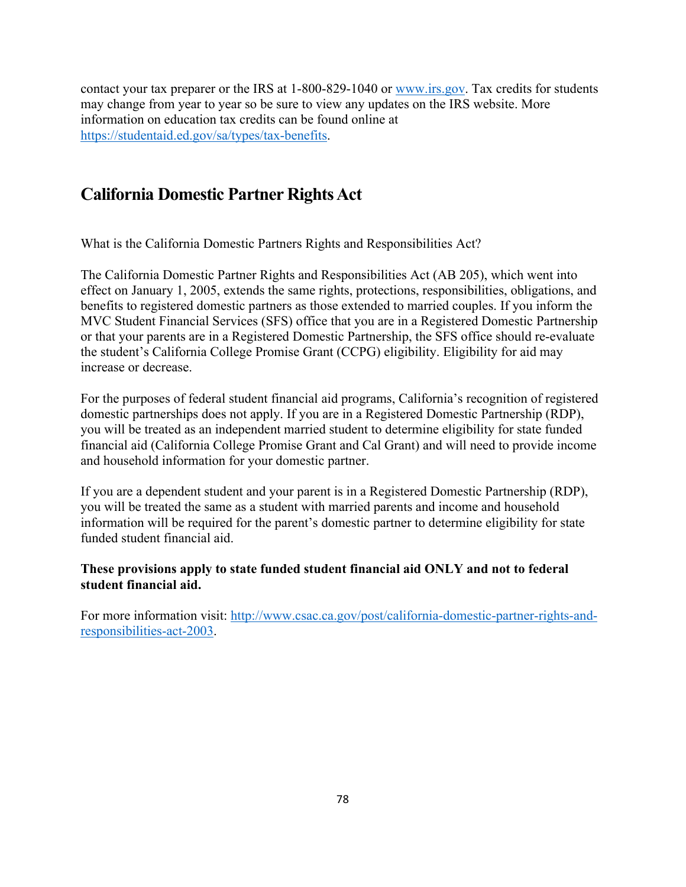contact your tax preparer or the IRS at 1-800-829-1040 or [www.irs.gov](http://www.irs.gov). Tax credits for students may change from year to year so be sure to view any updates on the IRS website. More information on education tax credits can be found online at [https://studentaid.ed.gov/sa/types/tax-benefits](https://studentaid.ed.gov/sa/types/tax-benefits).

## California Domestic Partner Rights Act

What is the California Domestic Partners Rights and Responsibilities Act?

The California Domestic Partner Rights and Responsibilities Act (AB 205), which went into effect on January 1, 2005, extends the same rights, protections, responsibilities, obligations, and benefits to registered domestic partners as those extended to married couples. If you inform the MVC Student Financial Services (SFS) office that you are in a Registered Domestic Partnership or that your parents are in a Registered Domestic Partnership, the SFS office should re-evaluate the student's California College Promise Grant (CCPG) eligibility. Eligibility for aid may increase or decrease.

For the purposes of federal student financial aid programs, California's recognition of registered domestic partnerships does not apply. If you are in a Registered Domestic Partnership (RDP), you will be treated as an independent married student to determine eligibility for state funded financial aid (California College Promise Grant and Cal Grant) and will need to provide income and household information for your domestic partner.

If you are a dependent student and your parent is in a Registered Domestic Partnership (RDP), you will be treated the same as a student with married parents and income and household information will be required for the parent's domestic partner to determine eligibility for state funded student financial aid.

**These provisions apply to state funded student financial aid ONLY and not to federal student financial aid.**

For more information visit: [http://www.csac.ca.gov/post/california-domestic-partner-rights-and-responsibilities-act-2003](http://www.csac.ca.gov/post/california-domestic-partner-rights-and-responsibilities-act-2003).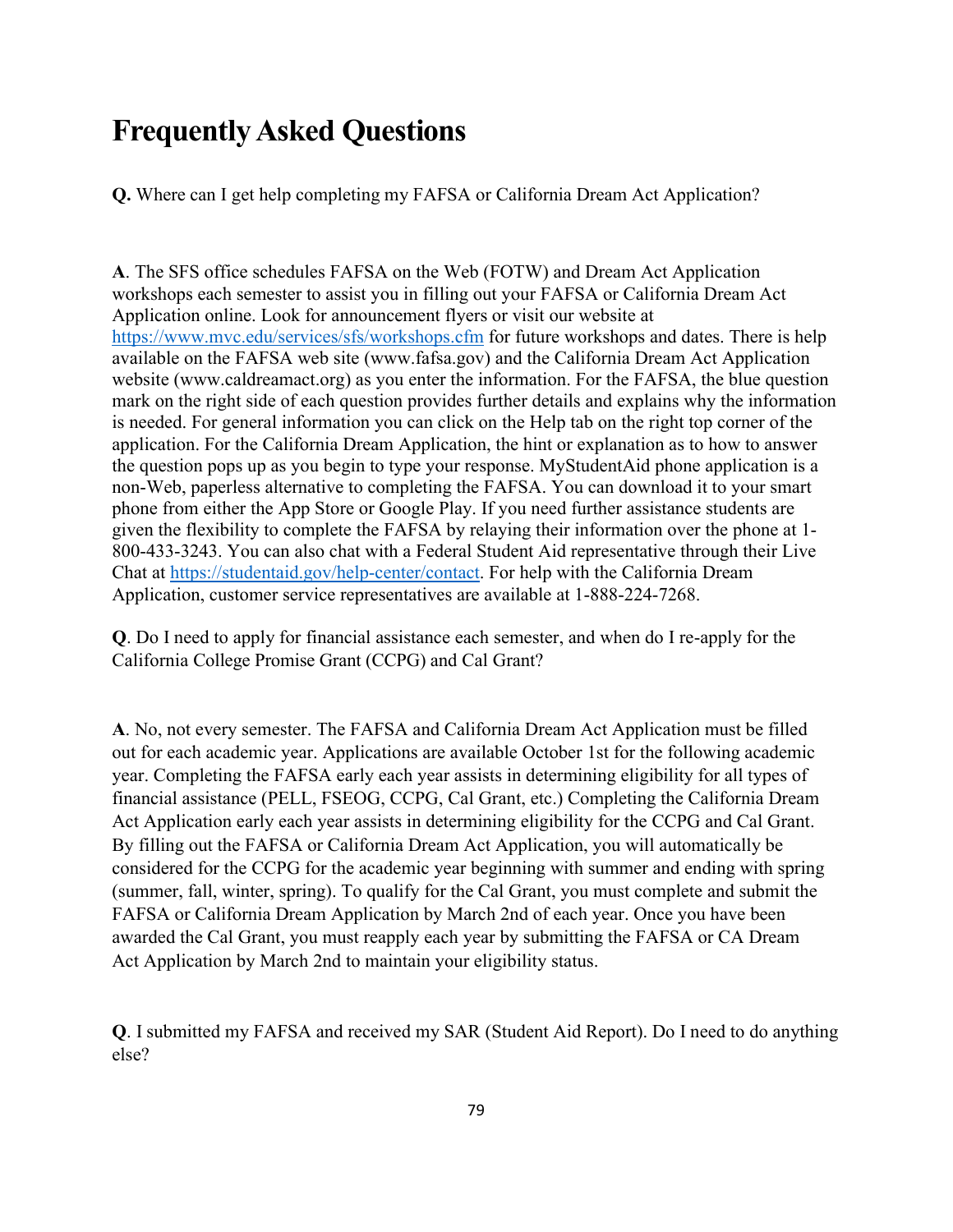# Frequently Asked Questions

**Q.** Where can I get help completing my FAFSA or California Dream Act Application?

**A**. The SFS office schedules FAFSA on the Web (FOTW) and Dream Act Application workshops each semester to assist you in filling out your FAFSA or California Dream Act Application online. Look for announcement flyers or visit our website at [https://www.mvc.edu/services/sfs/workshops.cfm](https://www.mvc.edu/services/sfs/workshops.cfm) for future workshops and dates. There is help available on the FAFSA web site (www.fafsa.gov) and the California Dream Act Application website (www.caldreamact.org) as you enter the information. For the FAFSA, the blue question mark on the right side of each question provides further details and explains why the information is needed. For general information you can click on the Help tab on the right top corner of the application. For the California Dream Application, the hint or explanation as to how to answer the question pops up as you begin to type your response. MyStudentAid phone application is a non-Web, paperless alternative to completing the FAFSA. You can download it to your smart phone from either the App Store or Google Play. If you need further assistance students are given the flexibility to complete the FAFSA by relaying their information over the phone at 1-800-433-3243. You can also chat with a Federal Student Aid representative through their Live Chat at [https://studentaid.gov/help-center/contact](https://studentaid.gov/help-center/contact). For help with the California Dream Application, customer service representatives are available at 1-888-224-7268.

**Q**. Do I need to apply for financial assistance each semester, and when do I re-apply for the California College Promise Grant (CCPG) and Cal Grant?

**A**. No, not every semester. The FAFSA and California Dream Act Application must be filled out for each academic year. Applications are available October 1st for the following academic year. Completing the FAFSA early each year assists in determining eligibility for all types of financial assistance (PELL, FSEOG, CCPG, Cal Grant, etc.) Completing the California Dream Act Application early each year assists in determining eligibility for the CCPG and Cal Grant. By filling out the FAFSA or California Dream Act Application, you will automatically be considered for the CCPG for the academic year beginning with summer and ending with spring (summer, fall, winter, spring). To qualify for the Cal Grant, you must complete and submit the FAFSA or California Dream Application by March 2nd of each year. Once you have been awarded the Cal Grant, you must reapply each year by submitting the FAFSA or CA Dream Act Application by March 2nd to maintain your eligibility status.

**Q**. I submitted my FAFSA and received my SAR (Student Aid Report). Do I need to do anything else?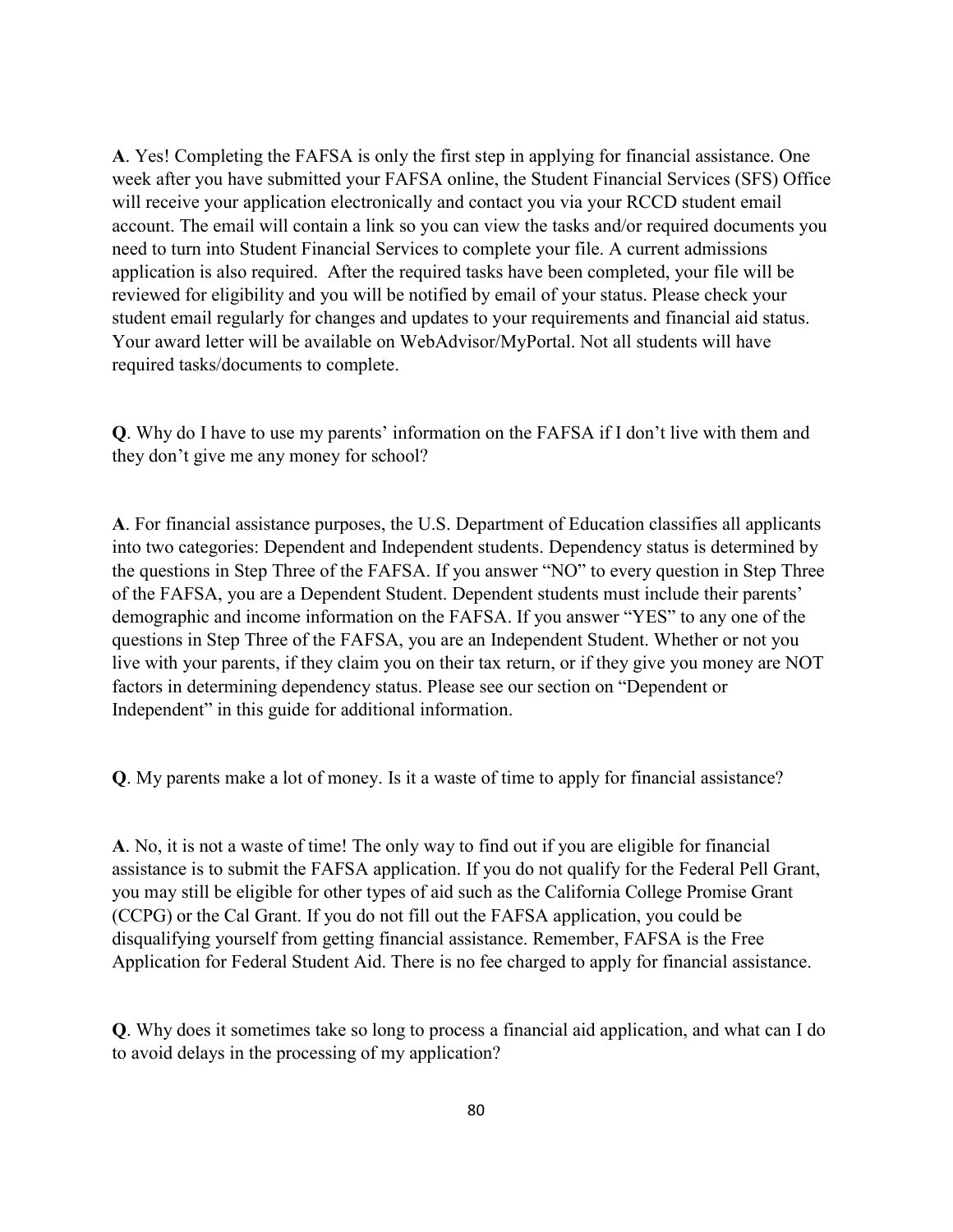**A**. Yes! Completing the FAFSA is only the first step in applying for financial assistance. One week after you have submitted your FAFSA online, the Student Financial Services (SFS) Office will receive your application electronically and contact you via your RCCD student email account. The email will contain a link so you can view the tasks and/or required documents you need to turn into Student Financial Services to complete your file. A current admissions application is also required. After the required tasks have been completed, your file will be reviewed for eligibility and you will be notified by email of your status. Please check your student email regularly for changes and updates to your requirements and financial aid status. Your award letter will be available on WebAdvisor/MyPortal. Not all students will have required tasks/documents to complete.

**Q**. Why do I have to use my parents' information on the FAFSA if I don't live with them and they don't give me any money for school?

**A**. For financial assistance purposes, the U.S. Department of Education classifies all applicants into two categories: Dependent and Independent students. Dependency status is determined by the questions in Step Three of the FAFSA. If you answer "NO" to every question in Step Three of the FAFSA, you are a Dependent Student. Dependent students must include their parents' demographic and income information on the FAFSA. If you answer "YES" to any one of the questions in Step Three of the FAFSA, you are an Independent Student. Whether or not you live with your parents, if they claim you on their tax return, or if they give you money are NOT factors in determining dependency status. Please see our section on "Dependent or Independent" in this guide for additional information.

**Q**. My parents make a lot of money. Is it a waste of time to apply for financial assistance?

**A**. No, it is not a waste of time! The only way to find out if you are eligible for financial assistance is to submit the FAFSA application. If you do not qualify for the Federal Pell Grant, you may still be eligible for other types of aid such as the California College Promise Grant (CCPG) or the Cal Grant. If you do not fill out the FAFSA application, you could be disqualifying yourself from getting financial assistance. Remember, FAFSA is the Free Application for Federal Student Aid. There is no fee charged to apply for financial assistance.

**Q**. Why does it sometimes take so long to process a financial aid application, and what can I do to avoid delays in the processing of my application?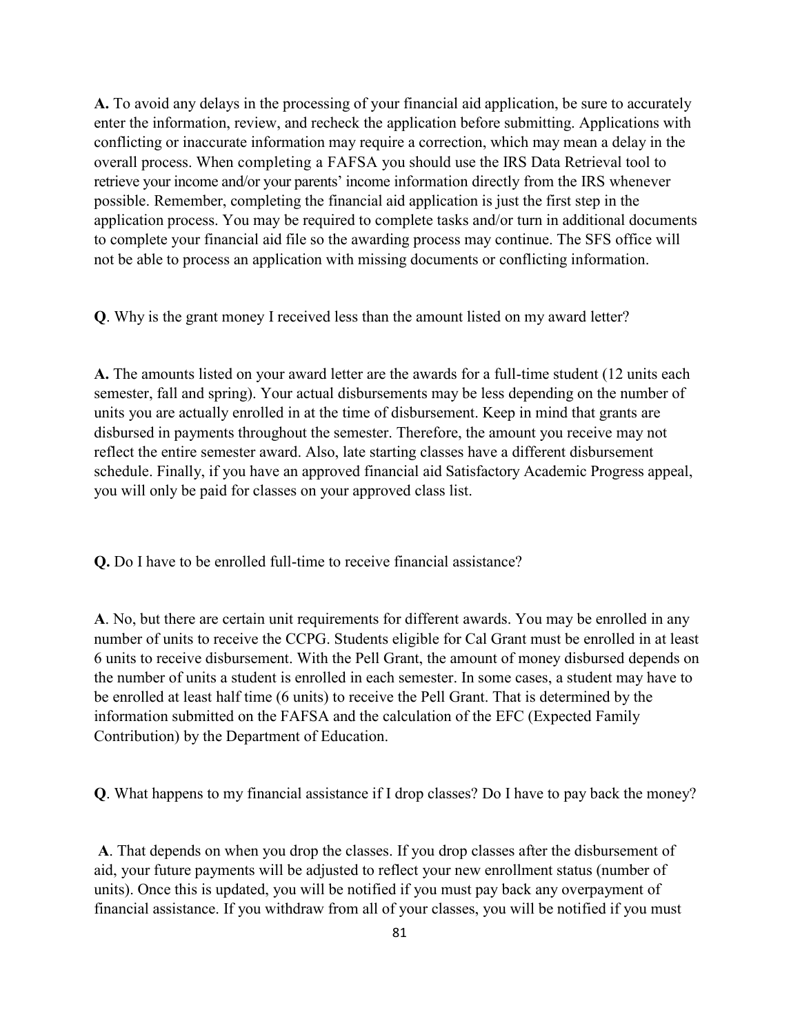**A.** To avoid any delays in the processing of your financial aid application, be sure to accurately enter the information, review, and recheck the application before submitting. Applications with conflicting or inaccurate information may require a correction, which may mean a delay in the overall process. When completing a FAFSA you should use the IRS Data Retrieval tool to retrieve your income and/or your parents' income information directly from the IRS whenever possible. Remember, completing the financial aid application is just the first step in the application process. You may be required to complete tasks and/or turn in additional documents to complete your financial aid file so the awarding process may continue. The SFS office will not be able to process an application with missing documents or conflicting information.

**Q**. Why is the grant money I received less than the amount listed on my award letter?

**A.** The amounts listed on your award letter are the awards for a full-time student (12 units each semester, fall and spring). Your actual disbursements may be less depending on the number of units you are actually enrolled in at the time of disbursement. Keep in mind that grants are disbursed in payments throughout the semester. Therefore, the amount you receive may not reflect the entire semester award. Also, late starting classes have a different disbursement schedule. Finally, if you have an approved financial aid Satisfactory Academic Progress appeal, you will only be paid for classes on your approved class list.

**Q.** Do I have to be enrolled full-time to receive financial assistance?

**A**. No, but there are certain unit requirements for different awards. You may be enrolled in any number of units to receive the CCPG. Students eligible for Cal Grant must be enrolled in at least 6 units to receive disbursement. With the Pell Grant, the amount of money disbursed depends on the number of units a student is enrolled in each semester. In some cases, a student may have to be enrolled at least half time (6 units) to receive the Pell Grant. That is determined by the information submitted on the FAFSA and the calculation of the EFC (Expected Family Contribution) by the Department of Education.

**Q**. What happens to my financial assistance if I drop classes? Do I have to pay back the money?

**A**. That depends on when you drop the classes. If you drop classes after the disbursement of aid, your future payments will be adjusted to reflect your new enrollment status (number of units). Once this is updated, you will be notified if you must pay back any overpayment of financial assistance. If you withdraw from all of your classes, you will be notified if you must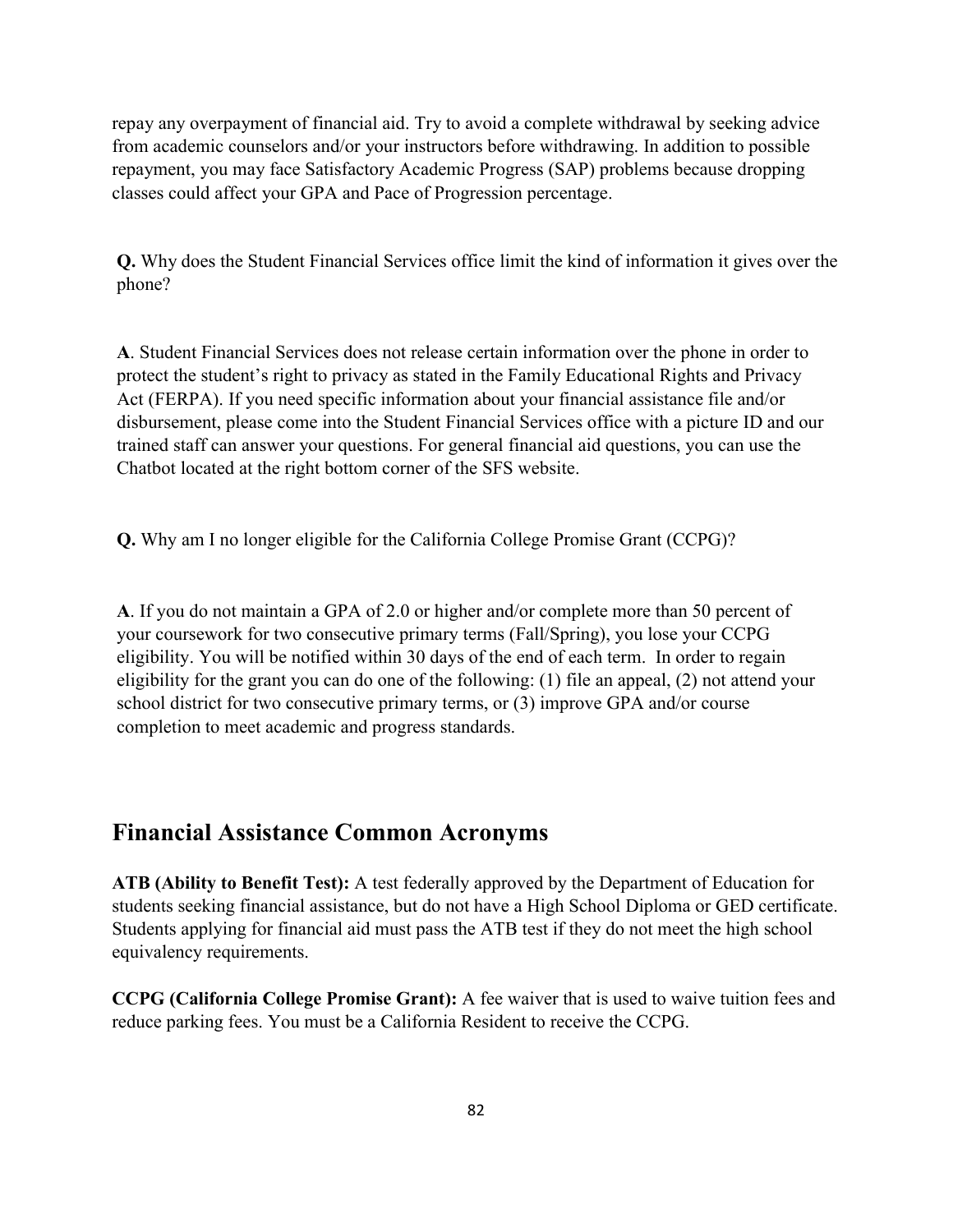repay any overpayment of financial aid. Try to avoid a complete withdrawal by seeking advice from academic counselors and/or your instructors before withdrawing. In addition to possible repayment, you may face Satisfactory Academic Progress (SAP) problems because dropping classes could affect your GPA and Pace of Progression percentage.

**Q.** Why does the Student Financial Services office limit the kind of information it gives over the phone?

**A**. Student Financial Services does not release certain information over the phone in order to protect the student's right to privacy as stated in the Family Educational Rights and Privacy Act (FERPA). If you need specific information about your financial assistance file and/or disbursement, please come into the Student Financial Services office with a picture ID and our trained staff can answer your questions. For general financial aid questions, you can use the Chatbot located at the right bottom corner of the SFS website.

**Q.** Why am I no longer eligible for the California College Promise Grant (CCPG)?

**A**. If you do not maintain a GPA of 2.0 or higher and/or complete more than 50 percent of your coursework for two consecutive primary terms (Fall/Spring), you lose your CCPG eligibility. You will be notified within 30 days of the end of each term. In order to regain eligibility for the grant you can do one of the following: (1) file an appeal, (2) not attend your school district for two consecutive primary terms, or (3) improve GPA and/or course completion to meet academic and progress standards.

## Financial Assistance Common Acronyms

**ATB (Ability to Benefit Test):** A test federally approved by the Department of Education for students seeking financial assistance, but do not have a High School Diploma or GED certificate. Students applying for financial aid must pass the ATB test if they do not meet the high school equivalency requirements.

**CCPG (California College Promise Grant):** A fee waiver that is used to waive tuition fees and reduce parking fees. You must be a California Resident to receive the CCPG.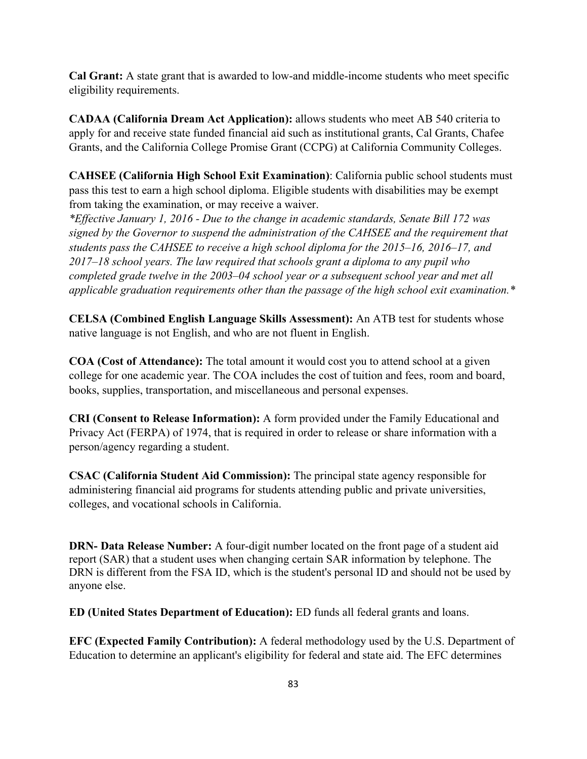**Cal Grant:** A state grant that is awarded to low-and middle-income students who meet specific eligibility requirements.

**CADAA (California Dream Act Application):** allows students who meet AB 540 criteria to apply for and receive state funded financial aid such as institutional grants, Cal Grants, Chafee Grants, and the California College Promise Grant (CCPG) at California Community Colleges.

**CAHSEE (California High School Exit Examination)**: California public school students must pass this test to earn a high school diploma. Eligible students with disabilities may be exempt from taking the examination, or may receive a waiver.
*\*Effective January 1, 2016 - Due to the change in academic standards, Senate Bill 172 was signed by the Governor to suspend the administration of the CAHSEE and the requirement that students pass the CAHSEE to receive a high school diploma for the 2015–16, 2016–17, and 2017–18 school years. The law required that schools grant a diploma to any pupil who completed grade twelve in the 2003–04 school year or a subsequent school year and met all applicable graduation requirements other than the passage of the high school exit examination.\**

**CELSA (Combined English Language Skills Assessment):** An ATB test for students whose native language is not English, and who are not fluent in English.

**COA (Cost of Attendance):** The total amount it would cost you to attend school at a given college for one academic year. The COA includes the cost of tuition and fees, room and board, books, supplies, transportation, and miscellaneous and personal expenses.

**CRI (Consent to Release Information):** A form provided under the Family Educational and Privacy Act (FERPA) of 1974, that is required in order to release or share information with a person/agency regarding a student.

**CSAC (California Student Aid Commission):** The principal state agency responsible for administering financial aid programs for students attending public and private universities, colleges, and vocational schools in California.

**DRN- Data Release Number:** A four-digit number located on the front page of a student aid report (SAR) that a student uses when changing certain SAR information by telephone. The DRN is different from the FSA ID, which is the student's personal ID and should not be used by anyone else.

**ED (United States Department of Education):** ED funds all federal grants and loans.

**EFC (Expected Family Contribution):** A federal methodology used by the U.S. Department of Education to determine an applicant's eligibility for federal and state aid. The EFC determines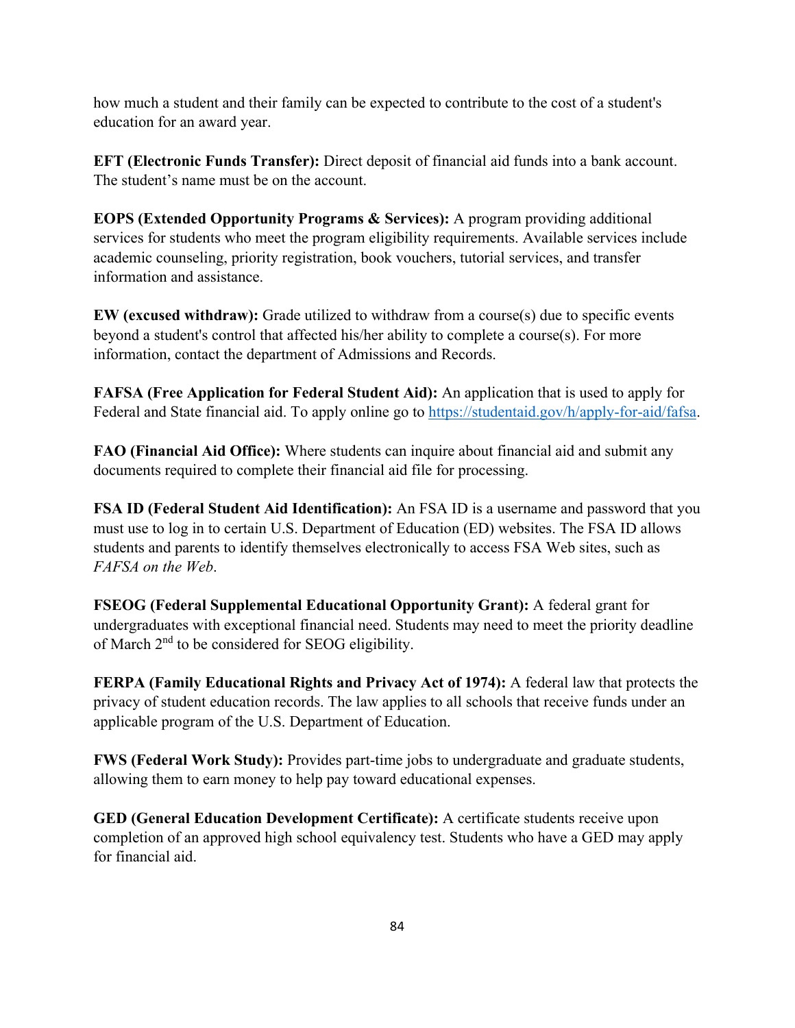how much a student and their family can be expected to contribute to the cost of a student's education for an award year.

**EFT (Electronic Funds Transfer):** Direct deposit of financial aid funds into a bank account. The student's name must be on the account.

**EOPS (Extended Opportunity Programs & Services):** A program providing additional services for students who meet the program eligibility requirements. Available services include academic counseling, priority registration, book vouchers, tutorial services, and transfer information and assistance.

**EW (excused withdraw):** Grade utilized to withdraw from a course(s) due to specific events beyond a student's control that affected his/her ability to complete a course(s). For more information, contact the department of Admissions and Records.

**FAFSA (Free Application for Federal Student Aid):** An application that is used to apply for Federal and State financial aid. To apply online go to https://studentaid.gov/h/apply-for-aid/fafsa.

**FAO (Financial Aid Office):** Where students can inquire about financial aid and submit any documents required to complete their financial aid file for processing.

**FSA ID (Federal Student Aid Identification):** An FSA ID is a username and password that you must use to log in to certain U.S. Department of Education (ED) websites. The FSA ID allows students and parents to identify themselves electronically to access FSA Web sites, such as *FAFSA on the Web*.

**FSEOG (Federal Supplemental Educational Opportunity Grant):** A federal grant for undergraduates with exceptional financial need. Students may need to meet the priority deadline of March 2nd to be considered for SEOG eligibility.

**FERPA (Family Educational Rights and Privacy Act of 1974):** A federal law that protects the privacy of student education records. The law applies to all schools that receive funds under an applicable program of the U.S. Department of Education.

**FWS (Federal Work Study):** Provides part-time jobs to undergraduate and graduate students, allowing them to earn money to help pay toward educational expenses.

**GED (General Education Development Certificate):** A certificate students receive upon completion of an approved high school equivalency test. Students who have a GED may apply for financial aid.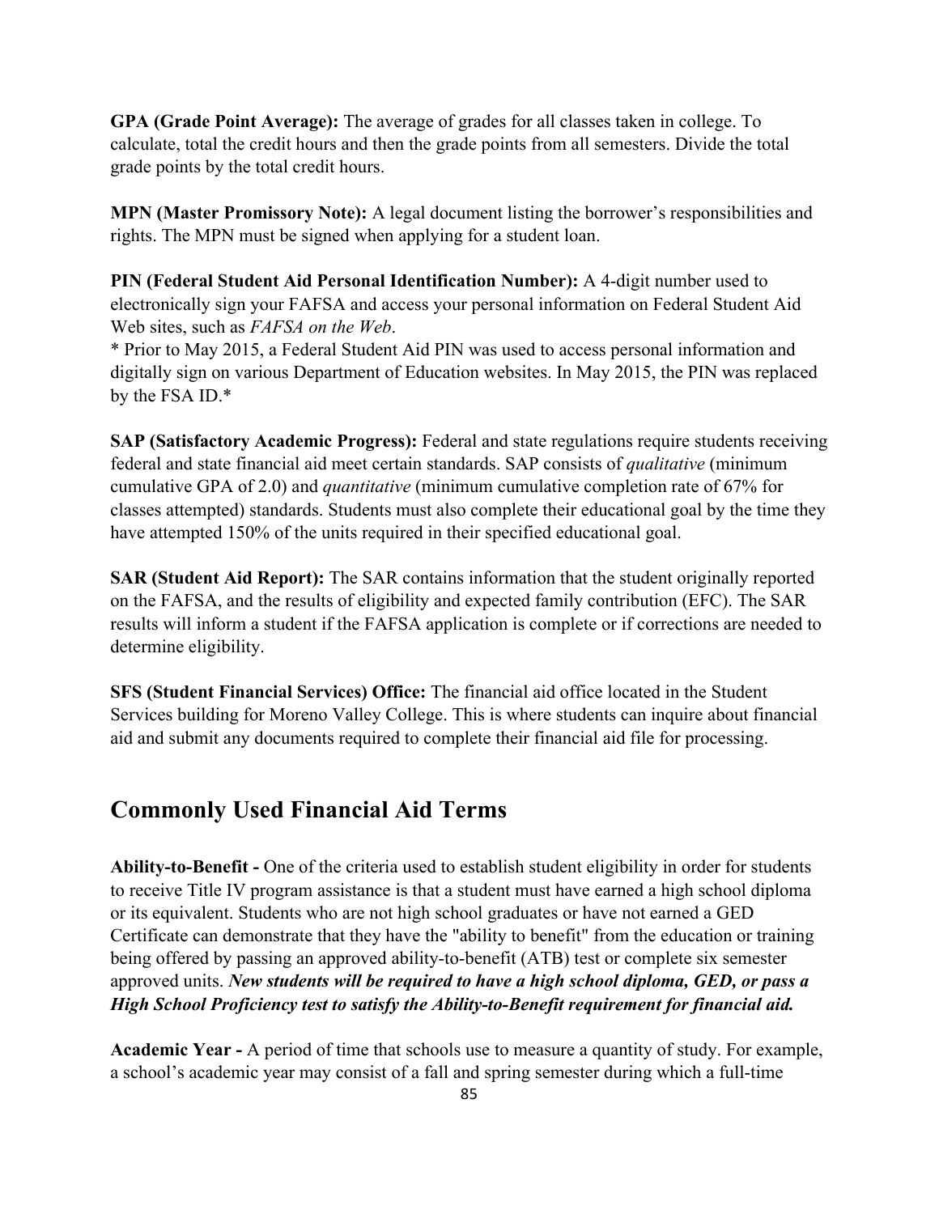**GPA (Grade Point Average):** The average of grades for all classes taken in college. To calculate, total the credit hours and then the grade points from all semesters. Divide the total grade points by the total credit hours.

**MPN (Master Promissory Note):** A legal document listing the borrower's responsibilities and rights. The MPN must be signed when applying for a student loan.

**PIN (Federal Student Aid Personal Identification Number):** A 4-digit number used to electronically sign your FAFSA and access your personal information on Federal Student Aid Web sites, such as *FAFSA on the Web*.
* Prior to May 2015, a Federal Student Aid PIN was used to access personal information and digitally sign on various Department of Education websites. In May 2015, the PIN was replaced by the FSA ID.*

**SAP (Satisfactory Academic Progress):** Federal and state regulations require students receiving federal and state financial aid meet certain standards. SAP consists of *qualitative* (minimum cumulative GPA of 2.0) and *quantitative* (minimum cumulative completion rate of 67% for classes attempted) standards. Students must also complete their educational goal by the time they have attempted 150% of the units required in their specified educational goal.

**SAR (Student Aid Report):** The SAR contains information that the student originally reported on the FAFSA, and the results of eligibility and expected family contribution (EFC). The SAR results will inform a student if the FAFSA application is complete or if corrections are needed to determine eligibility.

**SFS (Student Financial Services) Office:** The financial aid office located in the Student Services building for Moreno Valley College. This is where students can inquire about financial aid and submit any documents required to complete their financial aid file for processing.

## Commonly Used Financial Aid Terms

**Ability-to-Benefit -** One of the criteria used to establish student eligibility in order for students to receive Title IV program assistance is that a student must have earned a high school diploma or its equivalent. Students who are not high school graduates or have not earned a GED Certificate can demonstrate that they have the "ability to benefit" from the education or training being offered by passing an approved ability-to-benefit (ATB) test or complete six semester approved units. ***New students will be required to have a high school diploma, GED, or pass a High School Proficiency test to satisfy the Ability-to-Benefit requirement for financial aid.***

**Academic Year -** A period of time that schools use to measure a quantity of study. For example, a school's academic year may consist of a fall and spring semester during which a full-time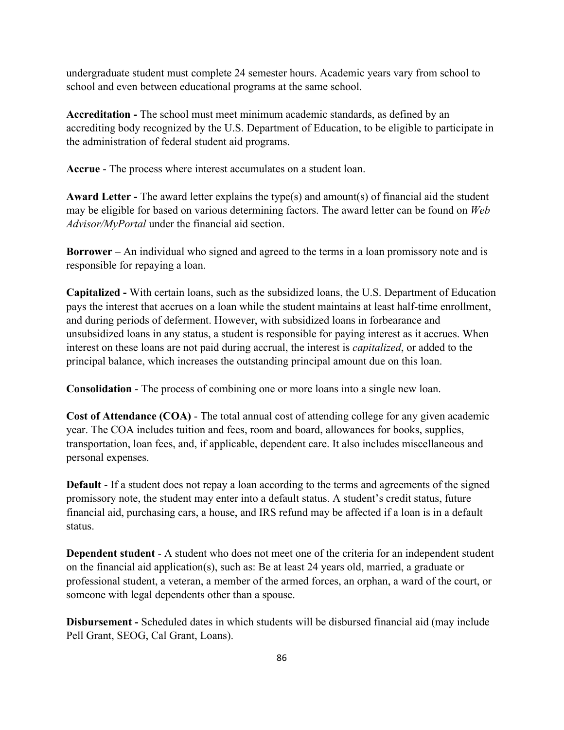undergraduate student must complete 24 semester hours. Academic years vary from school to school and even between educational programs at the same school.

**Accreditation -** The school must meet minimum academic standards, as defined by an accrediting body recognized by the U.S. Department of Education, to be eligible to participate in the administration of federal student aid programs.

**Accrue** - The process where interest accumulates on a student loan.

**Award Letter -** The award letter explains the type(s) and amount(s) of financial aid the student may be eligible for based on various determining factors. The award letter can be found on *Web Advisor/MyPortal* under the financial aid section.

**Borrower** – An individual who signed and agreed to the terms in a loan promissory note and is responsible for repaying a loan.

**Capitalized -** With certain loans, such as the subsidized loans, the U.S. Department of Education pays the interest that accrues on a loan while the student maintains at least half-time enrollment, and during periods of deferment. However, with subsidized loans in forbearance and unsubsidized loans in any status, a student is responsible for paying interest as it accrues. When interest on these loans are not paid during accrual, the interest is *capitalized*, or added to the principal balance, which increases the outstanding principal amount due on this loan.

**Consolidation** - The process of combining one or more loans into a single new loan.

**Cost of Attendance (COA)** - The total annual cost of attending college for any given academic year. The COA includes tuition and fees, room and board, allowances for books, supplies, transportation, loan fees, and, if applicable, dependent care. It also includes miscellaneous and personal expenses.

**Default** - If a student does not repay a loan according to the terms and agreements of the signed promissory note, the student may enter into a default status. A student's credit status, future financial aid, purchasing cars, a house, and IRS refund may be affected if a loan is in a default status.

**Dependent student** - A student who does not meet one of the criteria for an independent student on the financial aid application(s), such as: Be at least 24 years old, married, a graduate or professional student, a veteran, a member of the armed forces, an orphan, a ward of the court, or someone with legal dependents other than a spouse.

**Disbursement -** Scheduled dates in which students will be disbursed financial aid (may include Pell Grant, SEOG, Cal Grant, Loans).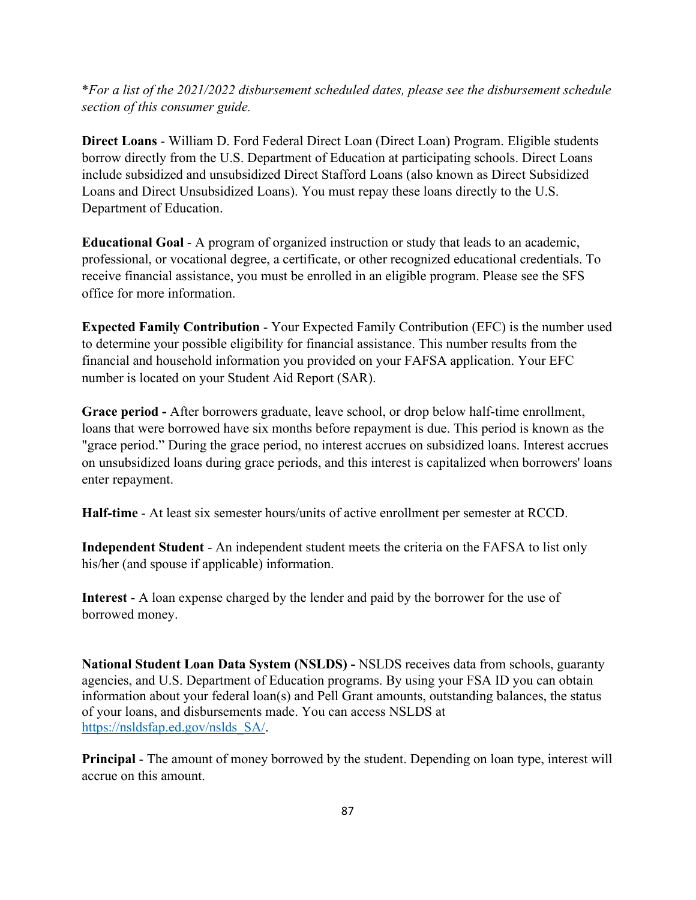**For a list of the 2021/2022 disbursement scheduled dates, please see the disbursement schedule section of this consumer guide.*

**Direct Loans** - William D. Ford Federal Direct Loan (Direct Loan) Program. Eligible students borrow directly from the U.S. Department of Education at participating schools. Direct Loans include subsidized and unsubsidized Direct Stafford Loans (also known as Direct Subsidized Loans and Direct Unsubsidized Loans). You must repay these loans directly to the U.S. Department of Education.

**Educational Goal** - A program of organized instruction or study that leads to an academic, professional, or vocational degree, a certificate, or other recognized educational credentials. To receive financial assistance, you must be enrolled in an eligible program. Please see the SFS office for more information.

**Expected Family Contribution** - Your Expected Family Contribution (EFC) is the number used to determine your possible eligibility for financial assistance. This number results from the financial and household information you provided on your FAFSA application. Your EFC number is located on your Student Aid Report (SAR).

**Grace period -** After borrowers graduate, leave school, or drop below half-time enrollment, loans that were borrowed have six months before repayment is due. This period is known as the "grace period." During the grace period, no interest accrues on subsidized loans. Interest accrues on unsubsidized loans during grace periods, and this interest is capitalized when borrowers' loans enter repayment.

**Half-time** - At least six semester hours/units of active enrollment per semester at RCCD.

**Independent Student** - An independent student meets the criteria on the FAFSA to list only his/her (and spouse if applicable) information.

**Interest** - A loan expense charged by the lender and paid by the borrower for the use of borrowed money.

**National Student Loan Data System (NSLDS) -** NSLDS receives data from schools, guaranty agencies, and U.S. Department of Education programs. By using your FSA ID you can obtain information about your federal loan(s) and Pell Grant amounts, outstanding balances, the status of your loans, and disbursements made. You can access NSLDS at https://nsldsfap.ed.gov/nslds_SA/.

**Principal** - The amount of money borrowed by the student. Depending on loan type, interest will accrue on this amount.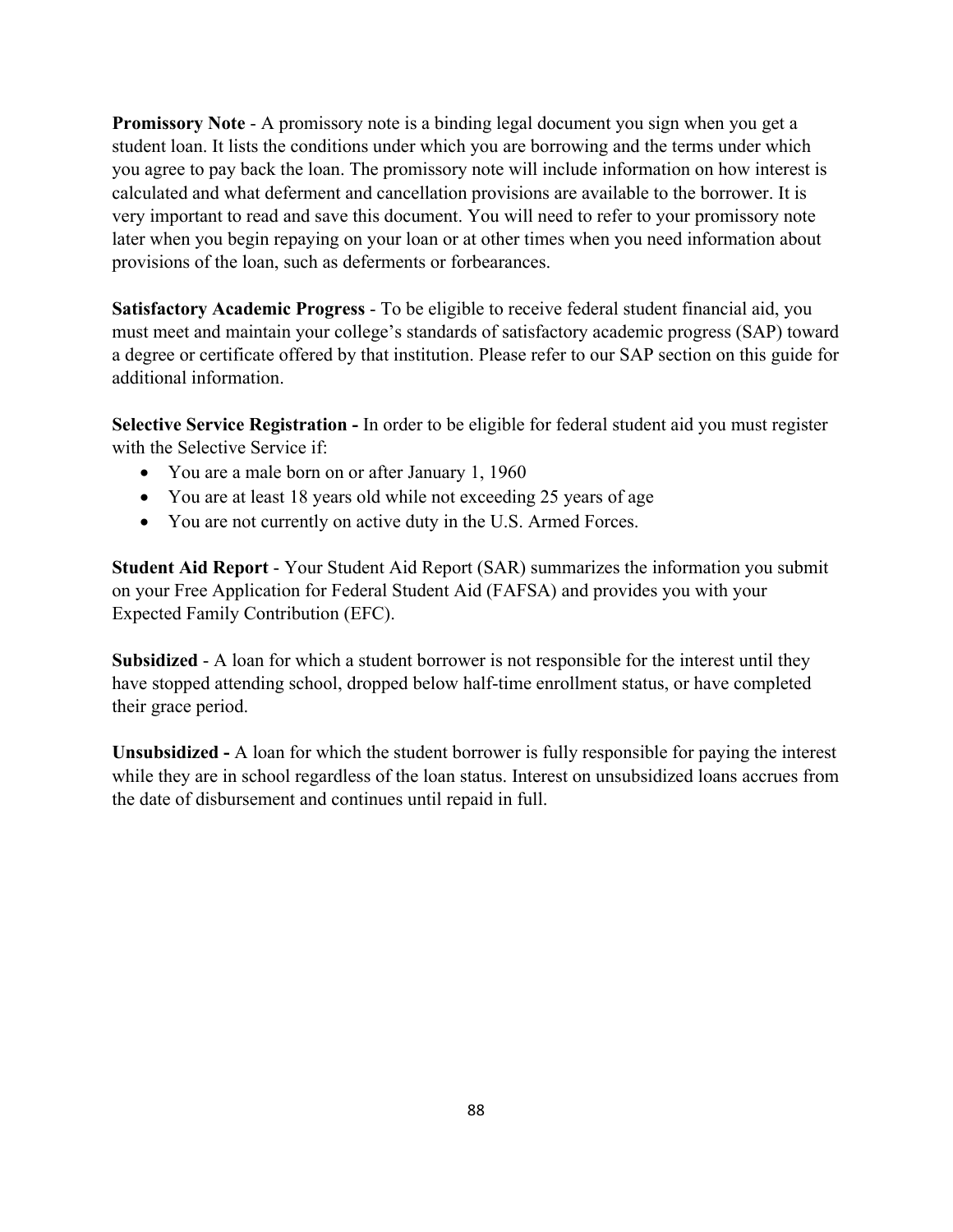**Promissory Note** - A promissory note is a binding legal document you sign when you get a student loan. It lists the conditions under which you are borrowing and the terms under which you agree to pay back the loan. The promissory note will include information on how interest is calculated and what deferment and cancellation provisions are available to the borrower. It is very important to read and save this document. You will need to refer to your promissory note later when you begin repaying on your loan or at other times when you need information about provisions of the loan, such as deferments or forbearances.

**Satisfactory Academic Progress** - To be eligible to receive federal student financial aid, you must meet and maintain your college's standards of satisfactory academic progress (SAP) toward a degree or certificate offered by that institution. Please refer to our SAP section on this guide for additional information.

**Selective Service Registration -** In order to be eligible for federal student aid you must register with the Selective Service if:

- You are a male born on or after January 1, 1960
- You are at least 18 years old while not exceeding 25 years of age
- You are not currently on active duty in the U.S. Armed Forces.

**Student Aid Report** - Your Student Aid Report (SAR) summarizes the information you submit on your Free Application for Federal Student Aid (FAFSA) and provides you with your Expected Family Contribution (EFC).

**Subsidized** - A loan for which a student borrower is not responsible for the interest until they have stopped attending school, dropped below half-time enrollment status, or have completed their grace period.

**Unsubsidized -** A loan for which the student borrower is fully responsible for paying the interest while they are in school regardless of the loan status. Interest on unsubsidized loans accrues from the date of disbursement and continues until repaid in full.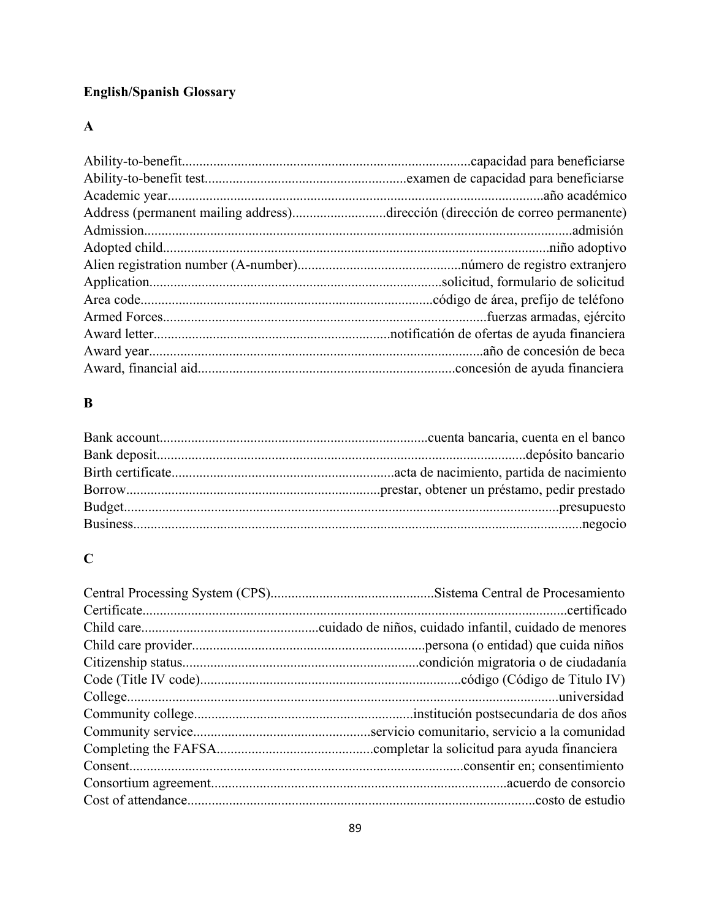**English/Spanish Glossary**

**A**

Ability-to-benefit.................................................................................capacidad para beneficiarse
Ability-to-benefit test.........................................................examen de capacidad para beneficiarse
Academic year..........................................................................................................año académico
Address (permanent mailing address)..........................dirección (dirección de correo permanente)
Admission........................................................................................................................admisión
Adopted child.............................................................................................................niño adoptivo
Alien registration number (A-number)..............................................número de registro extranjero
Application..................................................................................solicitud, formulario de solicitud
Area code..................................................................................código de área, prefijo de teléfono
Armed Forces...........................................................................................fuerzas armadas, ejército
Award letter...................................................................notificatión de ofertas de ayuda financiera
Award year...............................................................................................año de concesión de beca
Award, financial aid.........................................................................concesión de ayuda financiera

**B**

Bank account............................................................................cuenta bancaria, cuenta en el banco
Bank deposit.........................................................................................................depósito bancario
Birth certificate...............................................................acta de nacimiento, partida de nacimiento
Borrow........................................................................prestar, obtener un préstamo, pedir prestado
Budget.............................................................................................................................presupuesto
Business...............................................................................................................................negocio

**C**

Central Processing System (CPS)..............................................Sistema Central de Procesamiento
Certificate.........................................................................................................................certificado
Child care..................................................cuidado de niños, cuidado infantil, cuidado de menores
Child care provider..................................................................persona (o entidad) que cuida niños
Citizenship status...................................................................condición migratoria o de ciudadanía
Code (Title IV code).........................................................................código (Código de Titulo IV)
College.............................................................................................................................universidad
Community college..............................................................institución postsecundaria de dos años
Community service..................................................servicio comunitario, servicio a la comunidad
Completing the FAFSA............................................completar la solicitud para ayuda financiera
Consent...............................................................................................consentir en; consentimiento
Consortium agreement....................................................................................acuerdo de consorcio
Cost of attendance..................................................................................................costo de estudio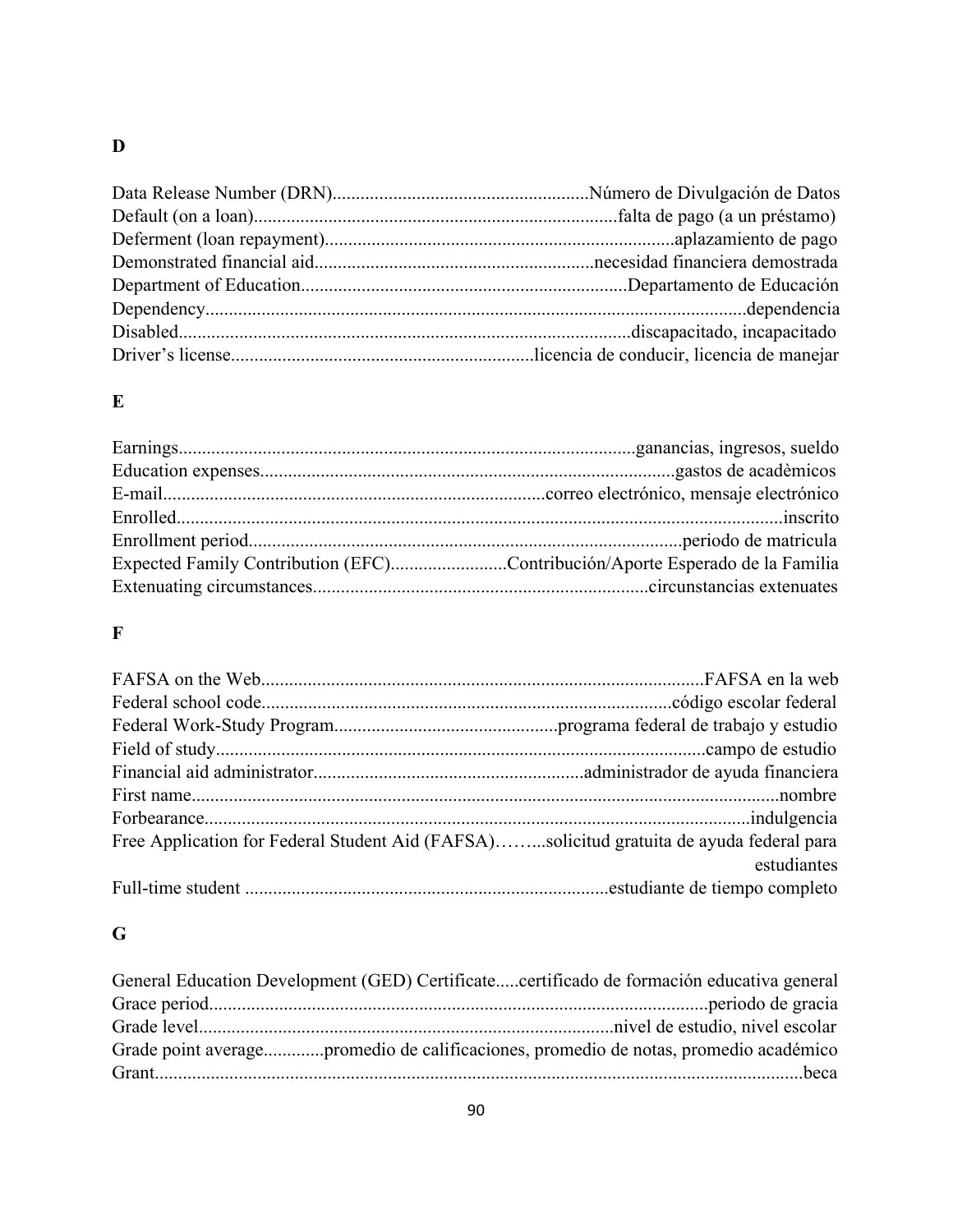## D

Data Release Number (DRN).......................................................Número de Divulgación de Datos
Default (on a loan).............................................................................falta de pago (a un préstamo)
Deferment (loan repayment)..........................................................................aplazamiento de pago
Demonstrated financial aid...........................................................necesidad financiera demostrada
Department of Education.....................................................................Departamento de Educación
Dependency..................................................................................................................dependencia
Disabled................................................................................................discapacitado, incapacitado
Driver's license................................................................licencia de conducir, licencia de manejar

## E

Earnings.................................................................................................ganancias, ingresos, sueldo
Education expenses.........................................................................................gastos de acadèmicos
E-mail.................................................................................correo electrónico, mensaje electrónico
Enrolled..........................................................................................................................inscrito
Enrollment period............................................................................................periodo de matricula
Expected Family Contribution (EFC).........................Contribución/Aporte Esperado de la Familia
Extenuating circumstances.......................................................................circunstancias extenuates

## F

FAFSA on the Web..............................................................................................FAFSA en la web
Federal school code.......................................................................................código escolar federal
Federal Work-Study Program................................................programa federal de trabajo y estudio
Field of study.........................................................................................................campo de estudio
Financial aid administrator.........................................................administrador de ayuda financiera
First name............................................................................................................................nombre
Forbearance.....................................................................................................................indulgencia
Free Application for Federal Student Aid (FAFSA)……...solicitud gratuita de ayuda federal para estudiantes
Full-time student .............................................................................estudiante de tiempo completo

## G

General Education Development (GED) Certificate.....certificado de formación educativa general
Grace period..........................................................................................................periodo de gracia
Grade level.........................................................................................nivel de estudio, nivel escolar
Grade point average.............promedio de calificaciones, promedio de notas, promedio académico
Grant.........................................................................................................................................beca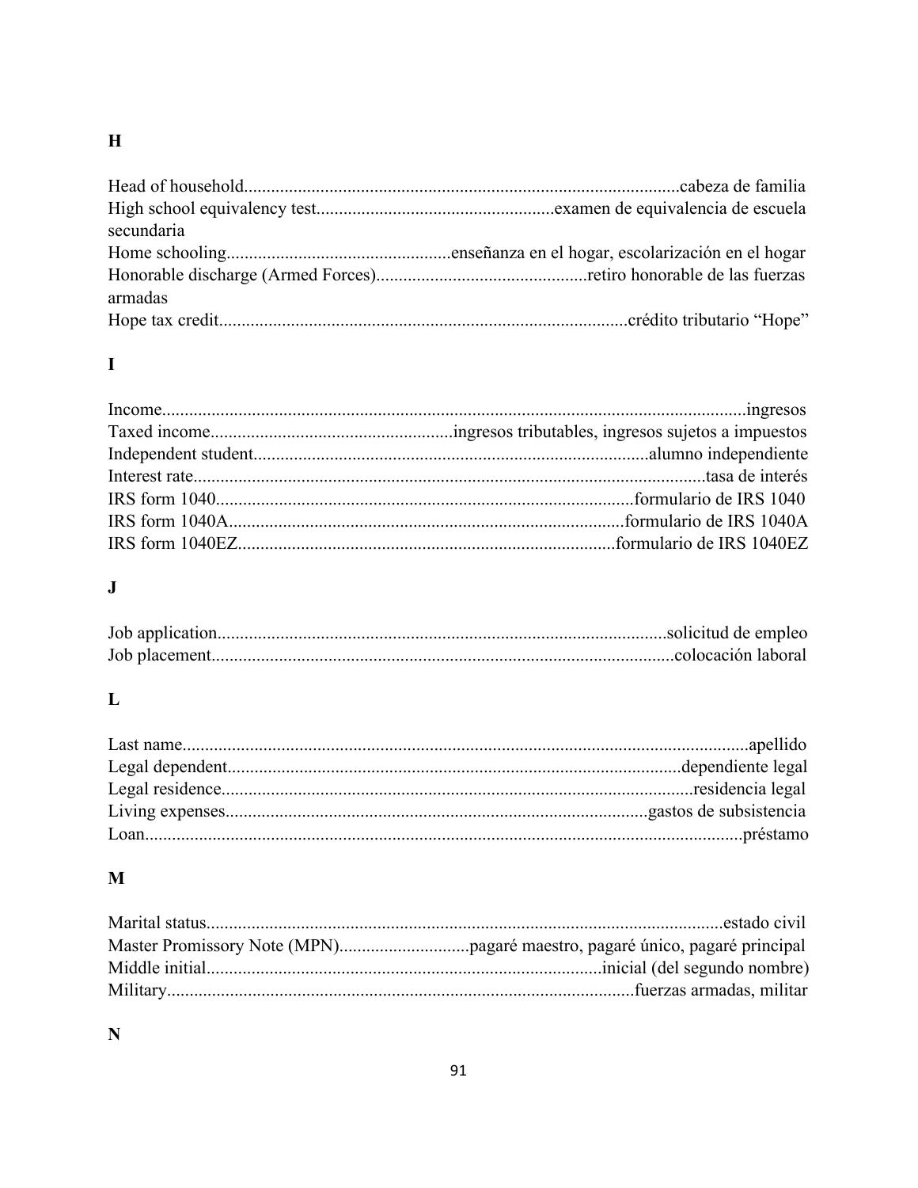## H

Head of household................................................................................................cabeza de familia
High school equivalency test....................................................examen de equivalencia de escuela secundaria
Home schooling.................................................enseñanza en el hogar, escolarización en el hogar
Honorable discharge (Armed Forces)..............................................retiro honorable de las fuerzas armadas
Hope tax credit..........................................................................................crédito tributario "Hope"

## I

Income.................................................................................................................................ingresos
Taxed income......................................................ingresos tributables, ingresos sujetos a impuestos
Independent student.......................................................................................alumno independiente
Interest rate.................................................................................................................tasa de interés
IRS form 1040............................................................................................formulario de IRS 1040
IRS form 1040A.......................................................................................formulario de IRS 1040A
IRS form 1040EZ...................................................................................formulario de IRS 1040EZ

## J

Job application...................................................................................................solicitud de empleo
Job placement......................................................................................................colocación laboral

## L

Last name.............................................................................................................................apellido
Legal dependent....................................................................................................dependiente legal
Legal residence........................................................................................................residencia legal
Living expenses.............................................................................................gastos de subsistencia
Loan.....................................................................................................................................préstamo

## M

Marital status..................................................................................................................estado civil
Master Promissory Note (MPN).............................pagaré maestro, pagaré único, pagaré principal
Middle initial.......................................................................................inicial (del segundo nombre)
Military........................................................................................................fuerzas armadas, militar

## N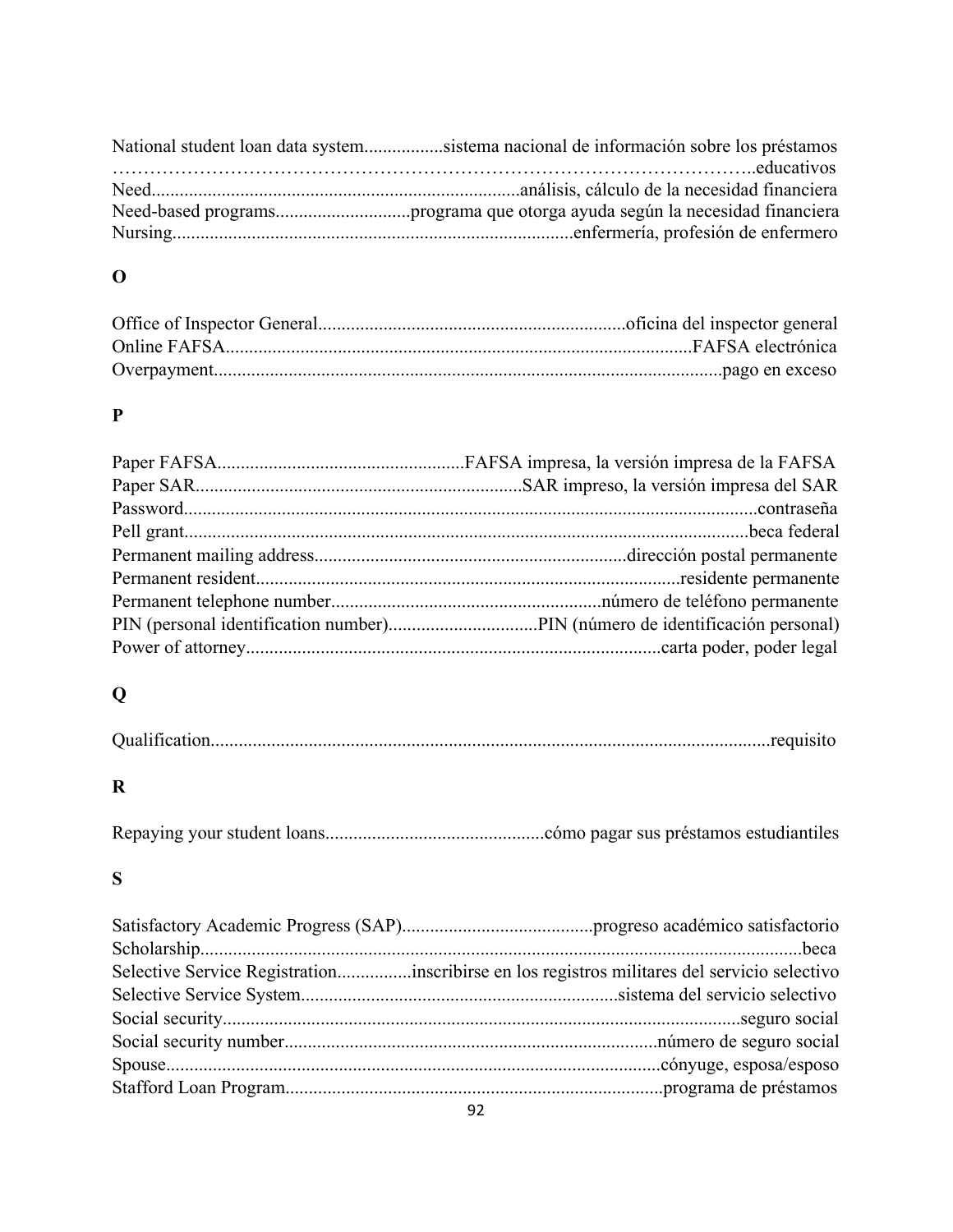National student loan data system.................sistema nacional de información sobre los préstamos ……………………………………………………………………………………….educativos
Need..............................................................................análisis, cálculo de la necesidad financiera
Need-based programs.............................programa que otorga ayuda según la necesidad financiera
Nursing.....................................................................................enfermería, profesión de enfermero

**O**

Office of Inspector General.................................................................oficina del inspector general
Online FAFSA....................................................................................................FAFSA electrónica
Overpayment............................................................................................................pago en exceso

**P**

Paper FAFSA.....................................................FAFSA impresa, la versión impresa de la FAFSA
Paper SAR......................................................................SAR impreso, la versión impresa del SAR
Password...........................................................................................................................contraseña
Pell grant.........................................................................................................................beca federal
Permanent mailing address..................................................................dirección postal permanente
Permanent resident..........................................................................................residente permanente
Permanent telephone number.........................................................número de teléfono permanente
PIN (personal identification number)................................PIN (número de identificación personal)
Power of attorney........................................................................................carta poder, poder legal

**Q**

Qualification........................................................................................................................requisito

**R**

Repaying your student loans..............................................cómo pagar sus préstamos estudiantiles

**S**

Satisfactory Academic Progress (SAP).........................................progreso académico satisfactorio
Scholarship..................................................................................................................................beca
Selective Service Registration................inscribirse en los registros militares del servicio selectivo
Selective Service System...................................................................sistema del servicio selectivo
Social security...............................................................................................................seguro social
Social security number................................................................................número de seguro social
Spouse..........................................................................................................cónyuge, esposa/esposo
Stafford Loan Program.................................................................................programa de préstamos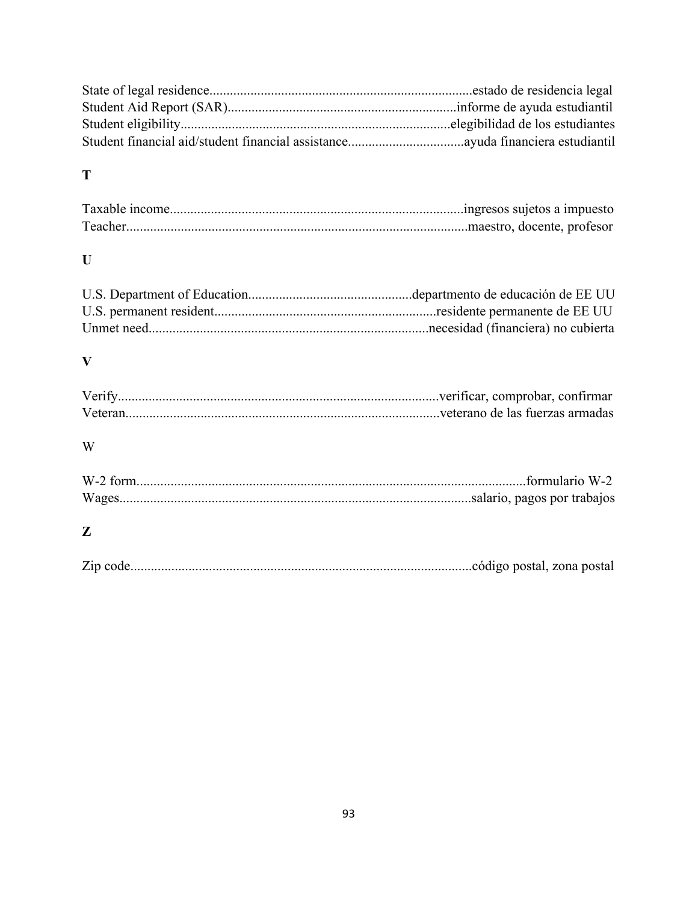State of legal residence............................................................................estado de residencia legal
Student Aid Report (SAR)..................................................................informe de ayuda estudiantil
Student eligibility..............................................................................elegibilidad de los estudiantes
Student financial aid/student financial assistance..................................ayuda financiera estudiantil

## T

Taxable income.....................................................................................ingresos sujetos a impuesto
Teacher...................................................................................................maestro, docente, profesor

## U

U.S. Department of Education................................................departmento de educación de EE UU
U.S. permanent resident.................................................................residente permanente de EE UU
Unmet need.................................................................................necesidad (financiera) no cubierta

## V

Verify.............................................................................................verificar, comprobar, confirmar
Veteran...........................................................................................veterano de las fuerzas armadas

## W

W-2 form.................................................................................................................formulario W-2
Wages......................................................................................................salario, pagos por trabajos

## Z

Zip code...................................................................................................código postal, zona postal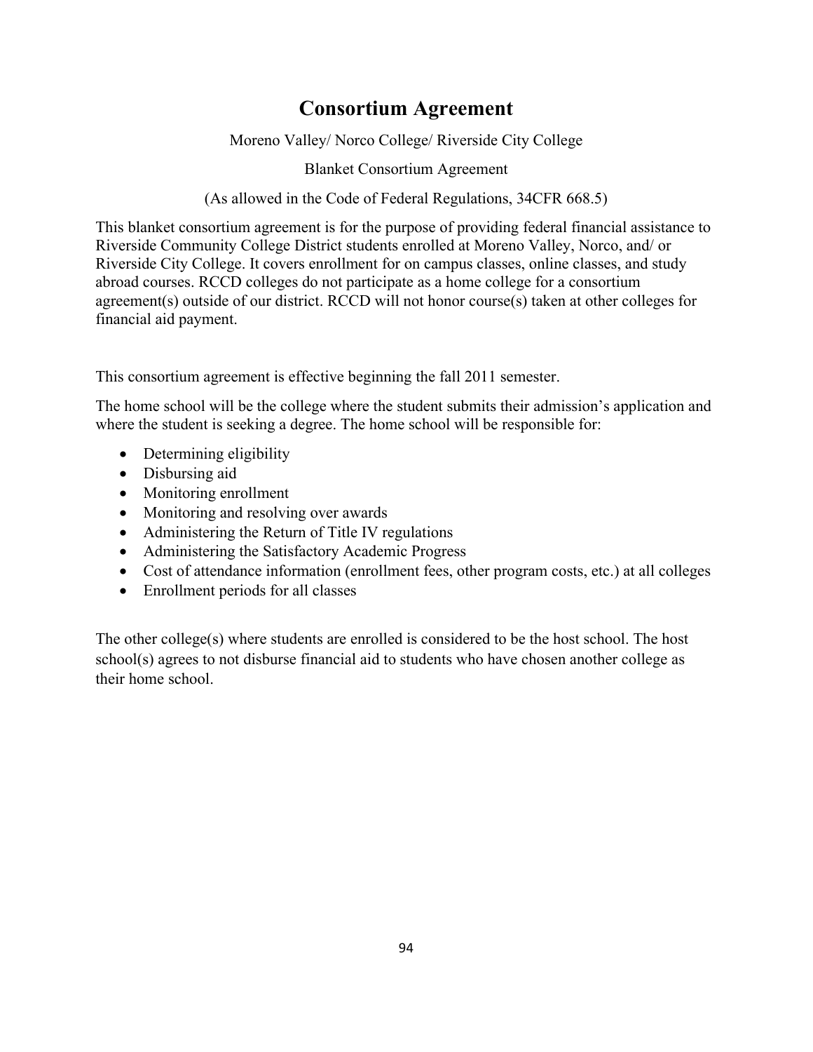# Consortium Agreement

Moreno Valley/ Norco College/ Riverside City College

Blanket Consortium Agreement

(As allowed in the Code of Federal Regulations, 34CFR 668.5)

This blanket consortium agreement is for the purpose of providing federal financial assistance to Riverside Community College District students enrolled at Moreno Valley, Norco, and/ or Riverside City College. It covers enrollment for on campus classes, online classes, and study abroad courses. RCCD colleges do not participate as a home college for a consortium agreement(s) outside of our district. RCCD will not honor course(s) taken at other colleges for financial aid payment.

This consortium agreement is effective beginning the fall 2011 semester.

The home school will be the college where the student submits their admission's application and where the student is seeking a degree. The home school will be responsible for:

- Determining eligibility
- Disbursing aid
- Monitoring enrollment
- Monitoring and resolving over awards
- Administering the Return of Title IV regulations
- Administering the Satisfactory Academic Progress
- Cost of attendance information (enrollment fees, other program costs, etc.) at all colleges
- Enrollment periods for all classes

The other college(s) where students are enrolled is considered to be the host school. The host school(s) agrees to not disburse financial aid to students who have chosen another college as their home school.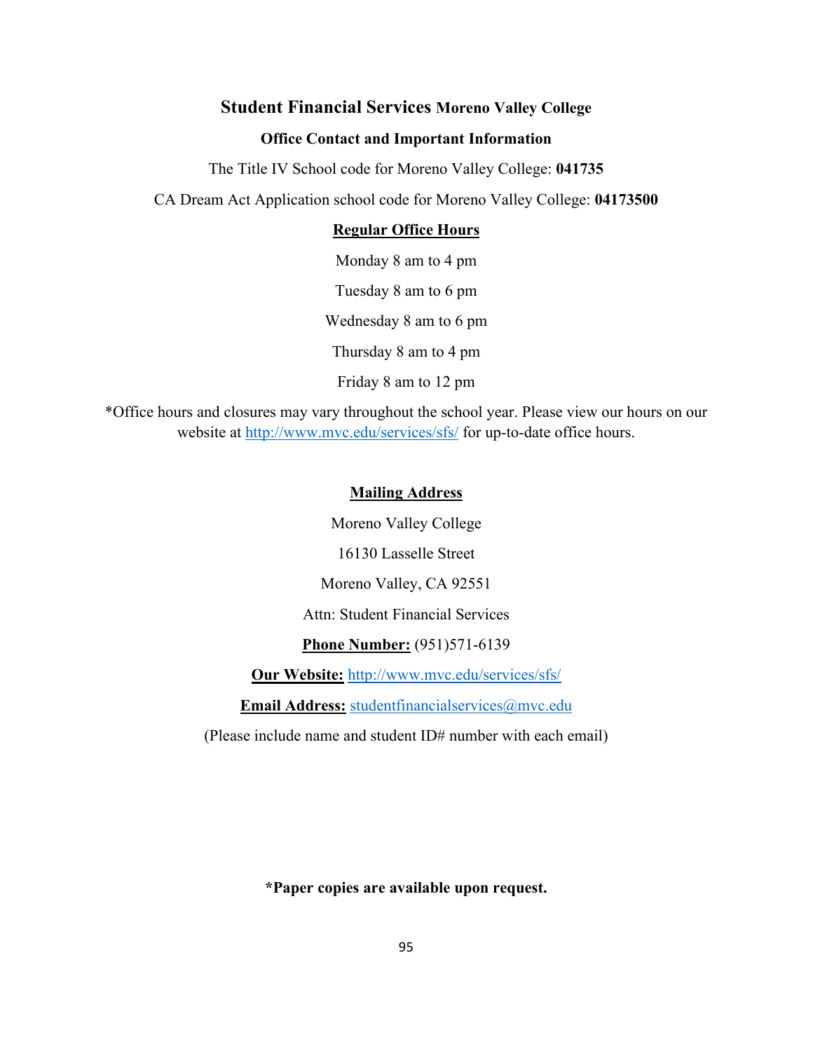# **Student Financial Services Moreno Valley College**

## **Office Contact and Important Information**

The Title IV School code for Moreno Valley College: **041735**

CA Dream Act Application school code for Moreno Valley College: **04173500**

**Regular Office Hours**

Monday 8 am to 4 pm

Tuesday 8 am to 6 pm

Wednesday 8 am to 6 pm

Thursday 8 am to 4 pm

Friday 8 am to 12 pm

*Office hours and closures may vary throughout the school year. Please view our hours on our website at http://www.mvc.edu/services/sfs/ for up-to-date office hours.

**Mailing Address**

Moreno Valley College

16130 Lasselle Street

Moreno Valley, CA 92551

Attn: Student Financial Services

**Phone Number:** (951)571-6139

**Our Website:** http://www.mvc.edu/services/sfs/

**Email Address:** studentfinancialservices@mvc.edu

(Please include name and student ID# number with each email)

**\*Paper copies are available upon request.**